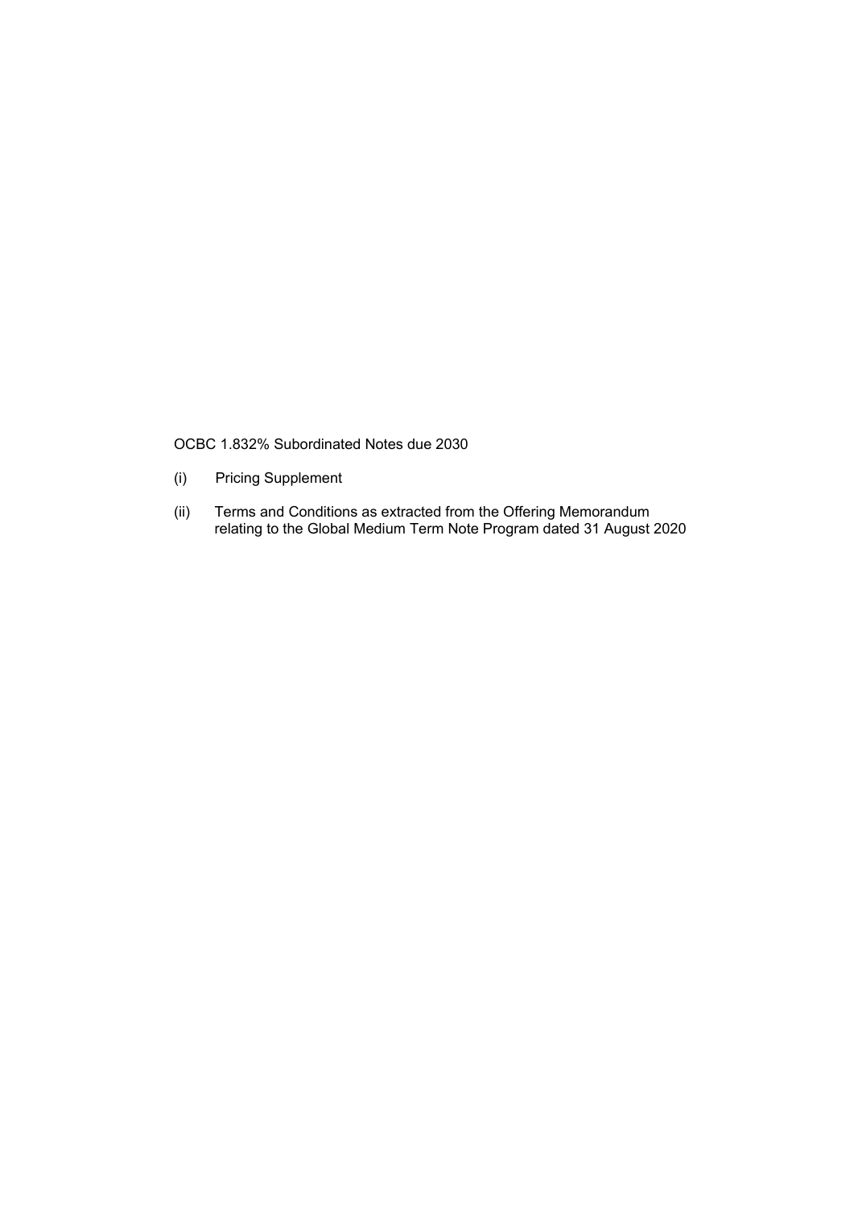OCBC 1.832% Subordinated Notes due 2030

(i) Pricing Supplement

(ii) Terms and Conditions as extracted from the Offering Memorandum relating to the Global Medium Term Note Program dated 31 August 2020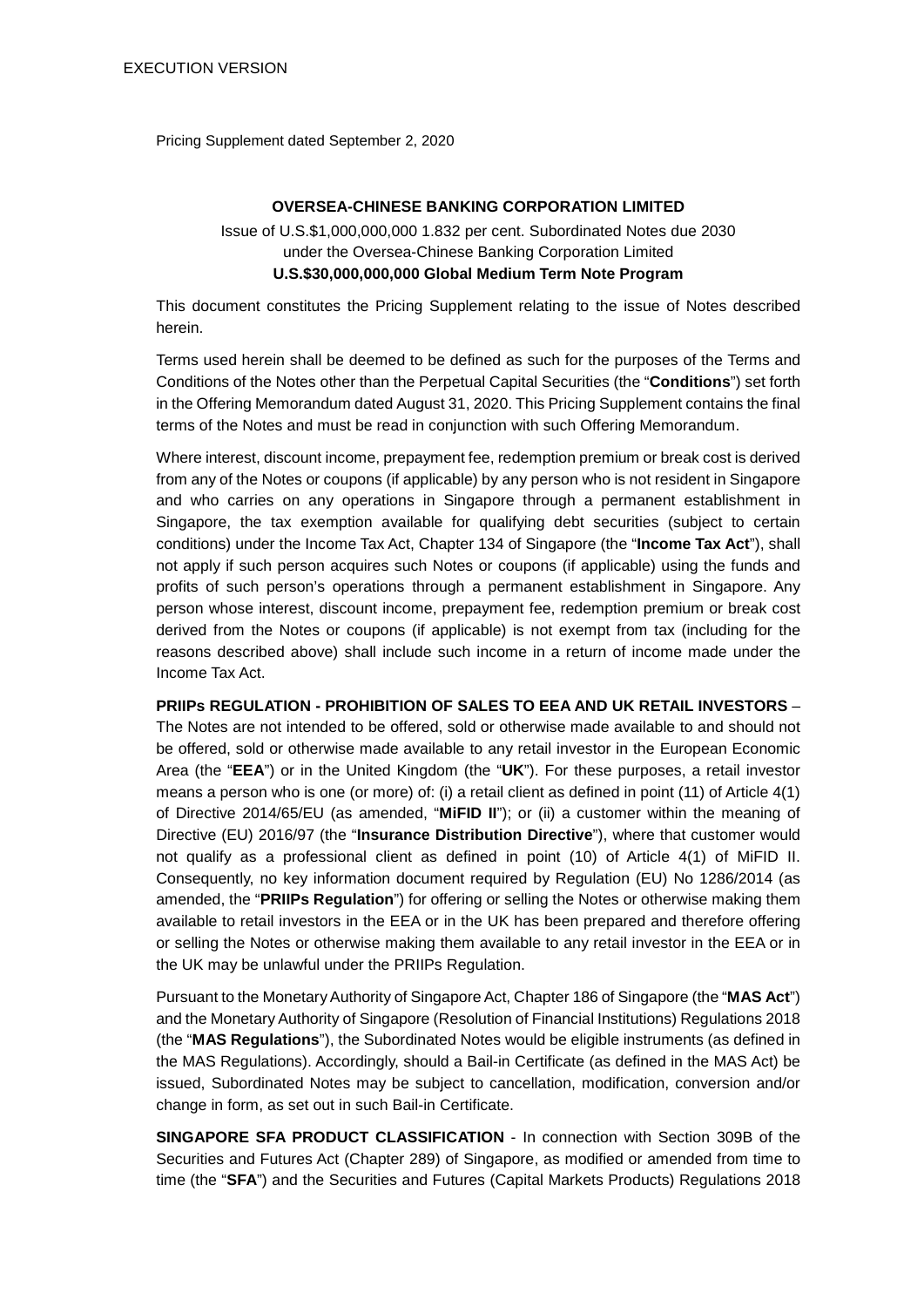EXECUTION VERSION

Pricing Supplement dated September 2, 2020

**OVERSEA-CHINESE BANKING CORPORATION LIMITED**

Issue of U.S.$1,000,000,000 1.832 per cent. Subordinated Notes due 2030
under the Oversea-Chinese Banking Corporation Limited
**U.S.$30,000,000,000 Global Medium Term Note Program**

This document constitutes the Pricing Supplement relating to the issue of Notes described herein.

Terms used herein shall be deemed to be defined as such for the purposes of the Terms and Conditions of the Notes other than the Perpetual Capital Securities (the "**Conditions**") set forth in the Offering Memorandum dated August 31, 2020. This Pricing Supplement contains the final terms of the Notes and must be read in conjunction with such Offering Memorandum.

Where interest, discount income, prepayment fee, redemption premium or break cost is derived from any of the Notes or coupons (if applicable) by any person who is not resident in Singapore and who carries on any operations in Singapore through a permanent establishment in Singapore, the tax exemption available for qualifying debt securities (subject to certain conditions) under the Income Tax Act, Chapter 134 of Singapore (the "**Income Tax Act**"), shall not apply if such person acquires such Notes or coupons (if applicable) using the funds and profits of such person's operations through a permanent establishment in Singapore. Any person whose interest, discount income, prepayment fee, redemption premium or break cost derived from the Notes or coupons (if applicable) is not exempt from tax (including for the reasons described above) shall include such income in a return of income made under the Income Tax Act.

**PRIIPs REGULATION - PROHIBITION OF SALES TO EEA AND UK RETAIL INVESTORS** – The Notes are not intended to be offered, sold or otherwise made available to and should not be offered, sold or otherwise made available to any retail investor in the European Economic Area (the "**EEA**") or in the United Kingdom (the "**UK**"). For these purposes, a retail investor means a person who is one (or more) of: (i) a retail client as defined in point (11) of Article 4(1) of Directive 2014/65/EU (as amended, "**MiFID II**"); or (ii) a customer within the meaning of Directive (EU) 2016/97 (the "**Insurance Distribution Directive**"), where that customer would not qualify as a professional client as defined in point (10) of Article 4(1) of MiFID II. Consequently, no key information document required by Regulation (EU) No 1286/2014 (as amended, the "**PRIIPs Regulation**") for offering or selling the Notes or otherwise making them available to retail investors in the EEA or in the UK has been prepared and therefore offering or selling the Notes or otherwise making them available to any retail investor in the EEA or in the UK may be unlawful under the PRIIPs Regulation.

Pursuant to the Monetary Authority of Singapore Act, Chapter 186 of Singapore (the "**MAS Act**") and the Monetary Authority of Singapore (Resolution of Financial Institutions) Regulations 2018 (the "**MAS Regulations**"), the Subordinated Notes would be eligible instruments (as defined in the MAS Regulations). Accordingly, should a Bail-in Certificate (as defined in the MAS Act) be issued, Subordinated Notes may be subject to cancellation, modification, conversion and/or change in form, as set out in such Bail-in Certificate.

**SINGAPORE SFA PRODUCT CLASSIFICATION** - In connection with Section 309B of the Securities and Futures Act (Chapter 289) of Singapore, as modified or amended from time to time (the "**SFA**") and the Securities and Futures (Capital Markets Products) Regulations 2018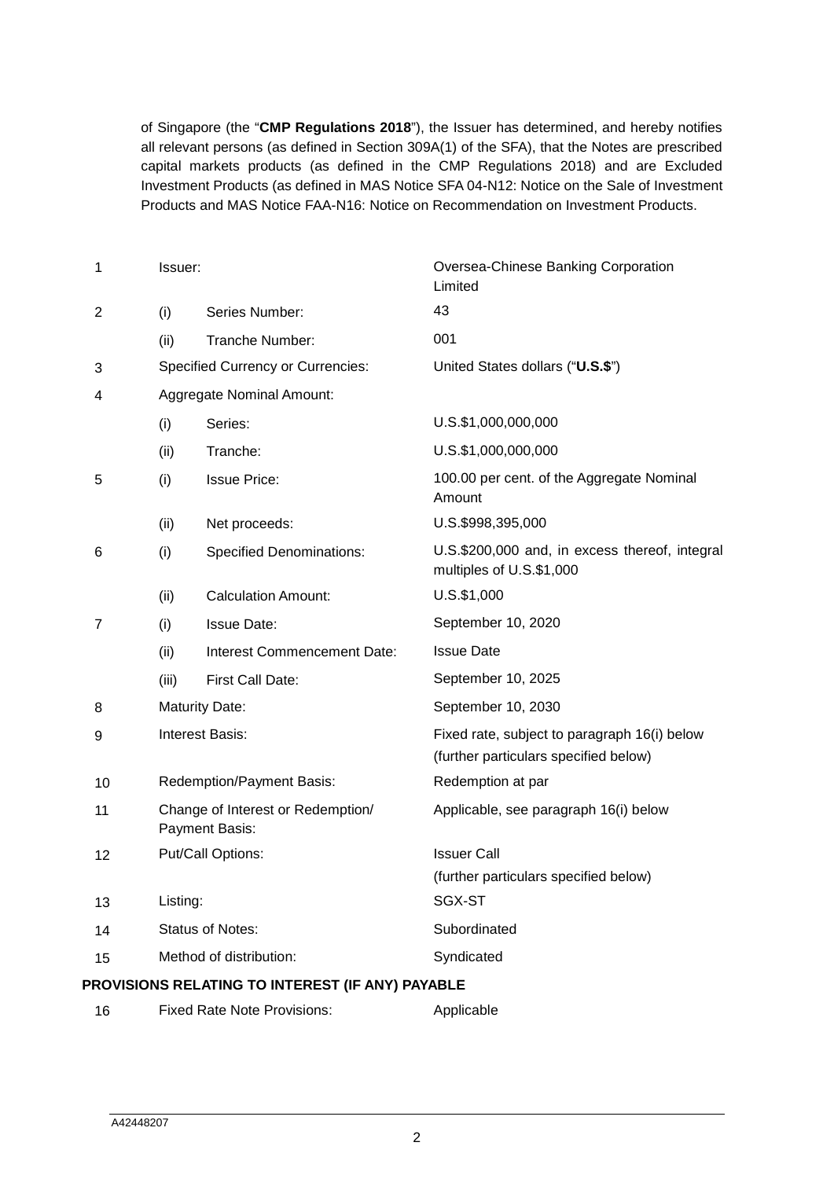of Singapore (the "**CMP Regulations 2018**"), the Issuer has determined, and hereby notifies all relevant persons (as defined in Section 309A(1) of the SFA), that the Notes are prescribed capital markets products (as defined in the CMP Regulations 2018) and are Excluded Investment Products (as defined in MAS Notice SFA 04-N12: Notice on the Sale of Investment Products and MAS Notice FAA-N16: Notice on Recommendation on Investment Products.

| | | | |
|---|---|---|---|
| 1 | Issuer: | | Oversea-Chinese Banking Corporation Limited |
| 2 | (i) | Series Number: | 43 |
| | (ii) | Tranche Number: | 001 |
| 3 | Specified Currency or Currencies: | | United States dollars ("**U.S.$**") |
| 4 | Aggregate Nominal Amount: | | |
| | (i) | Series: | U.S.$1,000,000,000 |
| | (ii) | Tranche: | U.S.$1,000,000,000 |
| 5 | (i) | Issue Price: | 100.00 per cent. of the Aggregate Nominal Amount |
| | (ii) | Net proceeds: | U.S.$998,395,000 |
| 6 | (i) | Specified Denominations: | U.S.$200,000 and, in excess thereof, integral multiples of U.S.$1,000 |
| | (ii) | Calculation Amount: | U.S.$1,000 |
| 7 | (i) | Issue Date: | September 10, 2020 |
| | (ii) | Interest Commencement Date: | Issue Date |
| | (iii) | First Call Date: | September 10, 2025 |
| 8 | Maturity Date: | | September 10, 2030 |
| 9 | Interest Basis: | | Fixed rate, subject to paragraph 16(i) below (further particulars specified below) |
| 10 | Redemption/Payment Basis: | | Redemption at par |
| 11 | Change of Interest or Redemption/ Payment Basis: | | Applicable, see paragraph 16(i) below |
| 12 | Put/Call Options: | | Issuer Call (further particulars specified below) |
| 13 | Listing: | | SGX-ST |
| 14 | Status of Notes: | | Subordinated |
| 15 | Method of distribution: | | Syndicated |

**PROVISIONS RELATING TO INTEREST (IF ANY) PAYABLE**

| | | | |
|---|---|---|---|
| 16 | Fixed Rate Note Provisions: | | Applicable |

A42448207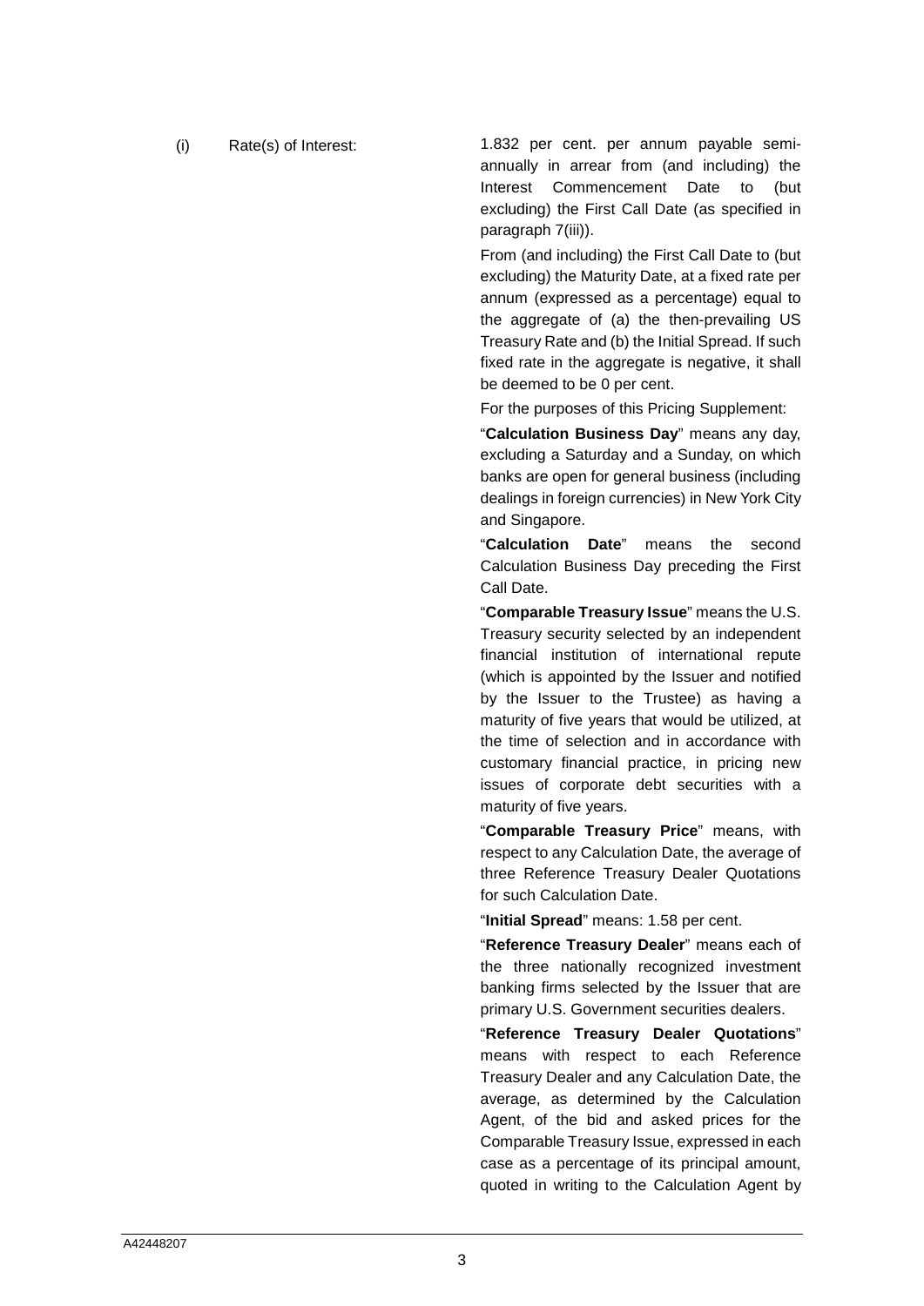(i) Rate(s) of Interest:

1.832 per cent. per annum payable semi-annually in arrear from (and including) the Interest Commencement Date to (but excluding) the First Call Date (as specified in paragraph 7(iii)).

From (and including) the First Call Date to (but excluding) the Maturity Date, at a fixed rate per annum (expressed as a percentage) equal to the aggregate of (a) the then-prevailing US Treasury Rate and (b) the Initial Spread. If such fixed rate in the aggregate is negative, it shall be deemed to be 0 per cent.

For the purposes of this Pricing Supplement:

"**Calculation Business Day**" means any day, excluding a Saturday and a Sunday, on which banks are open for general business (including dealings in foreign currencies) in New York City and Singapore.

"**Calculation Date**" means the second Calculation Business Day preceding the First Call Date.

"**Comparable Treasury Issue**" means the U.S. Treasury security selected by an independent financial institution of international repute (which is appointed by the Issuer and notified by the Issuer to the Trustee) as having a maturity of five years that would be utilized, at the time of selection and in accordance with customary financial practice, in pricing new issues of corporate debt securities with a maturity of five years.

"**Comparable Treasury Price**" means, with respect to any Calculation Date, the average of three Reference Treasury Dealer Quotations for such Calculation Date.

"**Initial Spread**" means: 1.58 per cent.

"**Reference Treasury Dealer**" means each of the three nationally recognized investment banking firms selected by the Issuer that are primary U.S. Government securities dealers.

"**Reference Treasury Dealer Quotations**" means with respect to each Reference Treasury Dealer and any Calculation Date, the average, as determined by the Calculation Agent, of the bid and asked prices for the Comparable Treasury Issue, expressed in each case as a percentage of its principal amount, quoted in writing to the Calculation Agent by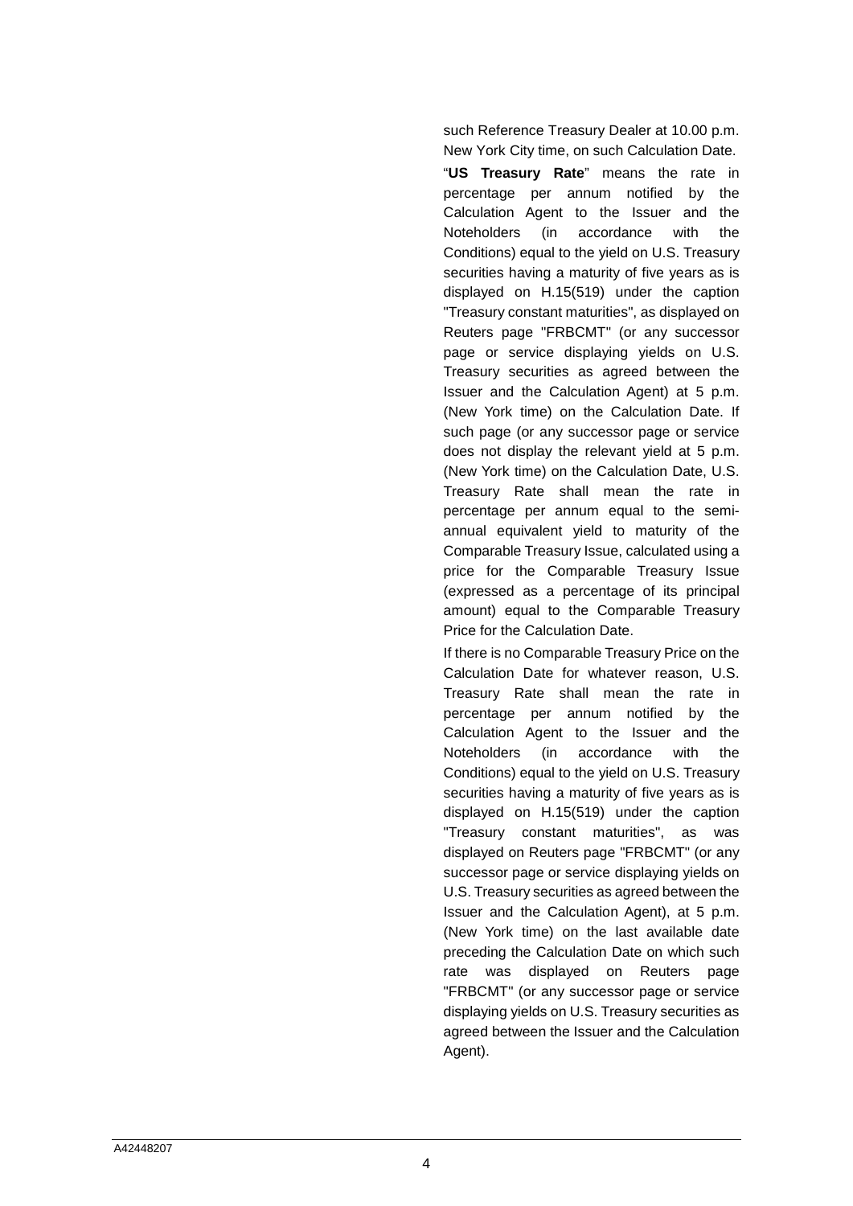such Reference Treasury Dealer at 10.00 p.m. New York City time, on such Calculation Date.

"**US Treasury Rate**" means the rate in percentage per annum notified by the Calculation Agent to the Issuer and the Noteholders (in accordance with the Conditions) equal to the yield on U.S. Treasury securities having a maturity of five years as is displayed on H.15(519) under the caption "Treasury constant maturities", as displayed on Reuters page "FRBCMT" (or any successor page or service displaying yields on U.S. Treasury securities as agreed between the Issuer and the Calculation Agent) at 5 p.m. (New York time) on the Calculation Date. If such page (or any successor page or service does not display the relevant yield at 5 p.m. (New York time) on the Calculation Date, U.S. Treasury Rate shall mean the rate in percentage per annum equal to the semi-annual equivalent yield to maturity of the Comparable Treasury Issue, calculated using a price for the Comparable Treasury Issue (expressed as a percentage of its principal amount) equal to the Comparable Treasury Price for the Calculation Date.

If there is no Comparable Treasury Price on the Calculation Date for whatever reason, U.S. Treasury Rate shall mean the rate in percentage per annum notified by the Calculation Agent to the Issuer and the Noteholders (in accordance with the Conditions) equal to the yield on U.S. Treasury securities having a maturity of five years as is displayed on H.15(519) under the caption "Treasury constant maturities", as was displayed on Reuters page "FRBCMT" (or any successor page or service displaying yields on U.S. Treasury securities as agreed between the Issuer and the Calculation Agent), at 5 p.m. (New York time) on the last available date preceding the Calculation Date on which such rate was displayed on Reuters page "FRBCMT" (or any successor page or service displaying yields on U.S. Treasury securities as agreed between the Issuer and the Calculation Agent).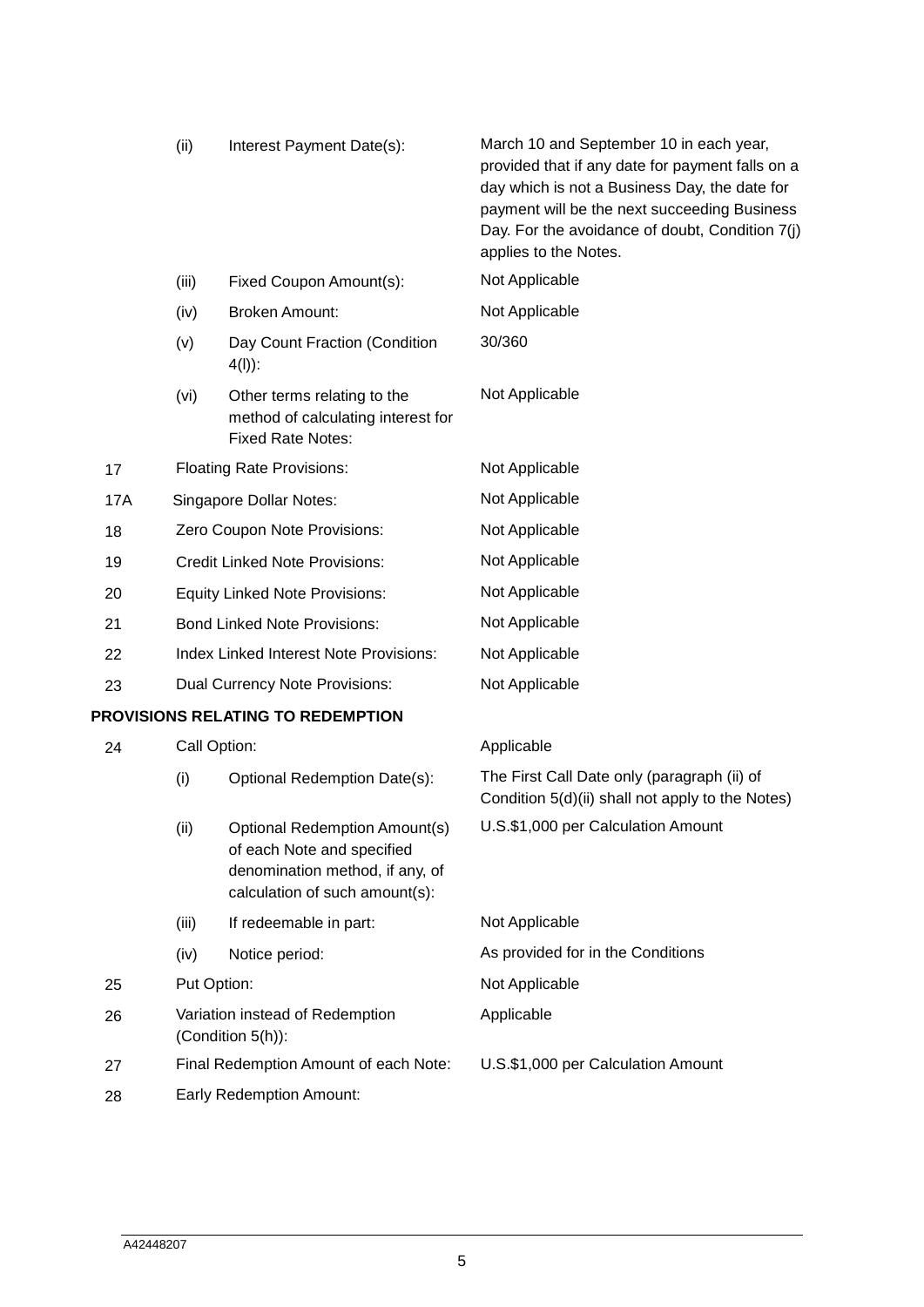| | | | |
|---|---|---|---|
| | (ii) | Interest Payment Date(s): | March 10 and September 10 in each year, provided that if any date for payment falls on a day which is not a Business Day, the date for payment will be the next succeeding Business Day. For the avoidance of doubt, Condition 7(j) applies to the Notes. |
| | (iii) | Fixed Coupon Amount(s): | Not Applicable |
| | (iv) | Broken Amount: | Not Applicable |
| | (v) | Day Count Fraction (Condition 4(l)): | 30/360 |
| | (vi) | Other terms relating to the method of calculating interest for Fixed Rate Notes: | Not Applicable |
| 17 | Floating Rate Provisions: | | Not Applicable |
| 17A | Singapore Dollar Notes: | | Not Applicable |
| 18 | Zero Coupon Note Provisions: | | Not Applicable |
| 19 | Credit Linked Note Provisions: | | Not Applicable |
| 20 | Equity Linked Note Provisions: | | Not Applicable |
| 21 | Bond Linked Note Provisions: | | Not Applicable |
| 22 | Index Linked Interest Note Provisions: | | Not Applicable |
| 23 | Dual Currency Note Provisions: | | Not Applicable |

**PROVISIONS RELATING TO REDEMPTION**

| | | | |
|---|---|---|---|
| 24 | Call Option: | | Applicable |
| | (i) | Optional Redemption Date(s): | The First Call Date only (paragraph (ii) of Condition 5(d)(ii) shall not apply to the Notes) |
| | (ii) | Optional Redemption Amount(s) of each Note and specified denomination method, if any, of calculation of such amount(s): | U.S.$1,000 per Calculation Amount |
| | (iii) | If redeemable in part: | Not Applicable |
| | (iv) | Notice period: | As provided for in the Conditions |
| 25 | Put Option: | | Not Applicable |
| 26 | Variation instead of Redemption (Condition 5(h)): | | Applicable |
| 27 | Final Redemption Amount of each Note: | | U.S.$1,000 per Calculation Amount |
| 28 | Early Redemption Amount: | | |

A42448207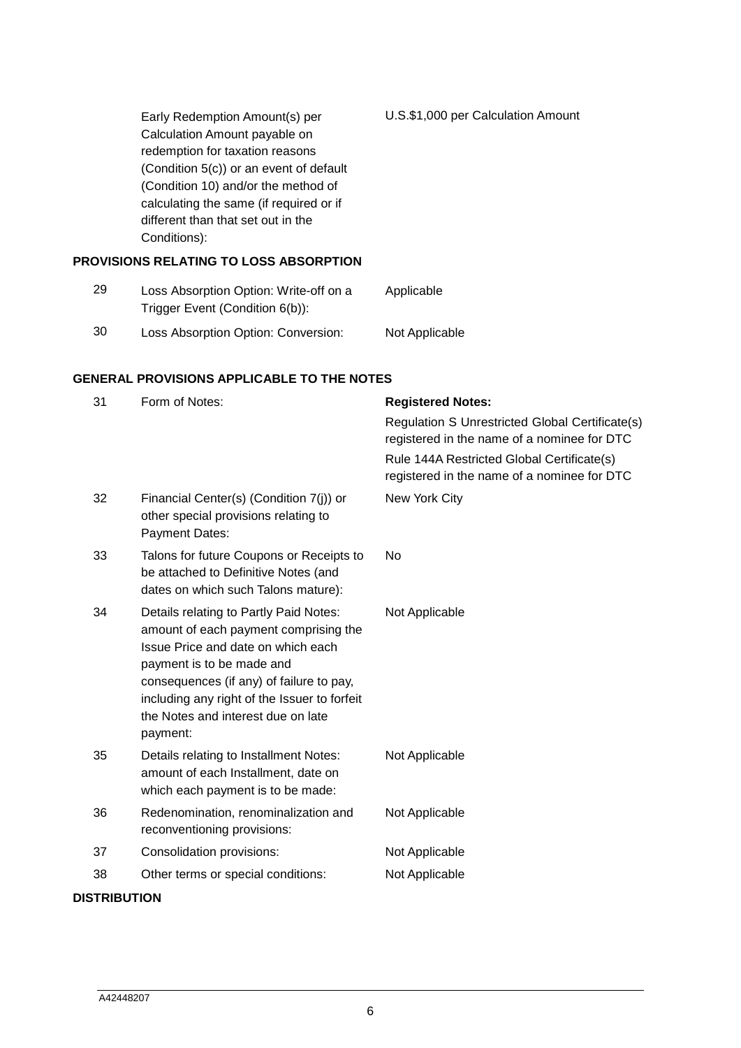| | | |
|---|---|---|
| | Early Redemption Amount(s) per Calculation Amount payable on redemption for taxation reasons (Condition 5(c)) or an event of default (Condition 10) and/or the method of calculating the same (if required or if different than that set out in the Conditions): | U.S.$1,000 per Calculation Amount |

**PROVISIONS RELATING TO LOSS ABSORPTION**

| | | |
|---|---|---|
| 29 | Loss Absorption Option: Write-off on a Trigger Event (Condition 6(b)): | Applicable |
| 30 | Loss Absorption Option: Conversion: | Not Applicable |

**GENERAL PROVISIONS APPLICABLE TO THE NOTES**

| | | |
|---|---|---|
| 31 | Form of Notes: | **Registered Notes:**<br>Regulation S Unrestricted Global Certificate(s) registered in the name of a nominee for DTC<br>Rule 144A Restricted Global Certificate(s) registered in the name of a nominee for DTC |
| 32 | Financial Center(s) (Condition 7(j)) or other special provisions relating to Payment Dates: | New York City |
| 33 | Talons for future Coupons or Receipts to be attached to Definitive Notes (and dates on which such Talons mature): | No |
| 34 | Details relating to Partly Paid Notes: amount of each payment comprising the Issue Price and date on which each payment is to be made and consequences (if any) of failure to pay, including any right of the Issuer to forfeit the Notes and interest due on late payment: | Not Applicable |
| 35 | Details relating to Installment Notes: amount of each Installment, date on which each payment is to be made: | Not Applicable |
| 36 | Redenomination, renominalization and reconventioning provisions: | Not Applicable |
| 37 | Consolidation provisions: | Not Applicable |
| 38 | Other terms or special conditions: | Not Applicable |

**DISTRIBUTION**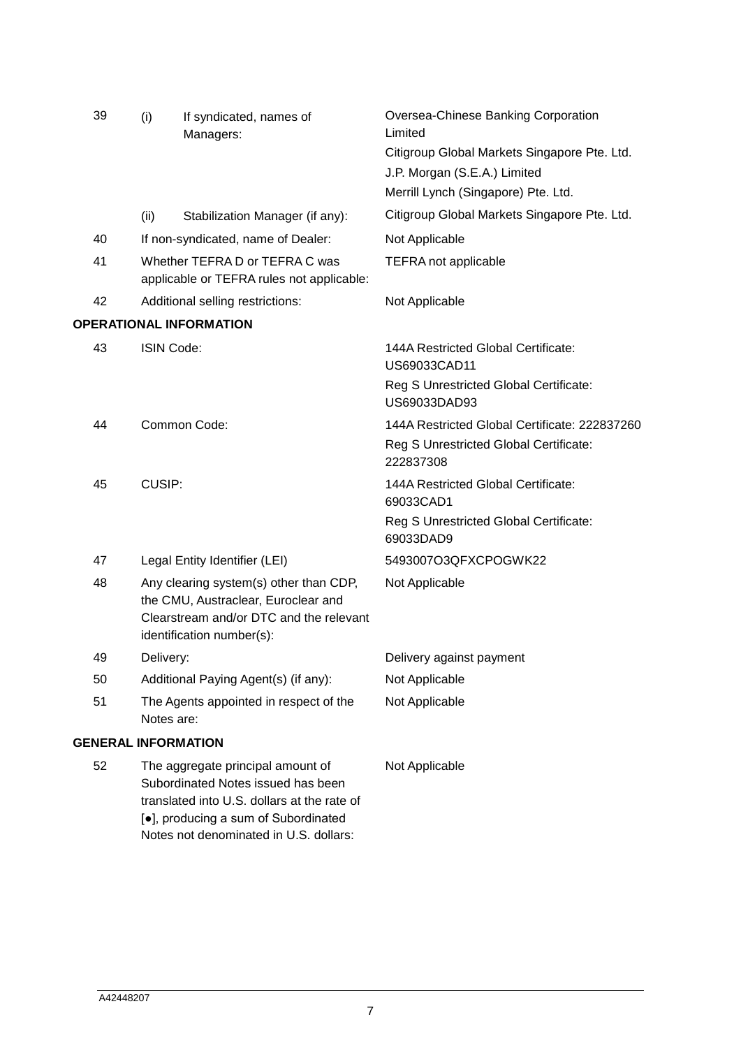| | | | |
|---|---|---|---|
| 39 | (i) | If syndicated, names of Managers: | Oversea-Chinese Banking Corporation Limited<br>Citigroup Global Markets Singapore Pte. Ltd.<br>J.P. Morgan (S.E.A.) Limited<br>Merrill Lynch (Singapore) Pte. Ltd. |
| | (ii) | Stabilization Manager (if any): | Citigroup Global Markets Singapore Pte. Ltd. |
| 40 | If non-syndicated, name of Dealer: | | Not Applicable |
| 41 | Whether TEFRA D or TEFRA C was applicable or TEFRA rules not applicable: | | TEFRA not applicable |
| 42 | Additional selling restrictions: | | Not Applicable |

**OPERATIONAL INFORMATION**

| | | |
|---|---|---|
| 43 | ISIN Code: | 144A Restricted Global Certificate: US69033CAD11<br>Reg S Unrestricted Global Certificate: US69033DAD93 |
| 44 | Common Code: | 144A Restricted Global Certificate: 222837260<br>Reg S Unrestricted Global Certificate: 222837308 |
| 45 | CUSIP: | 144A Restricted Global Certificate: 69033CAD1<br>Reg S Unrestricted Global Certificate: 69033DAD9 |
| 47 | Legal Entity Identifier (LEI) | 5493007O3QFXCPOGWK22 |
| 48 | Any clearing system(s) other than CDP, the CMU, Austraclear, Euroclear and Clearstream and/or DTC and the relevant identification number(s): | Not Applicable |
| 49 | Delivery: | Delivery against payment |
| 50 | Additional Paying Agent(s) (if any): | Not Applicable |
| 51 | The Agents appointed in respect of the Notes are: | Not Applicable |

**GENERAL INFORMATION**

| | | |
|---|---|---|
| 52 | The aggregate principal amount of Subordinated Notes issued has been translated into U.S. dollars at the rate of [●], producing a sum of Subordinated Notes not denominated in U.S. dollars: | Not Applicable |

A42448207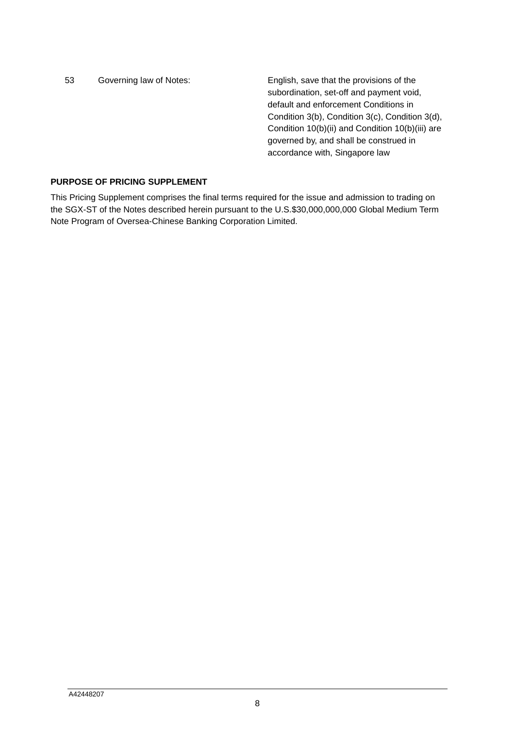| | | |
|---|---|---|
| 53 | Governing law of Notes: | English, save that the provisions of the subordination, set-off and payment void, default and enforcement Conditions in Condition 3(b), Condition 3(c), Condition 3(d), Condition 10(b)(ii) and Condition 10(b)(iii) are governed by, and shall be construed in accordance with, Singapore law |

**PURPOSE OF PRICING SUPPLEMENT**

This Pricing Supplement comprises the final terms required for the issue and admission to trading on the SGX-ST of the Notes described herein pursuant to the U.S.$30,000,000,000 Global Medium Term Note Program of Oversea-Chinese Banking Corporation Limited.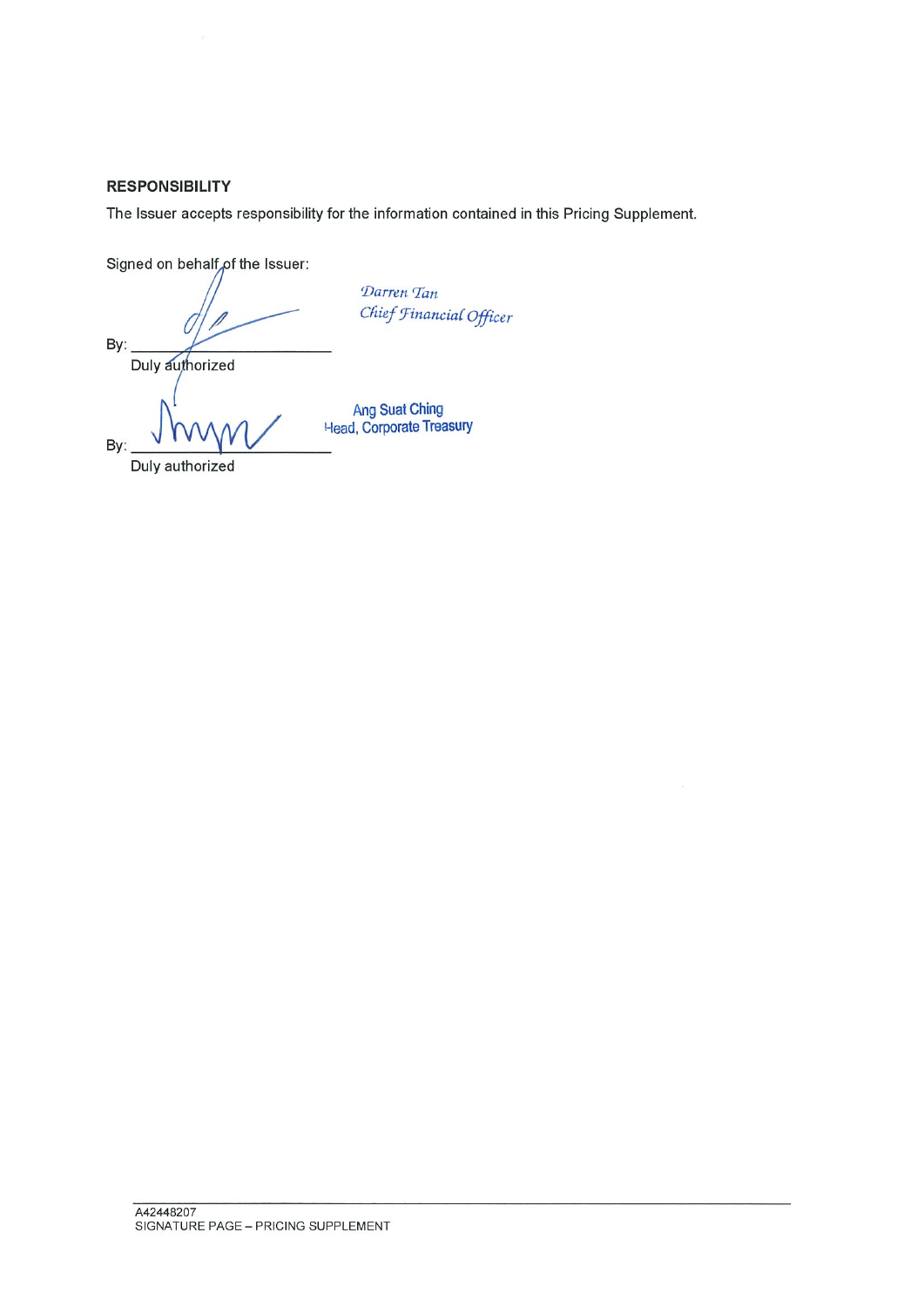**RESPONSIBILITY**

The Issuer accepts responsibility for the information contained in this Pricing Supplement.

Signed on behalf of the Issuer:

By: ______________________________
Duly authorized

*Darren Tan*
*Chief Financial Officer*

By: ______________________________
Duly authorized

Ang Suat Ching
Head, Corporate Treasury

A42448207
SIGNATURE PAGE – PRICING SUPPLEMENT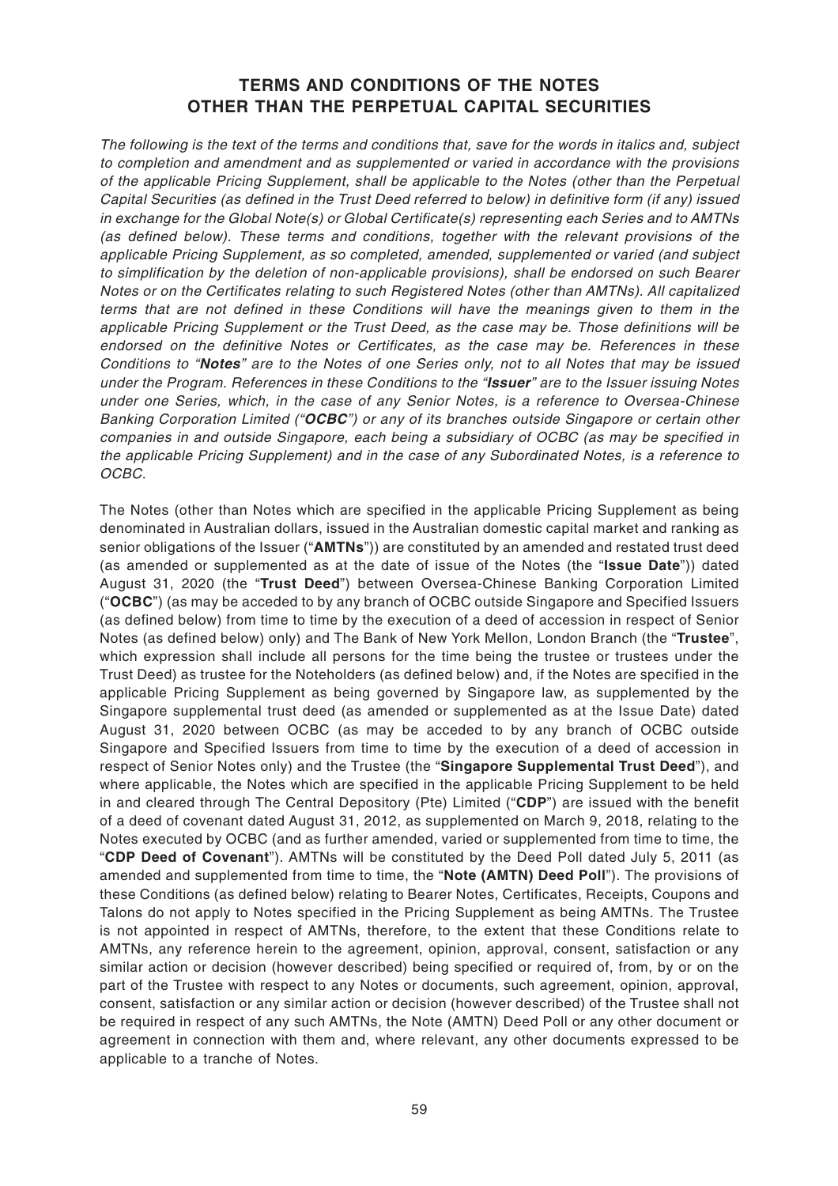# TERMS AND CONDITIONS OF THE NOTES OTHER THAN THE PERPETUAL CAPITAL SECURITIES

*The following is the text of the terms and conditions that, save for the words in italics and, subject to completion and amendment and as supplemented or varied in accordance with the provisions of the applicable Pricing Supplement, shall be applicable to the Notes (other than the Perpetual Capital Securities (as defined in the Trust Deed referred to below) in definitive form (if any) issued in exchange for the Global Note(s) or Global Certificate(s) representing each Series and to AMTNs (as defined below). These terms and conditions, together with the relevant provisions of the applicable Pricing Supplement, as so completed, amended, supplemented or varied (and subject to simplification by the deletion of non-applicable provisions), shall be endorsed on such Bearer Notes or on the Certificates relating to such Registered Notes (other than AMTNs). All capitalized terms that are not defined in these Conditions will have the meanings given to them in the applicable Pricing Supplement or the Trust Deed, as the case may be. Those definitions will be endorsed on the definitive Notes or Certificates, as the case may be. References in these Conditions to "**Notes**" are to the Notes of one Series only, not to all Notes that may be issued under the Program. References in these Conditions to the "**Issuer**" are to the Issuer issuing Notes under one Series, which, in the case of any Senior Notes, is a reference to Oversea-Chinese Banking Corporation Limited ("**OCBC**") or any of its branches outside Singapore or certain other companies in and outside Singapore, each being a subsidiary of OCBC (as may be specified in the applicable Pricing Supplement) and in the case of any Subordinated Notes, is a reference to OCBC.*

The Notes (other than Notes which are specified in the applicable Pricing Supplement as being denominated in Australian dollars, issued in the Australian domestic capital market and ranking as senior obligations of the Issuer ("**AMTNs**")) are constituted by an amended and restated trust deed (as amended or supplemented as at the date of issue of the Notes (the "**Issue Date**")) dated August 31, 2020 (the "**Trust Deed**") between Oversea-Chinese Banking Corporation Limited ("**OCBC**") (as may be acceded to by any branch of OCBC outside Singapore and Specified Issuers (as defined below) from time to time by the execution of a deed of accession in respect of Senior Notes (as defined below) only) and The Bank of New York Mellon, London Branch (the "**Trustee**", which expression shall include all persons for the time being the trustee or trustees under the Trust Deed) as trustee for the Noteholders (as defined below) and, if the Notes are specified in the applicable Pricing Supplement as being governed by Singapore law, as supplemented by the Singapore supplemental trust deed (as amended or supplemented as at the Issue Date) dated August 31, 2020 between OCBC (as may be acceded to by any branch of OCBC outside Singapore and Specified Issuers from time to time by the execution of a deed of accession in respect of Senior Notes only) and the Trustee (the "**Singapore Supplemental Trust Deed**"), and where applicable, the Notes which are specified in the applicable Pricing Supplement to be held in and cleared through The Central Depository (Pte) Limited ("**CDP**") are issued with the benefit of a deed of covenant dated August 31, 2012, as supplemented on March 9, 2018, relating to the Notes executed by OCBC (and as further amended, varied or supplemented from time to time, the "**CDP Deed of Covenant**"). AMTNs will be constituted by the Deed Poll dated July 5, 2011 (as amended and supplemented from time to time, the "**Note (AMTN) Deed Poll**"). The provisions of these Conditions (as defined below) relating to Bearer Notes, Certificates, Receipts, Coupons and Talons do not apply to Notes specified in the Pricing Supplement as being AMTNs. The Trustee is not appointed in respect of AMTNs, therefore, to the extent that these Conditions relate to AMTNs, any reference herein to the agreement, opinion, approval, consent, satisfaction or any similar action or decision (however described) being specified or required of, from, by or on the part of the Trustee with respect to any Notes or documents, such agreement, opinion, approval, consent, satisfaction or any similar action or decision (however described) of the Trustee shall not be required in respect of any such AMTNs, the Note (AMTN) Deed Poll or any other document or agreement in connection with them and, where relevant, any other documents expressed to be applicable to a tranche of Notes.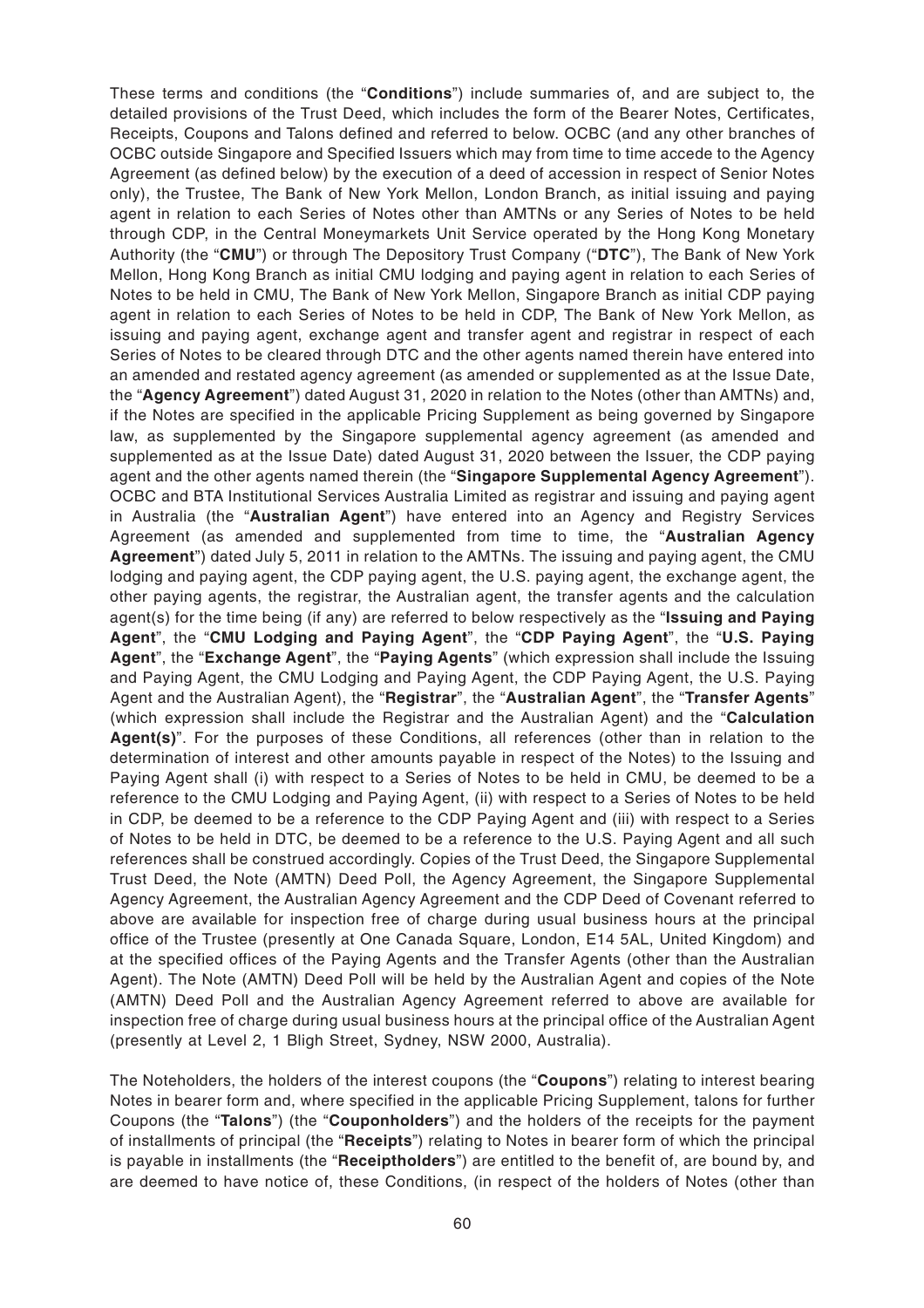These terms and conditions (the "**Conditions**") include summaries of, and are subject to, the detailed provisions of the Trust Deed, which includes the form of the Bearer Notes, Certificates, Receipts, Coupons and Talons defined and referred to below. OCBC (and any other branches of OCBC outside Singapore and Specified Issuers which may from time to time accede to the Agency Agreement (as defined below) by the execution of a deed of accession in respect of Senior Notes only), the Trustee, The Bank of New York Mellon, London Branch, as initial issuing and paying agent in relation to each Series of Notes other than AMTNs or any Series of Notes to be held through CDP, in the Central Moneymarkets Unit Service operated by the Hong Kong Monetary Authority (the "**CMU**") or through The Depository Trust Company ("**DTC**"), The Bank of New York Mellon, Hong Kong Branch as initial CMU lodging and paying agent in relation to each Series of Notes to be held in CMU, The Bank of New York Mellon, Singapore Branch as initial CDP paying agent in relation to each Series of Notes to be held in CDP, The Bank of New York Mellon, as issuing and paying agent, exchange agent and transfer agent and registrar in respect of each Series of Notes to be cleared through DTC and the other agents named therein have entered into an amended and restated agency agreement (as amended or supplemented as at the Issue Date, the "**Agency Agreement**") dated August 31, 2020 in relation to the Notes (other than AMTNs) and, if the Notes are specified in the applicable Pricing Supplement as being governed by Singapore law, as supplemented by the Singapore supplemental agency agreement (as amended and supplemented as at the Issue Date) dated August 31, 2020 between the Issuer, the CDP paying agent and the other agents named therein (the "**Singapore Supplemental Agency Agreement**"). OCBC and BTA Institutional Services Australia Limited as registrar and issuing and paying agent in Australia (the "**Australian Agent**") have entered into an Agency and Registry Services Agreement (as amended and supplemented from time to time, the "**Australian Agency Agreement**") dated July 5, 2011 in relation to the AMTNs. The issuing and paying agent, the CMU lodging and paying agent, the CDP paying agent, the U.S. paying agent, the exchange agent, the other paying agents, the registrar, the Australian agent, the transfer agents and the calculation agent(s) for the time being (if any) are referred to below respectively as the "**Issuing and Paying Agent**", the "**CMU Lodging and Paying Agent**", the "**CDP Paying Agent**", the "**U.S. Paying Agent**", the "**Exchange Agent**", the "**Paying Agents**" (which expression shall include the Issuing and Paying Agent, the CMU Lodging and Paying Agent, the CDP Paying Agent, the U.S. Paying Agent and the Australian Agent), the "**Registrar**", the "**Australian Agent**", the "**Transfer Agents**" (which expression shall include the Registrar and the Australian Agent) and the "**Calculation Agent(s)**". For the purposes of these Conditions, all references (other than in relation to the determination of interest and other amounts payable in respect of the Notes) to the Issuing and Paying Agent shall (i) with respect to a Series of Notes to be held in CMU, be deemed to be a reference to the CMU Lodging and Paying Agent, (ii) with respect to a Series of Notes to be held in CDP, be deemed to be a reference to the CDP Paying Agent and (iii) with respect to a Series of Notes to be held in DTC, be deemed to be a reference to the U.S. Paying Agent and all such references shall be construed accordingly. Copies of the Trust Deed, the Singapore Supplemental Trust Deed, the Note (AMTN) Deed Poll, the Agency Agreement, the Singapore Supplemental Agency Agreement, the Australian Agency Agreement and the CDP Deed of Covenant referred to above are available for inspection free of charge during usual business hours at the principal office of the Trustee (presently at One Canada Square, London, E14 5AL, United Kingdom) and at the specified offices of the Paying Agents and the Transfer Agents (other than the Australian Agent). The Note (AMTN) Deed Poll will be held by the Australian Agent and copies of the Note (AMTN) Deed Poll and the Australian Agency Agreement referred to above are available for inspection free of charge during usual business hours at the principal office of the Australian Agent (presently at Level 2, 1 Bligh Street, Sydney, NSW 2000, Australia).

The Noteholders, the holders of the interest coupons (the "**Coupons**") relating to interest bearing Notes in bearer form and, where specified in the applicable Pricing Supplement, talons for further Coupons (the "**Talons**") (the "**Couponholders**") and the holders of the receipts for the payment of installments of principal (the "**Receipts**") relating to Notes in bearer form of which the principal is payable in installments (the "**Receiptholders**") are entitled to the benefit of, are bound by, and are deemed to have notice of, these Conditions, (in respect of the holders of Notes (other than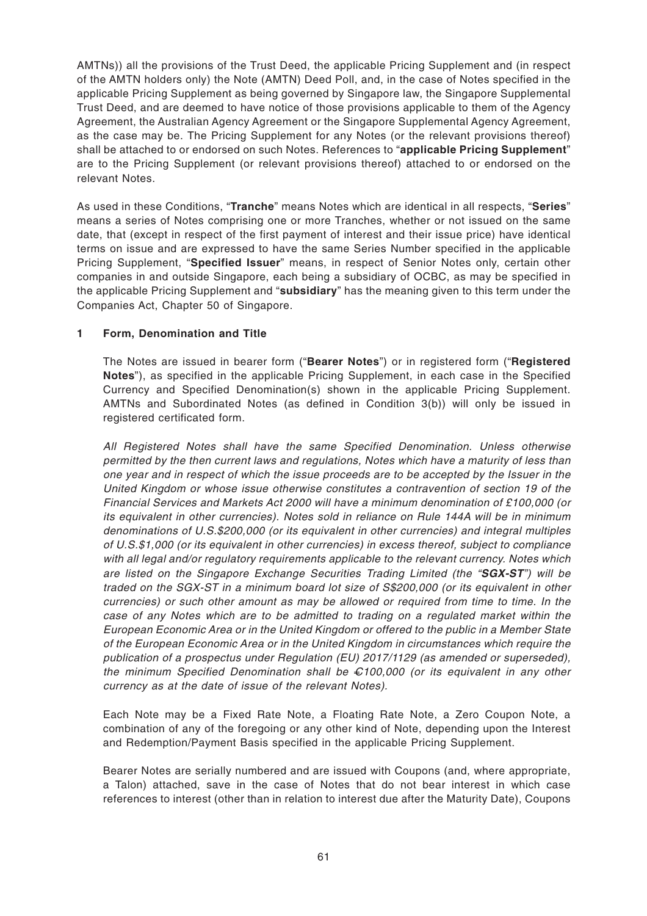AMTNs)) all the provisions of the Trust Deed, the applicable Pricing Supplement and (in respect of the AMTN holders only) the Note (AMTN) Deed Poll, and, in the case of Notes specified in the applicable Pricing Supplement as being governed by Singapore law, the Singapore Supplemental Trust Deed, and are deemed to have notice of those provisions applicable to them of the Agency Agreement, the Australian Agency Agreement or the Singapore Supplemental Agency Agreement, as the case may be. The Pricing Supplement for any Notes (or the relevant provisions thereof) shall be attached to or endorsed on such Notes. References to "**applicable Pricing Supplement**" are to the Pricing Supplement (or relevant provisions thereof) attached to or endorsed on the relevant Notes.

As used in these Conditions, "**Tranche**" means Notes which are identical in all respects, "**Series**" means a series of Notes comprising one or more Tranches, whether or not issued on the same date, that (except in respect of the first payment of interest and their issue price) have identical terms on issue and are expressed to have the same Series Number specified in the applicable Pricing Supplement, "**Specified Issuer**" means, in respect of Senior Notes only, certain other companies in and outside Singapore, each being a subsidiary of OCBC, as may be specified in the applicable Pricing Supplement and "**subsidiary**" has the meaning given to this term under the Companies Act, Chapter 50 of Singapore.

## 1 Form, Denomination and Title

The Notes are issued in bearer form ("**Bearer Notes**") or in registered form ("**Registered Notes**"), as specified in the applicable Pricing Supplement, in each case in the Specified Currency and Specified Denomination(s) shown in the applicable Pricing Supplement. AMTNs and Subordinated Notes (as defined in Condition 3(b)) will only be issued in registered certificated form.

*All Registered Notes shall have the same Specified Denomination. Unless otherwise permitted by the then current laws and regulations, Notes which have a maturity of less than one year and in respect of which the issue proceeds are to be accepted by the Issuer in the United Kingdom or whose issue otherwise constitutes a contravention of section 19 of the Financial Services and Markets Act 2000 will have a minimum denomination of £100,000 (or its equivalent in other currencies). Notes sold in reliance on Rule 144A will be in minimum denominations of U.S.$200,000 (or its equivalent in other currencies) and integral multiples of U.S.$1,000 (or its equivalent in other currencies) in excess thereof, subject to compliance with all legal and/or regulatory requirements applicable to the relevant currency. Notes which are listed on the Singapore Exchange Securities Trading Limited (the "**SGX-ST**") will be traded on the SGX-ST in a minimum board lot size of S$200,000 (or its equivalent in other currencies) or such other amount as may be allowed or required from time to time. In the case of any Notes which are to be admitted to trading on a regulated market within the European Economic Area or in the United Kingdom or offered to the public in a Member State of the European Economic Area or in the United Kingdom in circumstances which require the publication of a prospectus under Regulation (EU) 2017/1129 (as amended or superseded), the minimum Specified Denomination shall be €100,000 (or its equivalent in any other currency as at the date of issue of the relevant Notes).*

Each Note may be a Fixed Rate Note, a Floating Rate Note, a Zero Coupon Note, a combination of any of the foregoing or any other kind of Note, depending upon the Interest and Redemption/Payment Basis specified in the applicable Pricing Supplement.

Bearer Notes are serially numbered and are issued with Coupons (and, where appropriate, a Talon) attached, save in the case of Notes that do not bear interest in which case references to interest (other than in relation to interest due after the Maturity Date), Coupons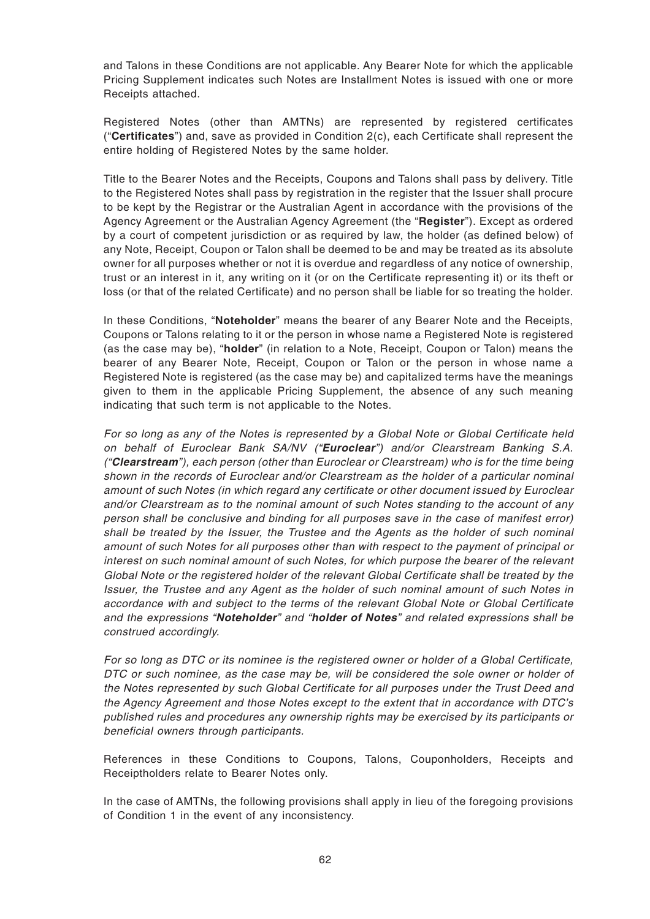and Talons in these Conditions are not applicable. Any Bearer Note for which the applicable Pricing Supplement indicates such Notes are Installment Notes is issued with one or more Receipts attached.

Registered Notes (other than AMTNs) are represented by registered certificates ("**Certificates**") and, save as provided in Condition 2(c), each Certificate shall represent the entire holding of Registered Notes by the same holder.

Title to the Bearer Notes and the Receipts, Coupons and Talons shall pass by delivery. Title to the Registered Notes shall pass by registration in the register that the Issuer shall procure to be kept by the Registrar or the Australian Agent in accordance with the provisions of the Agency Agreement or the Australian Agency Agreement (the "**Register**"). Except as ordered by a court of competent jurisdiction or as required by law, the holder (as defined below) of any Note, Receipt, Coupon or Talon shall be deemed to be and may be treated as its absolute owner for all purposes whether or not it is overdue and regardless of any notice of ownership, trust or an interest in it, any writing on it (or on the Certificate representing it) or its theft or loss (or that of the related Certificate) and no person shall be liable for so treating the holder.

In these Conditions, "**Noteholder**" means the bearer of any Bearer Note and the Receipts, Coupons or Talons relating to it or the person in whose name a Registered Note is registered (as the case may be), "**holder**" (in relation to a Note, Receipt, Coupon or Talon) means the bearer of any Bearer Note, Receipt, Coupon or Talon or the person in whose name a Registered Note is registered (as the case may be) and capitalized terms have the meanings given to them in the applicable Pricing Supplement, the absence of any such meaning indicating that such term is not applicable to the Notes.

*For so long as any of the Notes is represented by a Global Note or Global Certificate held on behalf of Euroclear Bank SA/NV ("**Euroclear**") and/or Clearstream Banking S.A. ("**Clearstream**"), each person (other than Euroclear or Clearstream) who is for the time being shown in the records of Euroclear and/or Clearstream as the holder of a particular nominal amount of such Notes (in which regard any certificate or other document issued by Euroclear and/or Clearstream as to the nominal amount of such Notes standing to the account of any person shall be conclusive and binding for all purposes save in the case of manifest error) shall be treated by the Issuer, the Trustee and the Agents as the holder of such nominal amount of such Notes for all purposes other than with respect to the payment of principal or interest on such nominal amount of such Notes, for which purpose the bearer of the relevant Global Note or the registered holder of the relevant Global Certificate shall be treated by the Issuer, the Trustee and any Agent as the holder of such nominal amount of such Notes in accordance with and subject to the terms of the relevant Global Note or Global Certificate and the expressions "**Noteholder**" and "**holder of Notes**" and related expressions shall be construed accordingly.*

*For so long as DTC or its nominee is the registered owner or holder of a Global Certificate, DTC or such nominee, as the case may be, will be considered the sole owner or holder of the Notes represented by such Global Certificate for all purposes under the Trust Deed and the Agency Agreement and those Notes except to the extent that in accordance with DTC's published rules and procedures any ownership rights may be exercised by its participants or beneficial owners through participants.*

References in these Conditions to Coupons, Talons, Couponholders, Receipts and Receiptholders relate to Bearer Notes only.

In the case of AMTNs, the following provisions shall apply in lieu of the foregoing provisions of Condition 1 in the event of any inconsistency.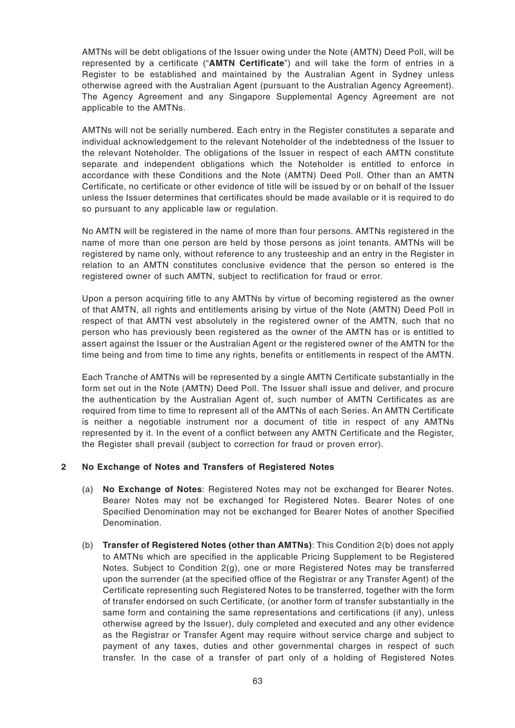AMTNs will be debt obligations of the Issuer owing under the Note (AMTN) Deed Poll, will be represented by a certificate ("**AMTN Certificate**") and will take the form of entries in a Register to be established and maintained by the Australian Agent in Sydney unless otherwise agreed with the Australian Agent (pursuant to the Australian Agency Agreement). The Agency Agreement and any Singapore Supplemental Agency Agreement are not applicable to the AMTNs.

AMTNs will not be serially numbered. Each entry in the Register constitutes a separate and individual acknowledgement to the relevant Noteholder of the indebtedness of the Issuer to the relevant Noteholder. The obligations of the Issuer in respect of each AMTN constitute separate and independent obligations which the Noteholder is entitled to enforce in accordance with these Conditions and the Note (AMTN) Deed Poll. Other than an AMTN Certificate, no certificate or other evidence of title will be issued by or on behalf of the Issuer unless the Issuer determines that certificates should be made available or it is required to do so pursuant to any applicable law or regulation.

No AMTN will be registered in the name of more than four persons. AMTNs registered in the name of more than one person are held by those persons as joint tenants. AMTNs will be registered by name only, without reference to any trusteeship and an entry in the Register in relation to an AMTN constitutes conclusive evidence that the person so entered is the registered owner of such AMTN, subject to rectification for fraud or error.

Upon a person acquiring title to any AMTNs by virtue of becoming registered as the owner of that AMTN, all rights and entitlements arising by virtue of the Note (AMTN) Deed Poll in respect of that AMTN vest absolutely in the registered owner of the AMTN, such that no person who has previously been registered as the owner of the AMTN has or is entitled to assert against the Issuer or the Australian Agent or the registered owner of the AMTN for the time being and from time to time any rights, benefits or entitlements in respect of the AMTN.

Each Tranche of AMTNs will be represented by a single AMTN Certificate substantially in the form set out in the Note (AMTN) Deed Poll. The Issuer shall issue and deliver, and procure the authentication by the Australian Agent of, such number of AMTN Certificates as are required from time to time to represent all of the AMTNs of each Series. An AMTN Certificate is neither a negotiable instrument nor a document of title in respect of any AMTNs represented by it. In the event of a conflict between any AMTN Certificate and the Register, the Register shall prevail (subject to correction for fraud or proven error).

## 2 No Exchange of Notes and Transfers of Registered Notes

(a) **No Exchange of Notes**: Registered Notes may not be exchanged for Bearer Notes. Bearer Notes may not be exchanged for Registered Notes. Bearer Notes of one Specified Denomination may not be exchanged for Bearer Notes of another Specified Denomination.

(b) **Transfer of Registered Notes (other than AMTNs)**: This Condition 2(b) does not apply to AMTNs which are specified in the applicable Pricing Supplement to be Registered Notes. Subject to Condition 2(g), one or more Registered Notes may be transferred upon the surrender (at the specified office of the Registrar or any Transfer Agent) of the Certificate representing such Registered Notes to be transferred, together with the form of transfer endorsed on such Certificate, (or another form of transfer substantially in the same form and containing the same representations and certifications (if any), unless otherwise agreed by the Issuer), duly completed and executed and any other evidence as the Registrar or Transfer Agent may require without service charge and subject to payment of any taxes, duties and other governmental charges in respect of such transfer. In the case of a transfer of part only of a holding of Registered Notes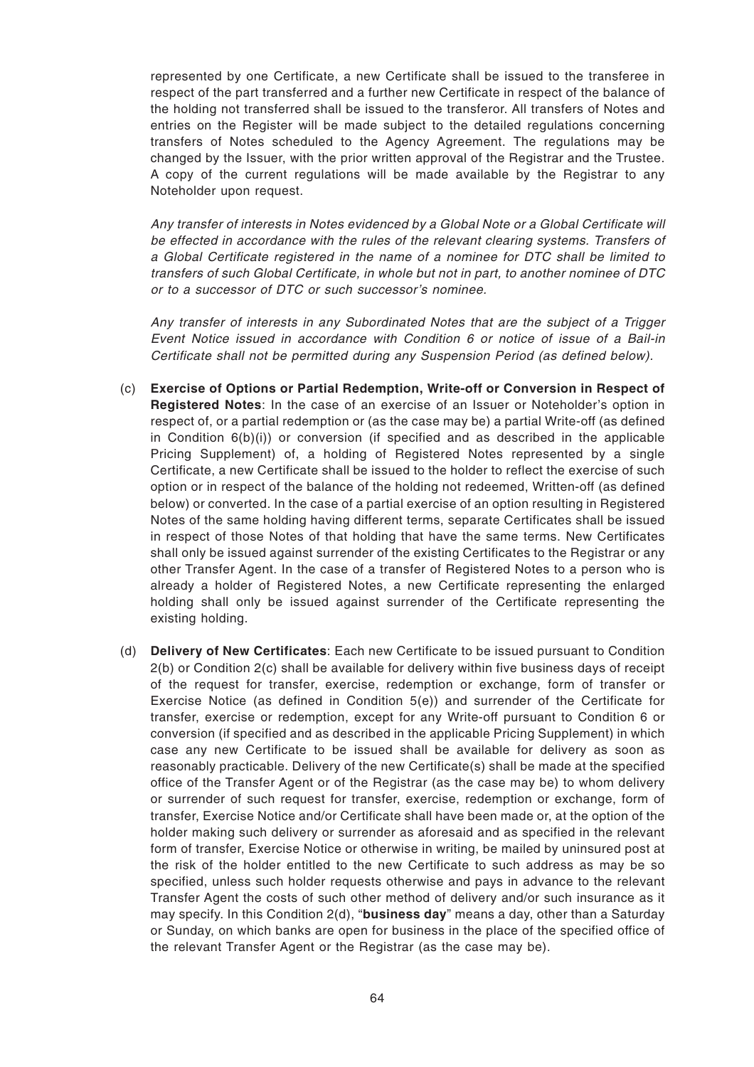represented by one Certificate, a new Certificate shall be issued to the transferee in respect of the part transferred and a further new Certificate in respect of the balance of the holding not transferred shall be issued to the transferor. All transfers of Notes and entries on the Register will be made subject to the detailed regulations concerning transfers of Notes scheduled to the Agency Agreement. The regulations may be changed by the Issuer, with the prior written approval of the Registrar and the Trustee. A copy of the current regulations will be made available by the Registrar to any Noteholder upon request.

*Any transfer of interests in Notes evidenced by a Global Note or a Global Certificate will be effected in accordance with the rules of the relevant clearing systems. Transfers of a Global Certificate registered in the name of a nominee for DTC shall be limited to transfers of such Global Certificate, in whole but not in part, to another nominee of DTC or to a successor of DTC or such successor's nominee.*

*Any transfer of interests in any Subordinated Notes that are the subject of a Trigger Event Notice issued in accordance with Condition 6 or notice of issue of a Bail-in Certificate shall not be permitted during any Suspension Period (as defined below).*

(c) **Exercise of Options or Partial Redemption, Write-off or Conversion in Respect of Registered Notes**: In the case of an exercise of an Issuer or Noteholder's option in respect of, or a partial redemption or (as the case may be) a partial Write-off (as defined in Condition 6(b)(i)) or conversion (if specified and as described in the applicable Pricing Supplement) of, a holding of Registered Notes represented by a single Certificate, a new Certificate shall be issued to the holder to reflect the exercise of such option or in respect of the balance of the holding not redeemed, Written-off (as defined below) or converted. In the case of a partial exercise of an option resulting in Registered Notes of the same holding having different terms, separate Certificates shall be issued in respect of those Notes of that holding that have the same terms. New Certificates shall only be issued against surrender of the existing Certificates to the Registrar or any other Transfer Agent. In the case of a transfer of Registered Notes to a person who is already a holder of Registered Notes, a new Certificate representing the enlarged holding shall only be issued against surrender of the Certificate representing the existing holding.

(d) **Delivery of New Certificates**: Each new Certificate to be issued pursuant to Condition 2(b) or Condition 2(c) shall be available for delivery within five business days of receipt of the request for transfer, exercise, redemption or exchange, form of transfer or Exercise Notice (as defined in Condition 5(e)) and surrender of the Certificate for transfer, exercise or redemption, except for any Write-off pursuant to Condition 6 or conversion (if specified and as described in the applicable Pricing Supplement) in which case any new Certificate to be issued shall be available for delivery as soon as reasonably practicable. Delivery of the new Certificate(s) shall be made at the specified office of the Transfer Agent or of the Registrar (as the case may be) to whom delivery or surrender of such request for transfer, exercise, redemption or exchange, form of transfer, Exercise Notice and/or Certificate shall have been made or, at the option of the holder making such delivery or surrender as aforesaid and as specified in the relevant form of transfer, Exercise Notice or otherwise in writing, be mailed by uninsured post at the risk of the holder entitled to the new Certificate to such address as may be so specified, unless such holder requests otherwise and pays in advance to the relevant Transfer Agent the costs of such other method of delivery and/or such insurance as it may specify. In this Condition 2(d), "**business day**" means a day, other than a Saturday or Sunday, on which banks are open for business in the place of the specified office of the relevant Transfer Agent or the Registrar (as the case may be).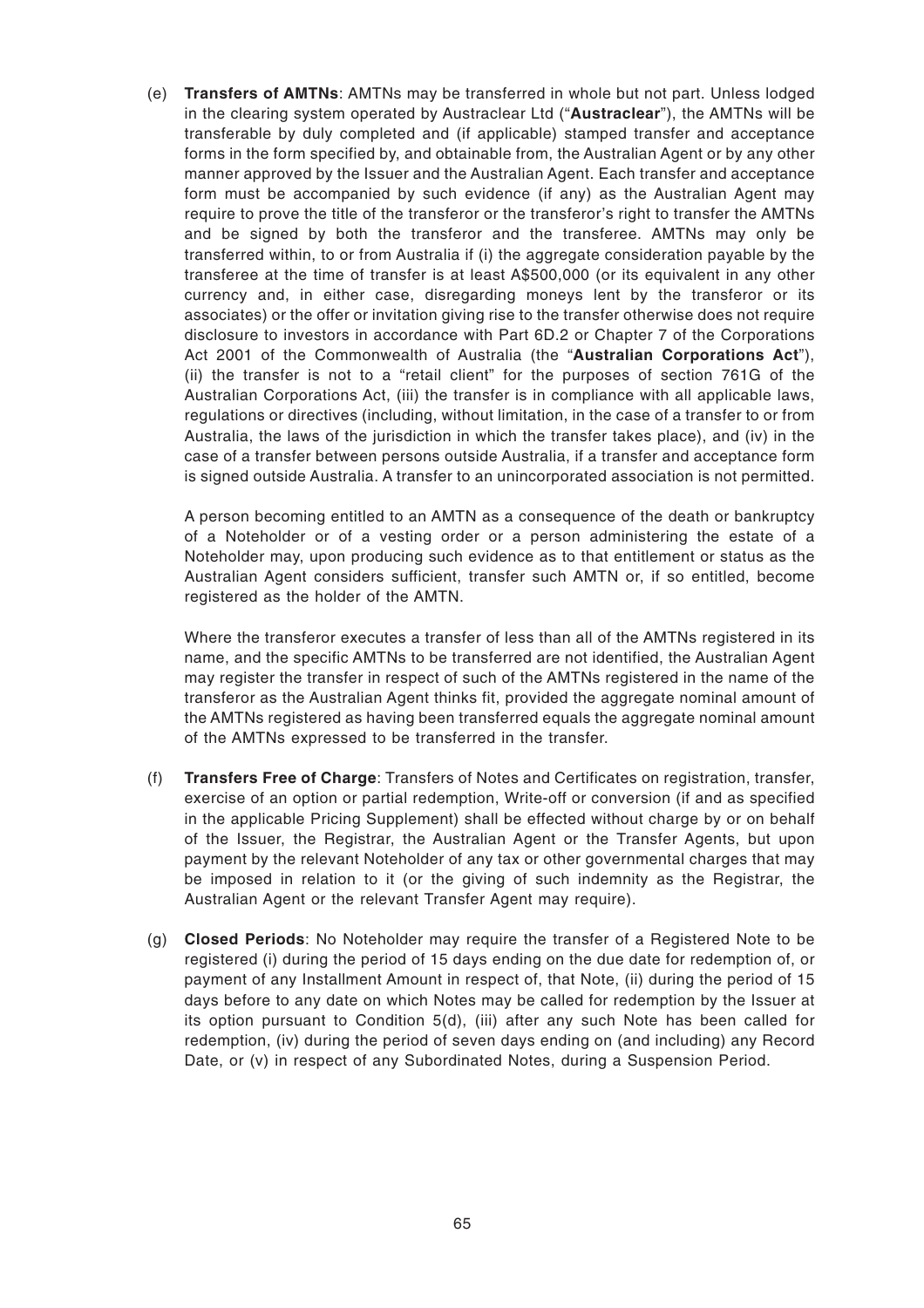(e) **Transfers of AMTNs**: AMTNs may be transferred in whole but not part. Unless lodged in the clearing system operated by Austraclear Ltd ("**Austraclear**"), the AMTNs will be transferable by duly completed and (if applicable) stamped transfer and acceptance forms in the form specified by, and obtainable from, the Australian Agent or by any other manner approved by the Issuer and the Australian Agent. Each transfer and acceptance form must be accompanied by such evidence (if any) as the Australian Agent may require to prove the title of the transferor or the transferor's right to transfer the AMTNs and be signed by both the transferor and the transferee. AMTNs may only be transferred within, to or from Australia if (i) the aggregate consideration payable by the transferee at the time of transfer is at least A$500,000 (or its equivalent in any other currency and, in either case, disregarding moneys lent by the transferor or its associates) or the offer or invitation giving rise to the transfer otherwise does not require disclosure to investors in accordance with Part 6D.2 or Chapter 7 of the Corporations Act 2001 of the Commonwealth of Australia (the "**Australian Corporations Act**"), (ii) the transfer is not to a "retail client" for the purposes of section 761G of the Australian Corporations Act, (iii) the transfer is in compliance with all applicable laws, regulations or directives (including, without limitation, in the case of a transfer to or from Australia, the laws of the jurisdiction in which the transfer takes place), and (iv) in the case of a transfer between persons outside Australia, if a transfer and acceptance form is signed outside Australia. A transfer to an unincorporated association is not permitted.

A person becoming entitled to an AMTN as a consequence of the death or bankruptcy of a Noteholder or of a vesting order or a person administering the estate of a Noteholder may, upon producing such evidence as to that entitlement or status as the Australian Agent considers sufficient, transfer such AMTN or, if so entitled, become registered as the holder of the AMTN.

Where the transferor executes a transfer of less than all of the AMTNs registered in its name, and the specific AMTNs to be transferred are not identified, the Australian Agent may register the transfer in respect of such of the AMTNs registered in the name of the transferor as the Australian Agent thinks fit, provided the aggregate nominal amount of the AMTNs registered as having been transferred equals the aggregate nominal amount of the AMTNs expressed to be transferred in the transfer.

(f) **Transfers Free of Charge**: Transfers of Notes and Certificates on registration, transfer, exercise of an option or partial redemption, Write-off or conversion (if and as specified in the applicable Pricing Supplement) shall be effected without charge by or on behalf of the Issuer, the Registrar, the Australian Agent or the Transfer Agents, but upon payment by the relevant Noteholder of any tax or other governmental charges that may be imposed in relation to it (or the giving of such indemnity as the Registrar, the Australian Agent or the relevant Transfer Agent may require).

(g) **Closed Periods**: No Noteholder may require the transfer of a Registered Note to be registered (i) during the period of 15 days ending on the due date for redemption of, or payment of any Installment Amount in respect of, that Note, (ii) during the period of 15 days before to any date on which Notes may be called for redemption by the Issuer at its option pursuant to Condition 5(d), (iii) after any such Note has been called for redemption, (iv) during the period of seven days ending on (and including) any Record Date, or (v) in respect of any Subordinated Notes, during a Suspension Period.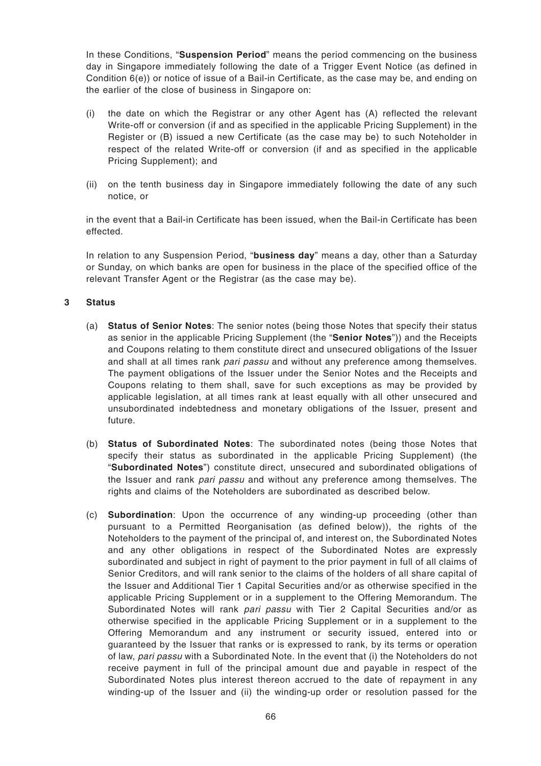In these Conditions, "**Suspension Period**" means the period commencing on the business day in Singapore immediately following the date of a Trigger Event Notice (as defined in Condition 6(e)) or notice of issue of a Bail-in Certificate, as the case may be, and ending on the earlier of the close of business in Singapore on:

(i) the date on which the Registrar or any other Agent has (A) reflected the relevant Write-off or conversion (if and as specified in the applicable Pricing Supplement) in the Register or (B) issued a new Certificate (as the case may be) to such Noteholder in respect of the related Write-off or conversion (if and as specified in the applicable Pricing Supplement); and

(ii) on the tenth business day in Singapore immediately following the date of any such notice, or

in the event that a Bail-in Certificate has been issued, when the Bail-in Certificate has been effected.

In relation to any Suspension Period, "**business day**" means a day, other than a Saturday or Sunday, on which banks are open for business in the place of the specified office of the relevant Transfer Agent or the Registrar (as the case may be).

## 3 Status

(a) **Status of Senior Notes**: The senior notes (being those Notes that specify their status as senior in the applicable Pricing Supplement (the "**Senior Notes**")) and the Receipts and Coupons relating to them constitute direct and unsecured obligations of the Issuer and shall at all times rank *pari passu* and without any preference among themselves. The payment obligations of the Issuer under the Senior Notes and the Receipts and Coupons relating to them shall, save for such exceptions as may be provided by applicable legislation, at all times rank at least equally with all other unsecured and unsubordinated indebtedness and monetary obligations of the Issuer, present and future.

(b) **Status of Subordinated Notes**: The subordinated notes (being those Notes that specify their status as subordinated in the applicable Pricing Supplement) (the "**Subordinated Notes**") constitute direct, unsecured and subordinated obligations of the Issuer and rank *pari passu* and without any preference among themselves. The rights and claims of the Noteholders are subordinated as described below.

(c) **Subordination**: Upon the occurrence of any winding-up proceeding (other than pursuant to a Permitted Reorganisation (as defined below)), the rights of the Noteholders to the payment of the principal of, and interest on, the Subordinated Notes and any other obligations in respect of the Subordinated Notes are expressly subordinated and subject in right of payment to the prior payment in full of all claims of Senior Creditors, and will rank senior to the claims of the holders of all share capital of the Issuer and Additional Tier 1 Capital Securities and/or as otherwise specified in the applicable Pricing Supplement or in a supplement to the Offering Memorandum. The Subordinated Notes will rank *pari passu* with Tier 2 Capital Securities and/or as otherwise specified in the applicable Pricing Supplement or in a supplement into the Offering Memorandum and any instrument or security issued, entered into or guaranteed by the Issuer that ranks or is expressed to rank, by its terms or operation of law, *pari passu* with a Subordinated Note. In the event that (i) the Noteholders do not receive payment in full of the principal amount due and payable in respect of the Subordinated Notes plus interest thereon accrued to the date of repayment in any winding-up of the Issuer and (ii) the winding-up order or resolution passed for the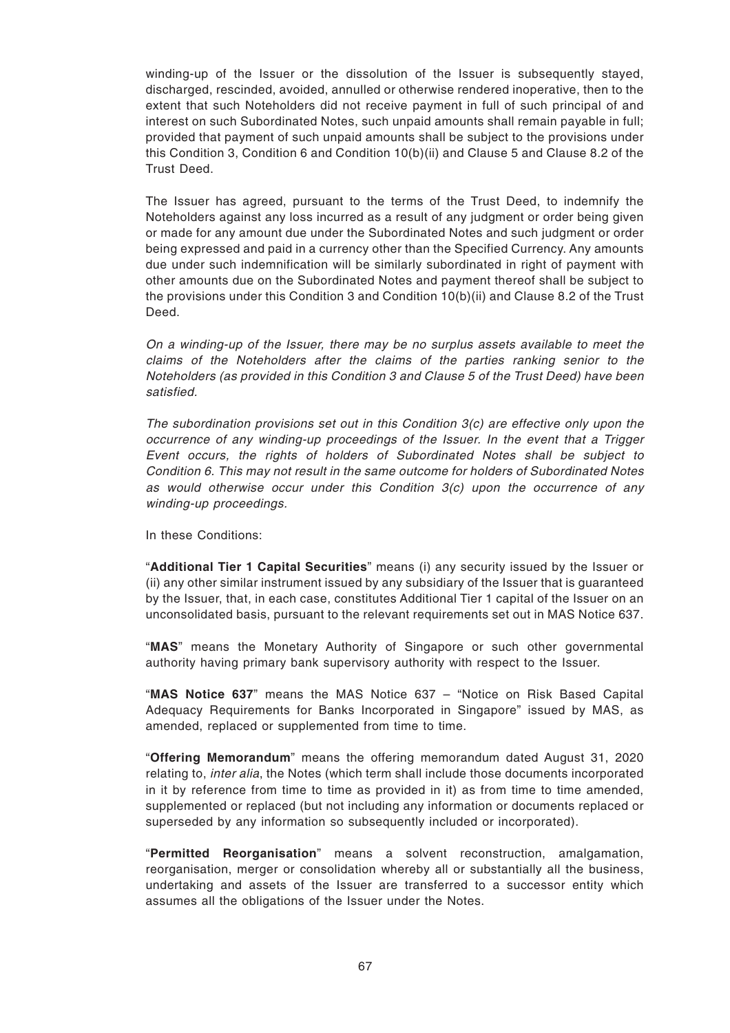winding-up of the Issuer or the dissolution of the Issuer is subsequently stayed, discharged, rescinded, avoided, annulled or otherwise rendered inoperative, then to the extent that such Noteholders did not receive payment in full of such principal of and interest on such Subordinated Notes, such unpaid amounts shall remain payable in full; provided that payment of such unpaid amounts shall be subject to the provisions under this Condition 3, Condition 6 and Condition 10(b)(ii) and Clause 5 and Clause 8.2 of the Trust Deed.

The Issuer has agreed, pursuant to the terms of the Trust Deed, to indemnify the Noteholders against any loss incurred as a result of any judgment or order being given or made for any amount due under the Subordinated Notes and such judgment or order being expressed and paid in a currency other than the Specified Currency. Any amounts due under such indemnification will be similarly subordinated in right of payment with other amounts due on the Subordinated Notes and payment thereof shall be subject to the provisions under this Condition 3 and Condition 10(b)(ii) and Clause 8.2 of the Trust Deed.

*On a winding-up of the Issuer, there may be no surplus assets available to meet the claims of the Noteholders after the claims of the parties ranking senior to the Noteholders (as provided in this Condition 3 and Clause 5 of the Trust Deed) have been satisfied.*

*The subordination provisions set out in this Condition 3(c) are effective only upon the occurrence of any winding-up proceedings of the Issuer. In the event that a Trigger Event occurs, the rights of holders of Subordinated Notes shall be subject to Condition 6. This may not result in the same outcome for holders of Subordinated Notes as would otherwise occur under this Condition 3(c) upon the occurrence of any winding-up proceedings.*

In these Conditions:

"**Additional Tier 1 Capital Securities**" means (i) any security issued by the Issuer or (ii) any other similar instrument issued by any subsidiary of the Issuer that is guaranteed by the Issuer, that, in each case, constitutes Additional Tier 1 capital of the Issuer on an unconsolidated basis, pursuant to the relevant requirements set out in MAS Notice 637.

"**MAS**" means the Monetary Authority of Singapore or such other governmental authority having primary bank supervisory authority with respect to the Issuer.

"**MAS Notice 637**" means the MAS Notice 637 – "Notice on Risk Based Capital Adequacy Requirements for Banks Incorporated in Singapore" issued by MAS, as amended, replaced or supplemented from time to time.

"**Offering Memorandum**" means the offering memorandum dated August 31, 2020 relating to, *inter alia*, the Notes (which term shall include those documents incorporated in it by reference from time to time as provided in it) as from time to time amended, supplemented or replaced (but not including any information or documents replaced or superseded by any information so subsequently included or incorporated).

"**Permitted Reorganisation**" means a solvent reconstruction, amalgamation, reorganisation, merger or consolidation whereby all or substantially all the business, undertaking and assets of the Issuer are transferred to a successor entity which assumes all the obligations of the Issuer under the Notes.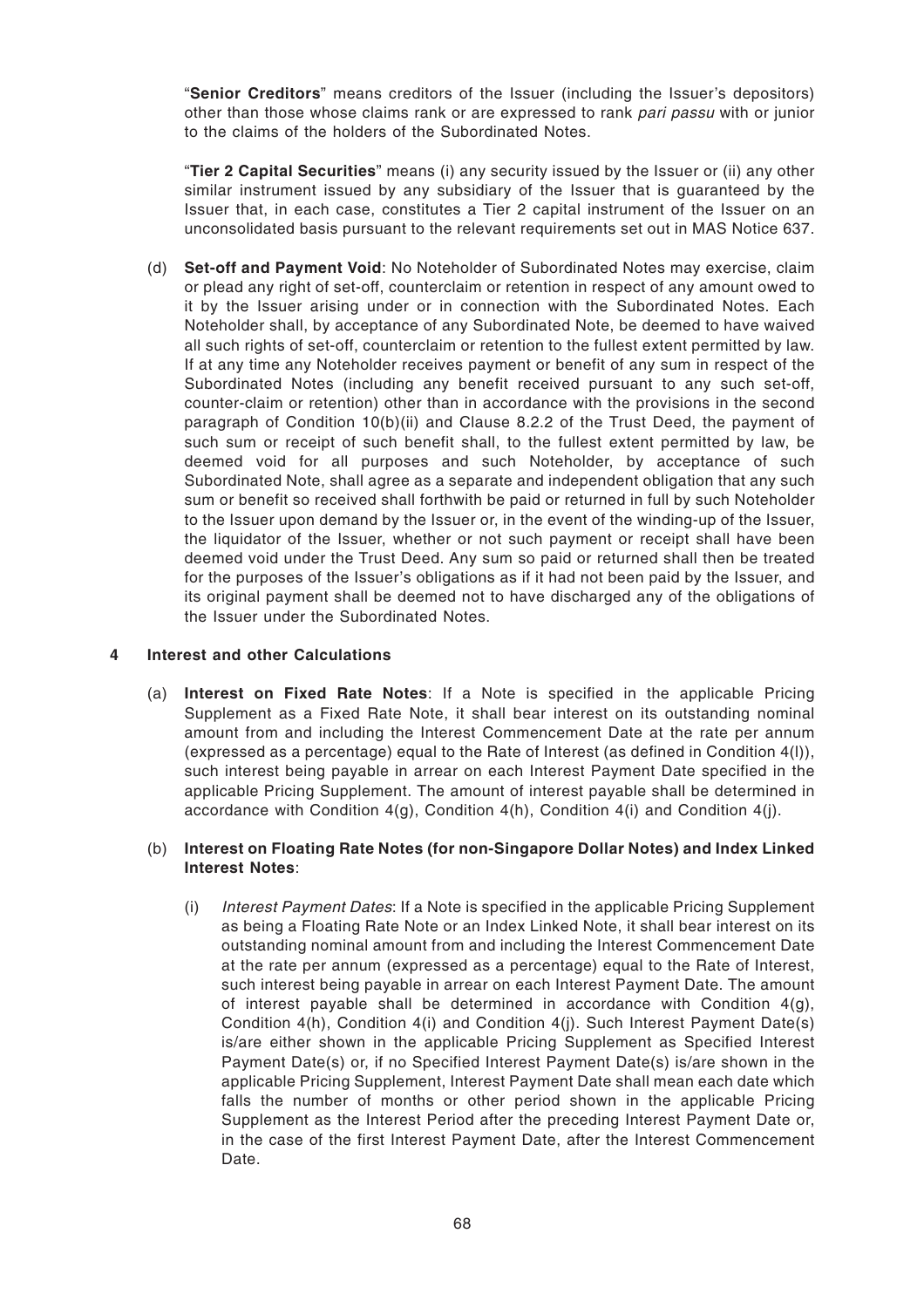"**Senior Creditors**" means creditors of the Issuer (including the Issuer's depositors) other than those whose claims rank or are expressed to rank *pari passu* with or junior to the claims of the holders of the Subordinated Notes.

"**Tier 2 Capital Securities**" means (i) any security issued by the Issuer or (ii) any other similar instrument issued by any subsidiary of the Issuer that is guaranteed by the Issuer that, in each case, constitutes a Tier 2 capital instrument of the Issuer on an unconsolidated basis pursuant to the relevant requirements set out in MAS Notice 637.

(d) **Set-off and Payment Void**: No Noteholder of Subordinated Notes may exercise, claim or plead any right of set-off, counterclaim or retention in respect of any amount owed to it by the Issuer arising under or in connection with the Subordinated Notes. Each Noteholder shall, by acceptance of any Subordinated Note, be deemed to have waived all such rights of set-off, counterclaim or retention to the fullest extent permitted by law. If at any time any Noteholder receives payment or benefit of any sum in respect of the Subordinated Notes (including any benefit received pursuant to any such set-off, counter-claim or retention) other than in accordance with the provisions in the second paragraph of Condition 10(b)(ii) and Clause 8.2.2 of the Trust Deed, the payment of such sum or receipt of such benefit shall, to the fullest extent permitted by law, be deemed void for all purposes and such Noteholder, by acceptance of such Subordinated Note, shall agree as a separate and independent obligation that any such sum or benefit so received shall forthwith be paid or returned in full by such Noteholder to the Issuer upon demand by the Issuer or, in the event of the winding-up of the Issuer, the liquidator of the Issuer, whether or not such payment or receipt shall have been deemed void under the Trust Deed. Any sum so paid or returned shall then be treated for the purposes of the Issuer's obligations as if it had not been paid by the Issuer, and its original payment shall be deemed not to have discharged any of the obligations of the Issuer under the Subordinated Notes.

## 4 Interest and other Calculations

(a) **Interest on Fixed Rate Notes**: If a Note is specified in the applicable Pricing Supplement as a Fixed Rate Note, it shall bear interest on its outstanding nominal amount from and including the Interest Commencement Date at the rate per annum (expressed as a percentage) equal to the Rate of Interest (as defined in Condition 4(l)), such interest being payable in arrear on each Interest Payment Date specified in the applicable Pricing Supplement. The amount of interest payable shall be determined in accordance with Condition 4(g), Condition 4(h), Condition 4(i) and Condition 4(j).

(b) **Interest on Floating Rate Notes (for non-Singapore Dollar Notes) and Index Linked Interest Notes**:

(i) *Interest Payment Dates*: If a Note is specified in the applicable Pricing Supplement as being a Floating Rate Note or an Index Linked Note, it shall bear interest on its outstanding nominal amount from and including the Interest Commencement Date at the rate per annum (expressed as a percentage) equal to the Rate of Interest, such interest being payable in arrear on each Interest Payment Date. The amount of interest payable shall be determined in accordance with Condition 4(g), Condition 4(h), Condition 4(i) and Condition 4(j). Such Interest Payment Date(s) is/are either shown in the applicable Pricing Supplement as Specified Interest Payment Date(s) or, if no Specified Interest Payment Date(s) is/are shown in the applicable Pricing Supplement, Interest Payment Date shall mean each date which falls the number of months or other period shown in the applicable Pricing Supplement as the Interest Period after the preceding Interest Payment Date or, in the case of the first Interest Payment Date, after the Interest Commencement Date.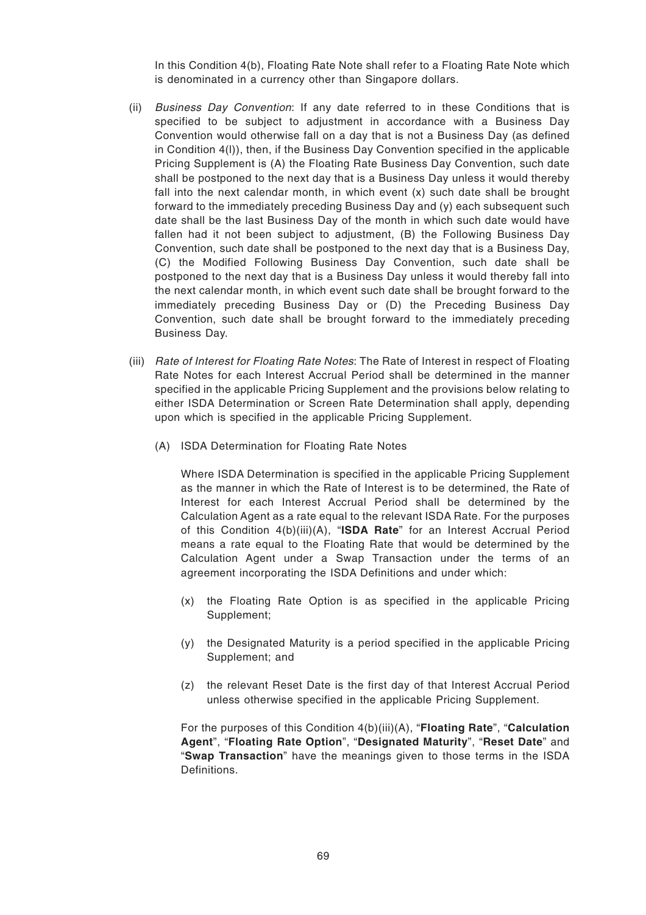In this Condition 4(b), Floating Rate Note shall refer to a Floating Rate Note which is denominated in a currency other than Singapore dollars.

(ii) *Business Day Convention*: If any date referred to in these Conditions that is specified to be subject to adjustment in accordance with a Business Day Convention would otherwise fall on a day that is not a Business Day (as defined in Condition 4(l)), then, if the Business Day Convention specified in the applicable Pricing Supplement is (A) the Floating Rate Business Day Convention, such date shall be postponed to the next day that is a Business Day unless it would thereby fall into the next calendar month, in which event (x) such date shall be brought forward to the immediately preceding Business Day and (y) each subsequent such date shall be the last Business Day of the month in which such date would have fallen had it not been subject to adjustment, (B) the Following Business Day Convention, such date shall be postponed to the next day that is a Business Day, (C) the Modified Following Business Day Convention, such date shall be postponed to the next day that is a Business Day unless it would thereby fall into the next calendar month, in which event such date shall be brought forward to the immediately preceding Business Day or (D) the Preceding Business Day Convention, such date shall be brought forward to the immediately preceding Business Day.

(iii) *Rate of Interest for Floating Rate Notes*: The Rate of Interest in respect of Floating Rate Notes for each Interest Accrual Period shall be determined in the manner specified in the applicable Pricing Supplement and the provisions below relating to either ISDA Determination or Screen Rate Determination shall apply, depending upon which is specified in the applicable Pricing Supplement.

(A) ISDA Determination for Floating Rate Notes

Where ISDA Determination is specified in the applicable Pricing Supplement as the manner in which the Rate of Interest is to be determined, the Rate of Interest for each Interest Accrual Period shall be determined by the Calculation Agent as a rate equal to the relevant ISDA Rate. For the purposes of this Condition 4(b)(iii)(A), "**ISDA Rate**" for an Interest Accrual Period means a rate equal to the Floating Rate that would be determined by the Calculation Agent under a Swap Transaction under the terms of an agreement incorporating the ISDA Definitions and under which:

(x) the Floating Rate Option is as specified in the applicable Pricing Supplement;

(y) the Designated Maturity is a period specified in the applicable Pricing Supplement; and

(z) the relevant Reset Date is the first day of that Interest Accrual Period unless otherwise specified in the applicable Pricing Supplement.

For the purposes of this Condition 4(b)(iii)(A), "**Floating Rate**", "**Calculation Agent**", "**Floating Rate Option**", "**Designated Maturity**", "**Reset Date**" and "**Swap Transaction**" have the meanings given to those terms in the ISDA Definitions.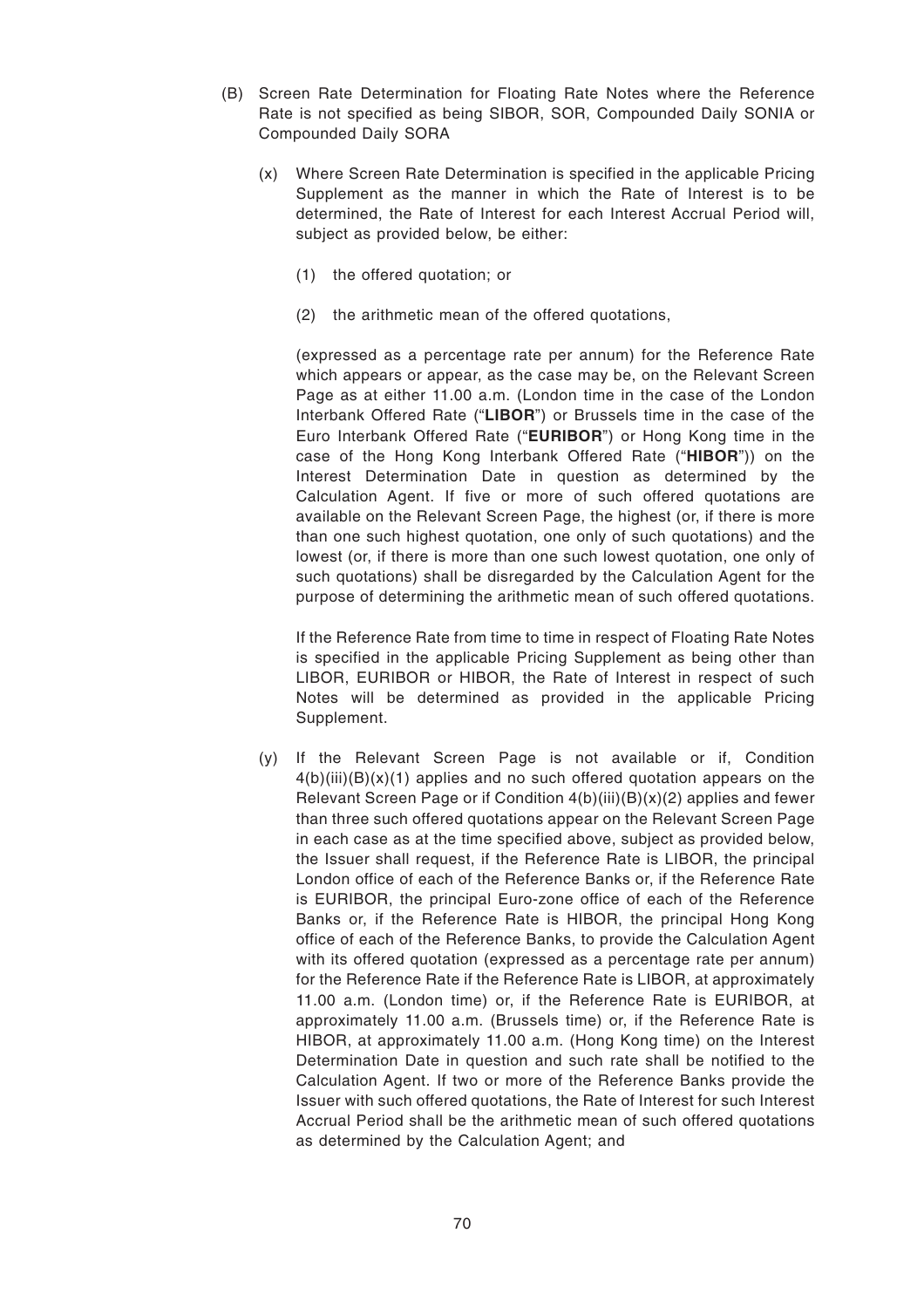(B) Screen Rate Determination for Floating Rate Notes where the Reference Rate is not specified as being SIBOR, SOR, Compounded Daily SONIA or Compounded Daily SORA

(x) Where Screen Rate Determination is specified in the applicable Pricing Supplement as the manner in which the Rate of Interest is to be determined, the Rate of Interest for each Interest Accrual Period will, subject as provided below, be either:

(1) the offered quotation; or

(2) the arithmetic mean of the offered quotations,

(expressed as a percentage rate per annum) for the Reference Rate which appears or appear, as the case may be, on the Relevant Screen Page as at either 11.00 a.m. (London time in the case of the London Interbank Offered Rate ("**LIBOR**") or Brussels time in the case of the Euro Interbank Offered Rate ("**EURIBOR**") or Hong Kong time in the case of the Hong Kong Interbank Offered Rate ("**HIBOR**")) on the Interest Determination Date in question as determined by the Calculation Agent. If five or more of such offered quotations are available on the Relevant Screen Page, the highest (or, if there is more than one such highest quotation, one only of such quotations) and the lowest (or, if there is more than one such lowest quotation, one only of such quotations) shall be disregarded by the Calculation Agent for the purpose of determining the arithmetic mean of such offered quotations.

If the Reference Rate from time to time in respect of Floating Rate Notes is specified in the applicable Pricing Supplement as being other than LIBOR, EURIBOR or HIBOR, the Rate of Interest in respect of such Notes will be determined as provided in the applicable Pricing Supplement.

(y) If the Relevant Screen Page is not available or if, Condition 4(b)(iii)(B)(x)(1) applies and no such offered quotation appears on the Relevant Screen Page or if Condition 4(b)(iii)(B)(x)(2) applies and fewer than three such offered quotations appear on the Relevant Screen Page in each case as at the time specified above, subject as provided below, the Issuer shall request, if the Reference Rate is LIBOR, the principal London office of each of the Reference Banks or, if the Reference Rate is EURIBOR, the principal Euro-zone office of each of the Reference Banks or, if the Reference Rate is HIBOR, the principal Hong Kong office of each of the Reference Banks, to provide the Calculation Agent with its offered quotation (expressed as a percentage rate per annum) for the Reference Rate if the Reference Rate is LIBOR, at approximately 11.00 a.m. (London time) or, if the Reference Rate is EURIBOR, at approximately 11.00 a.m. (Brussels time) or, if the Reference Rate is HIBOR, at approximately 11.00 a.m. (Hong Kong time) on the Interest Determination Date in question and such rate shall be notified to the Calculation Agent. If two or more of the Reference Banks provide the Issuer with such offered quotations, the Rate of Interest for such Interest Accrual Period shall be the arithmetic mean of such offered quotations as determined by the Calculation Agent; and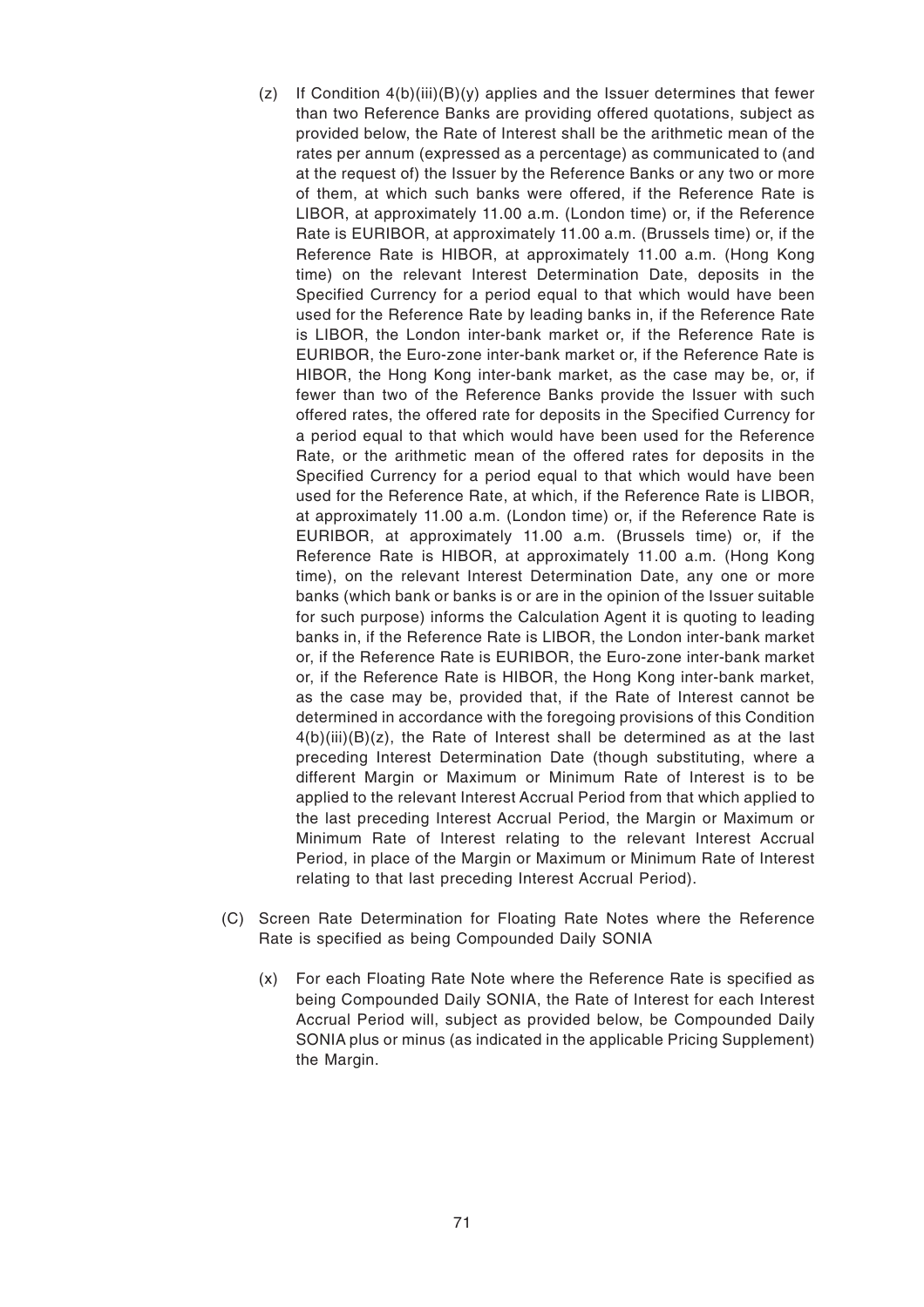(z) If Condition 4(b)(iii)(B)(y) applies and the Issuer determines that fewer than two Reference Banks are providing offered quotations, subject as provided below, the Rate of Interest shall be the arithmetic mean of the rates per annum (expressed as a percentage) as communicated to (and at the request of) the Issuer by the Reference Banks or any two or more of them, at which such banks were offered, if the Reference Rate is LIBOR, at approximately 11.00 a.m. (London time) or, if the Reference Rate is EURIBOR, at approximately 11.00 a.m. (Brussels time) or, if the Reference Rate is HIBOR, at approximately 11.00 a.m. (Hong Kong time) on the relevant Interest Determination Date, deposits in the Specified Currency for a period equal to that which would have been used for the Reference Rate by leading banks in, if the Reference Rate is LIBOR, the London inter-bank market or, if the Reference Rate is EURIBOR, the Euro-zone inter-bank market or, if the Reference Rate is HIBOR, the Hong Kong inter-bank market, as the case may be, or, if fewer than two of the Reference Banks provide the Issuer with such offered rates, the offered rate for deposits in the Specified Currency for a period equal to that which would have been used for the Reference Rate, or the arithmetic mean of the offered rates for deposits in the Specified Currency for a period equal to that which would have been used for the Reference Rate, at which, if the Reference Rate is LIBOR, at approximately 11.00 a.m. (London time) or, if the Reference Rate is EURIBOR, at approximately 11.00 a.m. (Brussels time) or, if the Reference Rate is HIBOR, at approximately 11.00 a.m. (Hong Kong time), on the relevant Interest Determination Date, any one or more banks (which bank or banks is or are in the opinion of the Issuer suitable for such purpose) informs the Calculation Agent it is quoting to leading banks in, if the Reference Rate is LIBOR, the London inter-bank market or, if the Reference Rate is EURIBOR, the Euro-zone inter-bank market or, if the Reference Rate is HIBOR, the Hong Kong inter-bank market, as the case may be, provided that, if the Rate of Interest cannot be determined in accordance with the foregoing provisions of this Condition 4(b)(iii)(B)(z), the Rate of Interest shall be determined as at the last preceding Interest Determination Date (though substituting, where a different Margin or Maximum or Minimum Rate of Interest is to be applied to the relevant Interest Accrual Period from that which applied to the last preceding Interest Accrual Period, the Margin or Maximum or Minimum Rate of Interest relating to the relevant Interest Accrual Period, in place of the Margin or Maximum or Minimum Rate of Interest relating to that last preceding Interest Accrual Period).

(C) Screen Rate Determination for Floating Rate Notes where the Reference Rate is specified as being Compounded Daily SONIA

(x) For each Floating Rate Note where the Reference Rate is specified as being Compounded Daily SONIA, the Rate of Interest for each Interest Accrual Period will, subject as provided below, be Compounded Daily SONIA plus or minus (as indicated in the applicable Pricing Supplement) the Margin.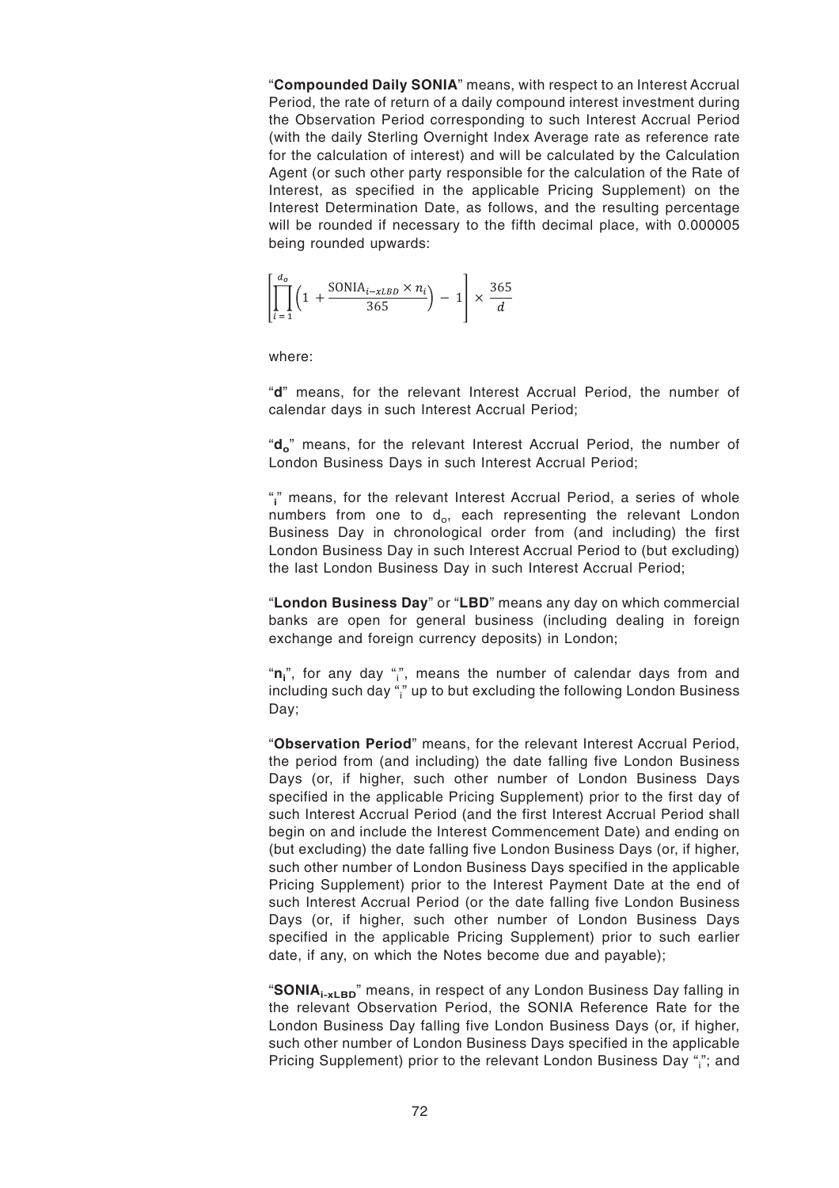"**Compounded Daily SONIA**" means, with respect to an Interest Accrual Period, the rate of return of a daily compound interest investment during the Observation Period corresponding to such Interest Accrual Period (with the daily Sterling Overnight Index Average rate as reference rate for the calculation of interest) and will be calculated by the Calculation Agent (or such other party responsible for the calculation of the Rate of Interest, as specified in the applicable Pricing Supplement) on the Interest Determination Date, as follows, and the resulting percentage will be rounded if necessary to the fifth decimal place, with 0.000005 being rounded upwards:

$$\left[\prod_{i=1}^{d_o}\left(1 + \frac{\text{SONIA}_{i-xLBD} \times n_i}{365}\right) - 1\right] \times \frac{365}{d}$$

where:

"**d**" means, for the relevant Interest Accrual Period, the number of calendar days in such Interest Accrual Period;

"$\mathbf{d_o}$" means, for the relevant Interest Accrual Period, the number of London Business Days in such Interest Accrual Period;

"$_i$" means, for the relevant Interest Accrual Period, a series of whole numbers from one to $d_o$, each representing the relevant London Business Day in chronological order from (and including) the first London Business Day in such Interest Accrual Period to (but excluding) the last London Business Day in such Interest Accrual Period;

"**London Business Day**" or "**LBD**" means any day on which commercial banks are open for general business (including dealing in foreign exchange and foreign currency deposits) in London;

"$\mathbf{n_i}$", for any day "$_i$", means the number of calendar days from and including such day "$_i$" up to but excluding the following London Business Day;

"**Observation Period**" means, for the relevant Interest Accrual Period, the period from (and including) the date falling five London Business Days (or, if higher, such other number of London Business Days specified in the applicable Pricing Supplement) prior to the first day of such Interest Accrual Period (and the first Interest Accrual Period shall begin on and include the Interest Commencement Date) and ending on (but excluding) the date falling five London Business Days (or, if higher, such other number of London Business Days specified in the applicable Pricing Supplement) prior to the Interest Payment Date at the end of such Interest Accrual Period (or the date falling five London Business Days (or, if higher, such other number of London Business Days specified in the applicable Pricing Supplement) prior to such earlier date, if any, on which the Notes become due and payable);

"$\mathbf{SONIA_{i\text{-}xLBD}}$" means, in respect of any London Business Day falling in the relevant Observation Period, the SONIA Reference Rate for the London Business Day falling five London Business Days (or, if higher, such other number of London Business Days specified in the applicable Pricing Supplement) prior to the relevant London Business Day "$_i$"; and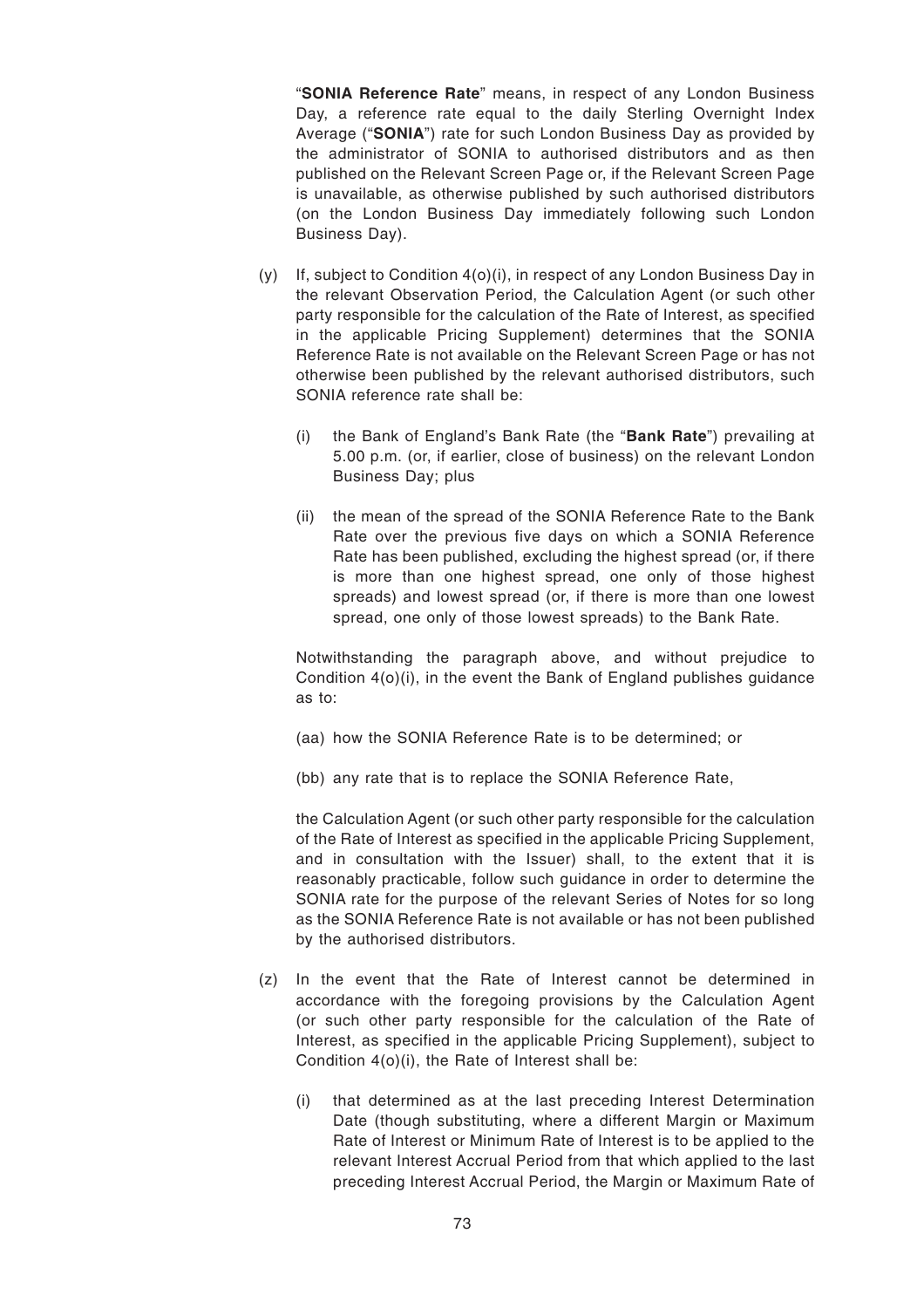"**SONIA Reference Rate**" means, in respect of any London Business Day, a reference rate equal to the daily Sterling Overnight Index Average ("**SONIA**") rate for such London Business Day as provided by the administrator of SONIA to authorised distributors and as then published on the Relevant Screen Page or, if the Relevant Screen Page is unavailable, as otherwise published by such authorised distributors (on the London Business Day immediately following such London Business Day).

(y) If, subject to Condition 4(o)(i), in respect of any London Business Day in the relevant Observation Period, the Calculation Agent (or such other party responsible for the calculation of the Rate of Interest, as specified in the applicable Pricing Supplement) determines that the SONIA Reference Rate is not available on the Relevant Screen Page or has not otherwise been published by the relevant authorised distributors, such SONIA reference rate shall be:

(i) the Bank of England's Bank Rate (the "**Bank Rate**") prevailing at 5.00 p.m. (or, if earlier, close of business) on the relevant London Business Day; plus

(ii) the mean of the spread of the SONIA Reference Rate to the Bank Rate over the previous five days on which a SONIA Reference Rate has been published, excluding the highest spread (or, if there is more than one highest spread, one only of those highest spreads) and lowest spread (or, if there is more than one lowest spread, one only of those lowest spreads) to the Bank Rate.

Notwithstanding the paragraph above, and without prejudice to Condition 4(o)(i), in the event the Bank of England publishes guidance as to:

(aa) how the SONIA Reference Rate is to be determined; or

(bb) any rate that is to replace the SONIA Reference Rate,

the Calculation Agent (or such other party responsible for the calculation of the Rate of Interest as specified in the applicable Pricing Supplement, and in consultation with the Issuer) shall, to the extent that it is reasonably practicable, follow such guidance in order to determine the SONIA rate for the purpose of the relevant Series of Notes for so long as the SONIA Reference Rate is not available or has not been published by the authorised distributors.

(z) In the event that the Rate of Interest cannot be determined in accordance with the foregoing provisions by the Calculation Agent (or such other party responsible for the calculation of the Rate of Interest, as specified in the applicable Pricing Supplement), subject to Condition 4(o)(i), the Rate of Interest shall be:

(i) that determined as at the last preceding Interest Determination Date (though substituting, where a different Margin or Maximum Rate of Interest or Minimum Rate of Interest is to be applied to the relevant Interest Accrual Period from that which applied to the last preceding Interest Accrual Period, the Margin or Maximum Rate of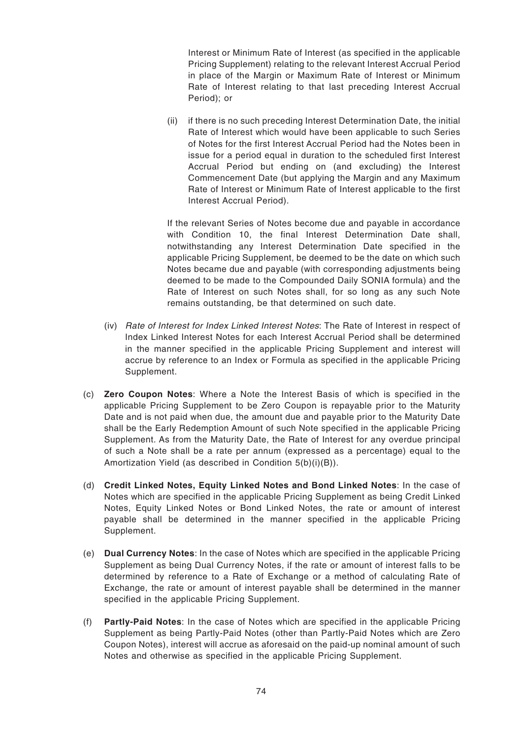Interest or Minimum Rate of Interest (as specified in the applicable Pricing Supplement) relating to the relevant Interest Accrual Period in place of the Margin or Maximum Rate of Interest or Minimum Rate of Interest relating to that last preceding Interest Accrual Period); or

(ii) if there is no such preceding Interest Determination Date, the initial Rate of Interest which would have been applicable to such Series of Notes for the first Interest Accrual Period had the Notes been in issue for a period equal in duration to the scheduled first Interest Accrual Period but ending on (and excluding) the Interest Commencement Date (but applying the Margin and any Maximum Rate of Interest or Minimum Rate of Interest applicable to the first Interest Accrual Period).

If the relevant Series of Notes become due and payable in accordance with Condition 10, the final Interest Determination Date shall, notwithstanding any Interest Determination Date specified in the applicable Pricing Supplement, be deemed to be the date on which such Notes became due and payable (with corresponding adjustments being deemed to be made to the Compounded Daily SONIA formula) and the Rate of Interest on such Notes shall, for so long as any such Note remains outstanding, be that determined on such date.

(iv) *Rate of Interest for Index Linked Interest Notes*: The Rate of Interest in respect of Index Linked Interest Notes for each Interest Accrual Period shall be determined in the manner specified in the applicable Pricing Supplement and interest will accrue by reference to an Index or Formula as specified in the applicable Pricing Supplement.

(c) **Zero Coupon Notes**: Where a Note the Interest Basis of which is specified in the applicable Pricing Supplement to be Zero Coupon is repayable prior to the Maturity Date and is not paid when due, the amount due and payable prior to the Maturity Date shall be the Early Redemption Amount of such Note specified in the applicable Pricing Supplement. As from the Maturity Date, the Rate of Interest for any overdue principal of such a Note shall be a rate per annum (expressed as a percentage) equal to the Amortization Yield (as described in Condition 5(b)(i)(B)).

(d) **Credit Linked Notes, Equity Linked Notes and Bond Linked Notes**: In the case of Notes which are specified in the applicable Pricing Supplement as being Credit Linked Notes, Equity Linked Notes or Bond Linked Notes, the rate or amount of interest payable shall be determined in the manner specified in the applicable Pricing Supplement.

(e) **Dual Currency Notes**: In the case of Notes which are specified in the applicable Pricing Supplement as being Dual Currency Notes, if the rate or amount of interest falls to be determined by reference to a Rate of Exchange or a method of calculating Rate of Exchange, the rate or amount of interest payable shall be determined in the manner specified in the applicable Pricing Supplement.

(f) **Partly-Paid Notes**: In the case of Notes which are specified in the applicable Pricing Supplement as being Partly-Paid Notes (other than Partly-Paid Notes which are Zero Coupon Notes), interest will accrue as aforesaid on the paid-up nominal amount of such Notes and otherwise as specified in the applicable Pricing Supplement.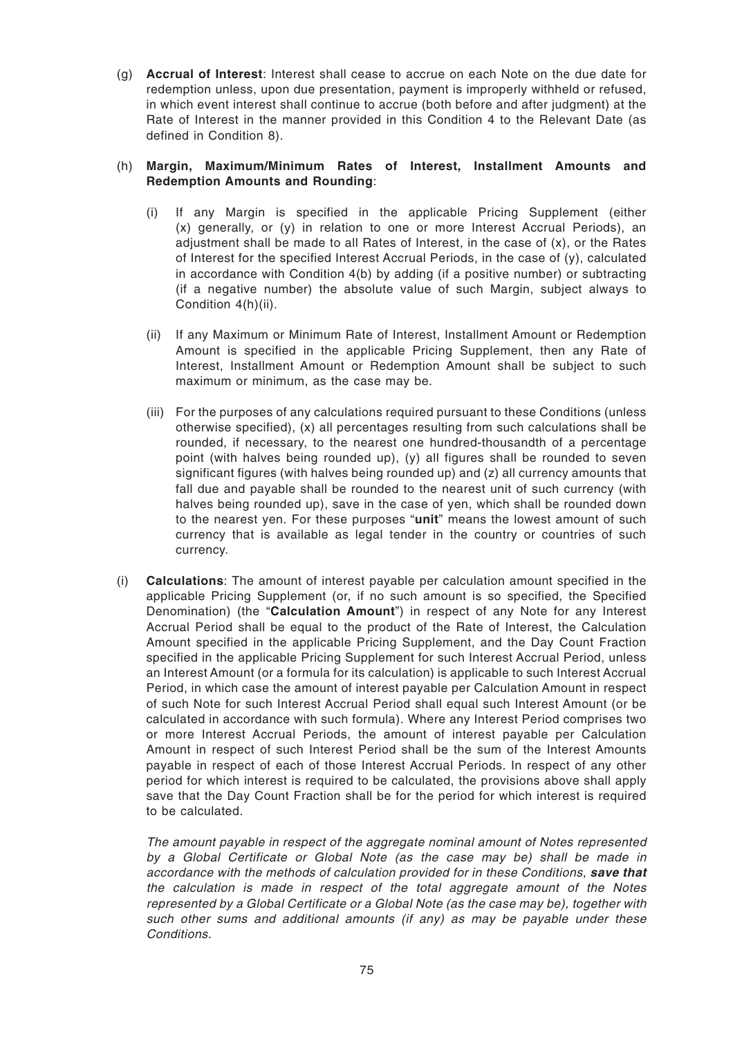(g) **Accrual of Interest**: Interest shall cease to accrue on each Note on the due date for redemption unless, upon due presentation, payment is improperly withheld or refused, in which event interest shall continue to accrue (both before and after judgment) at the Rate of Interest in the manner provided in this Condition 4 to the Relevant Date (as defined in Condition 8).

(h) **Margin, Maximum/Minimum Rates of Interest, Installment Amounts and Redemption Amounts and Rounding**:

(i) If any Margin is specified in the applicable Pricing Supplement (either (x) generally, or (y) in relation to one or more Interest Accrual Periods), an adjustment shall be made to all Rates of Interest, in the case of (x), or the Rates of Interest for the specified Interest Accrual Periods, in the case of (y), calculated in accordance with Condition 4(b) by adding (if a positive number) or subtracting (if a negative number) the absolute value of such Margin, subject always to Condition 4(h)(ii).

(ii) If any Maximum or Minimum Rate of Interest, Installment Amount or Redemption Amount is specified in the applicable Pricing Supplement, then any Rate of Interest, Installment Amount or Redemption Amount shall be subject to such maximum or minimum, as the case may be.

(iii) For the purposes of any calculations required pursuant to these Conditions (unless otherwise specified), (x) all percentages resulting from such calculations shall be rounded, if necessary, to the nearest one hundred-thousandth of a percentage point (with halves being rounded up), (y) all figures shall be rounded to seven significant figures (with halves being rounded up) and (z) all currency amounts that fall due and payable shall be rounded to the nearest unit of such currency (with halves being rounded up), save in the case of yen, which shall be rounded down to the nearest yen. For these purposes "**unit**" means the lowest amount of such currency that is available as legal tender in the country or countries of such currency.

(i) **Calculations**: The amount of interest payable per calculation amount specified in the applicable Pricing Supplement (or, if no such amount is so specified, the Specified Denomination) (the "**Calculation Amount**") in respect of any Note for any Interest Accrual Period shall be equal to the product of the Rate of Interest, the Calculation Amount specified in the applicable Pricing Supplement, and the Day Count Fraction specified in the applicable Pricing Supplement for such Interest Accrual Period, unless an Interest Amount (or a formula for its calculation) is applicable to such Interest Accrual Period, in which case the amount of interest payable per Calculation Amount in respect of such Note for such Interest Accrual Period shall equal such Interest Amount (or be calculated in accordance with such formula). Where any Interest Period comprises two or more Interest Accrual Periods, the amount of interest payable per Calculation Amount in respect of such Interest Period shall be the sum of the Interest Amounts payable in respect of each of those Interest Accrual Periods. In respect of any other period for which interest is required to be calculated, the provisions above shall apply save that the Day Count Fraction shall be for the period for which interest is required to be calculated.

*The amount payable in respect of the aggregate nominal amount of Notes represented by a Global Certificate or Global Note (as the case may be) shall be made in accordance with the methods of calculation provided for in these Conditions, **save that** the calculation is made in respect of the total aggregate amount of the Notes represented by a Global Certificate or a Global Note (as the case may be), together with such other sums and additional amounts (if any) as may be payable under these Conditions.*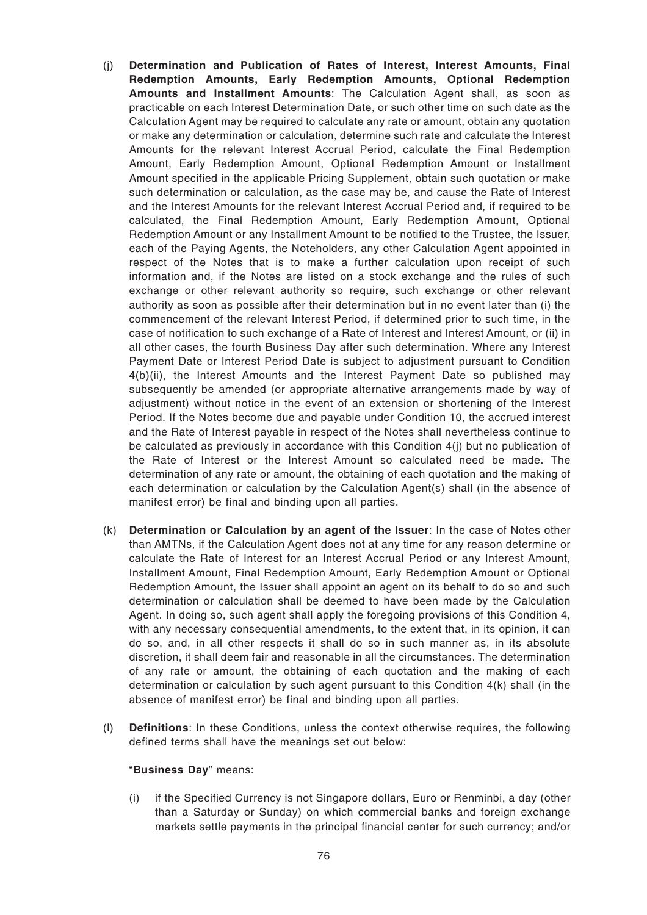(j) **Determination and Publication of Rates of Interest, Interest Amounts, Final Redemption Amounts, Early Redemption Amounts, Optional Redemption Amounts and Installment Amounts**: The Calculation Agent shall, as soon as practicable on each Interest Determination Date, or such other time on such date as the Calculation Agent may be required to calculate any rate or amount, obtain any quotation or make any determination or calculation, determine such rate and calculate the Interest Amounts for the relevant Interest Accrual Period, calculate the Final Redemption Amount, Early Redemption Amount, Optional Redemption Amount or Installment Amount specified in the applicable Pricing Supplement, obtain such quotation or make such determination or calculation, as the case may be, and cause the Rate of Interest and the Interest Amounts for the relevant Interest Accrual Period and, if required to be calculated, the Final Redemption Amount, Early Redemption Amount, Optional Redemption Amount or any Installment Amount to be notified to the Trustee, the Issuer, each of the Paying Agents, the Noteholders, any other Calculation Agent appointed in respect of the Notes that is to make a further calculation upon receipt of such information and, if the Notes are listed on a stock exchange and the rules of such exchange or other relevant authority so require, such exchange or other relevant authority as soon as possible after their determination but in no event later than (i) the commencement of the relevant Interest Period, if determined prior to such time, in the case of notification to such exchange of a Rate of Interest and Interest Amount, or (ii) in all other cases, the fourth Business Day after such determination. Where any Interest Payment Date or Interest Period Date is subject to adjustment pursuant to Condition 4(b)(ii), the Interest Amounts and the Interest Payment Date so published may subsequently be amended (or appropriate alternative arrangements made by way of adjustment) without notice in the event of an extension or shortening of the Interest Period. If the Notes become due and payable under Condition 10, the accrued interest and the Rate of Interest payable in respect of the Notes shall nevertheless continue to be calculated as previously in accordance with this Condition 4(j) but no publication of the Rate of Interest or the Interest Amount so calculated need be made. The determination of any rate or amount, the obtaining of each quotation and the making of each determination or calculation by the Calculation Agent(s) shall (in the absence of manifest error) be final and binding upon all parties.

(k) **Determination or Calculation by an agent of the Issuer**: In the case of Notes other than AMTNs, if the Calculation Agent does not at any time for any reason determine or calculate the Rate of Interest for an Interest Accrual Period or any Interest Amount, Installment Amount, Final Redemption Amount, Early Redemption Amount or Optional Redemption Amount, the Issuer shall appoint an agent on its behalf to do so and such determination or calculation shall be deemed to have been made by the Calculation Agent. In doing so, such agent shall apply the foregoing provisions of this Condition 4, with any necessary consequential amendments, to the extent that, in its opinion, it can do so, and, in all other respects it shall do so in such manner as, in its absolute discretion, it shall deem fair and reasonable in all the circumstances. The determination of any rate or amount, the obtaining of each quotation and the making of each determination or calculation by such agent pursuant to this Condition 4(k) shall (in the absence of manifest error) be final and binding upon all parties.

(l) **Definitions**: In these Conditions, unless the context otherwise requires, the following defined terms shall have the meanings set out below:

"**Business Day**" means:

(i) if the Specified Currency is not Singapore dollars, Euro or Renminbi, a day (other than a Saturday or Sunday) on which commercial banks and foreign exchange markets settle payments in the principal financial center for such currency; and/or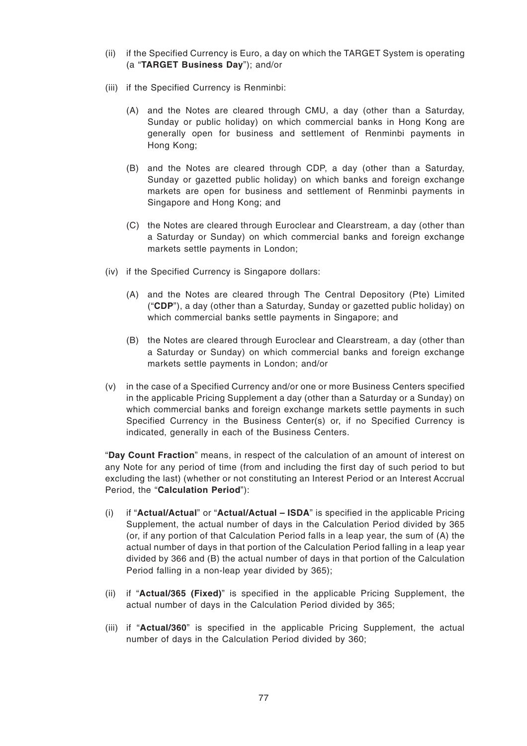(ii) if the Specified Currency is Euro, a day on which the TARGET System is operating (a "**TARGET Business Day**"); and/or

(iii) if the Specified Currency is Renminbi:

   (A) and the Notes are cleared through CMU, a day (other than a Saturday, Sunday or public holiday) on which commercial banks in Hong Kong are generally open for business and settlement of Renminbi payments in Hong Kong;

   (B) and the Notes are cleared through CDP, a day (other than a Saturday, Sunday or gazetted public holiday) on which banks and foreign exchange markets are open for business and settlement of Renminbi payments in Singapore and Hong Kong; and

   (C) the Notes are cleared through Euroclear and Clearstream, a day (other than a Saturday or Sunday) on which commercial banks and foreign exchange markets settle payments in London;

(iv) if the Specified Currency is Singapore dollars:

   (A) and the Notes are cleared through The Central Depository (Pte) Limited ("**CDP**"), a day (other than a Saturday, Sunday or gazetted public holiday) on which commercial banks settle payments in Singapore; and

   (B) the Notes are cleared through Euroclear and Clearstream, a day (other than a Saturday or Sunday) on which commercial banks and foreign exchange markets settle payments in London; and/or

(v) in the case of a Specified Currency and/or one or more Business Centers specified in the applicable Pricing Supplement a day (other than a Saturday or a Sunday) on which commercial banks and foreign exchange markets settle payments in such Specified Currency in the Business Center(s) or, if no Specified Currency is indicated, generally in each of the Business Centers.

"**Day Count Fraction**" means, in respect of the calculation of an amount of interest on any Note for any period of time (from and including the first day of such period to but excluding the last) (whether or not constituting an Interest Period or an Interest Accrual Period, the "**Calculation Period**"):

(i) if "**Actual/Actual**" or "**Actual/Actual – ISDA**" is specified in the applicable Pricing Supplement, the actual number of days in the Calculation Period divided by 365 (or, if any portion of that Calculation Period falls in a leap year, the sum of (A) the actual number of days in that portion of the Calculation Period falling in a leap year divided by 366 and (B) the actual number of days in that portion of the Calculation Period falling in a non-leap year divided by 365);

(ii) if "**Actual/365 (Fixed)**" is specified in the applicable Pricing Supplement, the actual number of days in the Calculation Period divided by 365;

(iii) if "**Actual/360**" is specified in the applicable Pricing Supplement, the actual number of days in the Calculation Period divided by 360;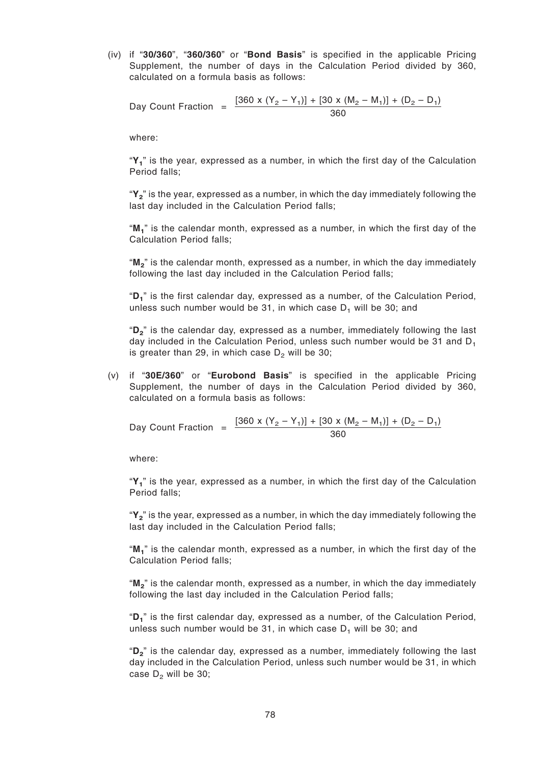(iv) if "**30/360**", "**360/360**" or "**Bond Basis**" is specified in the applicable Pricing Supplement, the number of days in the Calculation Period divided by 360, calculated on a formula basis as follows:

$$\text{Day Count Fraction} = \frac{[360 \times (Y_2 - Y_1)] + [30 \times (M_2 - M_1)] + (D_2 - D_1)}{360}$$

where:

"$Y_1$" is the year, expressed as a number, in which the first day of the Calculation Period falls;

"$Y_2$" is the year, expressed as a number, in which the day immediately following the last day included in the Calculation Period falls;

"$M_1$" is the calendar month, expressed as a number, in which the first day of the Calculation Period falls;

"$M_2$" is the calendar month, expressed as a number, in which the day immediately following the last day included in the Calculation Period falls;

"$D_1$" is the first calendar day, expressed as a number, of the Calculation Period, unless such number would be 31, in which case $D_1$ will be 30; and

"$D_2$" is the calendar day, expressed as a number, immediately following the last day included in the Calculation Period, unless such number would be 31 and $D_1$ is greater than 29, in which case $D_2$ will be 30;

(v) if "**30E/360**" or "**Eurobond Basis**" is specified in the applicable Pricing Supplement, the number of days in the Calculation Period divided by 360, calculated on a formula basis as follows:

$$\text{Day Count Fraction} = \frac{[360 \times (Y_2 - Y_1)] + [30 \times (M_2 - M_1)] + (D_2 - D_1)}{360}$$

where:

"$Y_1$" is the year, expressed as a number, in which the first day of the Calculation Period falls;

"$Y_2$" is the year, expressed as a number, in which the day immediately following the last day included in the Calculation Period falls;

"$M_1$" is the calendar month, expressed as a number, in which the first day of the Calculation Period falls;

"$M_2$" is the calendar month, expressed as a number, in which the day immediately following the last day included in the Calculation Period falls;

"$D_1$" is the first calendar day, expressed as a number, of the Calculation Period, unless such number would be 31, in which case $D_1$ will be 30; and

"$D_2$" is the calendar day, expressed as a number, immediately following the last day included in the Calculation Period, unless such number would be 31, in which case $D_2$ will be 30;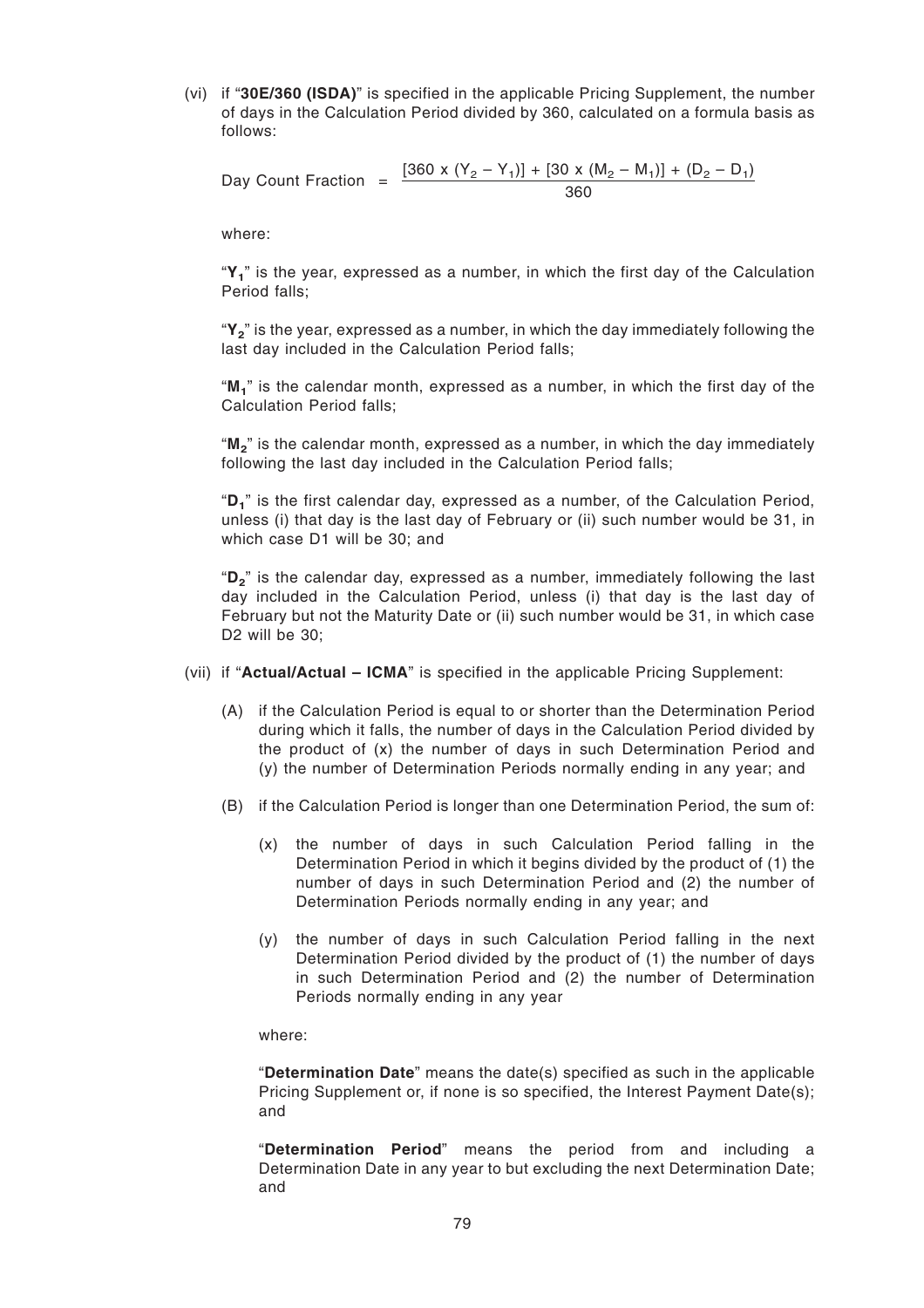(vi) if "**30E/360 (ISDA)**" is specified in the applicable Pricing Supplement, the number of days in the Calculation Period divided by 360, calculated on a formula basis as follows:

$$\text{Day Count Fraction} = \frac{[360 \times (Y_2 - Y_1)] + [30 \times (M_2 - M_1)] + (D_2 - D_1)}{360}$$

where:

"$\mathbf{Y_1}$" is the year, expressed as a number, in which the first day of the Calculation Period falls;

"$\mathbf{Y_2}$" is the year, expressed as a number, in which the day immediately following the last day included in the Calculation Period falls;

"$\mathbf{M_1}$" is the calendar month, expressed as a number, in which the first day of the Calculation Period falls;

"$\mathbf{M_2}$" is the calendar month, expressed as a number, in which the day immediately following the last day included in the Calculation Period falls;

"$\mathbf{D_1}$" is the first calendar day, expressed as a number, of the Calculation Period, unless (i) that day is the last day of February or (ii) such number would be 31, in which case D1 will be 30; and

"$\mathbf{D_2}$" is the calendar day, expressed as a number, immediately following the last day included in the Calculation Period, unless (i) that day is the last day of February but not the Maturity Date or (ii) such number would be 31, in which case D2 will be 30;

(vii) if "**Actual/Actual – ICMA**" is specified in the applicable Pricing Supplement:

(A) if the Calculation Period is equal to or shorter than the Determination Period during which it falls, the number of days in the Calculation Period divided by the product of (x) the number of days in such Determination Period and (y) the number of Determination Periods normally ending in any year; and

(B) if the Calculation Period is longer than one Determination Period, the sum of:

(x) the number of days in such Calculation Period falling in the Determination Period in which it begins divided by the product of (1) the number of days in such Determination Period and (2) the number of Determination Periods normally ending in any year; and

(y) the number of days in such Calculation Period falling in the next Determination Period divided by the product of (1) the number of days in such Determination Period and (2) the number of Determination Periods normally ending in any year

where:

"**Determination Date**" means the date(s) specified as such in the applicable Pricing Supplement or, if none is so specified, the Interest Payment Date(s); and

"**Determination Period**" means the period from and including a Determination Date in any year to but excluding the next Determination Date; and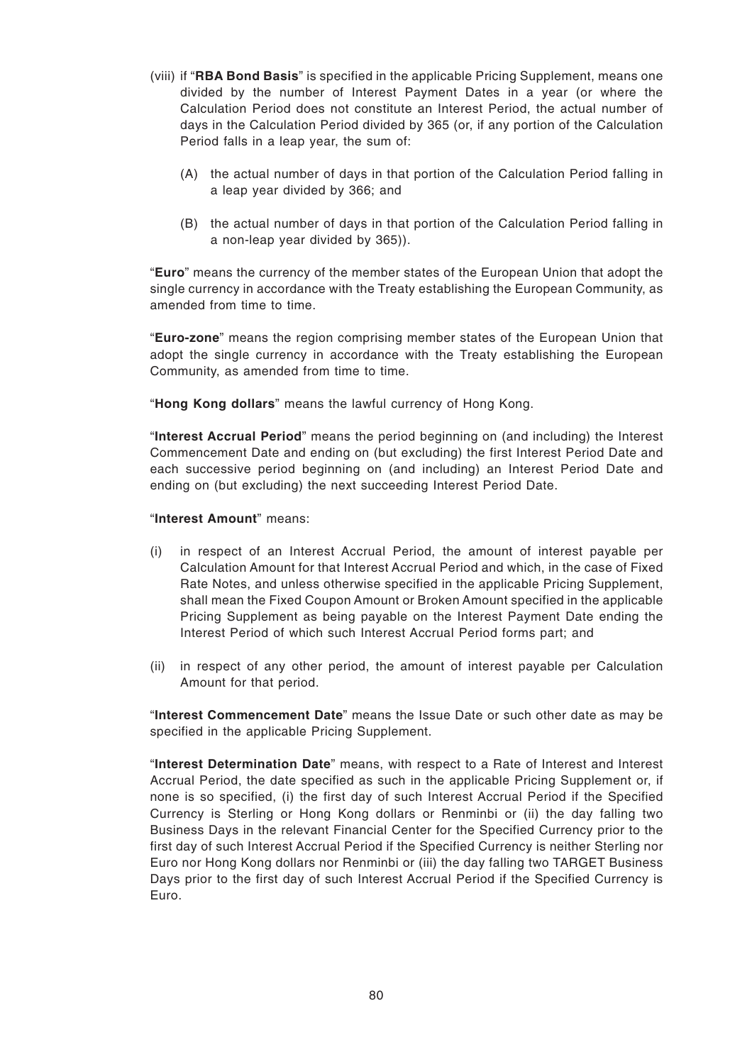(viii) if "**RBA Bond Basis**" is specified in the applicable Pricing Supplement, means one divided by the number of Interest Payment Dates in a year (or where the Calculation Period does not constitute an Interest Period, the actual number of days in the Calculation Period divided by 365 (or, if any portion of the Calculation Period falls in a leap year, the sum of:

(A) the actual number of days in that portion of the Calculation Period falling in a leap year divided by 366; and

(B) the actual number of days in that portion of the Calculation Period falling in a non-leap year divided by 365)).

"**Euro**" means the currency of the member states of the European Union that adopt the single currency in accordance with the Treaty establishing the European Community, as amended from time to time.

"**Euro-zone**" means the region comprising member states of the European Union that adopt the single currency in accordance with the Treaty establishing the European Community, as amended from time to time.

"**Hong Kong dollars**" means the lawful currency of Hong Kong.

"**Interest Accrual Period**" means the period beginning on (and including) the Interest Commencement Date and ending on (but excluding) the first Interest Period Date and each successive period beginning on (and including) an Interest Period Date and ending on (but excluding) the next succeeding Interest Period Date.

"**Interest Amount**" means:

(i) in respect of an Interest Accrual Period, the amount of interest payable per Calculation Amount for that Interest Accrual Period and which, in the case of Fixed Rate Notes, and unless otherwise specified in the applicable Pricing Supplement, shall mean the Fixed Coupon Amount or Broken Amount specified in the applicable Pricing Supplement as being payable on the Interest Payment Date ending the Interest Period of which such Interest Accrual Period forms part; and

(ii) in respect of any other period, the amount of interest payable per Calculation Amount for that period.

"**Interest Commencement Date**" means the Issue Date or such other date as may be specified in the applicable Pricing Supplement.

"**Interest Determination Date**" means, with respect to a Rate of Interest and Interest Accrual Period, the date specified as such in the applicable Pricing Supplement or, if none is so specified, (i) the first day of such Interest Accrual Period if the Specified Currency is Sterling or Hong Kong dollars or Renminbi or (ii) the day falling two Business Days in the relevant Financial Center for the Specified Currency prior to the first day of such Interest Accrual Period if the Specified Currency is neither Sterling nor Euro nor Hong Kong dollars nor Renminbi or (iii) the day falling two TARGET Business Days prior to the first day of such Interest Accrual Period if the Specified Currency is Euro.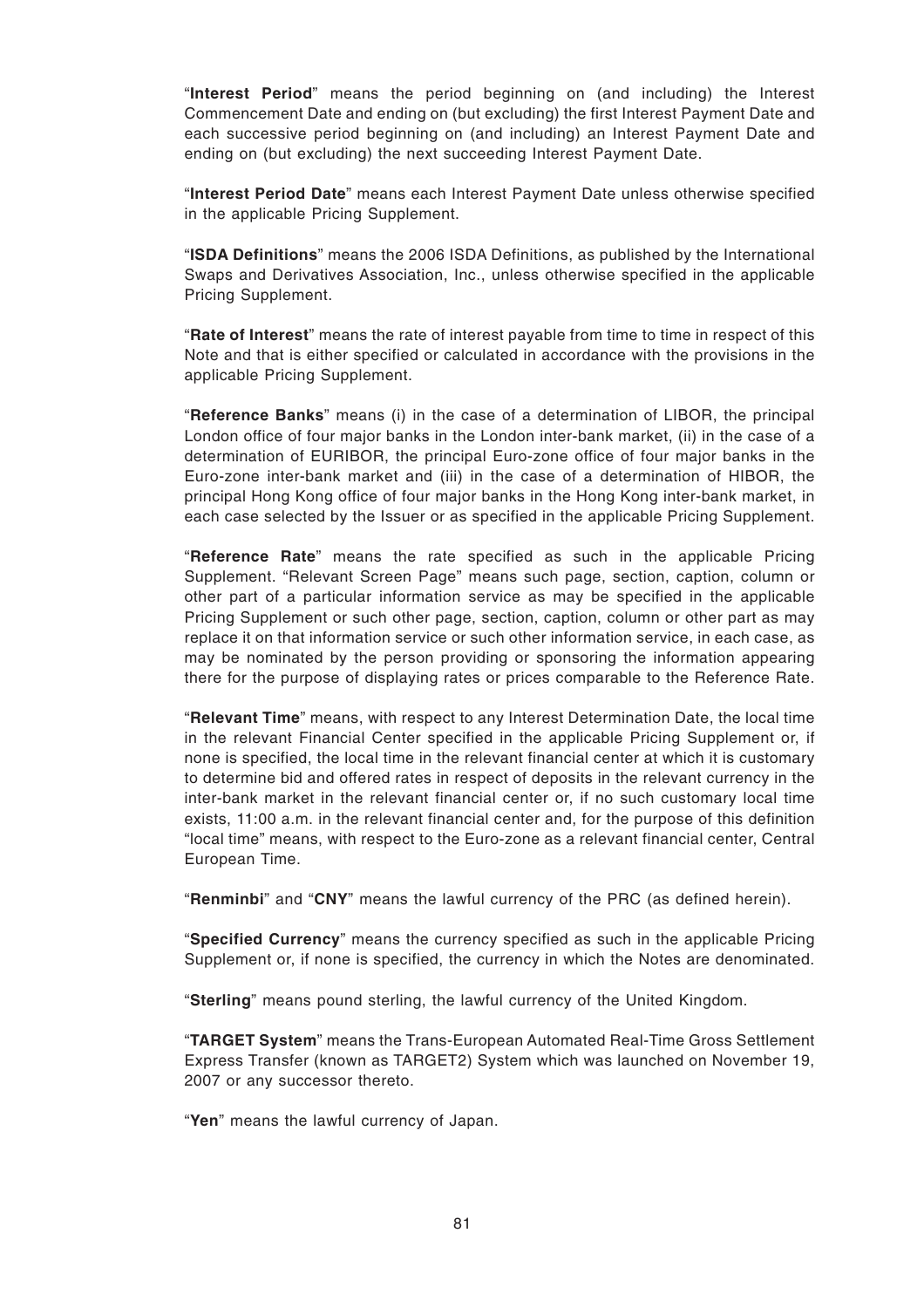"**Interest Period**" means the period beginning on (and including) the Interest Commencement Date and ending on (but excluding) the first Interest Payment Date and each successive period beginning on (and including) an Interest Payment Date and ending on (but excluding) the next succeeding Interest Payment Date.

"**Interest Period Date**" means each Interest Payment Date unless otherwise specified in the applicable Pricing Supplement.

"**ISDA Definitions**" means the 2006 ISDA Definitions, as published by the International Swaps and Derivatives Association, Inc., unless otherwise specified in the applicable Pricing Supplement.

"**Rate of Interest**" means the rate of interest payable from time to time in respect of this Note and that is either specified or calculated in accordance with the provisions in the applicable Pricing Supplement.

"**Reference Banks**" means (i) in the case of a determination of LIBOR, the principal London office of four major banks in the London inter-bank market, (ii) in the case of a determination of EURIBOR, the principal Euro-zone office of four major banks in the Euro-zone inter-bank market and (iii) in the case of a determination of HIBOR, the principal Hong Kong office of four major banks in the Hong Kong inter-bank market, in each case selected by the Issuer or as specified in the applicable Pricing Supplement.

"**Reference Rate**" means the rate specified as such in the applicable Pricing Supplement. "Relevant Screen Page" means such page, section, caption, column or other part of a particular information service as may be specified in the applicable Pricing Supplement or such other page, section, caption, column or other part as may replace it on that information service or such other information service, in each case, as may be nominated by the person providing or sponsoring the information appearing there for the purpose of displaying rates or prices comparable to the Reference Rate.

"**Relevant Time**" means, with respect to any Interest Determination Date, the local time in the relevant Financial Center specified in the applicable Pricing Supplement or, if none is specified, the local time in the relevant financial center at which it is customary to determine bid and offered rates in respect of deposits in the relevant currency in the inter-bank market in the relevant financial center or, if no such customary local time exists, 11:00 a.m. in the relevant financial center and, for the purpose of this definition "local time" means, with respect to the Euro-zone as a relevant financial center, Central European Time.

"**Renminbi**" and "**CNY**" means the lawful currency of the PRC (as defined herein).

"**Specified Currency**" means the currency specified as such in the applicable Pricing Supplement or, if none is specified, the currency in which the Notes are denominated.

"**Sterling**" means pound sterling, the lawful currency of the United Kingdom.

"**TARGET System**" means the Trans-European Automated Real-Time Gross Settlement Express Transfer (known as TARGET2) System which was launched on November 19, 2007 or any successor thereto.

"**Yen**" means the lawful currency of Japan.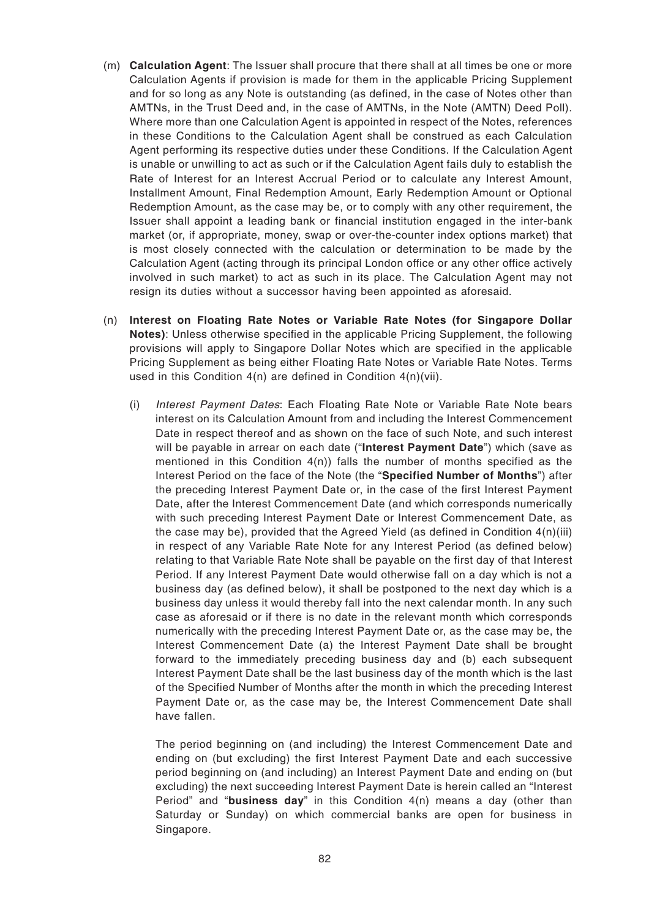(m) **Calculation Agent**: The Issuer shall procure that there shall at all times be one or more Calculation Agents if provision is made for them in the applicable Pricing Supplement and for so long as any Note is outstanding (as defined, in the case of Notes other than AMTNs, in the Trust Deed and, in the case of AMTNs, in the Note (AMTN) Deed Poll). Where more than one Calculation Agent is appointed in respect of the Notes, references in these Conditions to the Calculation Agent shall be construed as each Calculation Agent performing its respective duties under these Conditions. If the Calculation Agent is unable or unwilling to act as such or if the Calculation Agent fails duly to establish the Rate of Interest for an Interest Accrual Period or to calculate any Interest Amount, Installment Amount, Final Redemption Amount, Early Redemption Amount or Optional Redemption Amount, as the case may be, or to comply with any other requirement, the Issuer shall appoint a leading bank or financial institution engaged in the inter-bank market (or, if appropriate, money, swap or over-the-counter index options market) that is most closely connected with the calculation or determination to be made by the Calculation Agent (acting through its principal London office or any other office actively involved in such market) to act as such in its place. The Calculation Agent may not resign its duties without a successor having been appointed as aforesaid.

(n) **Interest on Floating Rate Notes or Variable Rate Notes (for Singapore Dollar Notes)**: Unless otherwise specified in the applicable Pricing Supplement, the following provisions will apply to Singapore Dollar Notes which are specified in the applicable Pricing Supplement as being either Floating Rate Notes or Variable Rate Notes. Terms used in this Condition 4(n) are defined in Condition 4(n)(vii).

(i) *Interest Payment Dates*: Each Floating Rate Note or Variable Rate Note bears interest on its Calculation Amount from and including the Interest Commencement Date in respect thereof and as shown on the face of such Note, and such interest will be payable in arrear on each date ("**Interest Payment Date**") which (save as mentioned in this Condition 4(n)) falls the number of months specified as the Interest Period on the face of the Note (the "**Specified Number of Months**") after the preceding Interest Payment Date or, in the case of the first Interest Payment Date, after the Interest Commencement Date (and which corresponds numerically with such preceding Interest Payment Date or Interest Commencement Date, as the case may be), provided that the Agreed Yield (as defined in Condition 4(n)(iii) in respect of any Variable Rate Note for any Interest Period (as defined below) relating to that Variable Rate Note shall be payable on the first day of that Interest Period. If any Interest Payment Date would otherwise fall on a day which is not a business day (as defined below), it shall be postponed to the next day which is a business day unless it would thereby fall into the next calendar month. In any such case as aforesaid or if there is no date in the relevant month which corresponds numerically with the preceding Interest Payment Date or, as the case may be, the Interest Commencement Date (a) the Interest Payment Date shall be brought forward to the immediately preceding business day and (b) each subsequent Interest Payment Date shall be the last business day of the month which is the last of the Specified Number of Months after the month in which the preceding Interest Payment Date or, as the case may be, the Interest Commencement Date shall have fallen.

The period beginning on (and including) the Interest Commencement Date and ending on (but excluding) the first Interest Payment Date and each successive period beginning on (and including) an Interest Payment Date and ending on (but excluding) the next succeeding Interest Payment Date is herein called an "Interest Period" and "**business day**" in this Condition 4(n) means a day (other than Saturday or Sunday) on which commercial banks are open for business in Singapore.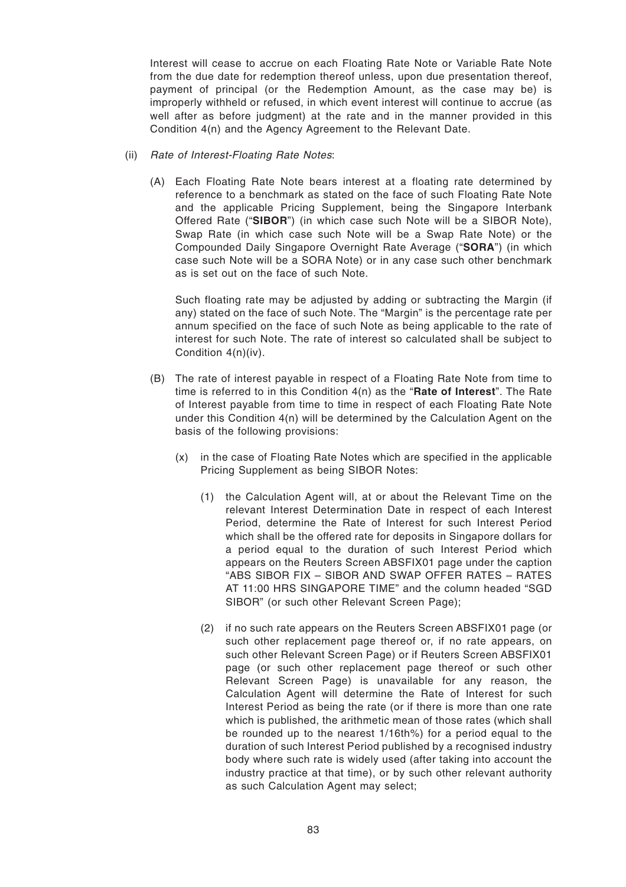Interest will cease to accrue on each Floating Rate Note or Variable Rate Note from the due date for redemption thereof unless, upon due presentation thereof, payment of principal (or the Redemption Amount, as the case may be) is improperly withheld or refused, in which event interest will continue to accrue (as well after as before judgment) at the rate and in the manner provided in this Condition 4(n) and the Agency Agreement to the Relevant Date.

(ii) *Rate of Interest-Floating Rate Notes*:

(A) Each Floating Rate Note bears interest at a floating rate determined by reference to a benchmark as stated on the face of such Floating Rate Note and the applicable Pricing Supplement, being the Singapore Interbank Offered Rate ("**SIBOR**") (in which case such Note will be a SIBOR Note), Swap Rate (in which case such Note will be a Swap Rate Note) or the Compounded Daily Singapore Overnight Rate Average ("**SORA**") (in which case such Note will be a SORA Note) or in any case such other benchmark as is set out on the face of such Note.

Such floating rate may be adjusted by adding or subtracting the Margin (if any) stated on the face of such Note. The "Margin" is the percentage rate per annum specified on the face of such Note as being applicable to the rate of interest for such Note. The rate of interest so calculated shall be subject to Condition 4(n)(iv).

(B) The rate of interest payable in respect of a Floating Rate Note from time to time is referred to in this Condition 4(n) as the "**Rate of Interest**". The Rate of Interest payable from time to time in respect of each Floating Rate Note under this Condition 4(n) will be determined by the Calculation Agent on the basis of the following provisions:

(x) in the case of Floating Rate Notes which are specified in the applicable Pricing Supplement as being SIBOR Notes:

(1) the Calculation Agent will, at or about the Relevant Time on the relevant Interest Determination Date in respect of each Interest Period, determine the Rate of Interest for such Interest Period which shall be the offered rate for deposits in Singapore dollars for a period equal to the duration of such Interest Period which appears on the Reuters Screen ABSFIX01 page under the caption "ABS SIBOR FIX – SIBOR AND SWAP OFFER RATES – RATES AT 11:00 HRS SINGAPORE TIME" and the column headed "SGD SIBOR" (or such other Relevant Screen Page);

(2) if no such rate appears on the Reuters Screen ABSFIX01 page (or such other replacement page thereof or, if no rate appears, on such other Relevant Screen Page) or if Reuters Screen ABSFIX01 page (or such other replacement page thereof or such other Relevant Screen Page) is unavailable for any reason, the Calculation Agent will determine the Rate of Interest for such Interest Period as being the rate (or if there is more than one rate which is published, the arithmetic mean of those rates (which shall be rounded up to the nearest 1/16th%) for a period equal to the duration of such Interest Period published by a recognised industry body where such rate is widely used (after taking into account the industry practice at that time), or by such other relevant authority as such Calculation Agent may select;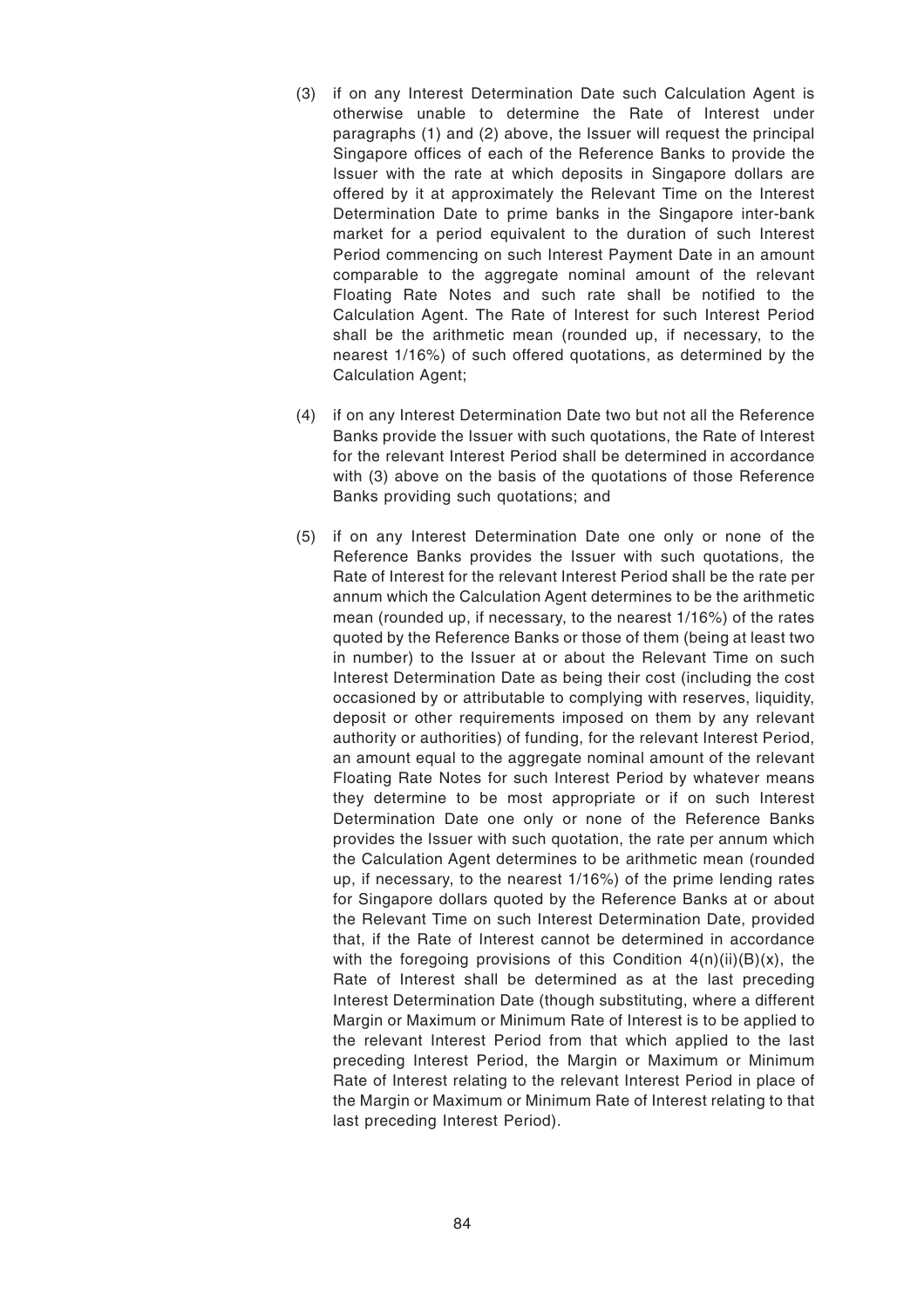(3) if on any Interest Determination Date such Calculation Agent is otherwise unable to determine the Rate of Interest under paragraphs (1) and (2) above, the Issuer will request the principal Singapore offices of each of the Reference Banks to provide the Issuer with the rate at which deposits in Singapore dollars are offered by it at approximately the Relevant Time on the Interest Determination Date to prime banks in the Singapore inter-bank market for a period equivalent to the duration of such Interest Period commencing on such Interest Payment Date in an amount comparable to the aggregate nominal amount of the relevant Floating Rate Notes and such rate shall be notified to the Calculation Agent. The Rate of Interest for such Interest Period shall be the arithmetic mean (rounded up, if necessary, to the nearest 1/16%) of such offered quotations, as determined by the Calculation Agent;

(4) if on any Interest Determination Date two but not all the Reference Banks provide the Issuer with such quotations, the Rate of Interest for the relevant Interest Period shall be determined in accordance with (3) above on the basis of the quotations of those Reference Banks providing such quotations; and

(5) if on any Interest Determination Date one only or none of the Reference Banks provides the Issuer with such quotations, the Rate of Interest for the relevant Interest Period shall be the rate per annum which the Calculation Agent determines to be the arithmetic mean (rounded up, if necessary, to the nearest 1/16%) of the rates quoted by the Reference Banks or those of them (being at least two in number) to the Issuer at or about the Relevant Time on such Interest Determination Date as being their cost (including the cost occasioned by or attributable to complying with reserves, liquidity, deposit or other requirements imposed on them by any relevant authority or authorities) of funding, for the relevant Interest Period, an amount equal to the aggregate nominal amount of the relevant Floating Rate Notes for such Interest Period by whatever means they determine to be most appropriate or if on such Interest Determination Date one only or none of the Reference Banks provides the Issuer with such quotation, the rate per annum which the Calculation Agent determines to be arithmetic mean (rounded up, if necessary, to the nearest 1/16%) of the prime lending rates for Singapore dollars quoted by the Reference Banks at or about the Relevant Time on such Interest Determination Date, provided that, if the Rate of Interest cannot be determined in accordance with the foregoing provisions of this Condition 4(n)(ii)(B)(x), the Rate of Interest shall be determined as at the last preceding Interest Determination Date (though substituting, where a different Margin or Maximum or Minimum Rate of Interest is to be applied to the relevant Interest Period from that which applied to the last preceding Interest Period, the Margin or Maximum or Minimum Rate of Interest relating to the relevant Interest Period in place of the Margin or Maximum or Minimum Rate of Interest relating to that last preceding Interest Period).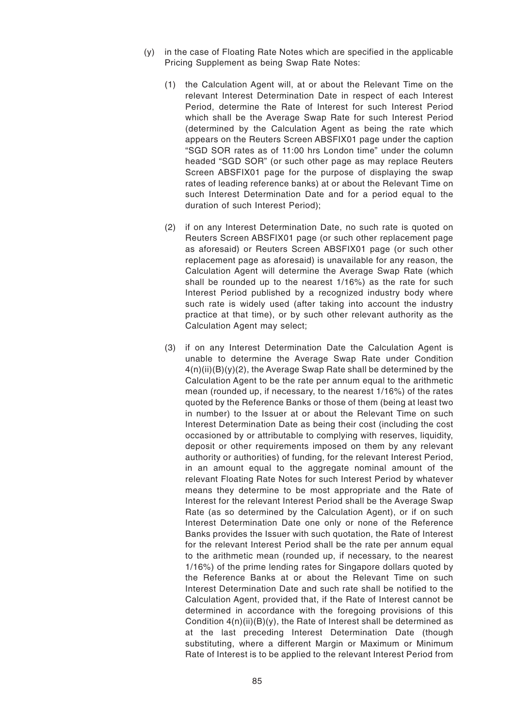(y) in the case of Floating Rate Notes which are specified in the applicable Pricing Supplement as being Swap Rate Notes:

  (1) the Calculation Agent will, at or about the Relevant Time on the relevant Interest Determination Date in respect of each Interest Period, determine the Rate of Interest for such Interest Period which shall be the Average Swap Rate for such Interest Period (determined by the Calculation Agent as being the rate which appears on the Reuters Screen ABSFIX01 page under the caption "SGD SOR rates as of 11:00 hrs London time" under the column headed "SGD SOR" (or such other page as may replace Reuters Screen ABSFIX01 page for the purpose of displaying the swap rates of leading reference banks) at or about the Relevant Time on such Interest Determination Date and for a period equal to the duration of such Interest Period);

  (2) if on any Interest Determination Date, no such rate is quoted on Reuters Screen ABSFIX01 page (or such other replacement page as aforesaid) or Reuters Screen ABSFIX01 page (or such other replacement page as aforesaid) is unavailable for any reason, the Calculation Agent will determine the Average Swap Rate (which shall be rounded up to the nearest 1/16%) as the rate for such Interest Period published by a recognized industry body where such rate is widely used (after taking into account the industry practice at that time), or by such other relevant authority as the Calculation Agent may select;

  (3) if on any Interest Determination Date the Calculation Agent is unable to determine the Average Swap Rate under Condition 4(n)(ii)(B)(y)(2), the Average Swap Rate shall be determined by the Calculation Agent to be the rate per annum equal to the arithmetic mean (rounded up, if necessary, to the nearest 1/16%) of the rates quoted by the Reference Banks or those of them (being at least two in number) to the Issuer at or about the Relevant Time on such Interest Determination Date as being their cost (including the cost occasioned by or attributable to complying with reserves, liquidity, deposit or other requirements imposed on them by any relevant authority or authorities) of funding, for the relevant Interest Period, in an amount equal to the aggregate nominal amount of the relevant Floating Rate Notes for such Interest Period by whatever means they determine to be most appropriate and the Rate of Interest for the relevant Interest Period shall be the Average Swap Rate (as so determined by the Calculation Agent), or if on such Interest Determination Date one only or none of the Reference Banks provides the Issuer with such quotation, the Rate of Interest for the relevant Interest Period shall be the rate per annum equal to the arithmetic mean (rounded up, if necessary, to the nearest 1/16%) of the prime lending rates for Singapore dollars quoted by the Reference Banks at or about the Relevant Time on such Interest Determination Date and such rate shall be notified to the Calculation Agent, provided that, if the Rate of Interest cannot be determined in accordance with the foregoing provisions of this Condition 4(n)(ii)(B)(y), the Rate of Interest shall be determined as at the last preceding Interest Determination Date (though substituting, where a different Margin or Maximum or Minimum Rate of Interest is to be applied to the relevant Interest Period from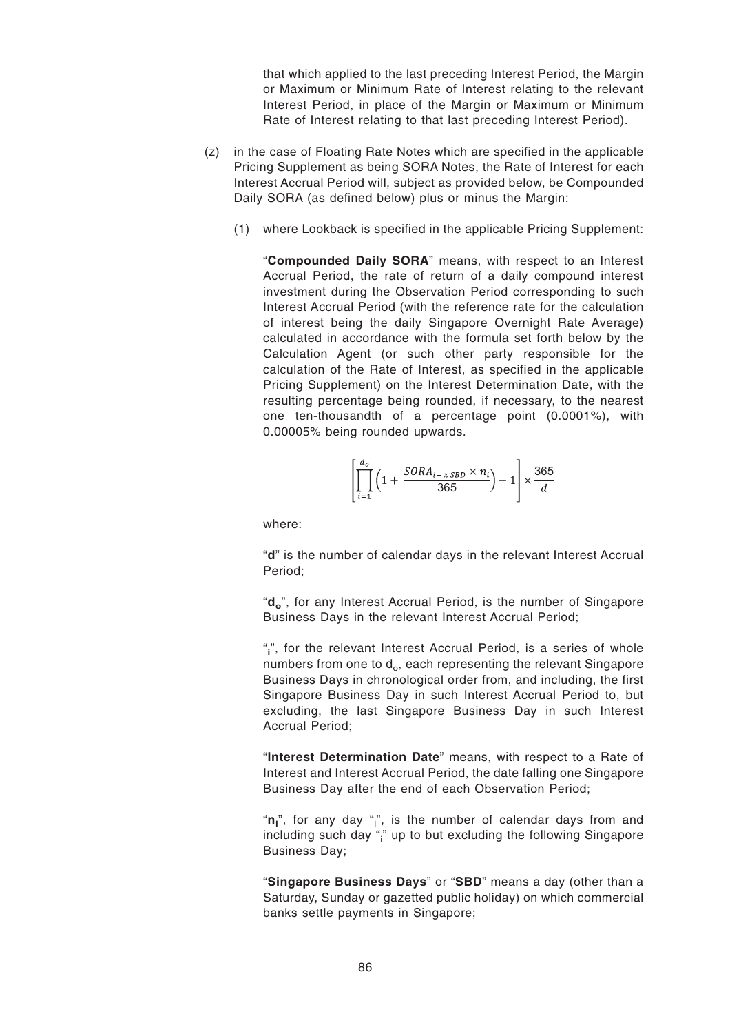that which applied to the last preceding Interest Period, the Margin or Maximum or Minimum Rate of Interest relating to the relevant Interest Period, in place of the Margin or Maximum or Minimum Rate of Interest relating to that last preceding Interest Period).

(z) in the case of Floating Rate Notes which are specified in the applicable Pricing Supplement as being SORA Notes, the Rate of Interest for each Interest Accrual Period will, subject as provided below, be Compounded Daily SORA (as defined below) plus or minus the Margin:

(1) where Lookback is specified in the applicable Pricing Supplement:

"**Compounded Daily SORA**" means, with respect to an Interest Accrual Period, the rate of return of a daily compound interest investment during the Observation Period corresponding to such Interest Accrual Period (with the reference rate for the calculation of interest being the daily Singapore Overnight Rate Average) calculated in accordance with the formula set forth below by the Calculation Agent (or such other party responsible for the calculation of the Rate of Interest, as specified in the applicable Pricing Supplement) on the Interest Determination Date, with the resulting percentage being rounded, if necessary, to the nearest one ten-thousandth of a percentage point (0.0001%), with 0.00005% being rounded upwards.

$$\left[\prod_{i=1}^{d_o}\left(1+\frac{SORA_{i-x\,SBD}\times n_i}{365}\right)-1\right]\times\frac{365}{d}$$

where:

"**d**" is the number of calendar days in the relevant Interest Accrual Period;

"$d_o$", for any Interest Accrual Period, is the number of Singapore Business Days in the relevant Interest Accrual Period;

"$_i$", for the relevant Interest Accrual Period, is a series of whole numbers from one to $d_o$, each representing the relevant Singapore Business Days in chronological order from, and including, the first Singapore Business Day in such Interest Accrual Period to, but excluding, the last Singapore Business Day in such Interest Accrual Period;

"**Interest Determination Date**" means, with respect to a Rate of Interest and Interest Accrual Period, the date falling one Singapore Business Day after the end of each Observation Period;

"$n_i$", for any day "$_i$", is the number of calendar days from and including such day "$_i$" up to but excluding the following Singapore Business Day;

"**Singapore Business Days**" or "**SBD**" means a day (other than a Saturday, Sunday or gazetted public holiday) on which commercial banks settle payments in Singapore;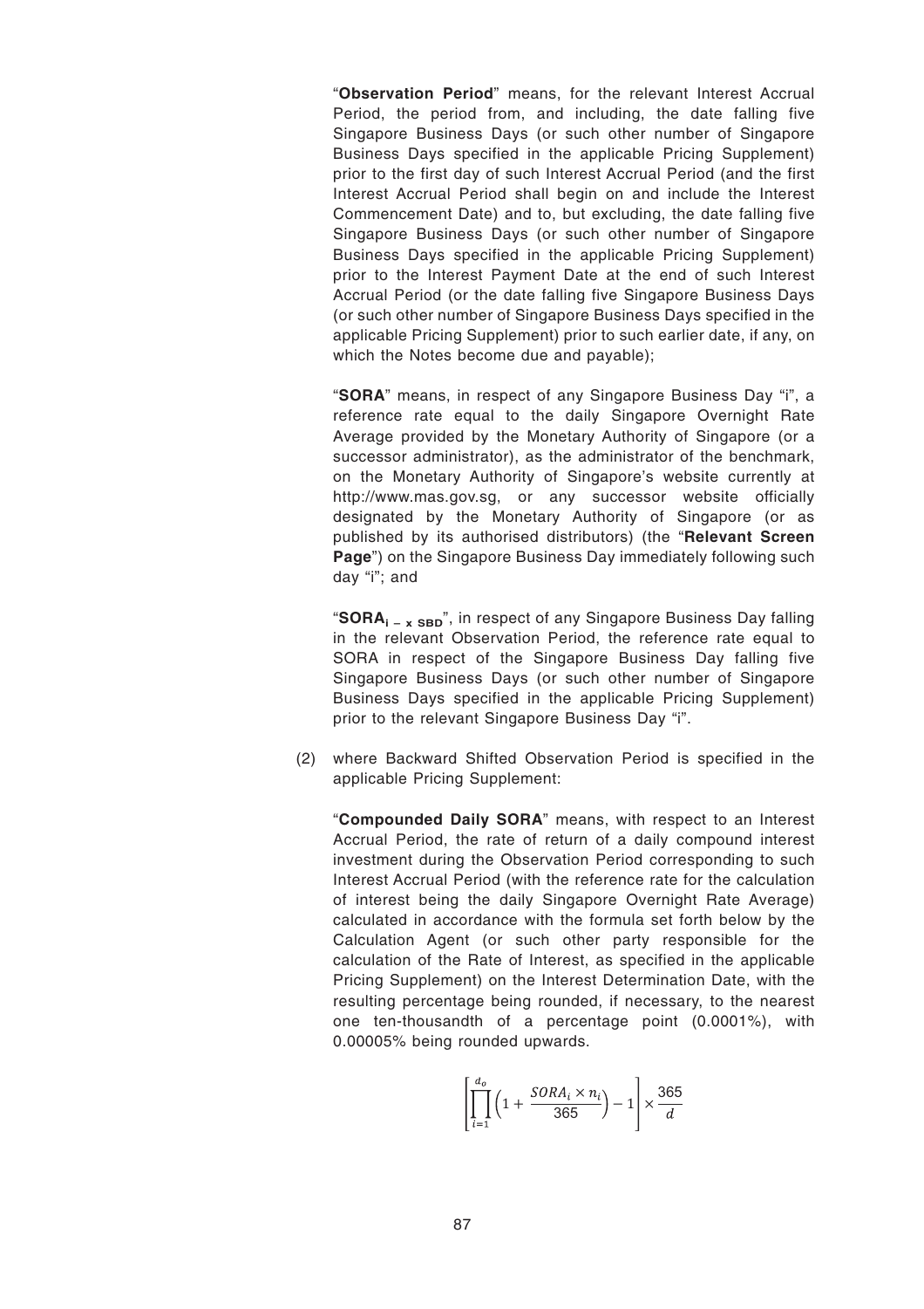"**Observation Period**" means, for the relevant Interest Accrual Period, the period from, and including, the date falling five Singapore Business Days (or such other number of Singapore Business Days specified in the applicable Pricing Supplement) prior to the first day of such Interest Accrual Period (and the first Interest Accrual Period shall begin on and include the Interest Commencement Date) and to, but excluding, the date falling five Singapore Business Days (or such other number of Singapore Business Days specified in the applicable Pricing Supplement) prior to the Interest Payment Date at the end of such Interest Accrual Period (or the date falling five Singapore Business Days (or such other number of Singapore Business Days specified in the applicable Pricing Supplement) prior to such earlier date, if any, on which the Notes become due and payable);

"**SORA**" means, in respect of any Singapore Business Day "i", a reference rate equal to the daily Singapore Overnight Rate Average provided by the Monetary Authority of Singapore (or a successor administrator), as the administrator of the benchmark, on the Monetary Authority of Singapore's website currently at http://www.mas.gov.sg, or any successor website officially designated by the Monetary Authority of Singapore (or as published by its authorised distributors) (the "**Relevant Screen Page**") on the Singapore Business Day immediately following such day "i"; and

"**$SORA_{i-x\ SBD}$**", in respect of any Singapore Business Day falling in the relevant Observation Period, the reference rate equal to SORA in respect of the Singapore Business Day falling five Singapore Business Days (or such other number of Singapore Business Days specified in the applicable Pricing Supplement) prior to the relevant Singapore Business Day "i".

(2) where Backward Shifted Observation Period is specified in the applicable Pricing Supplement:

"**Compounded Daily SORA**" means, with respect to an Interest Accrual Period, the rate of return of a daily compound interest investment during the Observation Period corresponding to such Interest Accrual Period (with the reference rate for the calculation of interest being the daily Singapore Overnight Rate Average) calculated in accordance with the formula set forth below by the Calculation Agent (or such other party responsible for the calculation of the Rate of Interest, as specified in the applicable Pricing Supplement) on the Interest Determination Date, with the resulting percentage being rounded, if necessary, to the nearest one ten-thousandth of a percentage point (0.0001%), with 0.00005% being rounded upwards.

$$\left[\prod_{i=1}^{d_o}\left(1+\frac{SORA_i \times n_i}{365}\right)-1\right]\times\frac{365}{d}$$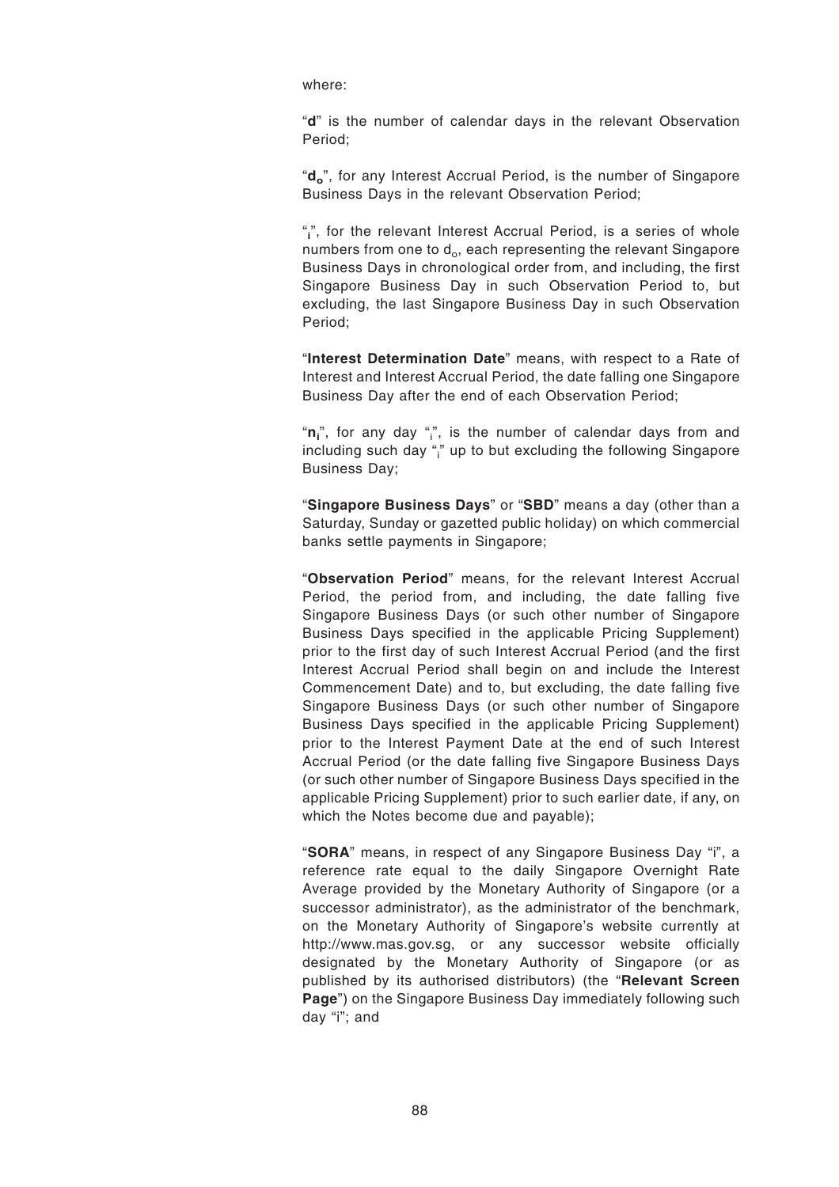where:

"**d**" is the number of calendar days in the relevant Observation Period;

"$d_o$", for any Interest Accrual Period, is the number of Singapore Business Days in the relevant Observation Period;

"$_i$", for the relevant Interest Accrual Period, is a series of whole numbers from one to $d_o$, each representing the relevant Singapore Business Days in chronological order from, and including, the first Singapore Business Day in such Observation Period to, but excluding, the last Singapore Business Day in such Observation Period;

"**Interest Determination Date**" means, with respect to a Rate of Interest and Interest Accrual Period, the date falling one Singapore Business Day after the end of each Observation Period;

"$n_i$", for any day "$_i$", is the number of calendar days from and including such day "$_i$" up to but excluding the following Singapore Business Day;

"**Singapore Business Days**" or "**SBD**" means a day (other than a Saturday, Sunday or gazetted public holiday) on which commercial banks settle payments in Singapore;

"**Observation Period**" means, for the relevant Interest Accrual Period, the period from, and including, the date falling five Singapore Business Days (or such other number of Singapore Business Days specified in the applicable Pricing Supplement) prior to the first day of such Interest Accrual Period (and the first Interest Accrual Period shall begin on and include the Interest Commencement Date) and to, but excluding, the date falling five Singapore Business Days (or such other number of Singapore Business Days specified in the applicable Pricing Supplement) prior to the Interest Payment Date at the end of such Interest Accrual Period (or the date falling five Singapore Business Days (or such other number of Singapore Business Days specified in the applicable Pricing Supplement) prior to such earlier date, if any, on which the Notes become due and payable);

"**SORA**" means, in respect of any Singapore Business Day "i", a reference rate equal to the daily Singapore Overnight Rate Average provided by the Monetary Authority of Singapore (or a successor administrator), as the administrator of the benchmark, on the Monetary Authority of Singapore's website currently at http://www.mas.gov.sg, or any successor website officially designated by the Monetary Authority of Singapore (or as published by its authorised distributors) (the "**Relevant Screen Page**") on the Singapore Business Day immediately following such day "i"; and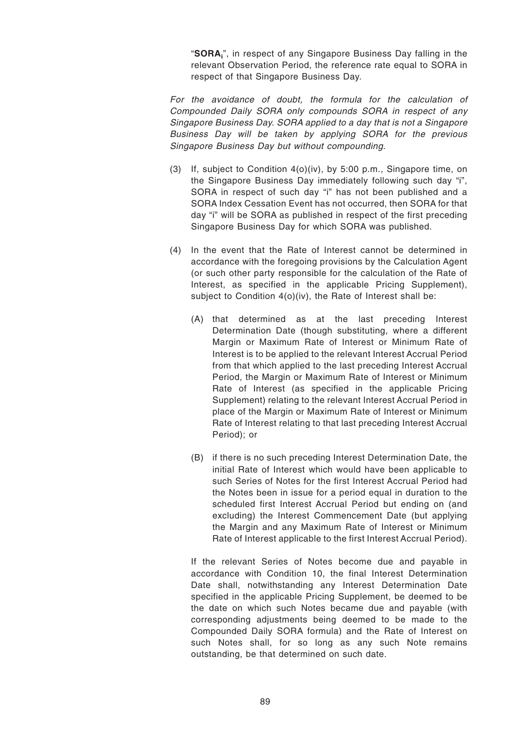"**$SORA_i$**", in respect of any Singapore Business Day falling in the relevant Observation Period, the reference rate equal to SORA in respect of that Singapore Business Day.

*For the avoidance of doubt, the formula for the calculation of Compounded Daily SORA only compounds SORA in respect of any Singapore Business Day. SORA applied to a day that is not a Singapore Business Day will be taken by applying SORA for the previous Singapore Business Day but without compounding.*

(3) If, subject to Condition 4(o)(iv), by 5:00 p.m., Singapore time, on the Singapore Business Day immediately following such day "i", SORA in respect of such day "i" has not been published and a SORA Index Cessation Event has not occurred, then SORA for that day "i" will be SORA as published in respect of the first preceding Singapore Business Day for which SORA was published.

(4) In the event that the Rate of Interest cannot be determined in accordance with the foregoing provisions by the Calculation Agent (or such other party responsible for the calculation of the Rate of Interest, as specified in the applicable Pricing Supplement), subject to Condition 4(o)(iv), the Rate of Interest shall be:

(A) that determined as at the last preceding Interest Determination Date (though substituting, where a different Margin or Maximum Rate of Interest or Minimum Rate of Interest is to be applied to the relevant Interest Accrual Period from that which applied to the last preceding Interest Accrual Period, the Margin or Maximum Rate of Interest or Minimum Rate of Interest (as specified in the applicable Pricing Supplement) relating to the relevant Interest Accrual Period in place of the Margin or Maximum Rate of Interest or Minimum Rate of Interest relating to that last preceding Interest Accrual Period); or

(B) if there is no such preceding Interest Determination Date, the initial Rate of Interest which would have been applicable to such Series of Notes for the first Interest Accrual Period had the Notes been in issue for a period equal in duration to the scheduled first Interest Accrual Period but ending on (and excluding) the Interest Commencement Date (but applying the Margin and any Maximum Rate of Interest or Minimum Rate of Interest applicable to the first Interest Accrual Period).

If the relevant Series of Notes become due and payable in accordance with Condition 10, the final Interest Determination Date shall, notwithstanding any Interest Determination Date specified in the applicable Pricing Supplement, be deemed to be the date on which such Notes became due and payable (with corresponding adjustments being deemed to be made to the Compounded Daily SORA formula) and the Rate of Interest on such Notes shall, for so long as any such Note remains outstanding, be that determined on such date.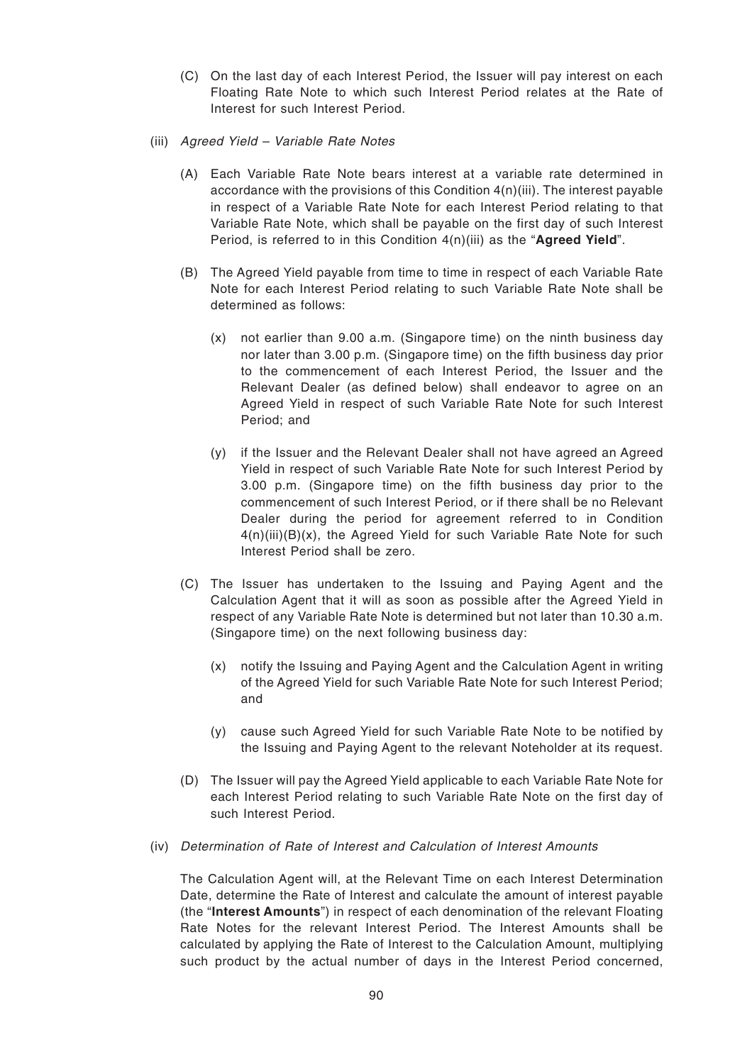(C) On the last day of each Interest Period, the Issuer will pay interest on each Floating Rate Note to which such Interest Period relates at the Rate of Interest for such Interest Period.

(iii) *Agreed Yield – Variable Rate Notes*

(A) Each Variable Rate Note bears interest at a variable rate determined in accordance with the provisions of this Condition 4(n)(iii). The interest payable in respect of a Variable Rate Note for each Interest Period relating to that Variable Rate Note, which shall be payable on the first day of such Interest Period, is referred to in this Condition 4(n)(iii) as the "**Agreed Yield**".

(B) The Agreed Yield payable from time to time in respect of each Variable Rate Note for each Interest Period relating to such Variable Rate Note shall be determined as follows:

(x) not earlier than 9.00 a.m. (Singapore time) on the ninth business day nor later than 3.00 p.m. (Singapore time) on the fifth business day prior to the commencement of each Interest Period, the Issuer and the Relevant Dealer (as defined below) shall endeavor to agree on an Agreed Yield in respect of such Variable Rate Note for such Interest Period; and

(y) if the Issuer and the Relevant Dealer shall not have agreed an Agreed Yield in respect of such Variable Rate Note for such Interest Period by 3.00 p.m. (Singapore time) on the fifth business day prior to the commencement of such Interest Period, or if there shall be no Relevant Dealer during the period for agreement referred to in Condition 4(n)(iii)(B)(x), the Agreed Yield for such Variable Rate Note for such Interest Period shall be zero.

(C) The Issuer has undertaken to the Issuing and Paying Agent and the Calculation Agent that it will as soon as possible after the Agreed Yield in respect of any Variable Rate Note is determined but not later than 10.30 a.m. (Singapore time) on the next following business day:

(x) notify the Issuing and Paying Agent and the Calculation Agent in writing of the Agreed Yield for such Variable Rate Note for such Interest Period; and

(y) cause such Agreed Yield for such Variable Rate Note to be notified by the Issuing and Paying Agent to the relevant Noteholder at its request.

(D) The Issuer will pay the Agreed Yield applicable to each Variable Rate Note for each Interest Period relating to such Variable Rate Note on the first day of such Interest Period.

(iv) *Determination of Rate of Interest and Calculation of Interest Amounts*

The Calculation Agent will, at the Relevant Time on each Interest Determination Date, determine the Rate of Interest and calculate the amount of interest payable (the "**Interest Amounts**") in respect of each denomination of the relevant Floating Rate Notes for the relevant Interest Period. The Interest Amounts shall be calculated by applying the Rate of Interest to the Calculation Amount, multiplying such product by the actual number of days in the Interest Period concerned,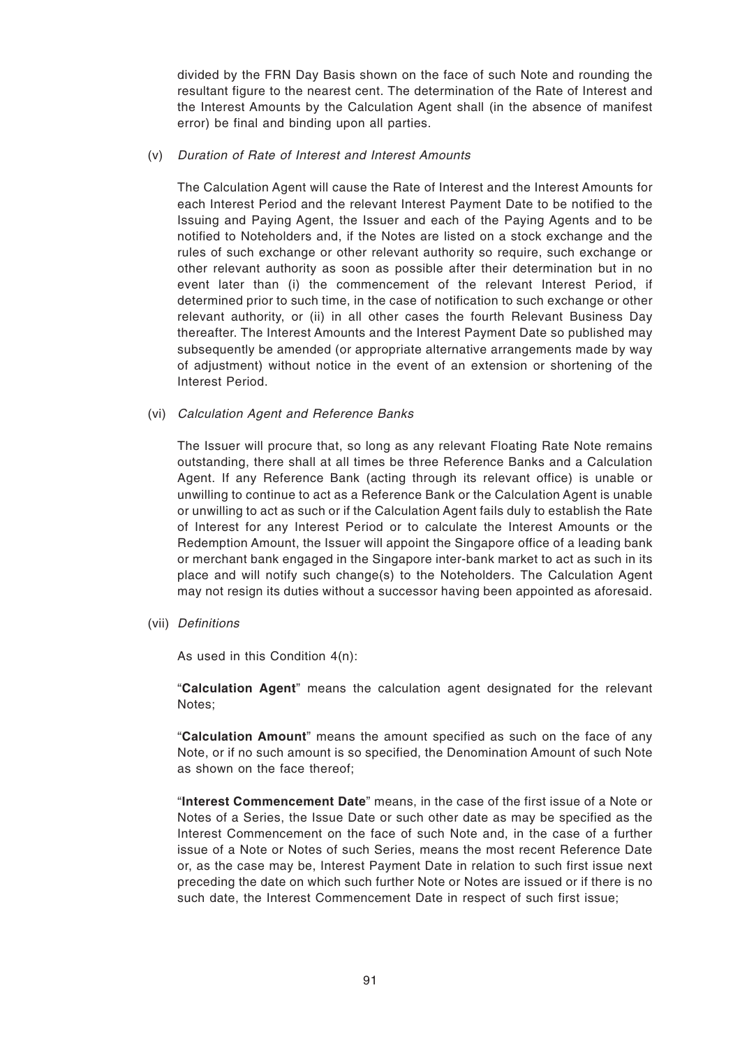divided by the FRN Day Basis shown on the face of such Note and rounding the resultant figure to the nearest cent. The determination of the Rate of Interest and the Interest Amounts by the Calculation Agent shall (in the absence of manifest error) be final and binding upon all parties.

(v) *Duration of Rate of Interest and Interest Amounts*

The Calculation Agent will cause the Rate of Interest and the Interest Amounts for each Interest Period and the relevant Interest Payment Date to be notified to the Issuing and Paying Agent, the Issuer and each of the Paying Agents and to be notified to Noteholders and, if the Notes are listed on a stock exchange and the rules of such exchange or other relevant authority so require, such exchange or other relevant authority as soon as possible after their determination but in no event later than (i) the commencement of the relevant Interest Period, if determined prior to such time, in the case of notification to such exchange or other relevant authority, or (ii) in all other cases the fourth Relevant Business Day thereafter. The Interest Amounts and the Interest Payment Date so published may subsequently be amended (or appropriate alternative arrangements made by way of adjustment) without notice in the event of an extension or shortening of the Interest Period.

(vi) *Calculation Agent and Reference Banks*

The Issuer will procure that, so long as any relevant Floating Rate Note remains outstanding, there shall at all times be three Reference Banks and a Calculation Agent. If any Reference Bank (acting through its relevant office) is unable or unwilling to continue to act as a Reference Bank or the Calculation Agent is unable or unwilling to act as such or if the Calculation Agent fails duly to establish the Rate of Interest for any Interest Period or to calculate the Interest Amounts or the Redemption Amount, the Issuer will appoint the Singapore office of a leading bank or merchant bank engaged in the Singapore inter-bank market to act as such in its place and will notify such change(s) to the Noteholders. The Calculation Agent may not resign its duties without a successor having been appointed as aforesaid.

(vii) *Definitions*

As used in this Condition 4(n):

"**Calculation Agent**" means the calculation agent designated for the relevant Notes;

"**Calculation Amount**" means the amount specified as such on the face of any Note, or if no such amount is so specified, the Denomination Amount of such Note as shown on the face thereof;

"**Interest Commencement Date**" means, in the case of the first issue of a Note or Notes of a Series, the Issue Date or such other date as may be specified as the Interest Commencement on the face of such Note and, in the case of a further issue of a Note or Notes of such Series, means the most recent Reference Date or, as the case may be, Interest Payment Date in relation to such first issue next preceding the date on which such further Note or Notes are issued or if there is no such date, the Interest Commencement Date in respect of such first issue;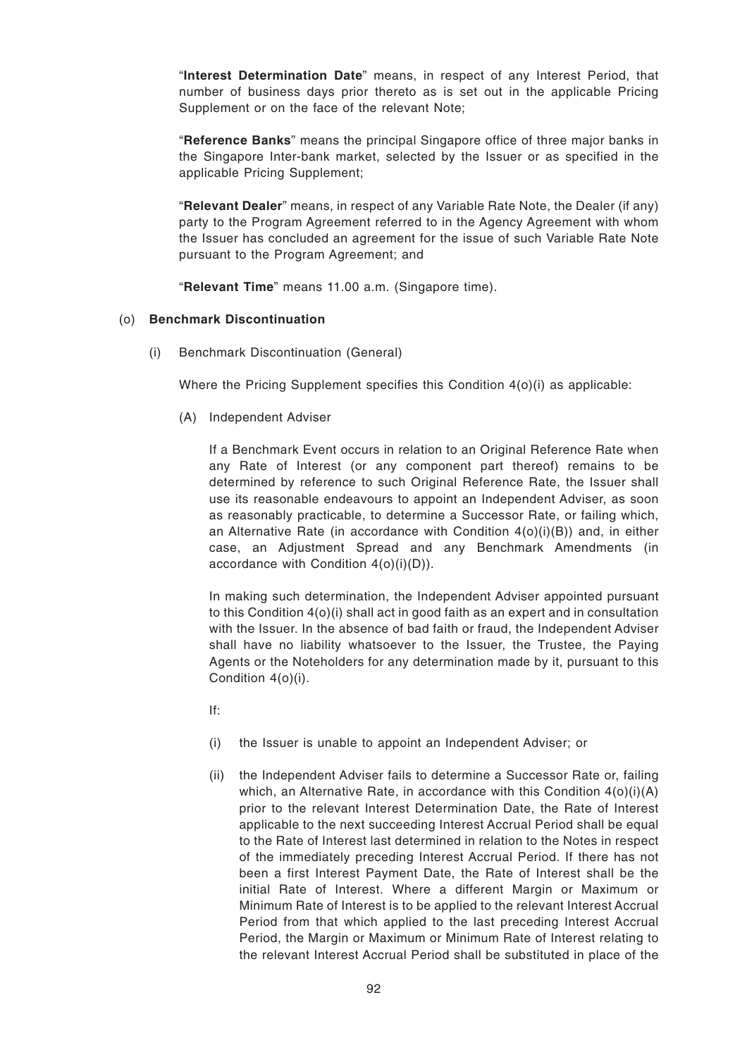"**Interest Determination Date**" means, in respect of any Interest Period, that number of business days prior thereto as is set out in the applicable Pricing Supplement or on the face of the relevant Note;

"**Reference Banks**" means the principal Singapore office of three major banks in the Singapore Inter-bank market, selected by the Issuer or as specified in the applicable Pricing Supplement;

"**Relevant Dealer**" means, in respect of any Variable Rate Note, the Dealer (if any) party to the Program Agreement referred to in the Agency Agreement with whom the Issuer has concluded an agreement for the issue of such Variable Rate Note pursuant to the Program Agreement; and

"**Relevant Time**" means 11.00 a.m. (Singapore time).

(o) **Benchmark Discontinuation**

(i) Benchmark Discontinuation (General)

Where the Pricing Supplement specifies this Condition 4(o)(i) as applicable:

(A) Independent Adviser

If a Benchmark Event occurs in relation to an Original Reference Rate when any Rate of Interest (or any component part thereof) remains to be determined by reference to such Original Reference Rate, the Issuer shall use its reasonable endeavours to appoint an Independent Adviser, as soon as reasonably practicable, to determine a Successor Rate, or failing which, an Alternative Rate (in accordance with Condition 4(o)(i)(B)) and, in either case, an Adjustment Spread and any Benchmark Amendments (in accordance with Condition 4(o)(i)(D)).

In making such determination, the Independent Adviser appointed pursuant to this Condition 4(o)(i) shall act in good faith as an expert and in consultation with the Issuer. In the absence of bad faith or fraud, the Independent Adviser shall have no liability whatsoever to the Issuer, the Trustee, the Paying Agents or the Noteholders for any determination made by it, pursuant to this Condition 4(o)(i).

If:

(i) the Issuer is unable to appoint an Independent Adviser; or

(ii) the Independent Adviser fails to determine a Successor Rate or, failing which, an Alternative Rate, in accordance with this Condition 4(o)(i)(A) prior to the relevant Interest Determination Date, the Rate of Interest applicable to the next succeeding Interest Accrual Period shall be equal to the Rate of Interest last determined in relation to the Notes in respect of the immediately preceding Interest Accrual Period. If there has not been a first Interest Payment Date, the Rate of Interest shall be the initial Rate of Interest. Where a different Margin or Maximum or Minimum Rate of Interest is to be applied to the relevant Interest Accrual Period from that which applied to the last preceding Interest Accrual Period, the Margin or Maximum or Minimum Rate of Interest relating to the relevant Interest Accrual Period shall be substituted in place of the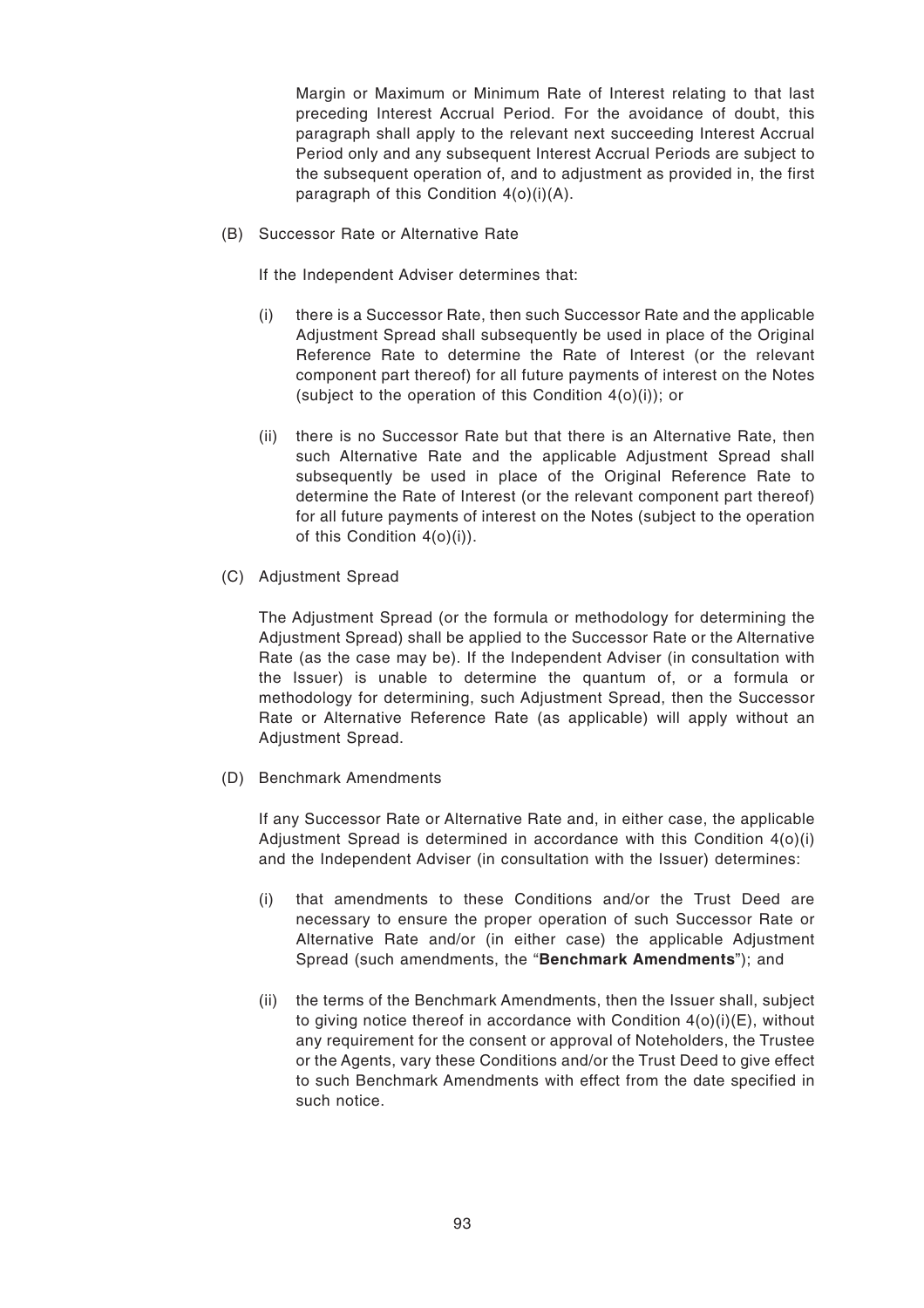Margin or Maximum or Minimum Rate of Interest relating to that last preceding Interest Accrual Period. For the avoidance of doubt, this paragraph shall apply to the relevant next succeeding Interest Accrual Period only and any subsequent Interest Accrual Periods are subject to the subsequent operation of, and to adjustment as provided in, the first paragraph of this Condition 4(o)(i)(A).

(B) Successor Rate or Alternative Rate

If the Independent Adviser determines that:

(i) there is a Successor Rate, then such Successor Rate and the applicable Adjustment Spread shall subsequently be used in place of the Original Reference Rate to determine the Rate of Interest (or the relevant component part thereof) for all future payments of interest on the Notes (subject to the operation of this Condition 4(o)(i)); or

(ii) there is no Successor Rate but that there is an Alternative Rate, then such Alternative Rate and the applicable Adjustment Spread shall subsequently be used in place of the Original Reference Rate to determine the Rate of Interest (or the relevant component part thereof) for all future payments of interest on the Notes (subject to the operation of this Condition 4(o)(i)).

(C) Adjustment Spread

The Adjustment Spread (or the formula or methodology for determining the Adjustment Spread) shall be applied to the Successor Rate or the Alternative Rate (as the case may be). If the Independent Adviser (in consultation with the Issuer) is unable to determine the quantum of, or a formula or methodology for determining, such Adjustment Spread, then the Successor Rate or Alternative Reference Rate (as applicable) will apply without an Adjustment Spread.

(D) Benchmark Amendments

If any Successor Rate or Alternative Rate and, in either case, the applicable Adjustment Spread is determined in accordance with this Condition 4(o)(i) and the Independent Adviser (in consultation with the Issuer) determines:

(i) that amendments to these Conditions and/or the Trust Deed are necessary to ensure the proper operation of such Successor Rate or Alternative Rate and/or (in either case) the applicable Adjustment Spread (such amendments, the "**Benchmark Amendments**"); and

(ii) the terms of the Benchmark Amendments, then the Issuer shall, subject to giving notice thereof in accordance with Condition 4(o)(i)(E), without any requirement for the consent or approval of Noteholders, the Trustee or the Agents, vary these Conditions and/or the Trust Deed to give effect to such Benchmark Amendments with effect from the date specified in such notice.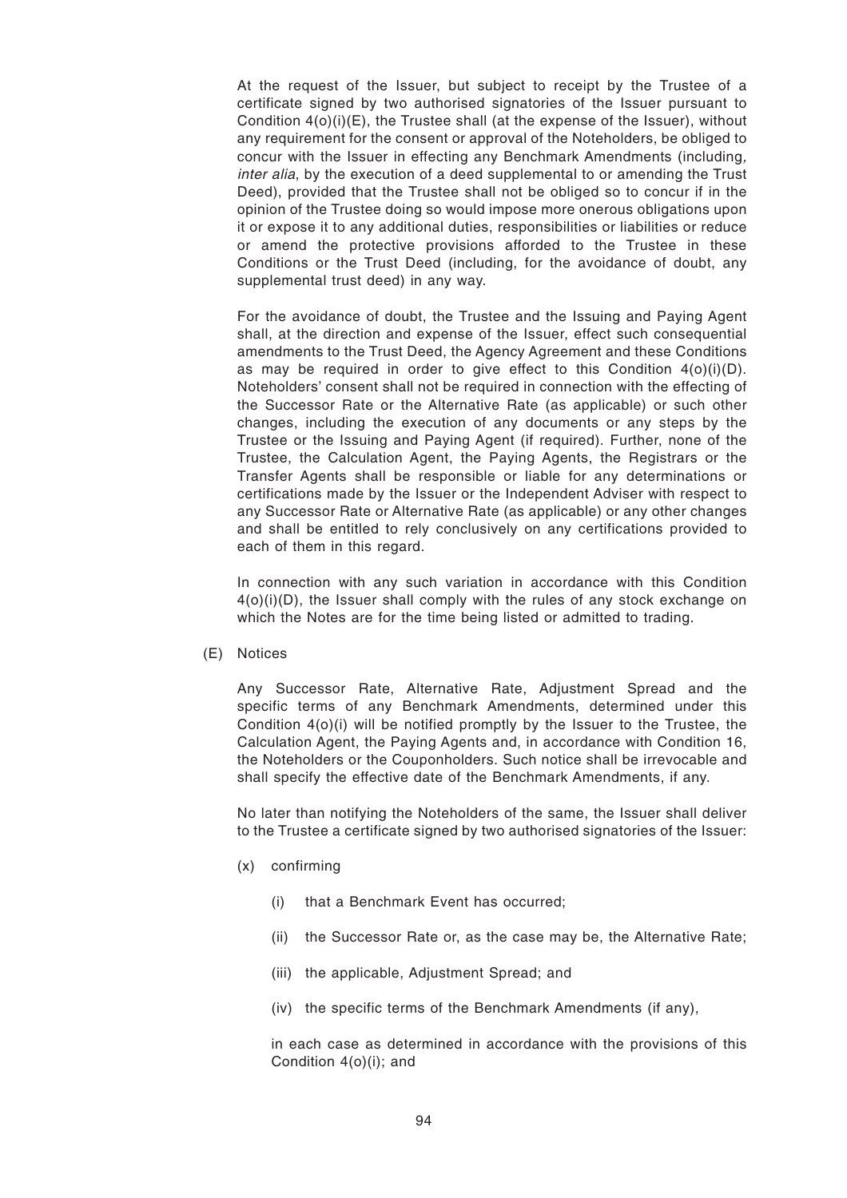At the request of the Issuer, but subject to receipt by the Trustee of a certificate signed by two authorised signatories of the Issuer pursuant to Condition 4(o)(i)(E), the Trustee shall (at the expense of the Issuer), without any requirement for the consent or approval of the Noteholders, be obliged to concur with the Issuer in effecting any Benchmark Amendments (including, *inter alia*, by the execution of a deed supplemental to or amending the Trust Deed), provided that the Trustee shall not be obliged so to concur if in the opinion of the Trustee doing so would impose more onerous obligations upon it or expose it to any additional duties, responsibilities or liabilities or reduce or amend the protective provisions afforded to the Trustee in these Conditions or the Trust Deed (including, for the avoidance of doubt, any supplemental trust deed) in any way.

For the avoidance of doubt, the Trustee and the Issuing and Paying Agent shall, at the direction and expense of the Issuer, effect such consequential amendments to the Trust Deed, the Agency Agreement and these Conditions as may be required in order to give effect to this Condition 4(o)(i)(D). Noteholders' consent shall not be required in connection with the effecting of the Successor Rate or the Alternative Rate (as applicable) or such other changes, including the execution of any documents or any steps by the Trustee or the Issuing and Paying Agent (if required). Further, none of the Trustee, the Calculation Agent, the Paying Agents, the Registrars or the Transfer Agents shall be responsible or liable for any determinations or certifications made by the Issuer or the Independent Adviser with respect to any Successor Rate or Alternative Rate (as applicable) or any other changes and shall be entitled to rely conclusively on any certifications provided to each of them in this regard.

In connection with any such variation in accordance with this Condition 4(o)(i)(D), the Issuer shall comply with the rules of any stock exchange on which the Notes are for the time being listed or admitted to trading.

(E) Notices

Any Successor Rate, Alternative Rate, Adjustment Spread and the specific terms of any Benchmark Amendments, determined under this Condition 4(o)(i) will be notified promptly by the Issuer to the Trustee, the Calculation Agent, the Paying Agents and, in accordance with Condition 16, the Noteholders or the Couponholders. Such notice shall be irrevocable and shall specify the effective date of the Benchmark Amendments, if any.

No later than notifying the Noteholders of the same, the Issuer shall deliver to the Trustee a certificate signed by two authorised signatories of the Issuer:

(x) confirming

  (i) that a Benchmark Event has occurred;

  (ii) the Successor Rate or, as the case may be, the Alternative Rate;

  (iii) the applicable, Adjustment Spread; and

  (iv) the specific terms of the Benchmark Amendments (if any),

  in each case as determined in accordance with the provisions of this Condition 4(o)(i); and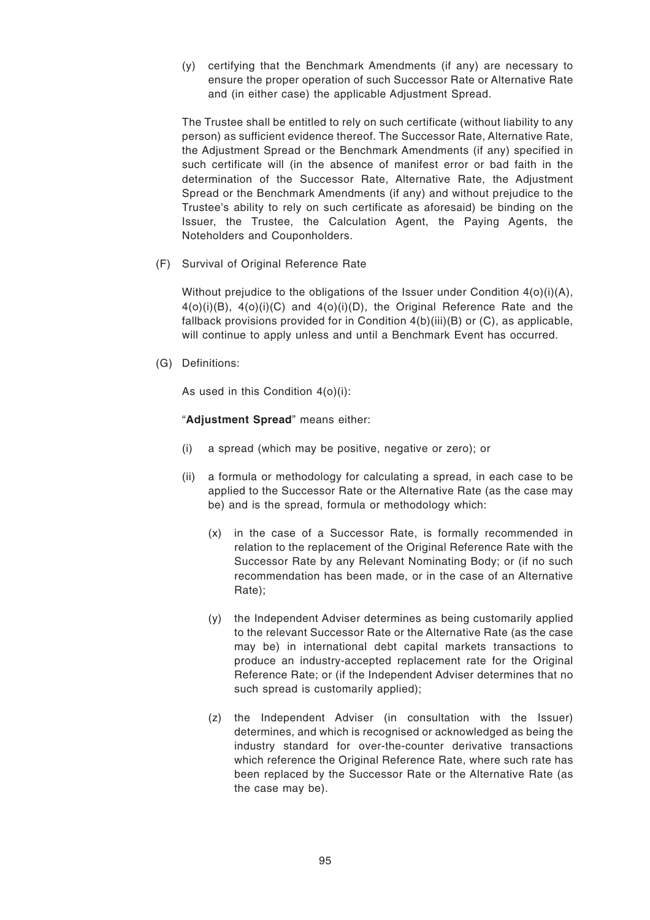(y) certifying that the Benchmark Amendments (if any) are necessary to ensure the proper operation of such Successor Rate or Alternative Rate and (in either case) the applicable Adjustment Spread.

The Trustee shall be entitled to rely on such certificate (without liability to any person) as sufficient evidence thereof. The Successor Rate, Alternative Rate, the Adjustment Spread or the Benchmark Amendments (if any) specified in such certificate will (in the absence of manifest error or bad faith in the determination of the Successor Rate, Alternative Rate, the Adjustment Spread or the Benchmark Amendments (if any) and without prejudice to the Trustee's ability to rely on such certificate as aforesaid) be binding on the Issuer, the Trustee, the Calculation Agent, the Paying Agents, the Noteholders and Couponholders.

(F) Survival of Original Reference Rate

Without prejudice to the obligations of the Issuer under Condition 4(o)(i)(A), 4(o)(i)(B), 4(o)(i)(C) and 4(o)(i)(D), the Original Reference Rate and the fallback provisions provided for in Condition 4(b)(iii)(B) or (C), as applicable, will continue to apply unless and until a Benchmark Event has occurred.

(G) Definitions:

As used in this Condition 4(o)(i):

"**Adjustment Spread**" means either:

(i) a spread (which may be positive, negative or zero); or

(ii) a formula or methodology for calculating a spread, in each case to be applied to the Successor Rate or the Alternative Rate (as the case may be) and is the spread, formula or methodology which:

   (x) in the case of a Successor Rate, is formally recommended in relation to the replacement of the Original Reference Rate with the Successor Rate by any Relevant Nominating Body; or (if no such recommendation has been made, or in the case of an Alternative Rate);

   (y) the Independent Adviser determines as being customarily applied to the relevant Successor Rate or the Alternative Rate (as the case may be) in international debt capital markets transactions to produce an industry-accepted replacement rate for the Original Reference Rate; or (if the Independent Adviser determines that no such spread is customarily applied);

   (z) the Independent Adviser (in consultation with the Issuer) determines, and which is recognised or acknowledged as being the industry standard for over-the-counter derivative transactions which reference the Original Reference Rate, where such rate has been replaced by the Successor Rate or the Alternative Rate (as the case may be).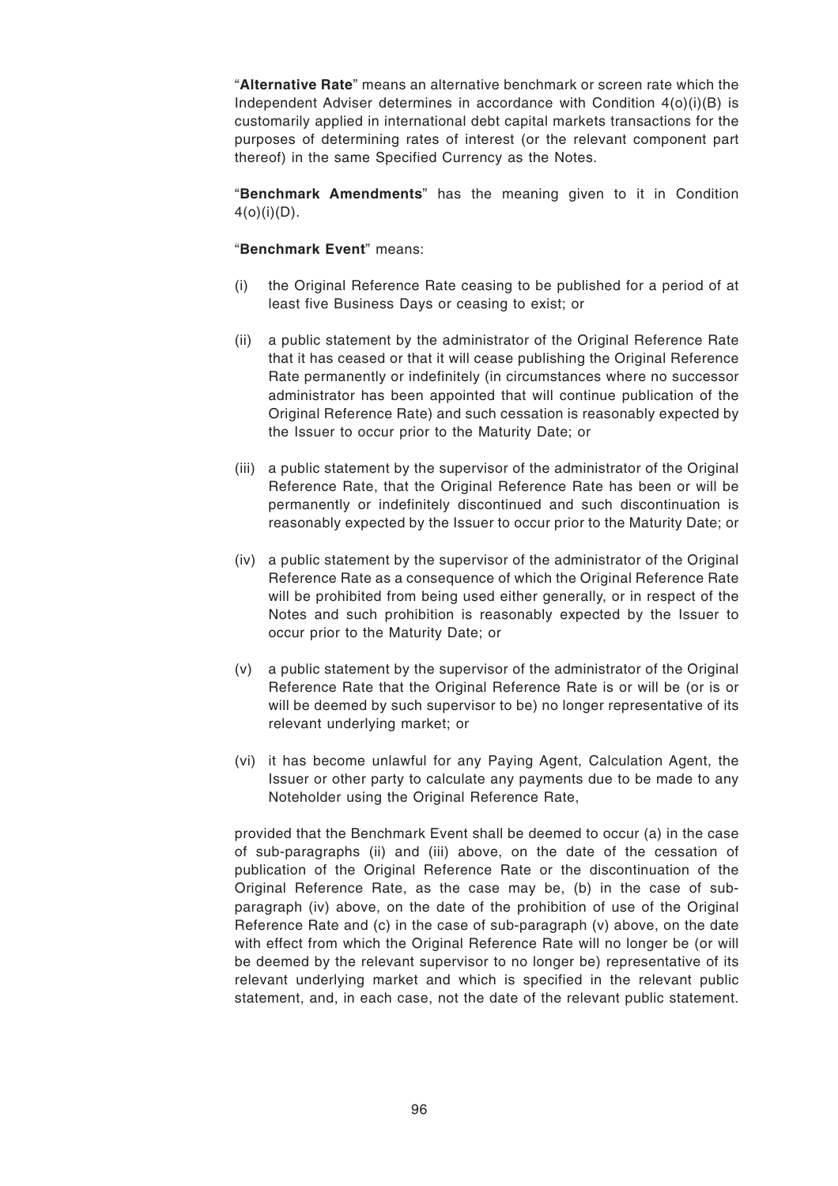"**Alternative Rate**" means an alternative benchmark or screen rate which the Independent Adviser determines in accordance with Condition 4(o)(i)(B) is customarily applied in international debt capital markets transactions for the purposes of determining rates of interest (or the relevant component part thereof) in the same Specified Currency as the Notes.

"**Benchmark Amendments**" has the meaning given to it in Condition 4(o)(i)(D).

"**Benchmark Event**" means:

(i) the Original Reference Rate ceasing to be published for a period of at least five Business Days or ceasing to exist; or

(ii) a public statement by the administrator of the Original Reference Rate that it has ceased or that it will cease publishing the Original Reference Rate permanently or indefinitely (in circumstances where no successor administrator has been appointed that will continue publication of the Original Reference Rate) and such cessation is reasonably expected by the Issuer to occur prior to the Maturity Date; or

(iii) a public statement by the supervisor of the administrator of the Original Reference Rate, that the Original Reference Rate has been or will be permanently or indefinitely discontinued and such discontinuation is reasonably expected by the Issuer to occur prior to the Maturity Date; or

(iv) a public statement by the supervisor of the administrator of the Original Reference Rate as a consequence of which the Original Reference Rate will be prohibited from being used either generally, or in respect of the Notes and such prohibition is reasonably expected by the Issuer to occur prior to the Maturity Date; or

(v) a public statement by the supervisor of the administrator of the Original Reference Rate that the Original Reference Rate is or will be (or is or will be deemed by such supervisor to be) no longer representative of its relevant underlying market; or

(vi) it has become unlawful for any Paying Agent, Calculation Agent, the Issuer or other party to calculate any payments due to be made to any Noteholder using the Original Reference Rate,

provided that the Benchmark Event shall be deemed to occur (a) in the case of sub-paragraphs (ii) and (iii) above, on the date of the cessation of publication of the Original Reference Rate or the discontinuation of the Original Reference Rate, as the case may be, (b) in the case of sub-paragraph (iv) above, on the date of the prohibition of use of the Original Reference Rate and (c) in the case of sub-paragraph (v) above, on the date with effect from which the Original Reference Rate will no longer be (or will be deemed by the relevant supervisor to no longer be) representative of its relevant underlying market and which is specified in the relevant public statement, and, in each case, not the date of the relevant public statement.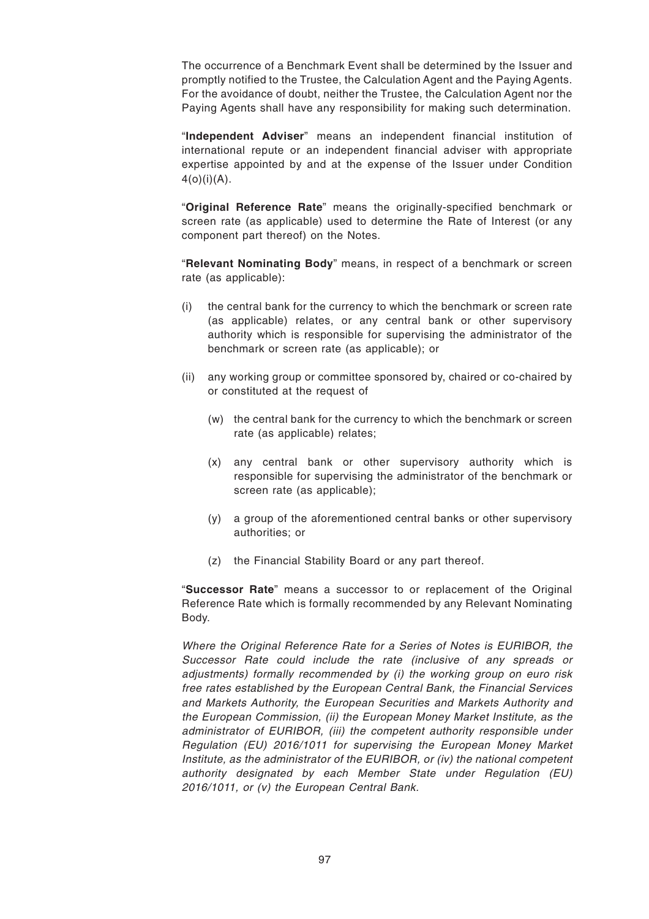The occurrence of a Benchmark Event shall be determined by the Issuer and promptly notified to the Trustee, the Calculation Agent and the Paying Agents. For the avoidance of doubt, neither the Trustee, the Calculation Agent nor the Paying Agents shall have any responsibility for making such determination.

"**Independent Adviser**" means an independent financial institution of international repute or an independent financial adviser with appropriate expertise appointed by and at the expense of the Issuer under Condition 4(o)(i)(A).

"**Original Reference Rate**" means the originally-specified benchmark or screen rate (as applicable) used to determine the Rate of Interest (or any component part thereof) on the Notes.

"**Relevant Nominating Body**" means, in respect of a benchmark or screen rate (as applicable):

(i) the central bank for the currency to which the benchmark or screen rate (as applicable) relates, or any central bank or other supervisory authority which is responsible for supervising the administrator of the benchmark or screen rate (as applicable); or

(ii) any working group or committee sponsored by, chaired or co-chaired by or constituted at the request of

  (w) the central bank for the currency to which the benchmark or screen rate (as applicable) relates;

  (x) any central bank or other supervisory authority which is responsible for supervising the administrator of the benchmark or screen rate (as applicable);

  (y) a group of the aforementioned central banks or other supervisory authorities; or

  (z) the Financial Stability Board or any part thereof.

"**Successor Rate**" means a successor to or replacement of the Original Reference Rate which is formally recommended by any Relevant Nominating Body.

*Where the Original Reference Rate for a Series of Notes is EURIBOR, the Successor Rate could include the rate (inclusive of any spreads or adjustments) formally recommended by (i) the working group on euro risk free rates established by the European Central Bank, the Financial Services and Markets Authority, the European Securities and Markets Authority and the European Commission, (ii) the European Money Market Institute, as the administrator of EURIBOR, (iii) the competent authority responsible under Regulation (EU) 2016/1011 for supervising the European Money Market Institute, as the administrator of the EURIBOR, or (iv) the national competent authority designated by each Member State under Regulation (EU) 2016/1011, or (v) the European Central Bank.*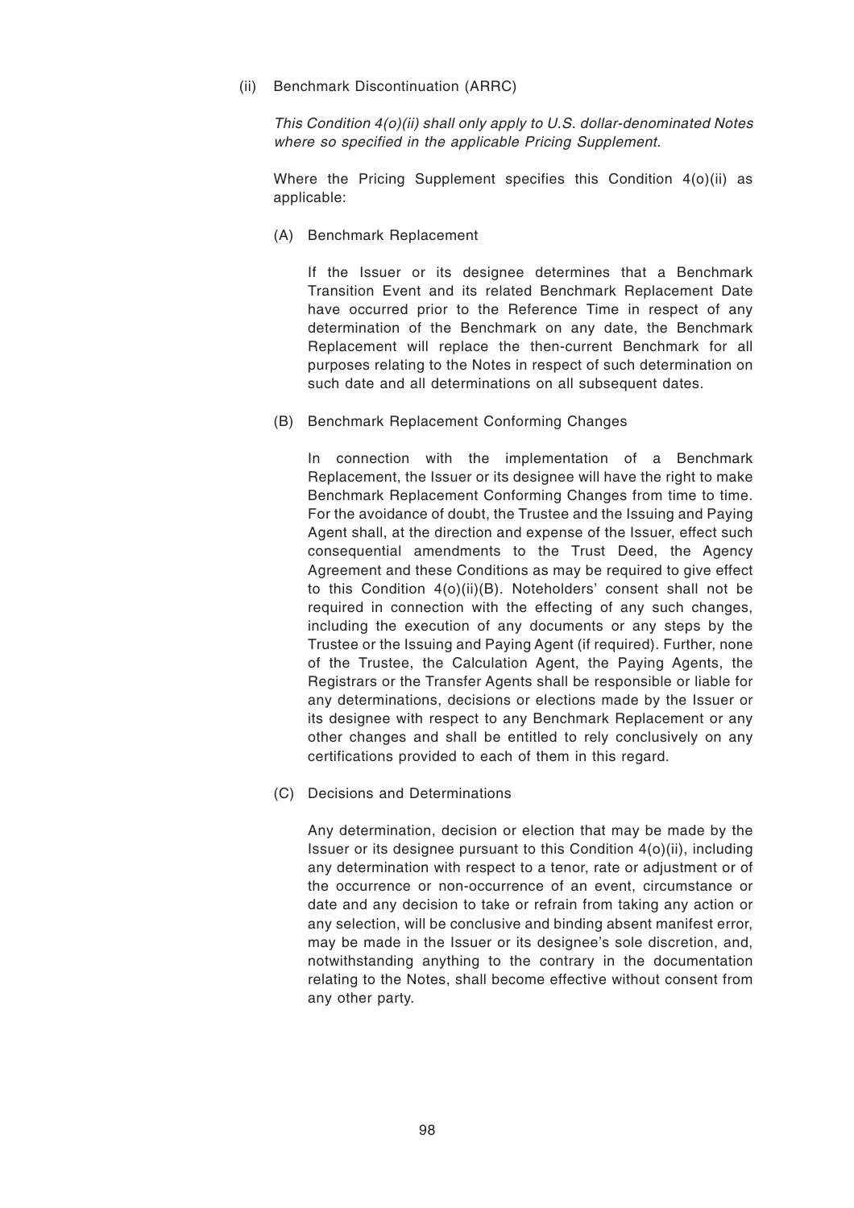(ii) Benchmark Discontinuation (ARRC)

*This Condition 4(o)(ii) shall only apply to U.S. dollar-denominated Notes where so specified in the applicable Pricing Supplement.*

Where the Pricing Supplement specifies this Condition 4(o)(ii) as applicable:

(A) Benchmark Replacement

If the Issuer or its designee determines that a Benchmark Transition Event and its related Benchmark Replacement Date have occurred prior to the Reference Time in respect of any determination of the Benchmark on any date, the Benchmark Replacement will replace the then-current Benchmark for all purposes relating to the Notes in respect of such determination on such date and all determinations on all subsequent dates.

(B) Benchmark Replacement Conforming Changes

In connection with the implementation of a Benchmark Replacement, the Issuer or its designee will have the right to make Benchmark Replacement Conforming Changes from time to time. For the avoidance of doubt, the Trustee and the Issuing and Paying Agent shall, at the direction and expense of the Issuer, effect such consequential amendments to the Trust Deed, the Agency Agreement and these Conditions as may be required to give effect to this Condition 4(o)(ii)(B). Noteholders' consent shall not be required in connection with the effecting of any such changes, including the execution of any documents or any steps by the Trustee or the Issuing and Paying Agent (if required). Further, none of the Trustee, the Calculation Agent, the Paying Agents, the Registrars or the Transfer Agents shall be responsible or liable for any determinations, decisions or elections made by the Issuer or its designee with respect to any Benchmark Replacement or any other changes and shall be entitled to rely conclusively on any certifications provided to each of them in this regard.

(C) Decisions and Determinations

Any determination, decision or election that may be made by the Issuer or its designee pursuant to this Condition 4(o)(ii), including any determination with respect to a tenor, rate or adjustment or of the occurrence or non-occurrence of an event, circumstance or date and any decision to take or refrain from taking any action or any selection, will be conclusive and binding absent manifest error, may be made in the Issuer or its designee's sole discretion, and, notwithstanding anything to the contrary in the documentation relating to the Notes, shall become effective without consent from any other party.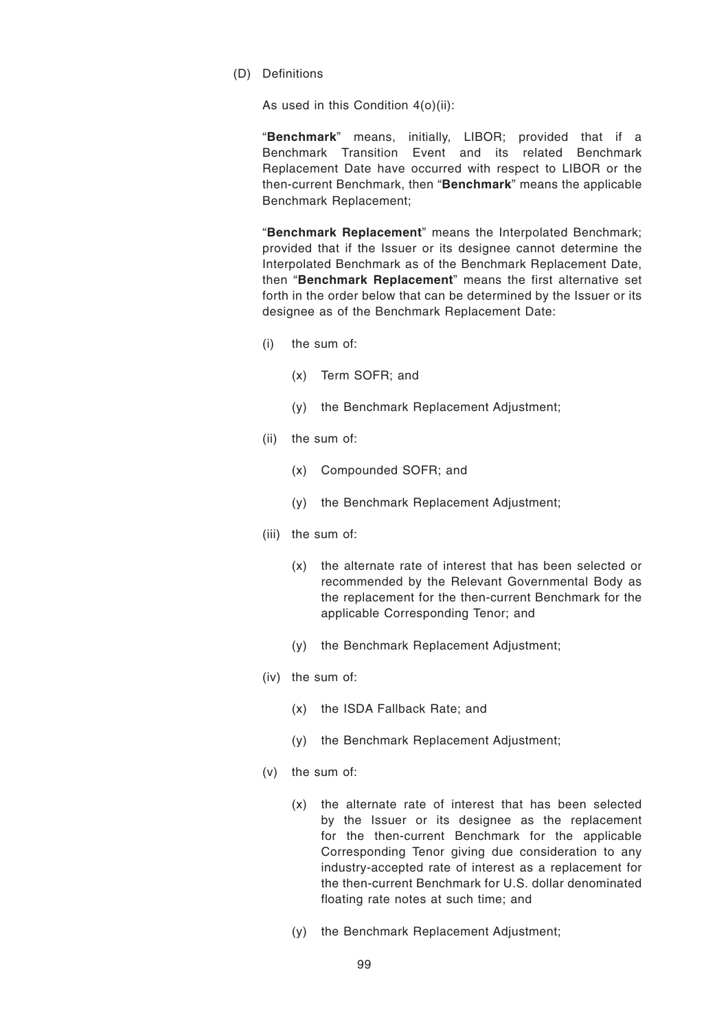(D) Definitions

As used in this Condition 4(o)(ii):

"**Benchmark**" means, initially, LIBOR; provided that if a Benchmark Transition Event and its related Benchmark Replacement Date have occurred with respect to LIBOR or the then-current Benchmark, then "**Benchmark**" means the applicable Benchmark Replacement;

"**Benchmark Replacement**" means the Interpolated Benchmark; provided that if the Issuer or its designee cannot determine the Interpolated Benchmark as of the Benchmark Replacement Date, then "**Benchmark Replacement**" means the first alternative set forth in the order below that can be determined by the Issuer or its designee as of the Benchmark Replacement Date:

- (i) the sum of:
  - (x) Term SOFR; and
  - (y) the Benchmark Replacement Adjustment;
- (ii) the sum of:
  - (x) Compounded SOFR; and
  - (y) the Benchmark Replacement Adjustment;
- (iii) the sum of:
  - (x) the alternate rate of interest that has been selected or recommended by the Relevant Governmental Body as the replacement for the then-current Benchmark for the applicable Corresponding Tenor; and
  - (y) the Benchmark Replacement Adjustment;
- (iv) the sum of:
  - (x) the ISDA Fallback Rate; and
  - (y) the Benchmark Replacement Adjustment;
- (v) the sum of:
  - (x) the alternate rate of interest that has been selected by the Issuer or its designee as the replacement for the then-current Benchmark for the applicable Corresponding Tenor giving due consideration to any industry-accepted rate of interest as a replacement for the then-current Benchmark for U.S. dollar denominated floating rate notes at such time; and
  - (y) the Benchmark Replacement Adjustment;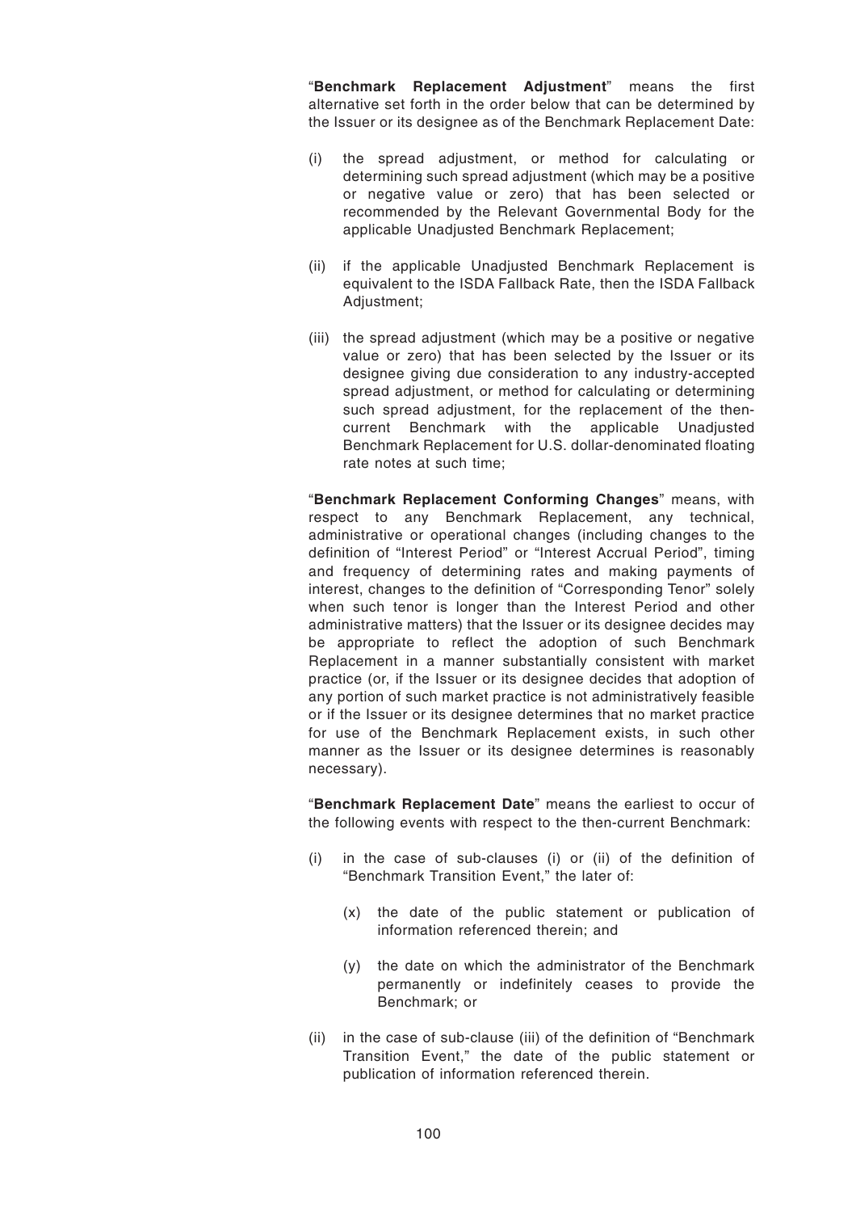"**Benchmark Replacement Adjustment**" means the first alternative set forth in the order below that can be determined by the Issuer or its designee as of the Benchmark Replacement Date:

(i) the spread adjustment, or method for calculating or determining such spread adjustment (which may be a positive or negative value or zero) that has been selected or recommended by the Relevant Governmental Body for the applicable Unadjusted Benchmark Replacement;

(ii) if the applicable Unadjusted Benchmark Replacement is equivalent to the ISDA Fallback Rate, then the ISDA Fallback Adjustment;

(iii) the spread adjustment (which may be a positive or negative value or zero) that has been selected by the Issuer or its designee giving due consideration to any industry-accepted spread adjustment, or method for calculating or determining such spread adjustment, for the replacement of the then-current Benchmark with the applicable Unadjusted Benchmark Replacement for U.S. dollar-denominated floating rate notes at such time;

"**Benchmark Replacement Conforming Changes**" means, with respect to any Benchmark Replacement, any technical, administrative or operational changes (including changes to the definition of "Interest Period" or "Interest Accrual Period", timing and frequency of determining rates and making payments of interest, changes to the definition of "Corresponding Tenor" solely when such tenor is longer than the Interest Period and other administrative matters) that the Issuer or its designee decides may be appropriate to reflect the adoption of such Benchmark Replacement in a manner substantially consistent with market practice (or, if the Issuer or its designee decides that adoption of any portion of such market practice is not administratively feasible or if the Issuer or its designee determines that no market practice for use of the Benchmark Replacement exists, in such other manner as the Issuer or its designee determines is reasonably necessary).

"**Benchmark Replacement Date**" means the earliest to occur of the following events with respect to the then-current Benchmark:

(i) in the case of sub-clauses (i) or (ii) of the definition of "Benchmark Transition Event," the later of:

  (x) the date of the public statement or publication of information referenced therein; and

  (y) the date on which the administrator of the Benchmark permanently or indefinitely ceases to provide the Benchmark; or

(ii) in the case of sub-clause (iii) of the definition of "Benchmark Transition Event," the date of the public statement or publication of information referenced therein.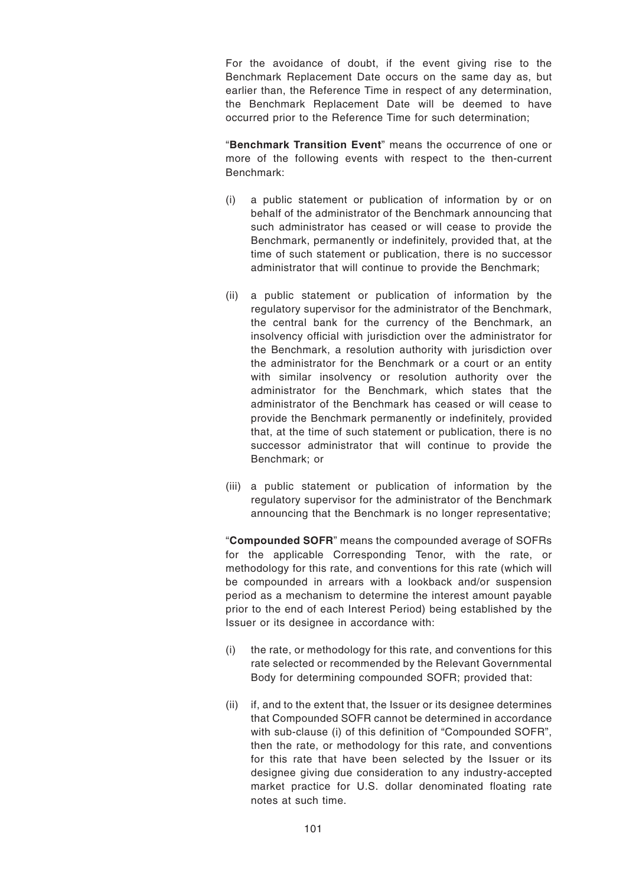For the avoidance of doubt, if the event giving rise to the Benchmark Replacement Date occurs on the same day as, but earlier than, the Reference Time in respect of any determination, the Benchmark Replacement Date will be deemed to have occurred prior to the Reference Time for such determination;

"**Benchmark Transition Event**" means the occurrence of one or more of the following events with respect to the then-current Benchmark:

(i) a public statement or publication of information by or on behalf of the administrator of the Benchmark announcing that such administrator has ceased or will cease to provide the Benchmark, permanently or indefinitely, provided that, at the time of such statement or publication, there is no successor administrator that will continue to provide the Benchmark;

(ii) a public statement or publication of information by the regulatory supervisor for the administrator of the Benchmark, the central bank for the currency of the Benchmark, an insolvency official with jurisdiction over the administrator for the Benchmark, a resolution authority with jurisdiction over the administrator for the Benchmark or a court or an entity with similar insolvency or resolution authority over the administrator for the Benchmark, which states that the administrator of the Benchmark has ceased or will cease to provide the Benchmark permanently or indefinitely, provided that, at the time of such statement or publication, there is no successor administrator that will continue to provide the Benchmark; or

(iii) a public statement or publication of information by the regulatory supervisor for the administrator of the Benchmark announcing that the Benchmark is no longer representative;

"**Compounded SOFR**" means the compounded average of SOFRs for the applicable Corresponding Tenor, with the rate, or methodology for this rate, and conventions for this rate (which will be compounded in arrears with a lookback and/or suspension period as a mechanism to determine the interest amount payable prior to the end of each Interest Period) being established by the Issuer or its designee in accordance with:

(i) the rate, or methodology for this rate, and conventions for this rate selected or recommended by the Relevant Governmental Body for determining compounded SOFR; provided that:

(ii) if, and to the extent that, the Issuer or its designee determines that Compounded SOFR cannot be determined in accordance with sub-clause (i) of this definition of "Compounded SOFR", then the rate, or methodology for this rate, and conventions for this rate that have been selected by the Issuer or its designee giving due consideration to any industry-accepted market practice for U.S. dollar denominated floating rate notes at such time.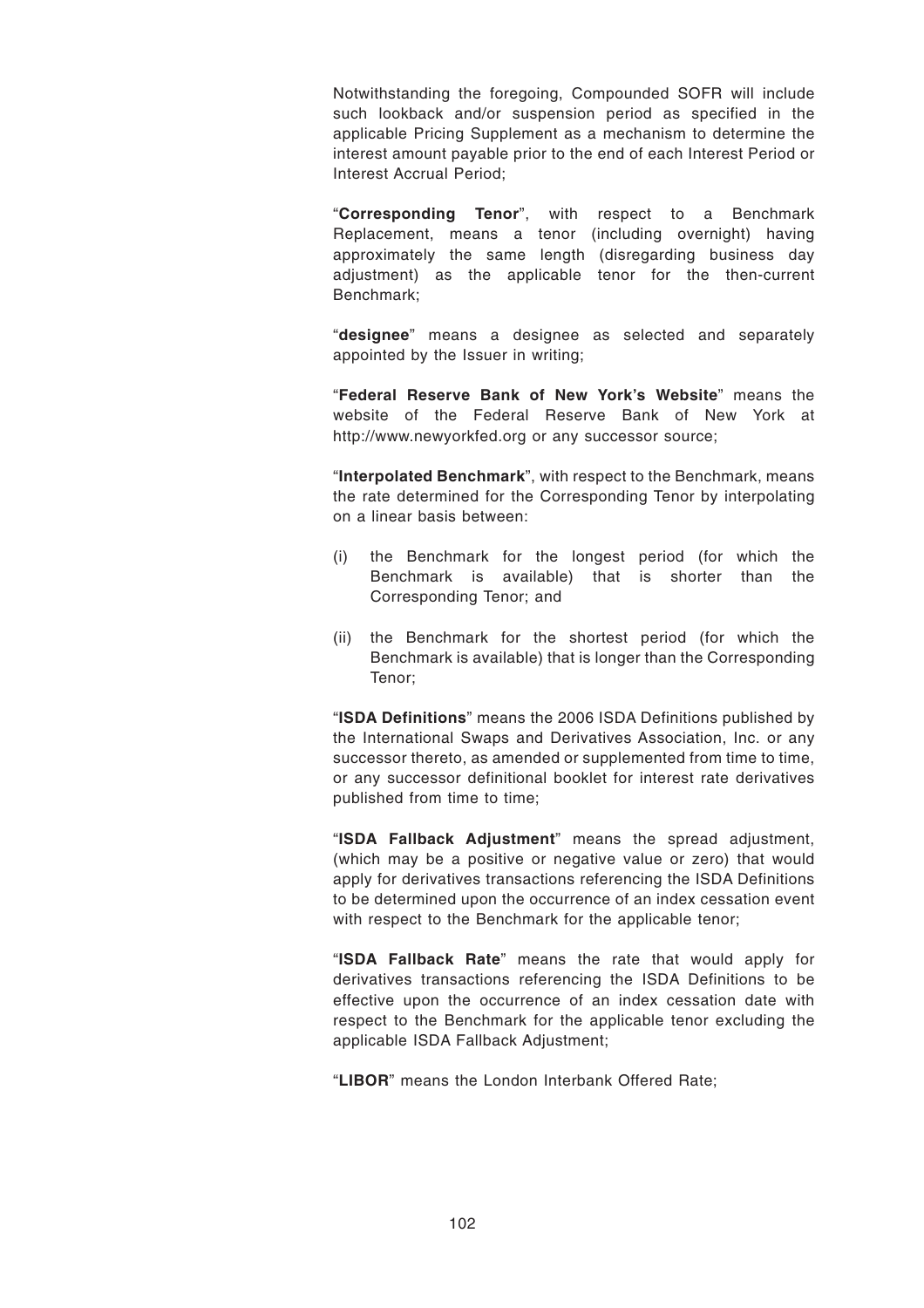Notwithstanding the foregoing, Compounded SOFR will include such lookback and/or suspension period as specified in the applicable Pricing Supplement as a mechanism to determine the interest amount payable prior to the end of each Interest Period or Interest Accrual Period;

"**Corresponding Tenor**", with respect to a Benchmark Replacement, means a tenor (including overnight) having approximately the same length (disregarding business day adjustment) as the applicable tenor for the then-current Benchmark;

"**designee**" means a designee as selected and separately appointed by the Issuer in writing;

"**Federal Reserve Bank of New York's Website**" means the website of the Federal Reserve Bank of New York at http://www.newyorkfed.org or any successor source;

"**Interpolated Benchmark**", with respect to the Benchmark, means the rate determined for the Corresponding Tenor by interpolating on a linear basis between:

(i) the Benchmark for the longest period (for which the Benchmark is available) that is shorter than the Corresponding Tenor; and

(ii) the Benchmark for the shortest period (for which the Benchmark is available) that is longer than the Corresponding Tenor;

"**ISDA Definitions**" means the 2006 ISDA Definitions published by the International Swaps and Derivatives Association, Inc. or any successor thereto, as amended or supplemented from time to time, or any successor definitional booklet for interest rate derivatives published from time to time;

"**ISDA Fallback Adjustment**" means the spread adjustment, (which may be a positive or negative value or zero) that would apply for derivatives transactions referencing the ISDA Definitions to be determined upon the occurrence of an index cessation event with respect to the Benchmark for the applicable tenor;

"**ISDA Fallback Rate**" means the rate that would apply for derivatives transactions referencing the ISDA Definitions to be effective upon the occurrence of an index cessation date with respect to the Benchmark for the applicable tenor excluding the applicable ISDA Fallback Adjustment;

"**LIBOR**" means the London Interbank Offered Rate;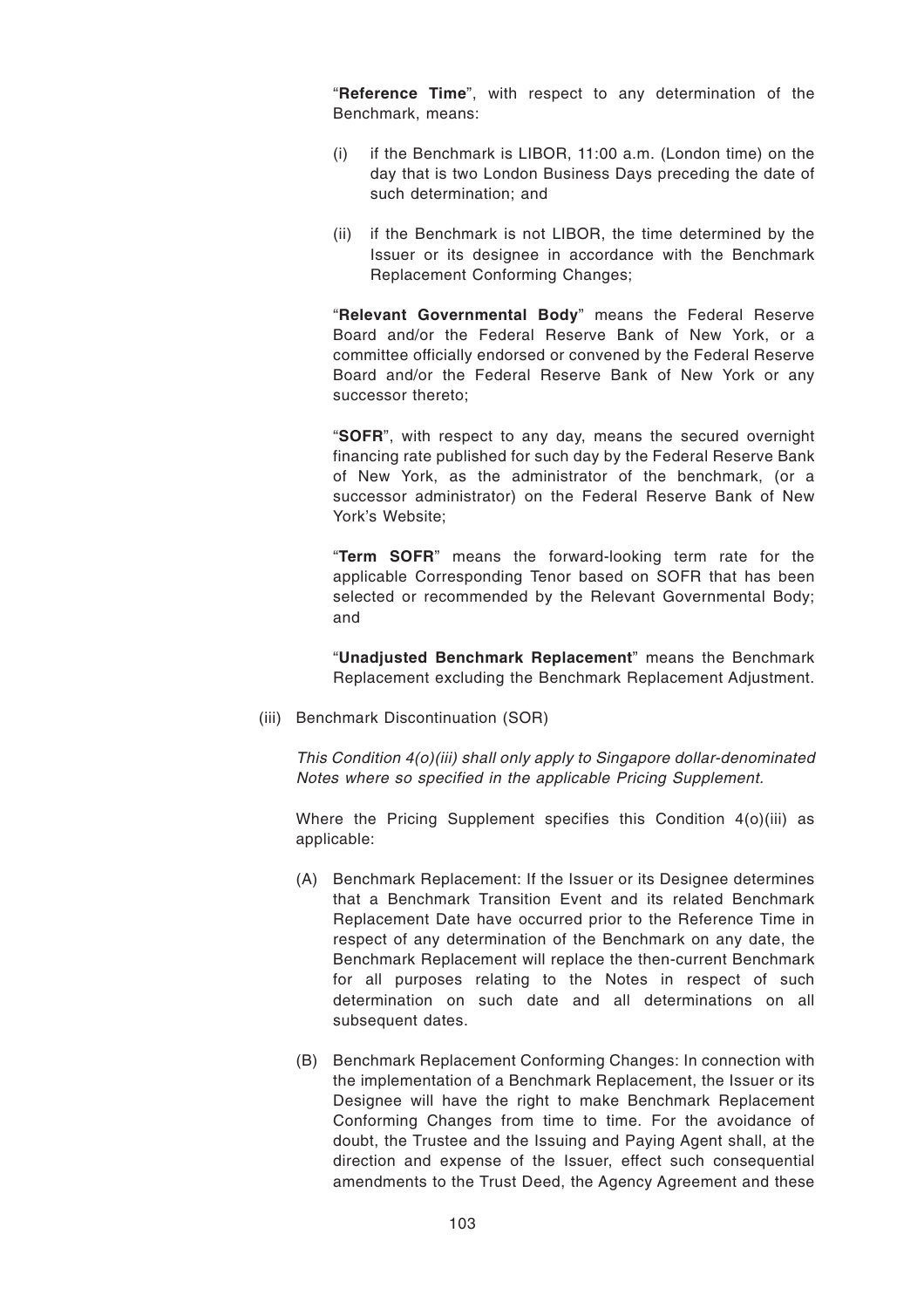"**Reference Time**", with respect to any determination of the Benchmark, means:

(i) if the Benchmark is LIBOR, 11:00 a.m. (London time) on the day that is two London Business Days preceding the date of such determination; and

(ii) if the Benchmark is not LIBOR, the time determined by the Issuer or its designee in accordance with the Benchmark Replacement Conforming Changes;

"**Relevant Governmental Body**" means the Federal Reserve Board and/or the Federal Reserve Bank of New York, or a committee officially endorsed or convened by the Federal Reserve Board and/or the Federal Reserve Bank of New York or any successor thereto;

"**SOFR**", with respect to any day, means the secured overnight financing rate published for such day by the Federal Reserve Bank of New York, as the administrator of the benchmark, (or a successor administrator) on the Federal Reserve Bank of New York's Website;

"**Term SOFR**" means the forward-looking term rate for the applicable Corresponding Tenor based on SOFR that has been selected or recommended by the Relevant Governmental Body; and

"**Unadjusted Benchmark Replacement**" means the Benchmark Replacement excluding the Benchmark Replacement Adjustment.

(iii) Benchmark Discontinuation (SOR)

*This Condition 4(o)(iii) shall only apply to Singapore dollar-denominated Notes where so specified in the applicable Pricing Supplement.*

Where the Pricing Supplement specifies this Condition 4(o)(iii) as applicable:

(A) Benchmark Replacement: If the Issuer or its Designee determines that a Benchmark Transition Event and its related Benchmark Replacement Date have occurred prior to the Reference Time in respect of any determination of the Benchmark on any date, the Benchmark Replacement will replace the then-current Benchmark for all purposes relating to the Notes in respect of such determination on such date and all determinations on all subsequent dates.

(B) Benchmark Replacement Conforming Changes: In connection with the implementation of a Benchmark Replacement, the Issuer or its Designee will have the right to make Benchmark Replacement Conforming Changes from time to time. For the avoidance of doubt, the Trustee and the Issuing and Paying Agent shall, at the direction and expense of the Issuer, effect such consequential amendments to the Trust Deed, the Agency Agreement and these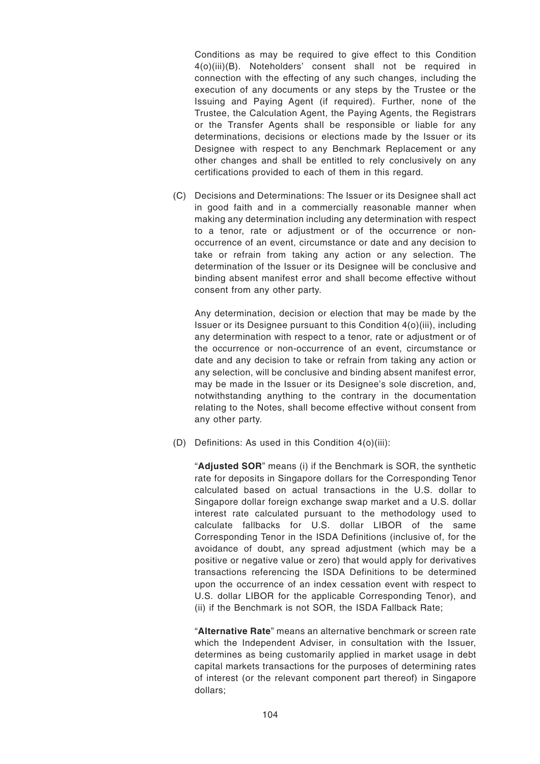Conditions as may be required to give effect to this Condition 4(o)(iii)(B). Noteholders' consent shall not be required in connection with the effecting of any such changes, including the execution of any documents or any steps by the Trustee or the Issuing and Paying Agent (if required). Further, none of the Trustee, the Calculation Agent, the Paying Agents, the Registrars or the Transfer Agents shall be responsible or liable for any determinations, decisions or elections made by the Issuer or its Designee with respect to any Benchmark Replacement or any other changes and shall be entitled to rely conclusively on any certifications provided to each of them in this regard.

(C) Decisions and Determinations: The Issuer or its Designee shall act in good faith and in a commercially reasonable manner when making any determination including any determination with respect to a tenor, rate or adjustment or of the occurrence or non-occurrence of an event, circumstance or date and any decision to take or refrain from taking any action or any selection. The determination of the Issuer or its Designee will be conclusive and binding absent manifest error and shall become effective without consent from any other party.

Any determination, decision or election that may be made by the Issuer or its Designee pursuant to this Condition 4(o)(iii), including any determination with respect to a tenor, rate or adjustment or of the occurrence or non-occurrence of an event, circumstance or date and any decision to take or refrain from taking any action or any selection, will be conclusive and binding absent manifest error, may be made in the Issuer or its Designee's sole discretion, and, notwithstanding anything to the contrary in the documentation relating to the Notes, shall become effective without consent from any other party.

(D) Definitions: As used in this Condition 4(o)(iii):

"**Adjusted SOR**" means (i) if the Benchmark is SOR, the synthetic rate for deposits in Singapore dollars for the Corresponding Tenor calculated based on actual transactions in the U.S. dollar to Singapore dollar foreign exchange swap market and a U.S. dollar interest rate calculated pursuant to the methodology used to calculate fallbacks for U.S. dollar LIBOR of the same Corresponding Tenor in the ISDA Definitions (inclusive of, for the avoidance of doubt, any spread adjustment (which may be a positive or negative value or zero) that would apply for derivatives transactions referencing the ISDA Definitions to be determined upon the occurrence of an index cessation event with respect to U.S. dollar LIBOR for the applicable Corresponding Tenor), and (ii) if the Benchmark is not SOR, the ISDA Fallback Rate;

"**Alternative Rate**" means an alternative benchmark or screen rate which the Independent Adviser, in consultation with the Issuer, determines as being customarily applied in market usage in debt capital markets transactions for the purposes of determining rates of interest (or the relevant component part thereof) in Singapore dollars;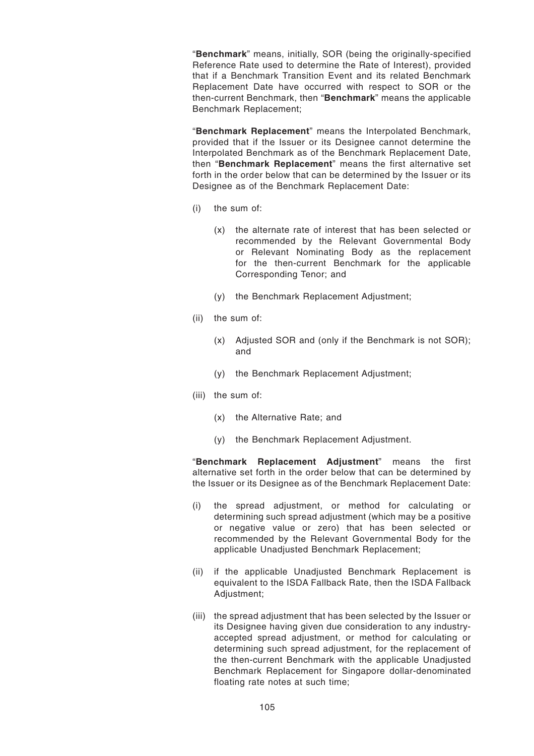"**Benchmark**" means, initially, SOR (being the originally-specified Reference Rate used to determine the Rate of Interest), provided that if a Benchmark Transition Event and its related Benchmark Replacement Date have occurred with respect to SOR or the then-current Benchmark, then "**Benchmark**" means the applicable Benchmark Replacement;

"**Benchmark Replacement**" means the Interpolated Benchmark, provided that if the Issuer or its Designee cannot determine the Interpolated Benchmark as of the Benchmark Replacement Date, then "**Benchmark Replacement**" means the first alternative set forth in the order below that can be determined by the Issuer or its Designee as of the Benchmark Replacement Date:

(i) the sum of:

  (x) the alternate rate of interest that has been selected or recommended by the Relevant Governmental Body or Relevant Nominating Body as the replacement for the then-current Benchmark for the applicable Corresponding Tenor; and

  (y) the Benchmark Replacement Adjustment;

(ii) the sum of:

  (x) Adjusted SOR and (only if the Benchmark is not SOR); and

  (y) the Benchmark Replacement Adjustment;

(iii) the sum of:

  (x) the Alternative Rate; and

  (y) the Benchmark Replacement Adjustment.

"**Benchmark Replacement Adjustment**" means the first alternative set forth in the order below that can be determined by the Issuer or its Designee as of the Benchmark Replacement Date:

(i) the spread adjustment, or method for calculating or determining such spread adjustment (which may be a positive or negative value or zero) that has been selected or recommended by the Relevant Governmental Body for the applicable Unadjusted Benchmark Replacement;

(ii) if the applicable Unadjusted Benchmark Replacement is equivalent to the ISDA Fallback Rate, then the ISDA Fallback Adjustment;

(iii) the spread adjustment that has been selected by the Issuer or its Designee having given due consideration to any industry-accepted spread adjustment, or method for calculating or determining such spread adjustment, for the replacement of the then-current Benchmark with the applicable Unadjusted Benchmark Replacement for Singapore dollar-denominated floating rate notes at such time;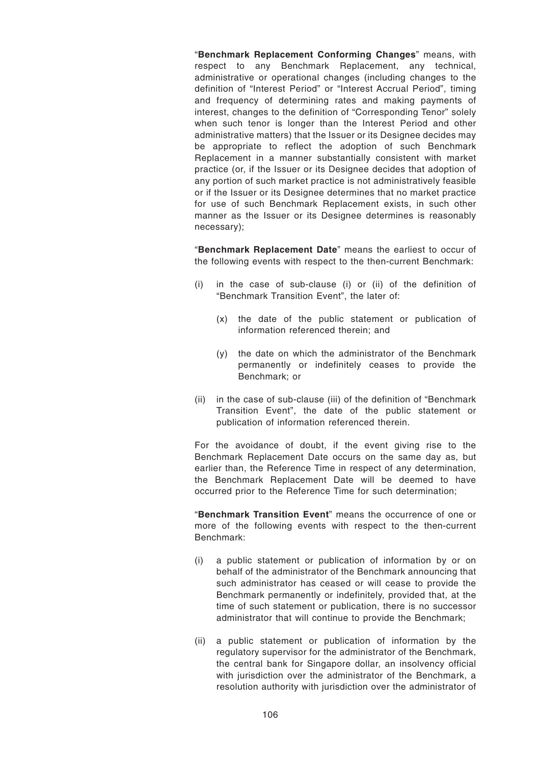"**Benchmark Replacement Conforming Changes**" means, with respect to any Benchmark Replacement, any technical, administrative or operational changes (including changes to the definition of "Interest Period" or "Interest Accrual Period", timing and frequency of determining rates and making payments of interest, changes to the definition of "Corresponding Tenor" solely when such tenor is longer than the Interest Period and other administrative matters) that the Issuer or its Designee decides may be appropriate to reflect the adoption of such Benchmark Replacement in a manner substantially consistent with market practice (or, if the Issuer or its Designee decides that adoption of any portion of such market practice is not administratively feasible or if the Issuer or its Designee determines that no market practice for use of such Benchmark Replacement exists, in such other manner as the Issuer or its Designee determines is reasonably necessary);

"**Benchmark Replacement Date**" means the earliest to occur of the following events with respect to the then-current Benchmark:

(i) in the case of sub-clause (i) or (ii) of the definition of "Benchmark Transition Event", the later of:

  (x) the date of the public statement or publication of information referenced therein; and

  (y) the date on which the administrator of the Benchmark permanently or indefinitely ceases to provide the Benchmark; or

(ii) in the case of sub-clause (iii) of the definition of "Benchmark Transition Event", the date of the public statement or publication of information referenced therein.

For the avoidance of doubt, if the event giving rise to the Benchmark Replacement Date occurs on the same day as, but earlier than, the Reference Time in respect of any determination, the Benchmark Replacement Date will be deemed to have occurred prior to the Reference Time for such determination;

"**Benchmark Transition Event**" means the occurrence of one or more of the following events with respect to the then-current Benchmark:

(i) a public statement or publication of information by or on behalf of the administrator of the Benchmark announcing that such administrator has ceased or will cease to provide the Benchmark permanently or indefinitely, provided that, at the time of such statement or publication, there is no successor administrator that will continue to provide the Benchmark;

(ii) a public statement or publication of information by the regulatory supervisor for the administrator of the Benchmark, the central bank for Singapore dollar, an insolvency official with jurisdiction over the administrator of the Benchmark, a resolution authority with jurisdiction over the administrator of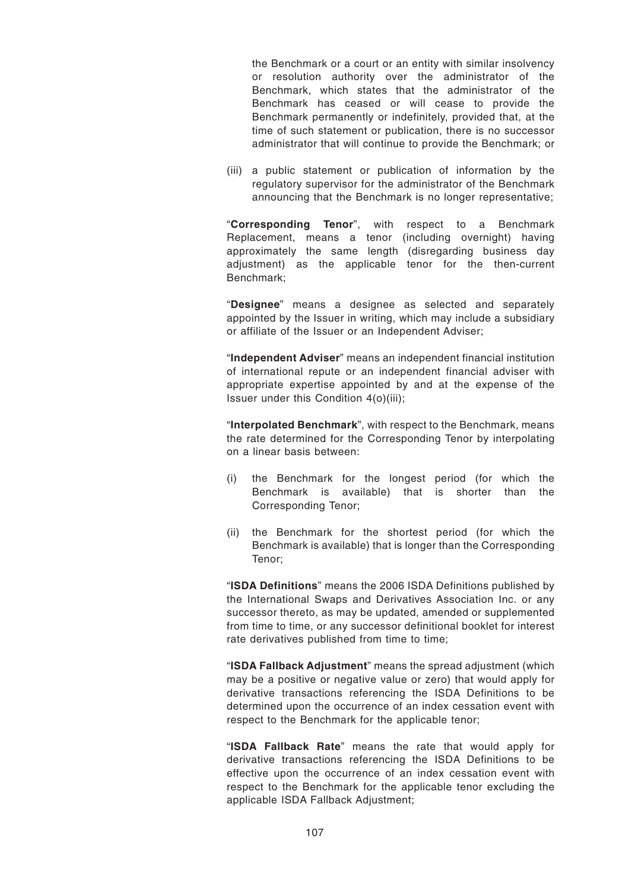the Benchmark or a court or an entity with similar insolvency or resolution authority over the administrator of the Benchmark, which states that the administrator of the Benchmark has ceased or will cease to provide the Benchmark permanently or indefinitely, provided that, at the time of such statement or publication, there is no successor administrator that will continue to provide the Benchmark; or

(iii) a public statement or publication of information by the regulatory supervisor for the administrator of the Benchmark announcing that the Benchmark is no longer representative;

"**Corresponding Tenor**", with respect to a Benchmark Replacement, means a tenor (including overnight) having approximately the same length (disregarding business day adjustment) as the applicable tenor for the then-current Benchmark;

"**Designee**" means a designee as selected and separately appointed by the Issuer in writing, which may include a subsidiary or affiliate of the Issuer or an Independent Adviser;

"**Independent Adviser**" means an independent financial institution of international repute or an independent financial adviser with appropriate expertise appointed by and at the expense of the Issuer under this Condition 4(o)(iii);

"**Interpolated Benchmark**", with respect to the Benchmark, means the rate determined for the Corresponding Tenor by interpolating on a linear basis between:

(i) the Benchmark for the longest period (for which the Benchmark is available) that is shorter than the Corresponding Tenor;

(ii) the Benchmark for the shortest period (for which the Benchmark is available) that is longer than the Corresponding Tenor;

"**ISDA Definitions**" means the 2006 ISDA Definitions published by the International Swaps and Derivatives Association Inc. or any successor thereto, as may be updated, amended or supplemented from time to time, or any successor definitional booklet for interest rate derivatives published from time to time;

"**ISDA Fallback Adjustment**" means the spread adjustment (which may be a positive or negative value or zero) that would apply for derivative transactions referencing the ISDA Definitions to be determined upon the occurrence of an index cessation event with respect to the Benchmark for the applicable tenor;

"**ISDA Fallback Rate**" means the rate that would apply for derivative transactions referencing the ISDA Definitions to be effective upon the occurrence of an index cessation event with respect to the Benchmark for the applicable tenor excluding the applicable ISDA Fallback Adjustment;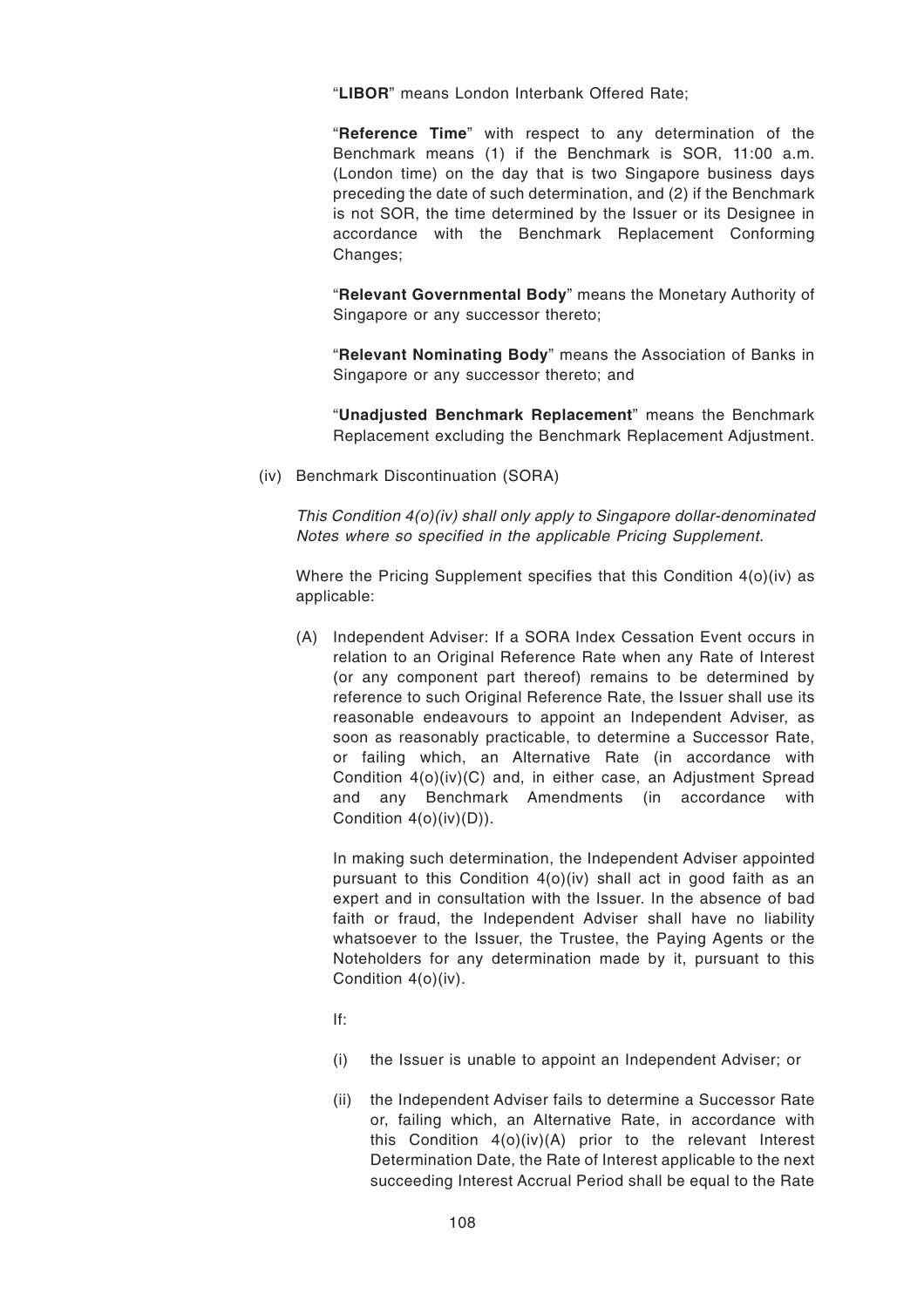"**LIBOR**" means London Interbank Offered Rate;

"**Reference Time**" with respect to any determination of the Benchmark means (1) if the Benchmark is SOR, 11:00 a.m. (London time) on the day that is two Singapore business days preceding the date of such determination, and (2) if the Benchmark is not SOR, the time determined by the Issuer or its Designee in accordance with the Benchmark Replacement Conforming Changes;

"**Relevant Governmental Body**" means the Monetary Authority of Singapore or any successor thereto;

"**Relevant Nominating Body**" means the Association of Banks in Singapore or any successor thereto; and

"**Unadjusted Benchmark Replacement**" means the Benchmark Replacement excluding the Benchmark Replacement Adjustment.

(iv) Benchmark Discontinuation (SORA)

*This Condition 4(o)(iv) shall only apply to Singapore dollar-denominated Notes where so specified in the applicable Pricing Supplement.*

Where the Pricing Supplement specifies that this Condition 4(o)(iv) as applicable:

(A) Independent Adviser: If a SORA Index Cessation Event occurs in relation to an Original Reference Rate when any Rate of Interest (or any component part thereof) remains to be determined by reference to such Original Reference Rate, the Issuer shall use its reasonable endeavours to appoint an Independent Adviser, as soon as reasonably practicable, to determine a Successor Rate, or failing which, an Alternative Rate (in accordance with Condition 4(o)(iv)(C) and, in either case, an Adjustment Spread and any Benchmark Amendments (in accordance with Condition 4(o)(iv)(D)).

In making such determination, the Independent Adviser appointed pursuant to this Condition 4(o)(iv) shall act in good faith as an expert and in consultation with the Issuer. In the absence of bad faith or fraud, the Independent Adviser shall have no liability whatsoever to the Issuer, the Trustee, the Paying Agents or the Noteholders for any determination made by it, pursuant to this Condition 4(o)(iv).

If:

(i) the Issuer is unable to appoint an Independent Adviser; or

(ii) the Independent Adviser fails to determine a Successor Rate or, failing which, an Alternative Rate, in accordance with this Condition 4(o)(iv)(A) prior to the relevant Interest Determination Date, the Rate of Interest applicable to the next succeeding Interest Accrual Period shall be equal to the Rate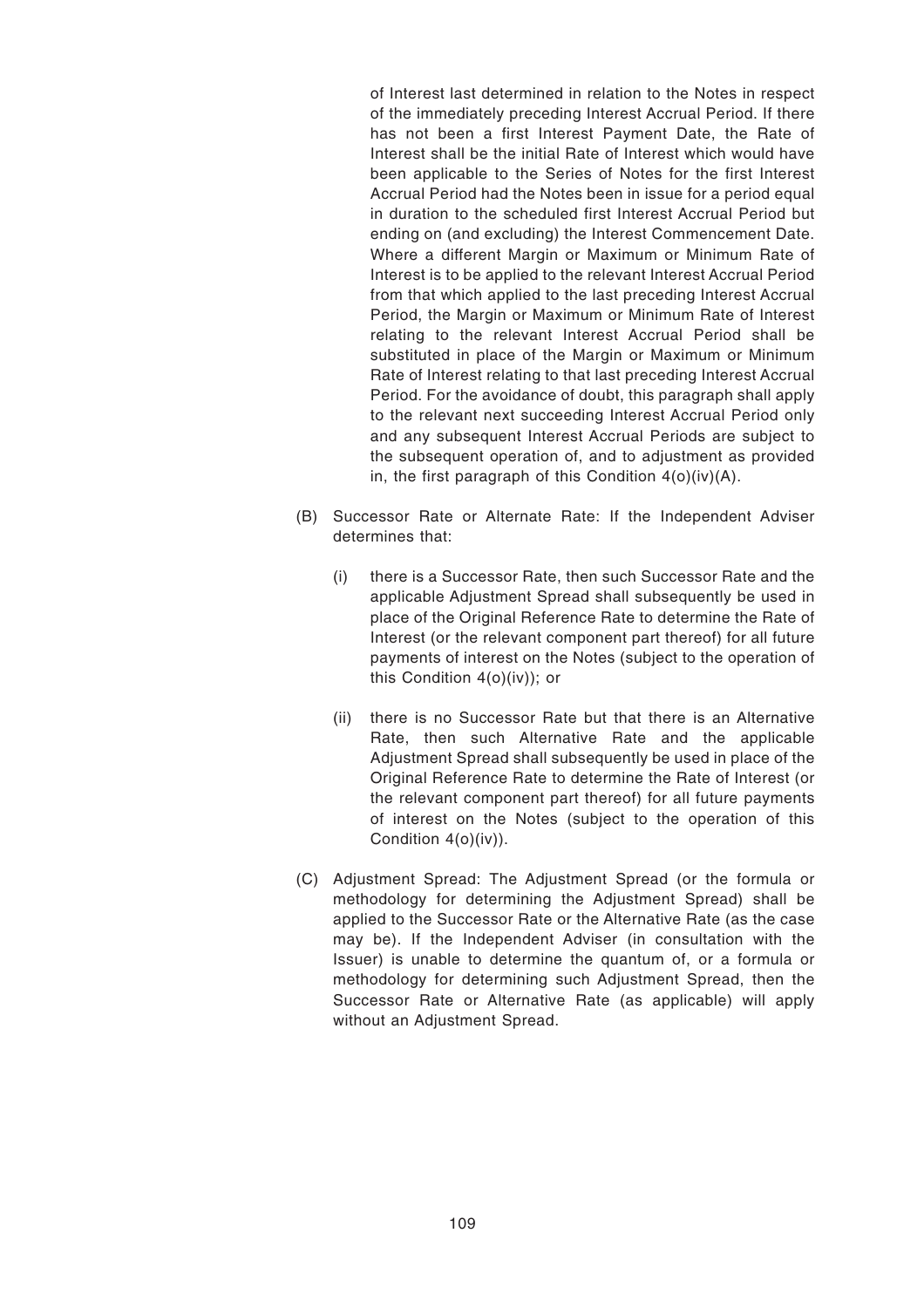of Interest last determined in relation to the Notes in respect of the immediately preceding Interest Accrual Period. If there has not been a first Interest Payment Date, the Rate of Interest shall be the initial Rate of Interest which would have been applicable to the Series of Notes for the first Interest Accrual Period had the Notes been in issue for a period equal in duration to the scheduled first Interest Accrual Period but ending on (and excluding) the Interest Commencement Date. Where a different Margin or Maximum or Minimum Rate of Interest is to be applied to the relevant Interest Accrual Period from that which applied to the last preceding Interest Accrual Period, the Margin or Maximum or Minimum Rate of Interest relating to the relevant Interest Accrual Period shall be substituted in place of the Margin or Maximum or Minimum Rate of Interest relating to that last preceding Interest Accrual Period. For the avoidance of doubt, this paragraph shall apply to the relevant next succeeding Interest Accrual Period only and any subsequent Interest Accrual Periods are subject to the subsequent operation of, and to adjustment as provided in, the first paragraph of this Condition 4(o)(iv)(A).

(B) Successor Rate or Alternate Rate: If the Independent Adviser determines that:

   (i) there is a Successor Rate, then such Successor Rate and the applicable Adjustment Spread shall subsequently be used in place of the Original Reference Rate to determine the Rate of Interest (or the relevant component part thereof) for all future payments of interest on the Notes (subject to the operation of this Condition 4(o)(iv)); or

   (ii) there is no Successor Rate but that there is an Alternative Rate, then such Alternative Rate and the applicable Adjustment Spread shall subsequently be used in place of the Original Reference Rate to determine the Rate of Interest (or the relevant component part thereof) for all future payments of interest on the Notes (subject to the operation of this Condition 4(o)(iv)).

(C) Adjustment Spread: The Adjustment Spread (or the formula or methodology for determining the Adjustment Spread) shall be applied to the Successor Rate or the Alternative Rate (as the case may be). If the Independent Adviser (in consultation with the Issuer) is unable to determine the quantum of, or a formula or methodology for determining such Adjustment Spread, then the Successor Rate or Alternative Rate (as applicable) will apply without an Adjustment Spread.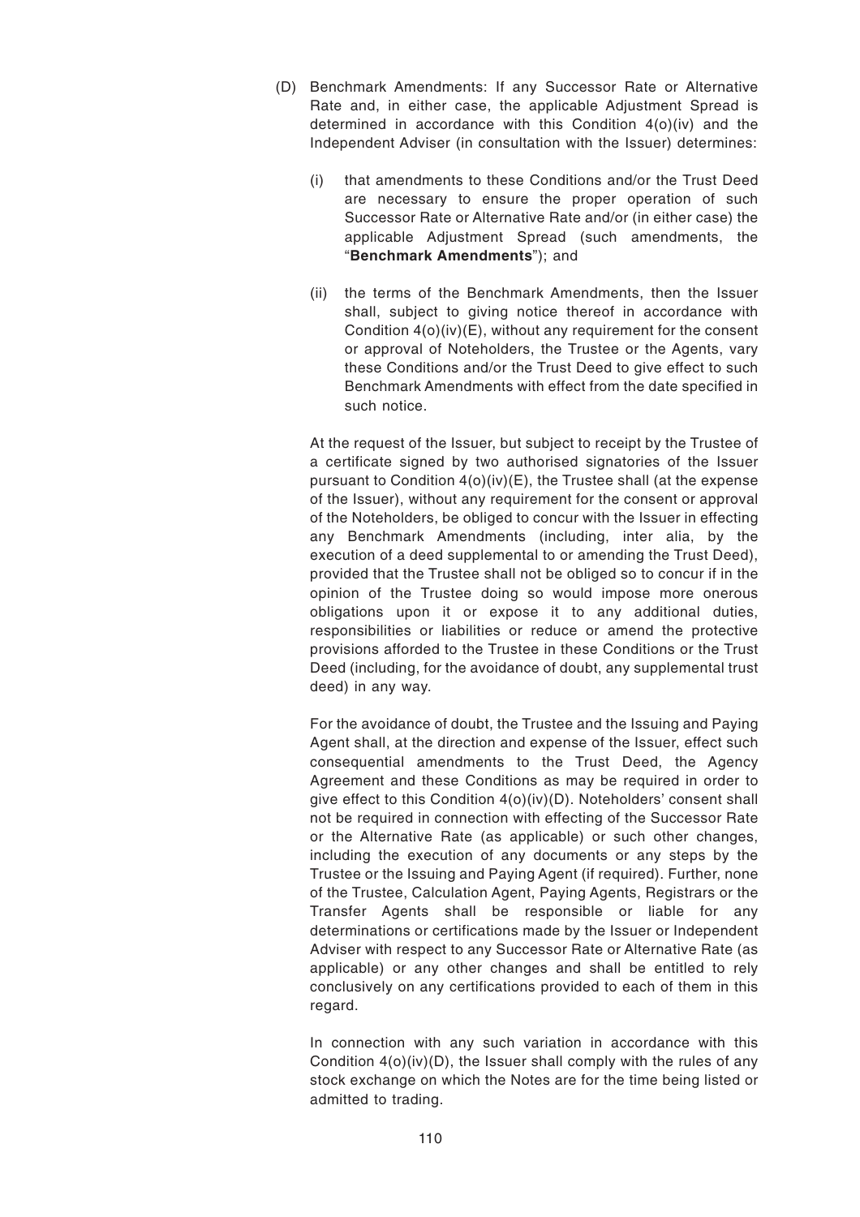(D) Benchmark Amendments: If any Successor Rate or Alternative Rate and, in either case, the applicable Adjustment Spread is determined in accordance with this Condition 4(o)(iv) and the Independent Adviser (in consultation with the Issuer) determines:

   (i) that amendments to these Conditions and/or the Trust Deed are necessary to ensure the proper operation of such Successor Rate or Alternative Rate and/or (in either case) the applicable Adjustment Spread (such amendments, the "**Benchmark Amendments**"); and

   (ii) the terms of the Benchmark Amendments, then the Issuer shall, subject to giving notice thereof in accordance with Condition 4(o)(iv)(E), without any requirement for the consent or approval of Noteholders, the Trustee or the Agents, vary these Conditions and/or the Trust Deed to give effect to such Benchmark Amendments with effect from the date specified in such notice.

   At the request of the Issuer, but subject to receipt by the Trustee of a certificate signed by two authorised signatories of the Issuer pursuant to Condition 4(o)(iv)(E), the Trustee shall (at the expense of the Issuer), without any requirement for the consent or approval of the Noteholders, be obliged to concur with the Issuer in effecting any Benchmark Amendments (including, inter alia, by the execution of a deed supplemental to or amending the Trust Deed), provided that the Trustee shall not be obliged so to concur if in the opinion of the Trustee doing so would impose more onerous obligations upon it or expose it to any additional duties, responsibilities or liabilities or reduce or amend the protective provisions afforded to the Trustee in these Conditions or the Trust Deed (including, for the avoidance of doubt, any supplemental trust deed) in any way.

   For the avoidance of doubt, the Trustee and the Issuing and Paying Agent shall, at the direction and expense of the Issuer, effect such consequential amendments to the Trust Deed, the Agency Agreement and these Conditions as may be required in order to give effect to this Condition 4(o)(iv)(D). Noteholders' consent shall not be required in connection with effecting of the Successor Rate or the Alternative Rate (as applicable) or such other changes, including the execution of any documents or any steps by the Trustee or the Issuing and Paying Agent (if required). Further, none of the Trustee, Calculation Agent, Paying Agents, Registrars or the Transfer Agents shall be responsible or liable for any determinations or certifications made by the Issuer or Independent Adviser with respect to any Successor Rate or Alternative Rate (as applicable) or any other changes and shall be entitled to rely conclusively on any certifications provided to each of them in this regard.

   In connection with any such variation in accordance with this Condition 4(o)(iv)(D), the Issuer shall comply with the rules of any stock exchange on which the Notes are for the time being listed or admitted to trading.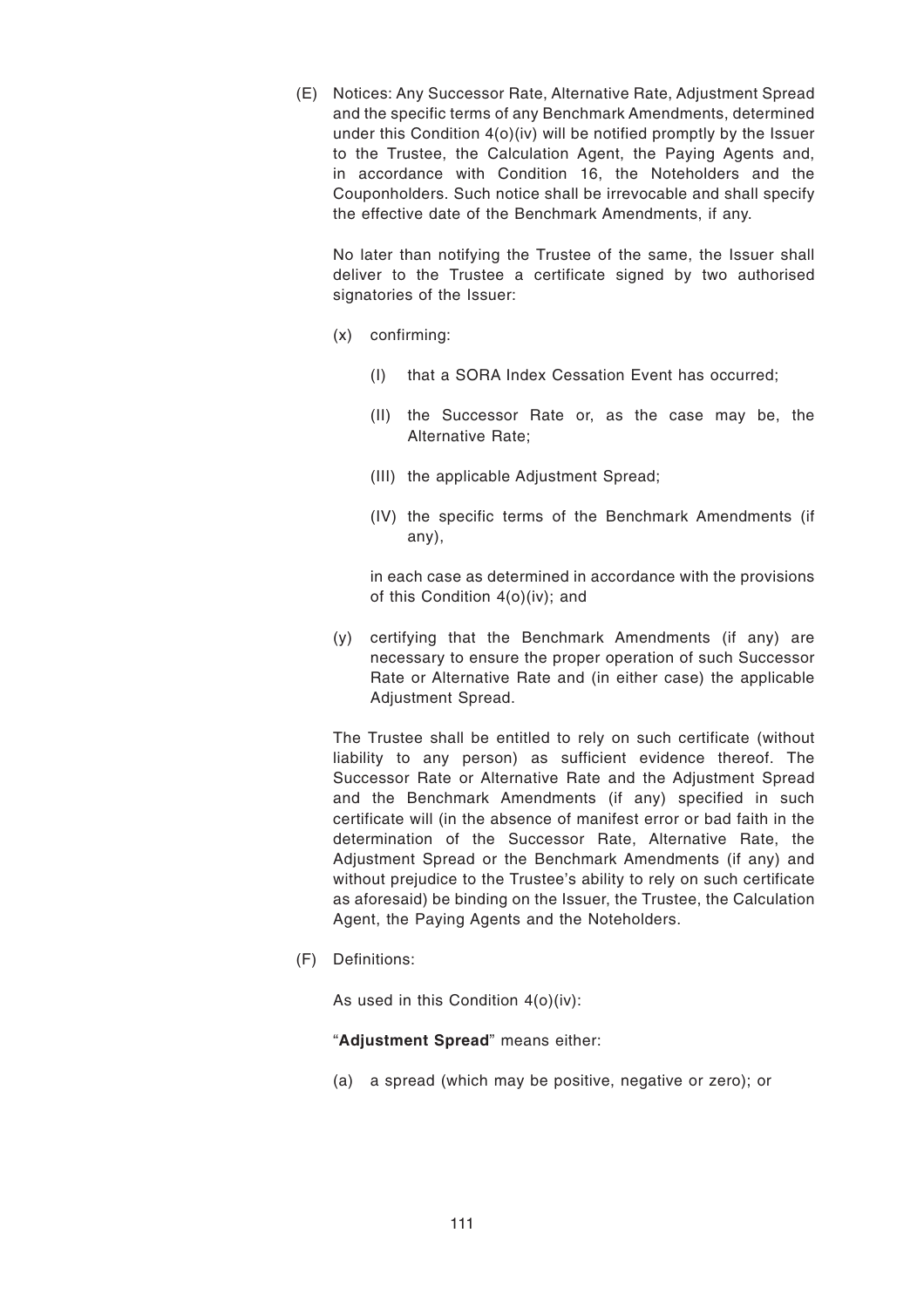(E) Notices: Any Successor Rate, Alternative Rate, Adjustment Spread and the specific terms of any Benchmark Amendments, determined under this Condition 4(o)(iv) will be notified promptly by the Issuer to the Trustee, the Calculation Agent, the Paying Agents and, in accordance with Condition 16, the Noteholders and the Couponholders. Such notice shall be irrevocable and shall specify the effective date of the Benchmark Amendments, if any.

No later than notifying the Trustee of the same, the Issuer shall deliver to the Trustee a certificate signed by two authorised signatories of the Issuer:

(x) confirming:

(I) that a SORA Index Cessation Event has occurred;

(II) the Successor Rate or, as the case may be, the Alternative Rate;

(III) the applicable Adjustment Spread;

(IV) the specific terms of the Benchmark Amendments (if any),

in each case as determined in accordance with the provisions of this Condition 4(o)(iv); and

(y) certifying that the Benchmark Amendments (if any) are necessary to ensure the proper operation of such Successor Rate or Alternative Rate and (in either case) the applicable Adjustment Spread.

The Trustee shall be entitled to rely on such certificate (without liability to any person) as sufficient evidence thereof. The Successor Rate or Alternative Rate and the Adjustment Spread and the Benchmark Amendments (if any) specified in such certificate will (in the absence of manifest error or bad faith in the determination of the Successor Rate, Alternative Rate, the Adjustment Spread or the Benchmark Amendments (if any) and without prejudice to the Trustee's ability to rely on such certificate as aforesaid) be binding on the Issuer, the Trustee, the Calculation Agent, the Paying Agents and the Noteholders.

(F) Definitions:

As used in this Condition 4(o)(iv):

"**Adjustment Spread**" means either:

(a) a spread (which may be positive, negative or zero); or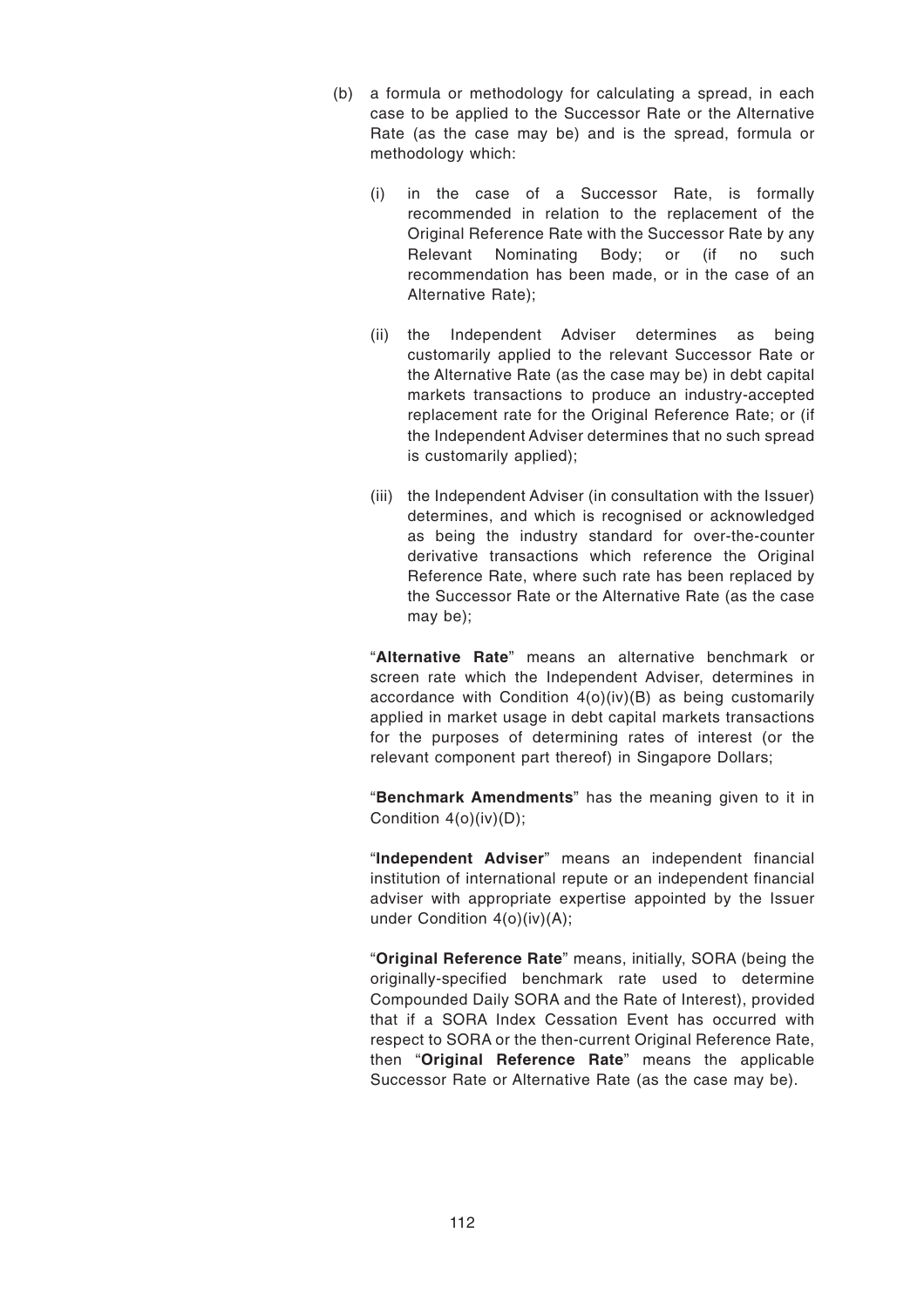(b) a formula or methodology for calculating a spread, in each case to be applied to the Successor Rate or the Alternative Rate (as the case may be) and is the spread, formula or methodology which:

   (i) in the case of a Successor Rate, is formally recommended in relation to the replacement of the Original Reference Rate with the Successor Rate by any Relevant Nominating Body; or (if no such recommendation has been made, or in the case of an Alternative Rate);

   (ii) the Independent Adviser determines as being customarily applied to the relevant Successor Rate or the Alternative Rate (as the case may be) in debt capital markets transactions to produce an industry-accepted replacement rate for the Original Reference Rate; or (if the Independent Adviser determines that no such spread is customarily applied);

   (iii) the Independent Adviser (in consultation with the Issuer) determines, and which is recognised or acknowledged as being the industry standard for over-the-counter derivative transactions which reference the Original Reference Rate, where such rate has been replaced by the Successor Rate or the Alternative Rate (as the case may be);

"**Alternative Rate**" means an alternative benchmark or screen rate which the Independent Adviser, determines in accordance with Condition 4(o)(iv)(B) as being customarily applied in market usage in debt capital markets transactions for the purposes of determining rates of interest (or the relevant component part thereof) in Singapore Dollars;

"**Benchmark Amendments**" has the meaning given to it in Condition 4(o)(iv)(D);

"**Independent Adviser**" means an independent financial institution of international repute or an independent financial adviser with appropriate expertise appointed by the Issuer under Condition 4(o)(iv)(A);

"**Original Reference Rate**" means, initially, SORA (being the originally-specified benchmark rate used to determine Compounded Daily SORA and the Rate of Interest), provided that if a SORA Index Cessation Event has occurred with respect to SORA or the then-current Original Reference Rate, then "**Original Reference Rate**" means the applicable Successor Rate or Alternative Rate (as the case may be).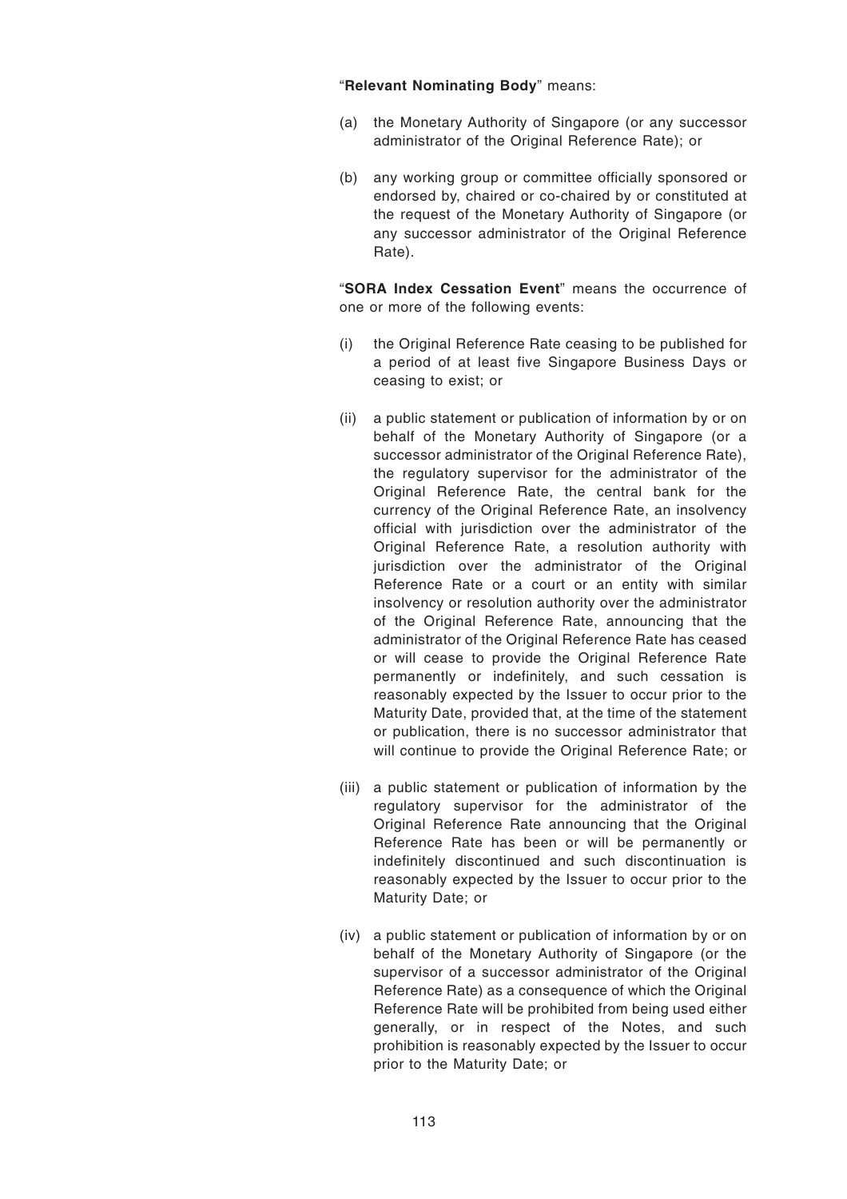"**Relevant Nominating Body**" means:

(a) the Monetary Authority of Singapore (or any successor administrator of the Original Reference Rate); or

(b) any working group or committee officially sponsored or endorsed by, chaired or co-chaired by or constituted at the request of the Monetary Authority of Singapore (or any successor administrator of the Original Reference Rate).

"**SORA Index Cessation Event**" means the occurrence of one or more of the following events:

(i) the Original Reference Rate ceasing to be published for a period of at least five Singapore Business Days or ceasing to exist; or

(ii) a public statement or publication of information by or on behalf of the Monetary Authority of Singapore (or a successor administrator of the Original Reference Rate), the regulatory supervisor for the administrator of the Original Reference Rate, the central bank for the currency of the Original Reference Rate, an insolvency official with jurisdiction over the administrator of the Original Reference Rate, a resolution authority with jurisdiction over the administrator of the Original Reference Rate or a court or an entity with similar insolvency or resolution authority over the administrator of the Original Reference Rate, announcing that the administrator of the Original Reference Rate has ceased or will cease to provide the Original Reference Rate permanently or indefinitely, and such cessation is reasonably expected by the Issuer to occur prior to the Maturity Date, provided that, at the time of the statement or publication, there is no successor administrator that will continue to provide the Original Reference Rate; or

(iii) a public statement or publication of information by the regulatory supervisor for the administrator of the Original Reference Rate announcing that the Original Reference Rate has been or will be permanently or indefinitely discontinued and such discontinuation is reasonably expected by the Issuer to occur prior to the Maturity Date; or

(iv) a public statement or publication of information by or on behalf of the Monetary Authority of Singapore (or the supervisor of a successor administrator of the Original Reference Rate) as a consequence of which the Original Reference Rate will be prohibited from being used either generally, or in respect of the Notes, and such prohibition is reasonably expected by the Issuer to occur prior to the Maturity Date; or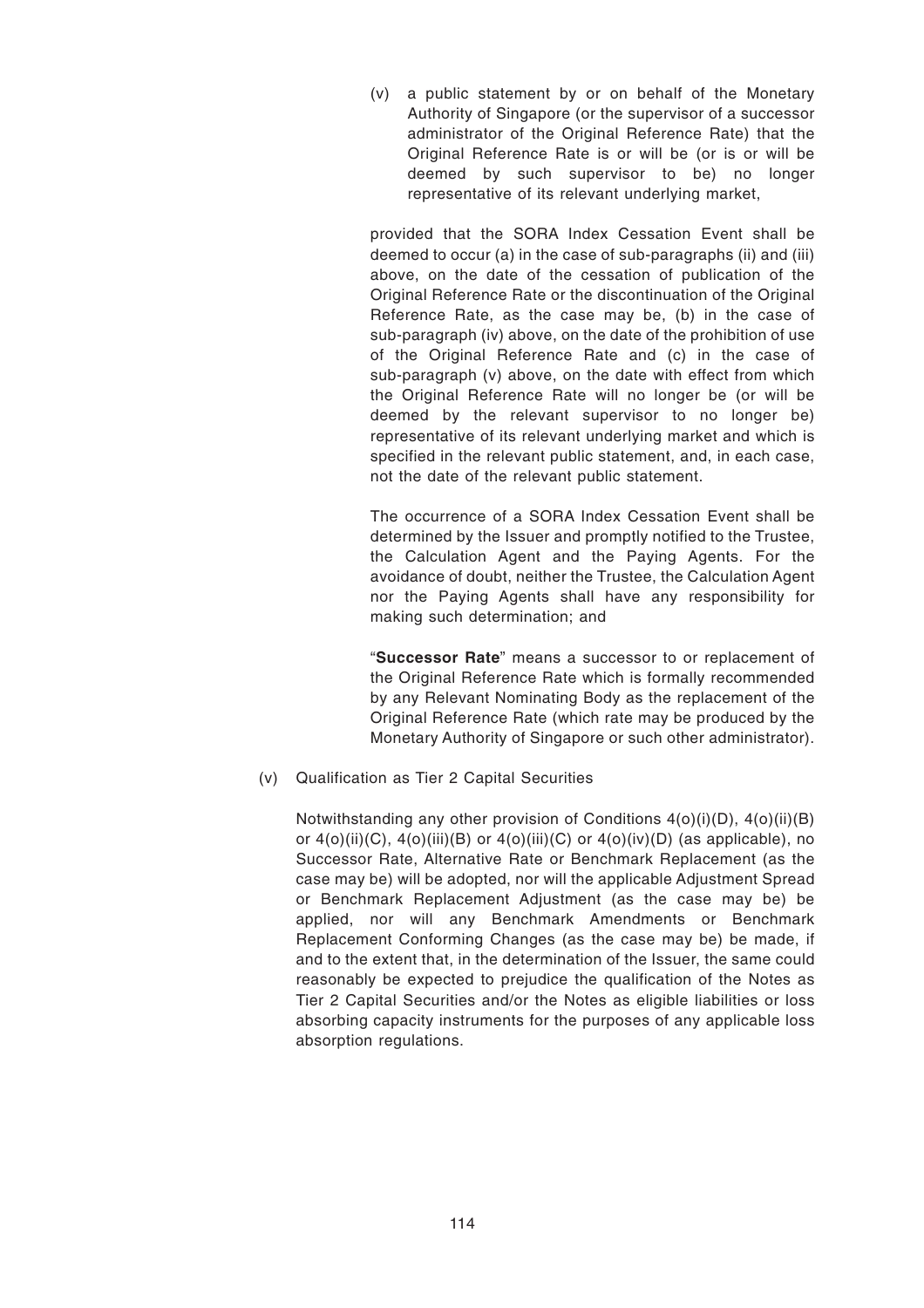(v) a public statement by or on behalf of the Monetary Authority of Singapore (or the supervisor of a successor administrator of the Original Reference Rate) that the Original Reference Rate is or will be (or is or will be deemed by such supervisor to be) no longer representative of its relevant underlying market,

provided that the SORA Index Cessation Event shall be deemed to occur (a) in the case of sub-paragraphs (ii) and (iii) above, on the date of the cessation of publication of the Original Reference Rate or the discontinuation of the Original Reference Rate, as the case may be, (b) in the case of sub-paragraph (iv) above, on the date of the prohibition of use of the Original Reference Rate and (c) in the case of sub-paragraph (v) above, on the date with effect from which the Original Reference Rate will no longer be (or will be deemed by the relevant supervisor to no longer be) representative of its relevant underlying market and which is specified in the relevant public statement, and, in each case, not the date of the relevant public statement.

The occurrence of a SORA Index Cessation Event shall be determined by the Issuer and promptly notified to the Trustee, the Calculation Agent and the Paying Agents. For the avoidance of doubt, neither the Trustee, the Calculation Agent nor the Paying Agents shall have any responsibility for making such determination; and

"**Successor Rate**" means a successor to or replacement of the Original Reference Rate which is formally recommended by any Relevant Nominating Body as the replacement of the Original Reference Rate (which rate may be produced by the Monetary Authority of Singapore or such other administrator).

(v) Qualification as Tier 2 Capital Securities

Notwithstanding any other provision of Conditions 4(o)(i)(D), 4(o)(ii)(B) or 4(o)(ii)(C), 4(o)(iii)(B) or 4(o)(iii)(C) or 4(o)(iv)(D) (as applicable), no Successor Rate, Alternative Rate or Benchmark Replacement (as the case may be) will be adopted, nor will the applicable Adjustment Spread or Benchmark Replacement Adjustment (as the case may be) be applied, nor will any Benchmark Amendments or Benchmark Replacement Conforming Changes (as the case may be) be made, if and to the extent that, in the determination of the Issuer, the same could reasonably be expected to prejudice the qualification of the Notes as Tier 2 Capital Securities and/or the Notes as eligible liabilities or loss absorbing capacity instruments for the purposes of any applicable loss absorption regulations.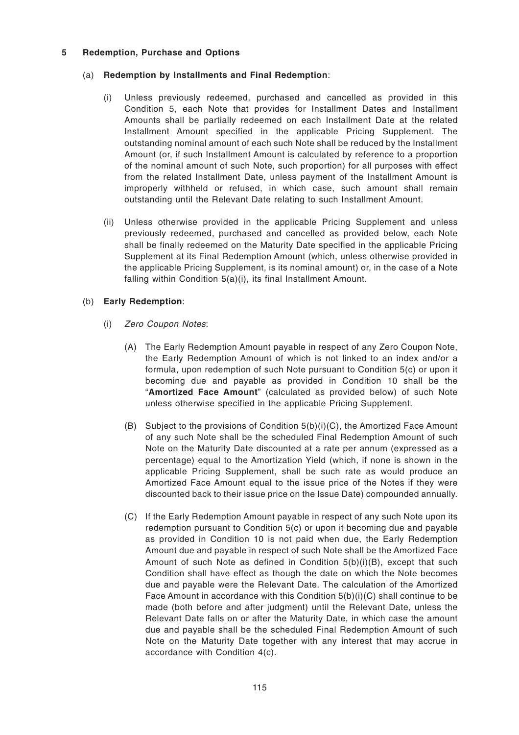## 5 Redemption, Purchase and Options

### (a) Redemption by Installments and Final Redemption:

(i) Unless previously redeemed, purchased and cancelled as provided in this Condition 5, each Note that provides for Installment Dates and Installment Amounts shall be partially redeemed on each Installment Date at the related Installment Amount specified in the applicable Pricing Supplement. The outstanding nominal amount of each such Note shall be reduced by the Installment Amount (or, if such Installment Amount is calculated by reference to a proportion of the nominal amount of such Note, such proportion) for all purposes with effect from the related Installment Date, unless payment of the Installment Amount is improperly withheld or refused, in which case, such amount shall remain outstanding until the Relevant Date relating to such Installment Amount.

(ii) Unless otherwise provided in the applicable Pricing Supplement and unless previously redeemed, purchased and cancelled as provided below, each Note shall be finally redeemed on the Maturity Date specified in the applicable Pricing Supplement at its Final Redemption Amount (which, unless otherwise provided in the applicable Pricing Supplement, is its nominal amount) or, in the case of a Note falling within Condition 5(a)(i), its final Installment Amount.

### (b) Early Redemption:

(i) *Zero Coupon Notes*:

(A) The Early Redemption Amount payable in respect of any Zero Coupon Note, the Early Redemption Amount of which is not linked to an index and/or a formula, upon redemption of such Note pursuant to Condition 5(c) or upon it becoming due and payable as provided in Condition 10 shall be the "**Amortized Face Amount**" (calculated as provided below) of such Note unless otherwise specified in the applicable Pricing Supplement.

(B) Subject to the provisions of Condition 5(b)(i)(C), the Amortized Face Amount of any such Note shall be the scheduled Final Redemption Amount of such Note on the Maturity Date discounted at a rate per annum (expressed as a percentage) equal to the Amortization Yield (which, if none is shown in the applicable Pricing Supplement, shall be such rate as would produce an Amortized Face Amount equal to the issue price of the Notes if they were discounted back to their issue price on the Issue Date) compounded annually.

(C) If the Early Redemption Amount payable in respect of any such Note upon its redemption pursuant to Condition 5(c) or upon it becoming due and payable as provided in Condition 10 is not paid when due, the Early Redemption Amount due and payable in respect of such Note shall be the Amortized Face Amount of such Note as defined in Condition 5(b)(i)(B), except that such Condition shall have effect as though the date on which the Note becomes due and payable were the Relevant Date. The calculation of the Amortized Face Amount in accordance with this Condition 5(b)(i)(C) shall continue to be made (both before and after judgment) until the Relevant Date, unless the Relevant Date falls on or after the Maturity Date, in which case the amount due and payable shall be the scheduled Final Redemption Amount of such Note on the Maturity Date together with any interest that may accrue in accordance with Condition 4(c).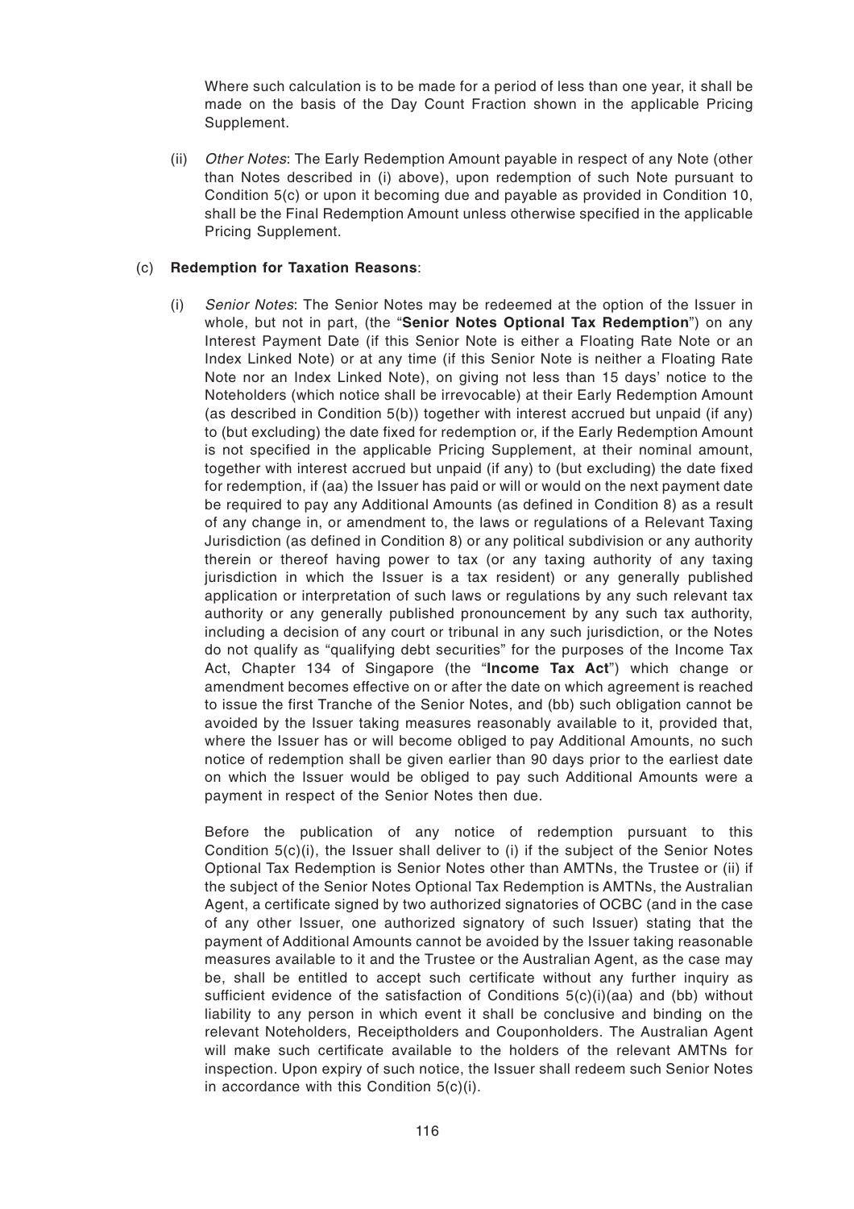Where such calculation is to be made for a period of less than one year, it shall be made on the basis of the Day Count Fraction shown in the applicable Pricing Supplement.

(ii) *Other Notes*: The Early Redemption Amount payable in respect of any Note (other than Notes described in (i) above), upon redemption of such Note pursuant to Condition 5(c) or upon it becoming due and payable as provided in Condition 10, shall be the Final Redemption Amount unless otherwise specified in the applicable Pricing Supplement.

(c) **Redemption for Taxation Reasons**:

(i) *Senior Notes*: The Senior Notes may be redeemed at the option of the Issuer in whole, but not in part, (the "**Senior Notes Optional Tax Redemption**") on any Interest Payment Date (if this Senior Note is either a Floating Rate Note or an Index Linked Note) or at any time (if this Senior Note is neither a Floating Rate Note nor an Index Linked Note), on giving not less than 15 days' notice to the Noteholders (which notice shall be irrevocable) at their Early Redemption Amount (as described in Condition 5(b)) together with interest accrued but unpaid (if any) to (but excluding) the date fixed for redemption or, if the Early Redemption Amount is not specified in the applicable Pricing Supplement, at their nominal amount, together with interest accrued but unpaid (if any) to (but excluding) the date fixed for redemption, if (aa) the Issuer has paid or will or would on the next payment date be required to pay any Additional Amounts (as defined in Condition 8) as a result of any change in, or amendment to, the laws or regulations of a Relevant Taxing Jurisdiction (as defined in Condition 8) or any political subdivision or any authority therein or thereof having power to tax (or any taxing authority of any taxing jurisdiction in which the Issuer is a tax resident) or any generally published application or interpretation of such laws or regulations by any such relevant tax authority or any generally published pronouncement by any such tax authority, including a decision of any court or tribunal in any such jurisdiction, or the Notes do not qualify as "qualifying debt securities" for the purposes of the Income Tax Act, Chapter 134 of Singapore (the "**Income Tax Act**") which change or amendment becomes effective on or after the date on which agreement is reached to issue the first Tranche of the Senior Notes, and (bb) such obligation cannot be avoided by the Issuer taking measures reasonably available to it, provided that, where the Issuer has or will become obliged to pay Additional Amounts, no such notice of redemption shall be given earlier than 90 days prior to the earliest date on which the Issuer would be obliged to pay such Additional Amounts were a payment in respect of the Senior Notes then due.

Before the publication of any notice of redemption pursuant to this Condition 5(c)(i), the Issuer shall deliver to (i) if the subject of the Senior Notes Optional Tax Redemption is Senior Notes other than AMTNs, the Trustee or (ii) if the subject of the Senior Notes Optional Tax Redemption is AMTNs, the Australian Agent, a certificate signed by two authorized signatories of OCBC (and in the case of any other Issuer, one authorized signatory of such Issuer) stating that the payment of Additional Amounts cannot be avoided by the Issuer taking reasonable measures available to it and the Trustee or the Australian Agent, as the case may be, shall be entitled to accept such certificate without any further inquiry as sufficient evidence of the satisfaction of Conditions 5(c)(i)(aa) and (bb) without liability to any person in which event it shall be conclusive and binding on the relevant Noteholders, Receiptholders and Couponholders. The Australian Agent will make such certificate available to the holders of the relevant AMTNs for inspection. Upon expiry of such notice, the Issuer shall redeem such Senior Notes in accordance with this Condition 5(c)(i).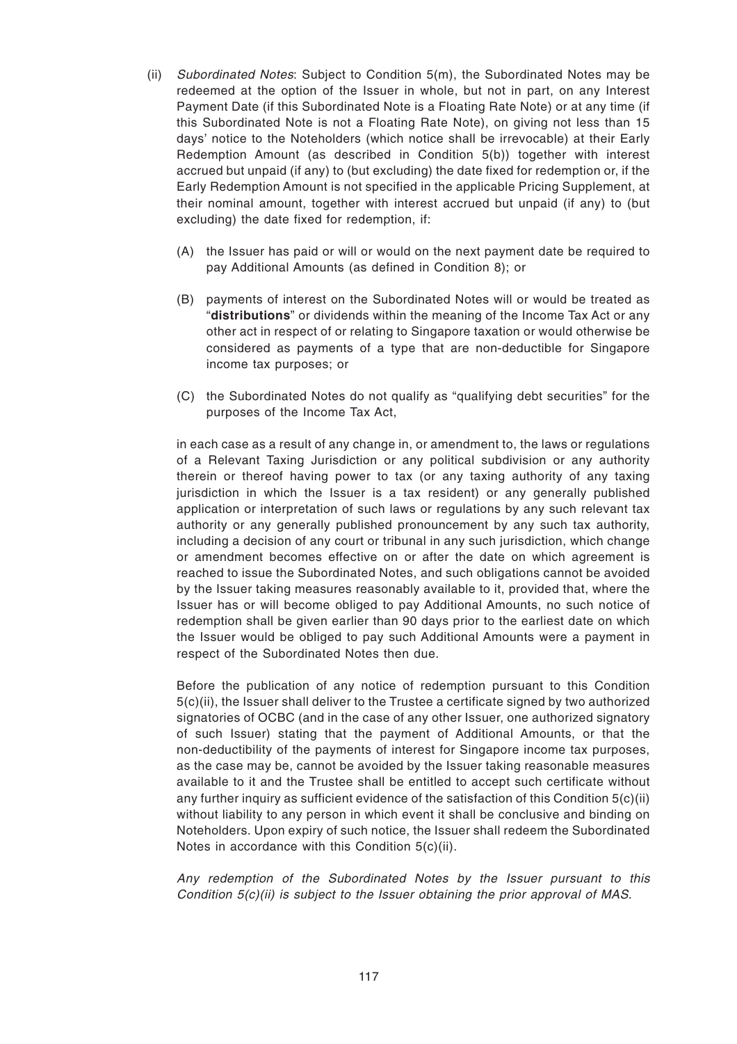(ii) *Subordinated Notes*: Subject to Condition 5(m), the Subordinated Notes may be redeemed at the option of the Issuer in whole, but not in part, on any Interest Payment Date (if this Subordinated Note is a Floating Rate Note) or at any time (if this Subordinated Note is not a Floating Rate Note), on giving not less than 15 days' notice to the Noteholders (which notice shall be irrevocable) at their Early Redemption Amount (as described in Condition 5(b)) together with interest accrued but unpaid (if any) to (but excluding) the date fixed for redemption or, if the Early Redemption Amount is not specified in the applicable Pricing Supplement, at their nominal amount, together with interest accrued but unpaid (if any) to (but excluding) the date fixed for redemption, if:

(A) the Issuer has paid or will or would on the next payment date be required to pay Additional Amounts (as defined in Condition 8); or

(B) payments of interest on the Subordinated Notes will or would be treated as "**distributions**" or dividends within the meaning of the Income Tax Act or any other act in respect of or relating to Singapore taxation or would otherwise be considered as payments of a type that are non-deductible for Singapore income tax purposes; or

(C) the Subordinated Notes do not qualify as "qualifying debt securities" for the purposes of the Income Tax Act,

in each case as a result of any change in, or amendment to, the laws or regulations of a Relevant Taxing Jurisdiction or any political subdivision or any authority therein or thereof having power to tax (or any taxing authority of any taxing jurisdiction in which the Issuer is a tax resident) or any generally published application or interpretation of such laws or regulations by any such relevant tax authority or any generally published pronouncement by any such tax authority, including a decision of any court or tribunal in any such jurisdiction, which change or amendment becomes effective on or after the date on which agreement is reached to issue the Subordinated Notes, and such obligations cannot be avoided by the Issuer taking measures reasonably available to it, provided that, where the Issuer has or will become obliged to pay Additional Amounts, no such notice of redemption shall be given earlier than 90 days prior to the earliest date on which the Issuer would be obliged to pay such Additional Amounts were a payment in respect of the Subordinated Notes then due.

Before the publication of any notice of redemption pursuant to this Condition 5(c)(ii), the Issuer shall deliver to the Trustee a certificate signed by two authorized signatories of OCBC (and in the case of any other Issuer, one authorized signatory of such Issuer) stating that the payment of Additional Amounts, or that the non-deductibility of the payments of interest for Singapore income tax purposes, as the case may be, cannot be avoided by the Issuer taking reasonable measures available to it and the Trustee shall be entitled to accept such certificate without any further inquiry as sufficient evidence of the satisfaction of this Condition 5(c)(ii) without liability to any person in which event it shall be conclusive and binding on Noteholders. Upon expiry of such notice, the Issuer shall redeem the Subordinated Notes in accordance with this Condition 5(c)(ii).

*Any redemption of the Subordinated Notes by the Issuer pursuant to this Condition 5(c)(ii) is subject to the Issuer obtaining the prior approval of MAS.*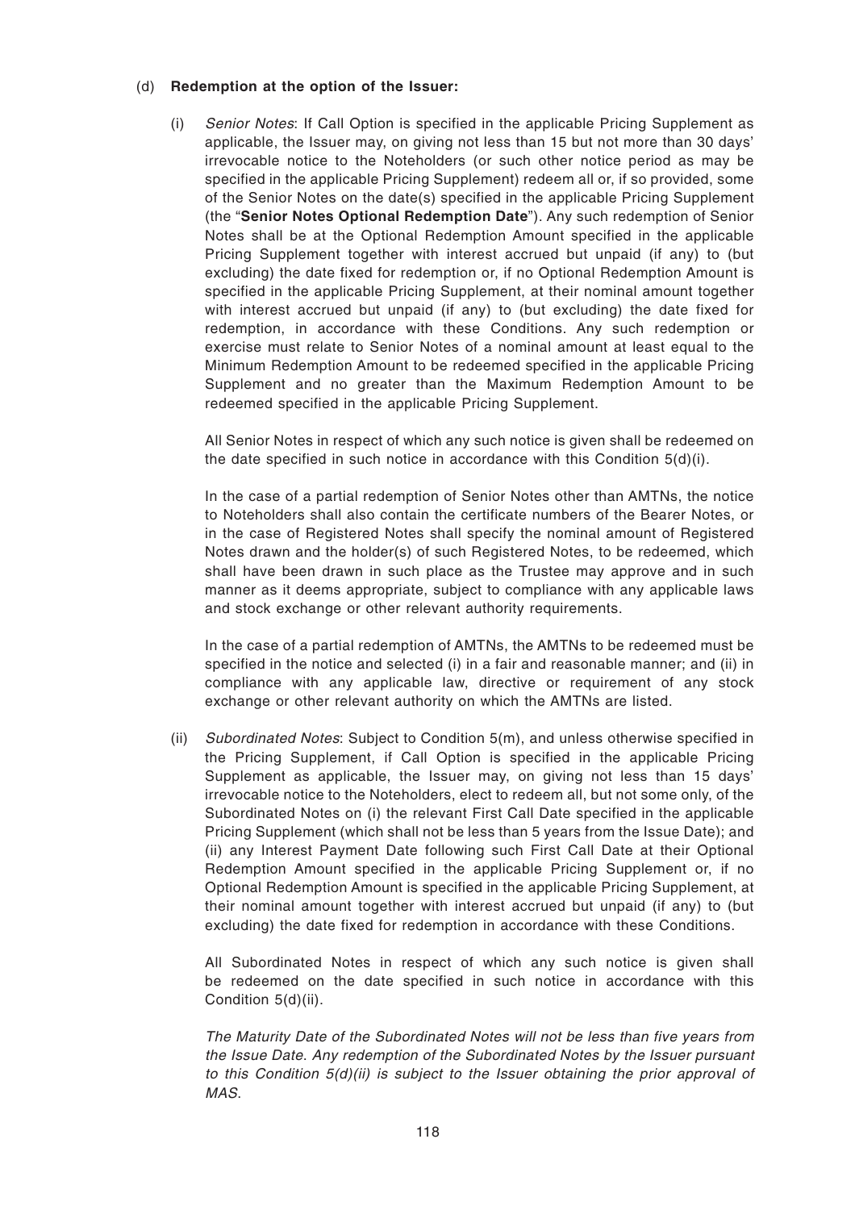(d) **Redemption at the option of the Issuer:**

(i) *Senior Notes*: If Call Option is specified in the applicable Pricing Supplement as applicable, the Issuer may, on giving not less than 15 but not more than 30 days' irrevocable notice to the Noteholders (or such other notice period as may be specified in the applicable Pricing Supplement) redeem all or, if so provided, some of the Senior Notes on the date(s) specified in the applicable Pricing Supplement (the "**Senior Notes Optional Redemption Date**"). Any such redemption of Senior Notes shall be at the Optional Redemption Amount specified in the applicable Pricing Supplement together with interest accrued but unpaid (if any) to (but excluding) the date fixed for redemption or, if no Optional Redemption Amount is specified in the applicable Pricing Supplement, at their nominal amount together with interest accrued but unpaid (if any) to (but excluding) the date fixed for redemption, in accordance with these Conditions. Any such redemption or exercise must relate to Senior Notes of a nominal amount at least equal to the Minimum Redemption Amount to be redeemed specified in the applicable Pricing Supplement and no greater than the Maximum Redemption Amount to be redeemed specified in the applicable Pricing Supplement.

All Senior Notes in respect of which any such notice is given shall be redeemed on the date specified in such notice in accordance with this Condition 5(d)(i).

In the case of a partial redemption of Senior Notes other than AMTNs, the notice to Noteholders shall also contain the certificate numbers of the Bearer Notes, or in the case of Registered Notes shall specify the nominal amount of Registered Notes drawn and the holder(s) of such Registered Notes, to be redeemed, which shall have been drawn in such place as the Trustee may approve and in such manner as it deems appropriate, subject to compliance with any applicable laws and stock exchange or other relevant authority requirements.

In the case of a partial redemption of AMTNs, the AMTNs to be redeemed must be specified in the notice and selected (i) in a fair and reasonable manner; and (ii) in compliance with any applicable law, directive or requirement of any stock exchange or other relevant authority on which the AMTNs are listed.

(ii) *Subordinated Notes*: Subject to Condition 5(m), and unless otherwise specified in the Pricing Supplement, if Call Option is specified in the applicable Pricing Supplement as applicable, the Issuer may, on giving not less than 15 days' irrevocable notice to the Noteholders, elect to redeem all, but not some only, of the Subordinated Notes on (i) the relevant First Call Date specified in the applicable Pricing Supplement (which shall not be less than 5 years from the Issue Date); and (ii) any Interest Payment Date following such First Call Date at their Optional Redemption Amount specified in the applicable Pricing Supplement or, if no Optional Redemption Amount is specified in the applicable Pricing Supplement, at their nominal amount together with interest accrued but unpaid (if any) to (but excluding) the date fixed for redemption in accordance with these Conditions.

All Subordinated Notes in respect of which any such notice is given shall be redeemed on the date specified in such notice in accordance with this Condition 5(d)(ii).

*The Maturity Date of the Subordinated Notes will not be less than five years from the Issue Date. Any redemption of the Subordinated Notes by the Issuer pursuant to this Condition 5(d)(ii) is subject to the Issuer obtaining the prior approval of MAS.*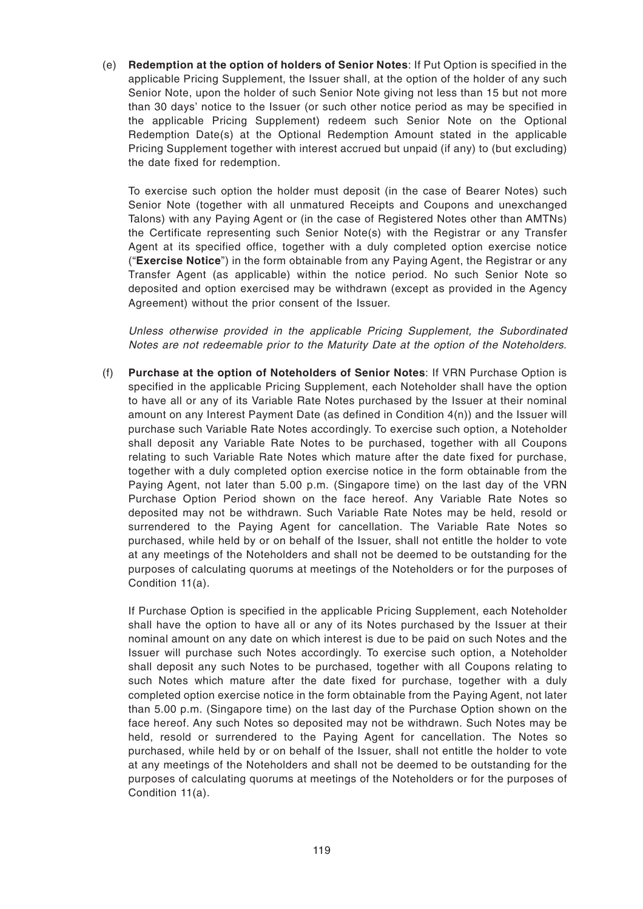(e) **Redemption at the option of holders of Senior Notes**: If Put Option is specified in the applicable Pricing Supplement, the Issuer shall, at the option of the holder of any such Senior Note, upon the holder of such Senior Note giving not less than 15 but not more than 30 days' notice to the Issuer (or such other notice period as may be specified in the applicable Pricing Supplement) redeem such Senior Note on the Optional Redemption Date(s) at the Optional Redemption Amount stated in the applicable Pricing Supplement together with interest accrued but unpaid (if any) to (but excluding) the date fixed for redemption.

To exercise such option the holder must deposit (in the case of Bearer Notes) such Senior Note (together with all unmatured Receipts and Coupons and unexchanged Talons) with any Paying Agent or (in the case of Registered Notes other than AMTNs) the Certificate representing such Senior Note(s) with the Registrar or any Transfer Agent at its specified office, together with a duly completed option exercise notice ("**Exercise Notice**") in the form obtainable from any Paying Agent, the Registrar or any Transfer Agent (as applicable) within the notice period. No such Senior Note so deposited and option exercised may be withdrawn (except as provided in the Agency Agreement) without the prior consent of the Issuer.

*Unless otherwise provided in the applicable Pricing Supplement, the Subordinated Notes are not redeemable prior to the Maturity Date at the option of the Noteholders.*

(f) **Purchase at the option of Noteholders of Senior Notes**: If VRN Purchase Option is specified in the applicable Pricing Supplement, each Noteholder shall have the option to have all or any of its Variable Rate Notes purchased by the Issuer at their nominal amount on any Interest Payment Date (as defined in Condition 4(n)) and the Issuer will purchase such Variable Rate Notes accordingly. To exercise such option, a Noteholder shall deposit any Variable Rate Notes to be purchased, together with all Coupons relating to such Variable Rate Notes which mature after the date fixed for purchase, together with a duly completed option exercise notice in the form obtainable from the Paying Agent, not later than 5.00 p.m. (Singapore time) on the last day of the VRN Purchase Option Period shown on the face hereof. Any Variable Rate Notes so deposited may not be withdrawn. Such Variable Rate Notes may be held, resold or surrendered to the Paying Agent for cancellation. The Variable Rate Notes so purchased, while held by or on behalf of the Issuer, shall not entitle the holder to vote at any meetings of the Noteholders and shall not be deemed to be outstanding for the purposes of calculating quorums at meetings of the Noteholders or for the purposes of Condition 11(a).

If Purchase Option is specified in the applicable Pricing Supplement, each Noteholder shall have the option to have all or any of its Notes purchased by the Issuer at their nominal amount on any date on which interest is due to be paid on such Notes and the Issuer will purchase such Notes accordingly. To exercise such option, a Noteholder shall deposit any such Notes to be purchased, together with all Coupons relating to such Notes which mature after the date fixed for purchase, together with a duly completed option exercise notice in the form obtainable from the Paying Agent, not later than 5.00 p.m. (Singapore time) on the last day of the Purchase Option shown on the face hereof. Any such Notes so deposited may not be withdrawn. Such Notes may be held, resold or surrendered to the Paying Agent for cancellation. The Notes so purchased, while held by or on behalf of the Issuer, shall not entitle the holder to vote at any meetings of the Noteholders and shall not be deemed to be outstanding for the purposes of calculating quorums at meetings of the Noteholders or for the purposes of Condition 11(a).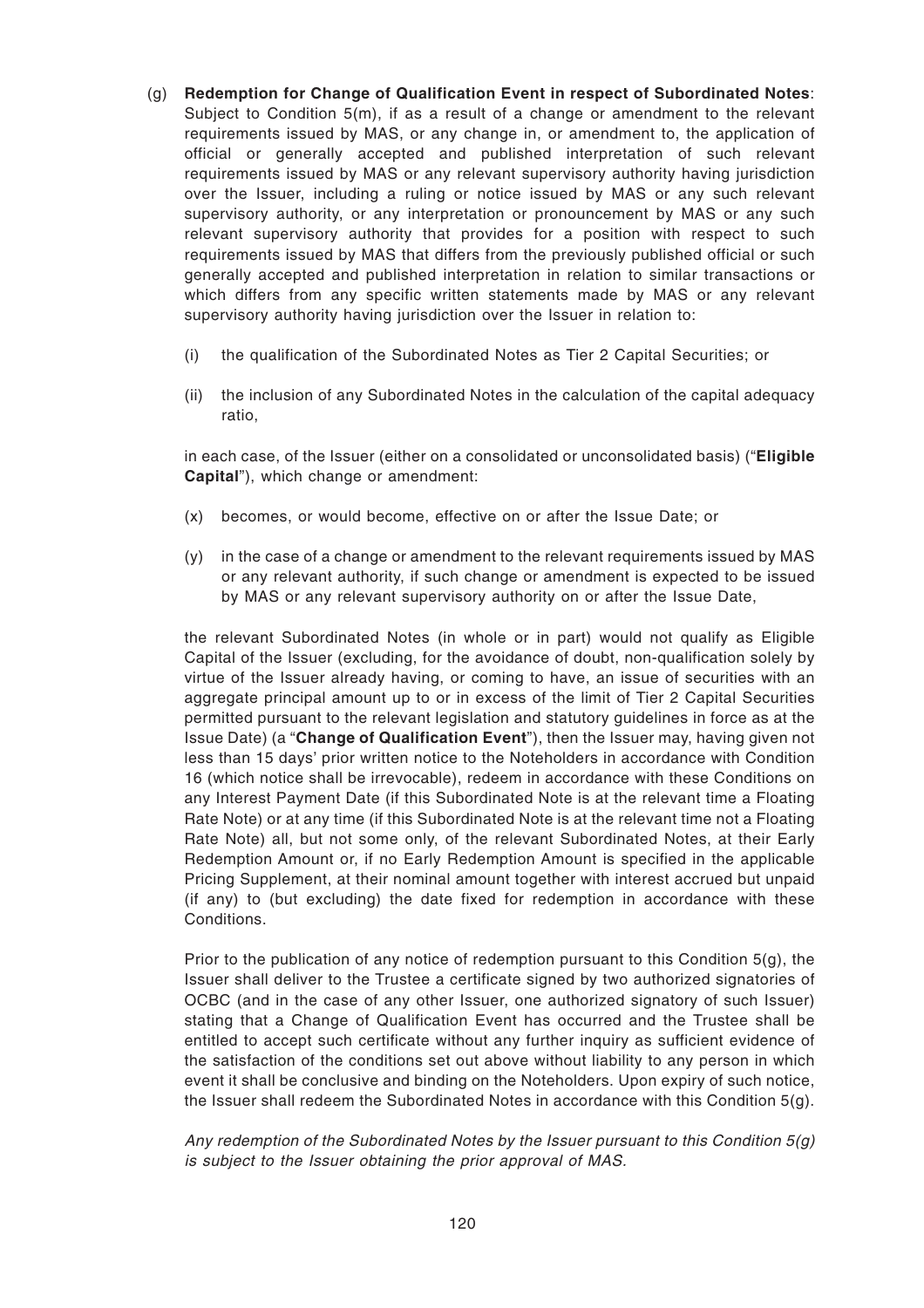(g) **Redemption for Change of Qualification Event in respect of Subordinated Notes**: Subject to Condition 5(m), if as a result of a change or amendment to the relevant requirements issued by MAS, or any change in, or amendment to, the application of official or generally accepted and published interpretation of such relevant requirements issued by MAS or any relevant supervisory authority having jurisdiction over the Issuer, including a ruling or notice issued by MAS or any such relevant supervisory authority, or any interpretation or pronouncement by MAS or any such relevant supervisory authority that provides for a position with respect to such requirements issued by MAS that differs from the previously published official or such generally accepted and published interpretation in relation to similar transactions or which differs from any specific written statements made by MAS or any relevant supervisory authority having jurisdiction over the Issuer in relation to:

   (i) the qualification of the Subordinated Notes as Tier 2 Capital Securities; or

   (ii) the inclusion of any Subordinated Notes in the calculation of the capital adequacy ratio,

   in each case, of the Issuer (either on a consolidated or unconsolidated basis) ("**Eligible Capital**"), which change or amendment:

   (x) becomes, or would become, effective on or after the Issue Date; or

   (y) in the case of a change or amendment to the relevant requirements issued by MAS or any relevant authority, if such change or amendment is expected to be issued by MAS or any relevant supervisory authority on or after the Issue Date,

   the relevant Subordinated Notes (in whole or in part) would not qualify as Eligible Capital of the Issuer (excluding, for the avoidance of doubt, non-qualification solely by virtue of the Issuer already having, or coming to have, an issue of securities with an aggregate principal amount up to or in excess of the limit of Tier 2 Capital Securities permitted pursuant to the relevant legislation and statutory guidelines in force as at the Issue Date) (a "**Change of Qualification Event**"), then the Issuer may, having given not less than 15 days' prior written notice to the Noteholders in accordance with Condition 16 (which notice shall be irrevocable), redeem in accordance with these Conditions on any Interest Payment Date (if this Subordinated Note is at the relevant time a Floating Rate Note) or at any time (if this Subordinated Note is at the relevant time not a Floating Rate Note) all, but not some only, of the relevant Subordinated Notes, at their Early Redemption Amount or, if no Early Redemption Amount is specified in the applicable Pricing Supplement, at their nominal amount together with interest accrued but unpaid (if any) to (but excluding) the date fixed for redemption in accordance with these Conditions.

   Prior to the publication of any notice of redemption pursuant to this Condition 5(g), the Issuer shall deliver to the Trustee a certificate signed by two authorized signatories of OCBC (and in the case of any other Issuer, one authorized signatory of such Issuer) stating that a Change of Qualification Event has occurred and the Trustee shall be entitled to accept such certificate without any further inquiry as sufficient evidence of the satisfaction of the conditions set out above without liability to any person in which event it shall be conclusive and binding on the Noteholders. Upon expiry of such notice, the Issuer shall redeem the Subordinated Notes in accordance with this Condition 5(g).

   *Any redemption of the Subordinated Notes by the Issuer pursuant to this Condition 5(g) is subject to the Issuer obtaining the prior approval of MAS.*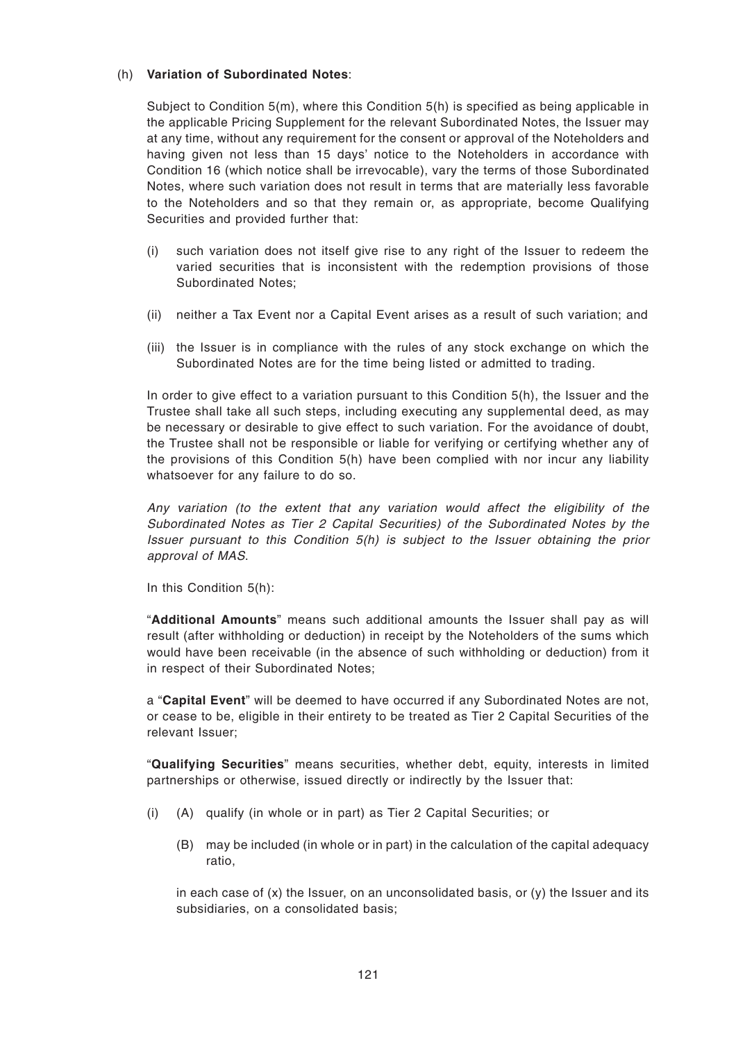(h) **Variation of Subordinated Notes**:

Subject to Condition 5(m), where this Condition 5(h) is specified as being applicable in the applicable Pricing Supplement for the relevant Subordinated Notes, the Issuer may at any time, without any requirement for the consent or approval of the Noteholders and having given not less than 15 days' notice to the Noteholders in accordance with Condition 16 (which notice shall be irrevocable), vary the terms of those Subordinated Notes, where such variation does not result in terms that are materially less favorable to the Noteholders and so that they remain or, as appropriate, become Qualifying Securities and provided further that:

(i) such variation does not itself give rise to any right of the Issuer to redeem the varied securities that is inconsistent with the redemption provisions of those Subordinated Notes;

(ii) neither a Tax Event nor a Capital Event arises as a result of such variation; and

(iii) the Issuer is in compliance with the rules of any stock exchange on which the Subordinated Notes are for the time being listed or admitted to trading.

In order to give effect to a variation pursuant to this Condition 5(h), the Issuer and the Trustee shall take all such steps, including executing any supplemental deed, as may be necessary or desirable to give effect to such variation. For the avoidance of doubt, the Trustee shall not be responsible or liable for verifying or certifying whether any of the provisions of this Condition 5(h) have been complied with nor incur any liability whatsoever for any failure to do so.

*Any variation (to the extent that any variation would affect the eligibility of the Subordinated Notes as Tier 2 Capital Securities) of the Subordinated Notes by the Issuer pursuant to this Condition 5(h) is subject to the Issuer obtaining the prior approval of MAS.*

In this Condition 5(h):

"**Additional Amounts**" means such additional amounts the Issuer shall pay as will result (after withholding or deduction) in receipt by the Noteholders of the sums which would have been receivable (in the absence of such withholding or deduction) from it in respect of their Subordinated Notes;

a "**Capital Event**" will be deemed to have occurred if any Subordinated Notes are not, or cease to be, eligible in their entirety to be treated as Tier 2 Capital Securities of the relevant Issuer;

"**Qualifying Securities**" means securities, whether debt, equity, interests in limited partnerships or otherwise, issued directly or indirectly by the Issuer that:

(i) (A) qualify (in whole or in part) as Tier 2 Capital Securities; or

(B) may be included (in whole or in part) in the calculation of the capital adequacy ratio,

in each case of (x) the Issuer, on an unconsolidated basis, or (y) the Issuer and its subsidiaries, on a consolidated basis;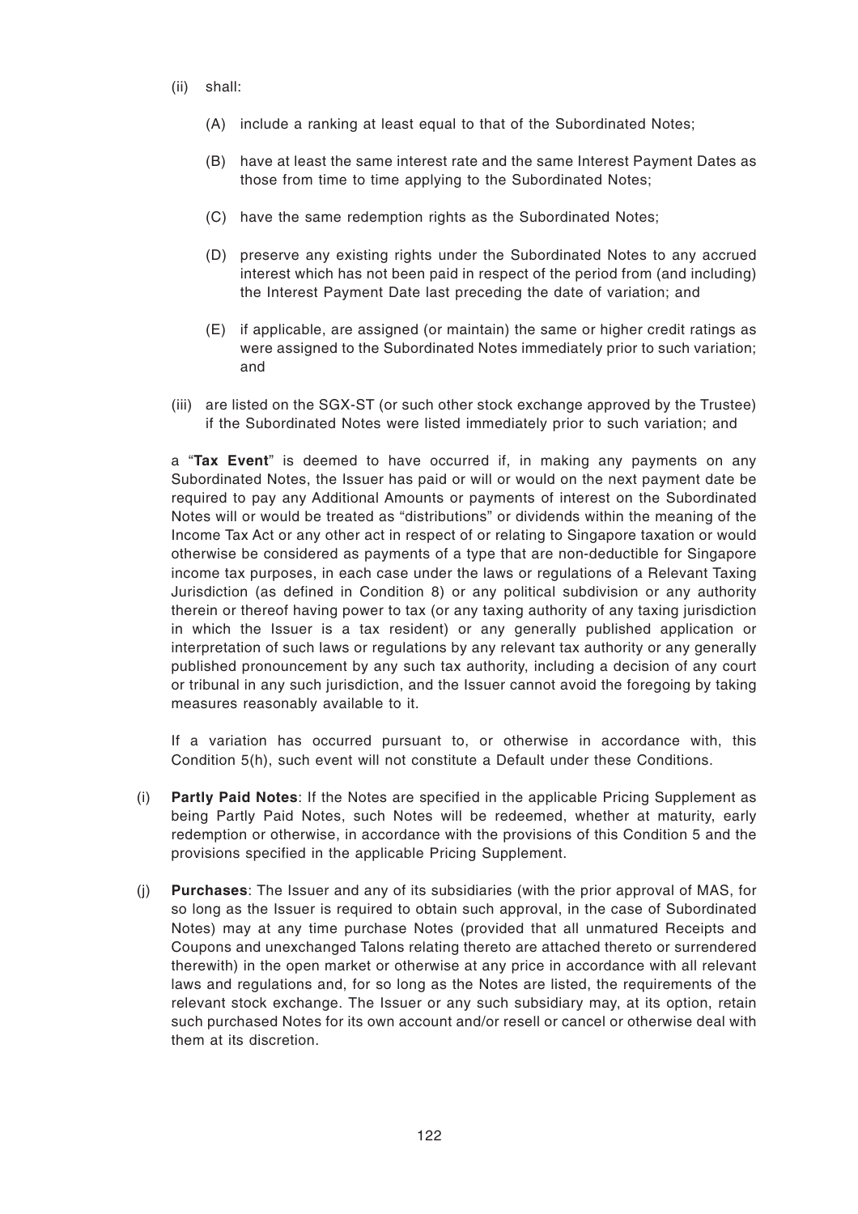(ii) shall:

(A) include a ranking at least equal to that of the Subordinated Notes;

(B) have at least the same interest rate and the same Interest Payment Dates as those from time to time applying to the Subordinated Notes;

(C) have the same redemption rights as the Subordinated Notes;

(D) preserve any existing rights under the Subordinated Notes to any accrued interest which has not been paid in respect of the period from (and including) the Interest Payment Date last preceding the date of variation; and

(E) if applicable, are assigned (or maintain) the same or higher credit ratings as were assigned to the Subordinated Notes immediately prior to such variation; and

(iii) are listed on the SGX-ST (or such other stock exchange approved by the Trustee) if the Subordinated Notes were listed immediately prior to such variation; and

a "**Tax Event**" is deemed to have occurred if, in making any payments on any Subordinated Notes, the Issuer has paid or will or would on the next payment date be required to pay any Additional Amounts or payments of interest on the Subordinated Notes will or would be treated as "distributions" or dividends within the meaning of the Income Tax Act or any other act in respect of or relating to Singapore taxation or would otherwise be considered as payments of a type that are non-deductible for Singapore income tax purposes, in each case under the laws or regulations of a Relevant Taxing Jurisdiction (as defined in Condition 8) or any political subdivision or any authority therein or thereof having power to tax (or any taxing authority of any taxing jurisdiction in which the Issuer is a tax resident) or any generally published application or interpretation of such laws or regulations by any relevant tax authority or any generally published pronouncement by any such tax authority, including a decision of any court or tribunal in any such jurisdiction, and the Issuer cannot avoid the foregoing by taking measures reasonably available to it.

If a variation has occurred pursuant to, or otherwise in accordance with, this Condition 5(h), such event will not constitute a Default under these Conditions.

(i) **Partly Paid Notes**: If the Notes are specified in the applicable Pricing Supplement as being Partly Paid Notes, such Notes will be redeemed, whether at maturity, early redemption or otherwise, in accordance with the provisions of this Condition 5 and the provisions specified in the applicable Pricing Supplement.

(j) **Purchases**: The Issuer and any of its subsidiaries (with the prior approval of MAS, for so long as the Issuer is required to obtain such approval, in the case of Subordinated Notes) may at any time purchase Notes (provided that all unmatured Receipts and Coupons and unexchanged Talons relating thereto are attached thereto or surrendered therewith) in the open market or otherwise at any price in accordance with all relevant laws and regulations and, for so long as the Notes are listed, the requirements of the relevant stock exchange. The Issuer or any such subsidiary may, at its option, retain such purchased Notes for its own account and/or resell or cancel or otherwise deal with them at its discretion.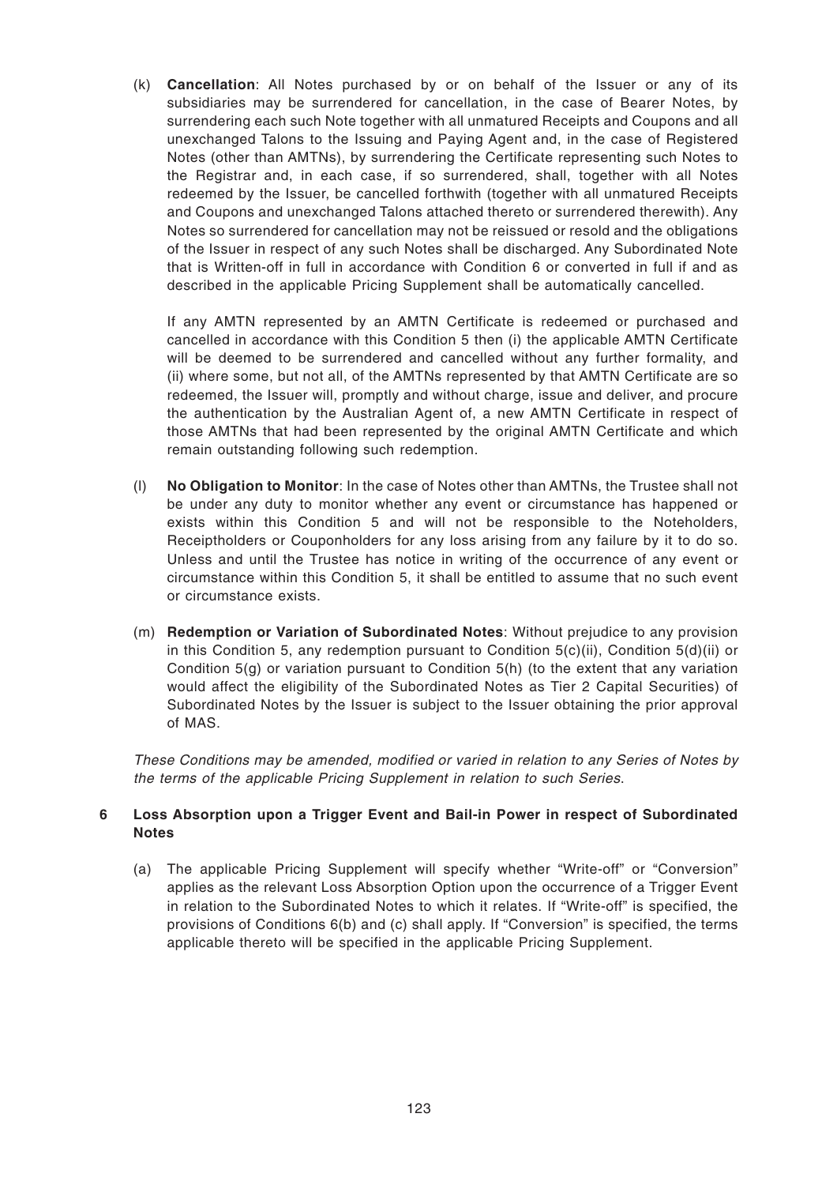(k) **Cancellation**: All Notes purchased by or on behalf of the Issuer or any of its subsidiaries may be surrendered for cancellation, in the case of Bearer Notes, by surrendering each such Note together with all unmatured Receipts and Coupons and all unexchanged Talons to the Issuing and Paying Agent and, in the case of Registered Notes (other than AMTNs), by surrendering the Certificate representing such Notes to the Registrar and, in each case, if so surrendered, shall, together with all Notes redeemed by the Issuer, be cancelled forthwith (together with all unmatured Receipts and Coupons and unexchanged Talons attached thereto or surrendered therewith). Any Notes so surrendered for cancellation may not be reissued or resold and the obligations of the Issuer in respect of any such Notes shall be discharged. Any Subordinated Note that is Written-off in full in accordance with Condition 6 or converted in full if and as described in the applicable Pricing Supplement shall be automatically cancelled.

If any AMTN represented by an AMTN Certificate is redeemed or purchased and cancelled in accordance with this Condition 5 then (i) the applicable AMTN Certificate will be deemed to be surrendered and cancelled without any further formality, and (ii) where some, but not all, of the AMTNs represented by that AMTN Certificate are so redeemed, the Issuer will, promptly and without charge, issue and deliver, and procure the authentication by the Australian Agent of, a new AMTN Certificate in respect of those AMTNs that had been represented by the original AMTN Certificate and which remain outstanding following such redemption.

(l) **No Obligation to Monitor**: In the case of Notes other than AMTNs, the Trustee shall not be under any duty to monitor whether any event or circumstance has happened or exists within this Condition 5 and will not be responsible to the Noteholders, Receiptholders or Couponholders for any loss arising from any failure by it to do so. Unless and until the Trustee has notice in writing of the occurrence of any event or circumstance within this Condition 5, it shall be entitled to assume that no such event or circumstance exists.

(m) **Redemption or Variation of Subordinated Notes**: Without prejudice to any provision in this Condition 5, any redemption pursuant to Condition 5(c)(ii), Condition 5(d)(ii) or Condition 5(g) or variation pursuant to Condition 5(h) (to the extent that any variation would affect the eligibility of the Subordinated Notes as Tier 2 Capital Securities) of Subordinated Notes by the Issuer is subject to the Issuer obtaining the prior approval of MAS.

*These Conditions may be amended, modified or varied in relation to any Series of Notes by the terms of the applicable Pricing Supplement in relation to such Series*.

## 6 Loss Absorption upon a Trigger Event and Bail-in Power in respect of Subordinated Notes

(a) The applicable Pricing Supplement will specify whether "Write-off" or "Conversion" applies as the relevant Loss Absorption Option upon the occurrence of a Trigger Event in relation to the Subordinated Notes to which it relates. If "Write-off" is specified, the provisions of Conditions 6(b) and (c) shall apply. If "Conversion" is specified, the terms applicable thereto will be specified in the applicable Pricing Supplement.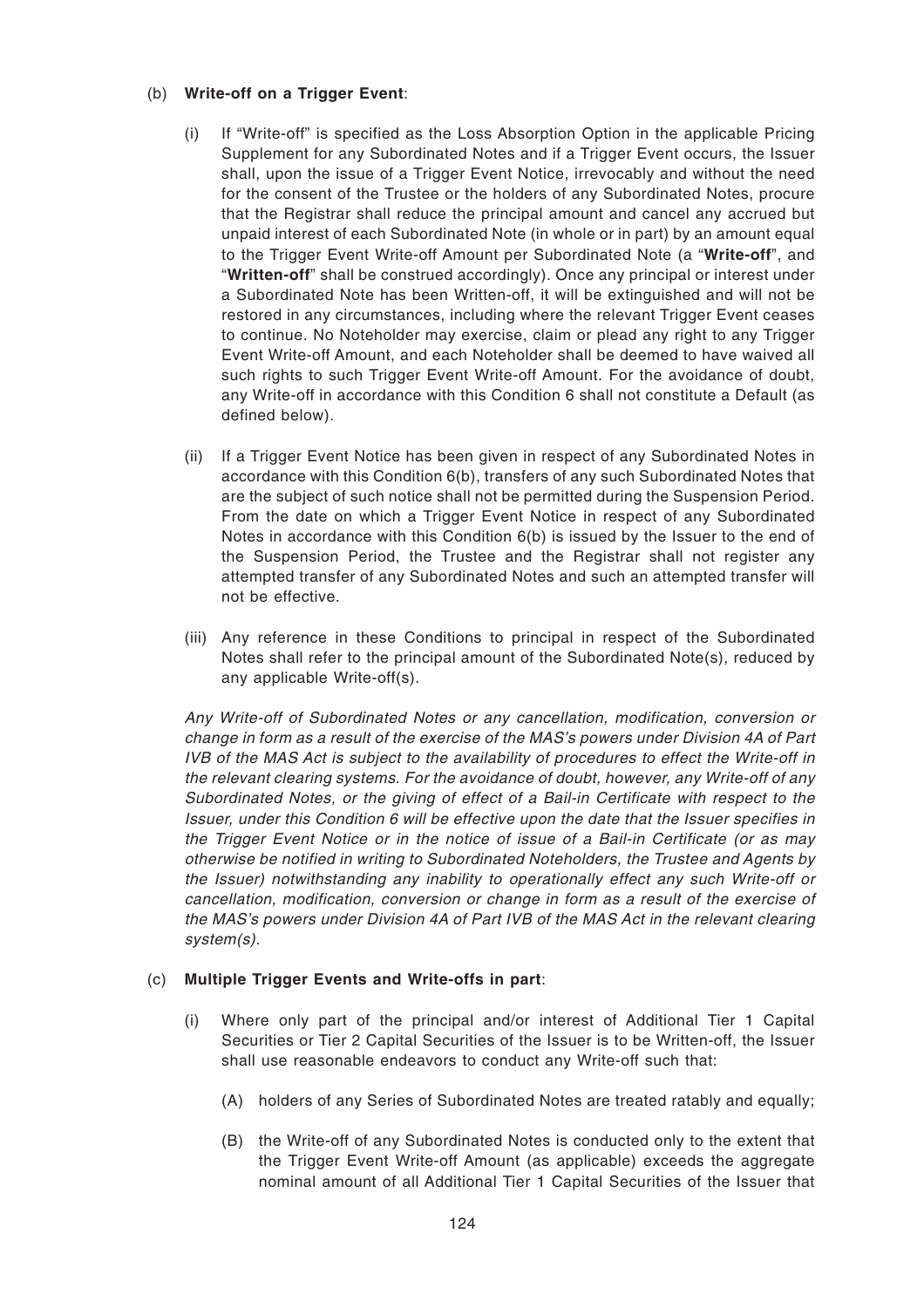(b) **Write-off on a Trigger Event**:

(i) If "Write-off" is specified as the Loss Absorption Option in the applicable Pricing Supplement for any Subordinated Notes and if a Trigger Event occurs, the Issuer shall, upon the issue of a Trigger Event Notice, irrevocably and without the need for the consent of the Trustee or the holders of any Subordinated Notes, procure that the Registrar shall reduce the principal amount and cancel any accrued but unpaid interest of each Subordinated Note (in whole or in part) by an amount equal to the Trigger Event Write-off Amount per Subordinated Note (a "**Write-off**", and "**Written-off**" shall be construed accordingly). Once any principal or interest under a Subordinated Note has been Written-off, it will be extinguished and will not be restored in any circumstances, including where the relevant Trigger Event ceases to continue. No Noteholder may exercise, claim or plead any right to any Trigger Event Write-off Amount, and each Noteholder shall be deemed to have waived all such rights to such Trigger Event Write-off Amount. For the avoidance of doubt, any Write-off in accordance with this Condition 6 shall not constitute a Default (as defined below).

(ii) If a Trigger Event Notice has been given in respect of any Subordinated Notes in accordance with this Condition 6(b), transfers of any such Subordinated Notes that are the subject of such notice shall not be permitted during the Suspension Period. From the date on which a Trigger Event Notice in respect of any Subordinated Notes in accordance with this Condition 6(b) is issued by the Issuer to the end of the Suspension Period, the Trustee and the Registrar shall not register any attempted transfer of any Subordinated Notes and such an attempted transfer will not be effective.

(iii) Any reference in these Conditions to principal in respect of the Subordinated Notes shall refer to the principal amount of the Subordinated Note(s), reduced by any applicable Write-off(s).

*Any Write-off of Subordinated Notes or any cancellation, modification, conversion or change in form as a result of the exercise of the MAS's powers under Division 4A of Part IVB of the MAS Act is subject to the availability of procedures to effect the Write-off in the relevant clearing systems. For the avoidance of doubt, however, any Write-off of any Subordinated Notes, or the giving of effect of a Bail-in Certificate with respect to the Issuer, under this Condition 6 will be effective upon the date that the Issuer specifies in the Trigger Event Notice or in the notice of issue of a Bail-in Certificate (or as may otherwise be notified in writing to Subordinated Noteholders, the Trustee and Agents by the Issuer) notwithstanding any inability to operationally effect any such Write-off or cancellation, modification, conversion or change in form as a result of the exercise of the MAS's powers under Division 4A of Part IVB of the MAS Act in the relevant clearing system(s).*

(c) **Multiple Trigger Events and Write-offs in part**:

(i) Where only part of the principal and/or interest of Additional Tier 1 Capital Securities or Tier 2 Capital Securities of the Issuer is to be Written-off, the Issuer shall use reasonable endeavors to conduct any Write-off such that:

(A) holders of any Series of Subordinated Notes are treated ratably and equally;

(B) the Write-off of any Subordinated Notes is conducted only to the extent that the Trigger Event Write-off Amount (as applicable) exceeds the aggregate nominal amount of all Additional Tier 1 Capital Securities of the Issuer that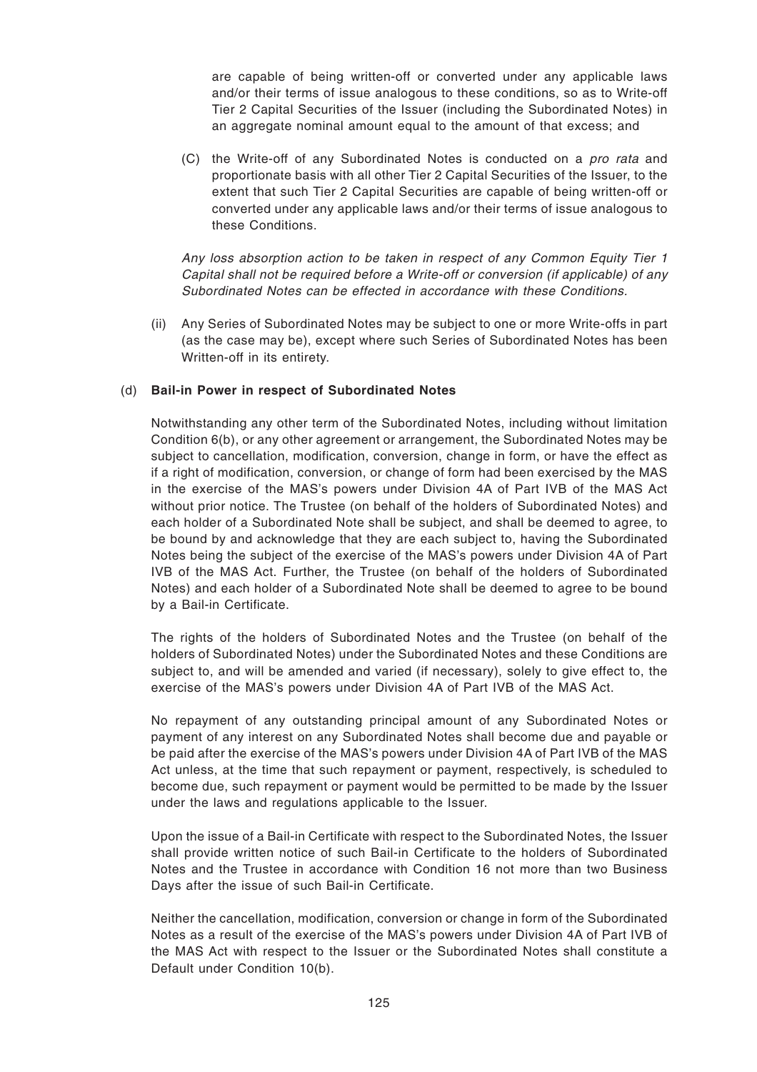are capable of being written-off or converted under any applicable laws and/or their terms of issue analogous to these conditions, so as to Write-off Tier 2 Capital Securities of the Issuer (including the Subordinated Notes) in an aggregate nominal amount equal to the amount of that excess; and

(C) the Write-off of any Subordinated Notes is conducted on a *pro rata* and proportionate basis with all other Tier 2 Capital Securities of the Issuer, to the extent that such Tier 2 Capital Securities are capable of being written-off or converted under any applicable laws and/or their terms of issue analogous to these Conditions.

*Any loss absorption action to be taken in respect of any Common Equity Tier 1 Capital shall not be required before a Write-off or conversion (if applicable) of any Subordinated Notes can be effected in accordance with these Conditions.*

(ii) Any Series of Subordinated Notes may be subject to one or more Write-offs in part (as the case may be), except where such Series of Subordinated Notes has been Written-off in its entirety.

(d) **Bail-in Power in respect of Subordinated Notes**

Notwithstanding any other term of the Subordinated Notes, including without limitation Condition 6(b), or any other agreement or arrangement, the Subordinated Notes may be subject to cancellation, modification, conversion, change in form, or have the effect as if a right of modification, conversion, or change of form had been exercised by the MAS in the exercise of the MAS's powers under Division 4A of Part IVB of the MAS Act without prior notice. The Trustee (on behalf of the holders of Subordinated Notes) and each holder of a Subordinated Note shall be subject, and shall be deemed to agree, to be bound by and acknowledge that they are each subject to, having the Subordinated Notes being the subject of the exercise of the MAS's powers under Division 4A of Part IVB of the MAS Act. Further, the Trustee (on behalf of the holders of Subordinated Notes) and each holder of a Subordinated Note shall be deemed to agree to be bound by a Bail-in Certificate.

The rights of the holders of Subordinated Notes and the Trustee (on behalf of the holders of Subordinated Notes) under the Subordinated Notes and these Conditions are subject to, and will be amended and varied (if necessary), solely to give effect to, the exercise of the MAS's powers under Division 4A of Part IVB of the MAS Act.

No repayment of any outstanding principal amount of any Subordinated Notes or payment of any interest on any Subordinated Notes shall become due and payable or be paid after the exercise of the MAS's powers under Division 4A of Part IVB of the MAS Act unless, at the time that such repayment or payment, respectively, is scheduled to become due, such repayment or payment would be permitted to be made by the Issuer under the laws and regulations applicable to the Issuer.

Upon the issue of a Bail-in Certificate with respect to the Subordinated Notes, the Issuer shall provide written notice of such Bail-in Certificate to the holders of Subordinated Notes and the Trustee in accordance with Condition 16 not more than two Business Days after the issue of such Bail-in Certificate.

Neither the cancellation, modification, conversion or change in form of the Subordinated Notes as a result of the exercise of the MAS's powers under Division 4A of Part IVB of the MAS Act with respect to the Issuer or the Subordinated Notes shall constitute a Default under Condition 10(b).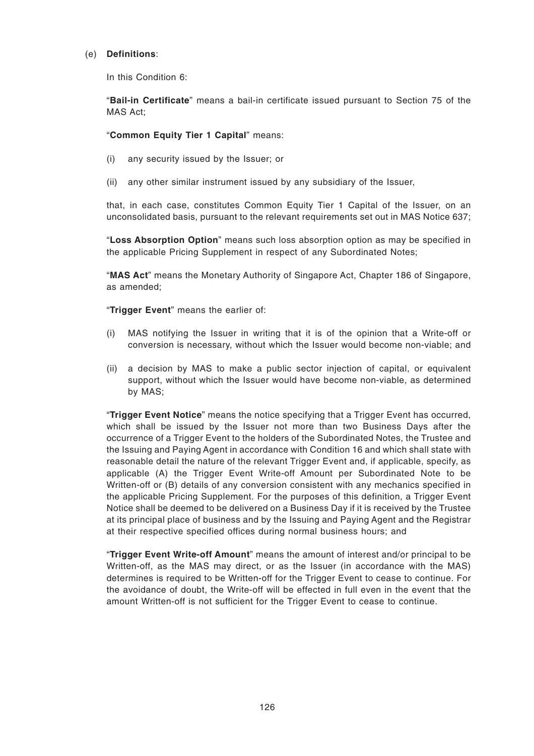(e) **Definitions**:

In this Condition 6:

"**Bail-in Certificate**" means a bail-in certificate issued pursuant to Section 75 of the MAS Act;

"**Common Equity Tier 1 Capital**" means:

(i) any security issued by the Issuer; or

(ii) any other similar instrument issued by any subsidiary of the Issuer,

that, in each case, constitutes Common Equity Tier 1 Capital of the Issuer, on an unconsolidated basis, pursuant to the relevant requirements set out in MAS Notice 637;

"**Loss Absorption Option**" means such loss absorption option as may be specified in the applicable Pricing Supplement in respect of any Subordinated Notes;

"**MAS Act**" means the Monetary Authority of Singapore Act, Chapter 186 of Singapore, as amended;

"**Trigger Event**" means the earlier of:

(i) MAS notifying the Issuer in writing that it is of the opinion that a Write-off or conversion is necessary, without which the Issuer would become non-viable; and

(ii) a decision by MAS to make a public sector injection of capital, or equivalent support, without which the Issuer would have become non-viable, as determined by MAS;

"**Trigger Event Notice**" means the notice specifying that a Trigger Event has occurred, which shall be issued by the Issuer not more than two Business Days after the occurrence of a Trigger Event to the holders of the Subordinated Notes, the Trustee and the Issuing and Paying Agent in accordance with Condition 16 and which shall state with reasonable detail the nature of the relevant Trigger Event and, if applicable, specify, as applicable (A) the Trigger Event Write-off Amount per Subordinated Note to be Written-off or (B) details of any conversion consistent with any mechanics specified in the applicable Pricing Supplement. For the purposes of this definition, a Trigger Event Notice shall be deemed to be delivered on a Business Day if it is received by the Trustee at its principal place of business and by the Issuing and Paying Agent and the Registrar at their respective specified offices during normal business hours; and

"**Trigger Event Write-off Amount**" means the amount of interest and/or principal to be Written-off, as the MAS may direct, or as the Issuer (in accordance with the MAS) determines is required to be Written-off for the Trigger Event to cease to continue. For the avoidance of doubt, the Write-off will be effected in full even in the event that the amount Written-off is not sufficient for the Trigger Event to cease to continue.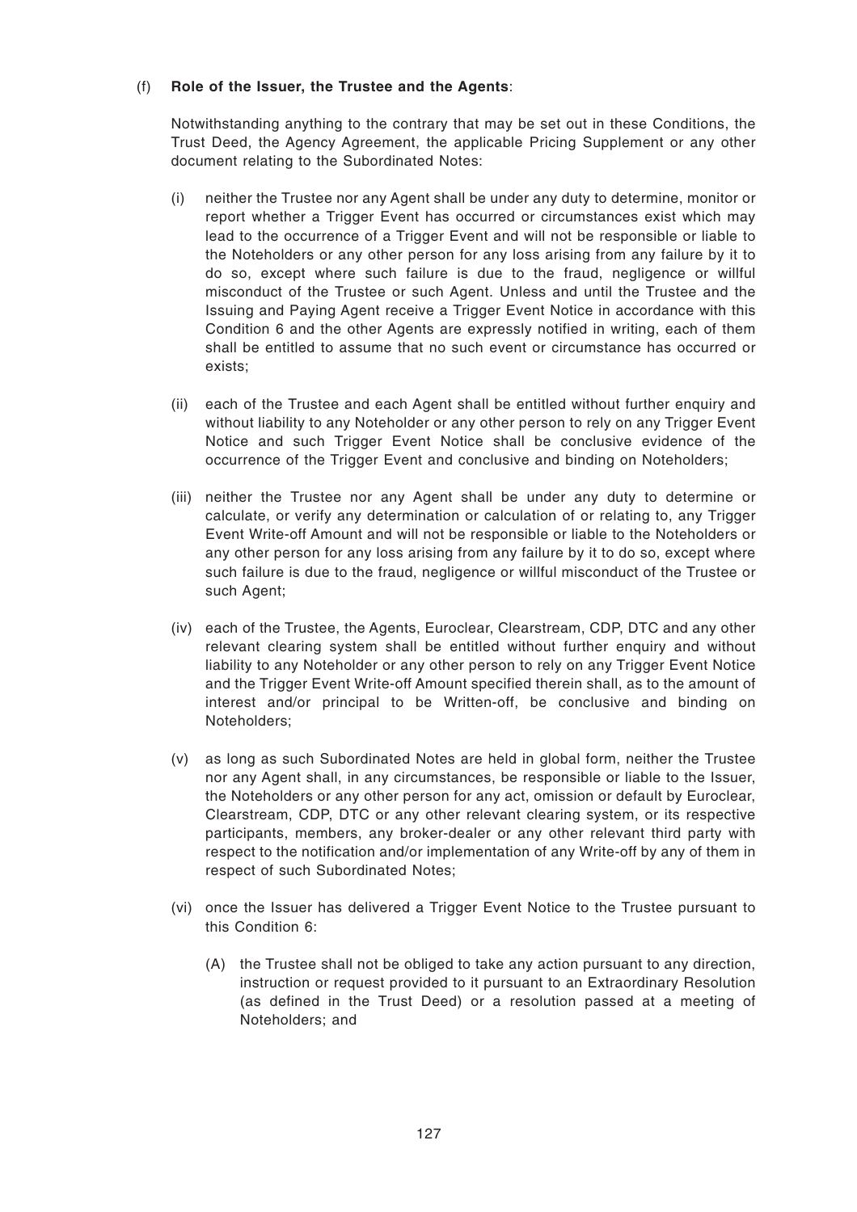(f) **Role of the Issuer, the Trustee and the Agents**:

Notwithstanding anything to the contrary that may be set out in these Conditions, the Trust Deed, the Agency Agreement, the applicable Pricing Supplement or any other document relating to the Subordinated Notes:

(i) neither the Trustee nor any Agent shall be under any duty to determine, monitor or report whether a Trigger Event has occurred or circumstances exist which may lead to the occurrence of a Trigger Event and will not be responsible or liable to the Noteholders or any other person for any loss arising from any failure by it to do so, except where such failure is due to the fraud, negligence or willful misconduct of the Trustee or such Agent. Unless and until the Trustee and the Issuing and Paying Agent receive a Trigger Event Notice in accordance with this Condition 6 and the other Agents are expressly notified in writing, each of them shall be entitled to assume that no such event or circumstance has occurred or exists;

(ii) each of the Trustee and each Agent shall be entitled without further enquiry and without liability to any Noteholder or any other person to rely on any Trigger Event Notice and such Trigger Event Notice shall be conclusive evidence of the occurrence of the Trigger Event and conclusive and binding on Noteholders;

(iii) neither the Trustee nor any Agent shall be under any duty to determine or calculate, or verify any determination or calculation of or relating to, any Trigger Event Write-off Amount and will not be responsible or liable to the Noteholders or any other person for any loss arising from any failure by it to do so, except where such failure is due to the fraud, negligence or willful misconduct of the Trustee or such Agent;

(iv) each of the Trustee, the Agents, Euroclear, Clearstream, CDP, DTC and any other relevant clearing system shall be entitled without further enquiry and without liability to any Noteholder or any other person to rely on any Trigger Event Notice and the Trigger Event Write-off Amount specified therein shall, as to the amount of interest and/or principal to be Written-off, be conclusive and binding on Noteholders;

(v) as long as such Subordinated Notes are held in global form, neither the Trustee nor any Agent shall, in any circumstances, be responsible or liable to the Issuer, the Noteholders or any other person for any act, omission or default by Euroclear, Clearstream, CDP, DTC or any other relevant clearing system, or its respective participants, members, any broker-dealer or any other relevant third party with respect to the notification and/or implementation of any Write-off by any of them in respect of such Subordinated Notes;

(vi) once the Issuer has delivered a Trigger Event Notice to the Trustee pursuant to this Condition 6:

(A) the Trustee shall not be obliged to take any action pursuant to any direction, instruction or request provided to it pursuant to an Extraordinary Resolution (as defined in the Trust Deed) or a resolution passed at a meeting of Noteholders; and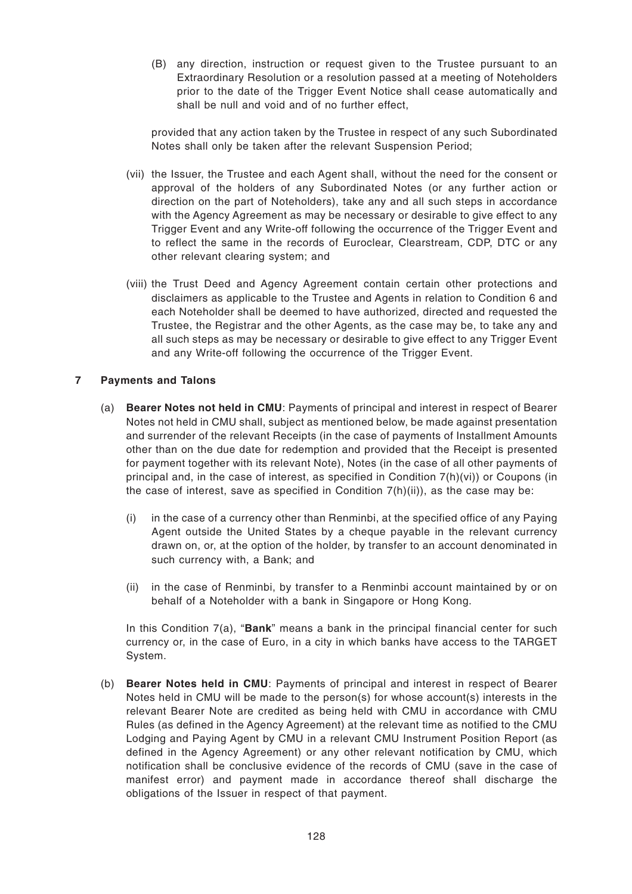(B) any direction, instruction or request given to the Trustee pursuant to an Extraordinary Resolution or a resolution passed at a meeting of Noteholders prior to the date of the Trigger Event Notice shall cease automatically and shall be null and void and of no further effect,

provided that any action taken by the Trustee in respect of any such Subordinated Notes shall only be taken after the relevant Suspension Period;

(vii) the Issuer, the Trustee and each Agent shall, without the need for the consent or approval of the holders of any Subordinated Notes (or any further action or direction on the part of Noteholders), take any and all such steps in accordance with the Agency Agreement as may be necessary or desirable to give effect to any Trigger Event and any Write-off following the occurrence of the Trigger Event and to reflect the same in the records of Euroclear, Clearstream, CDP, DTC or any other relevant clearing system; and

(viii) the Trust Deed and Agency Agreement contain certain other protections and disclaimers as applicable to the Trustee and Agents in relation to Condition 6 and each Noteholder shall be deemed to have authorized, directed and requested the Trustee, the Registrar and the other Agents, as the case may be, to take any and all such steps as may be necessary or desirable to give effect to any Trigger Event and any Write-off following the occurrence of the Trigger Event.

## 7 Payments and Talons

(a) **Bearer Notes not held in CMU**: Payments of principal and interest in respect of Bearer Notes not held in CMU shall, subject as mentioned below, be made against presentation and surrender of the relevant Receipts (in the case of payments of Installment Amounts other than on the due date for redemption and provided that the Receipt is presented for payment together with its relevant Note), Notes (in the case of all other payments of principal and, in the case of interest, as specified in Condition 7(h)(vi)) or Coupons (in the case of interest, save as specified in Condition 7(h)(ii)), as the case may be:

(i) in the case of a currency other than Renminbi, at the specified office of any Paying Agent outside the United States by a cheque payable in the relevant currency drawn on, or, at the option of the holder, by transfer to an account denominated in such currency with, a Bank; and

(ii) in the case of Renminbi, by transfer to a Renminbi account maintained by or on behalf of a Noteholder with a bank in Singapore or Hong Kong.

In this Condition 7(a), "**Bank**" means a bank in the principal financial center for such currency or, in the case of Euro, in a city in which banks have access to the TARGET System.

(b) **Bearer Notes held in CMU**: Payments of principal and interest in respect of Bearer Notes held in CMU will be made to the person(s) for whose account(s) interests in the relevant Bearer Note are credited as being held with CMU in accordance with CMU Rules (as defined in the Agency Agreement) at the relevant time as notified to the CMU Lodging and Paying Agent by CMU in a relevant CMU Instrument Position Report (as defined in the Agency Agreement) or any other relevant notification by CMU, which notification shall be conclusive evidence of the records of CMU (save in the case of manifest error) and payment made in accordance thereof shall discharge the obligations of the Issuer in respect of that payment.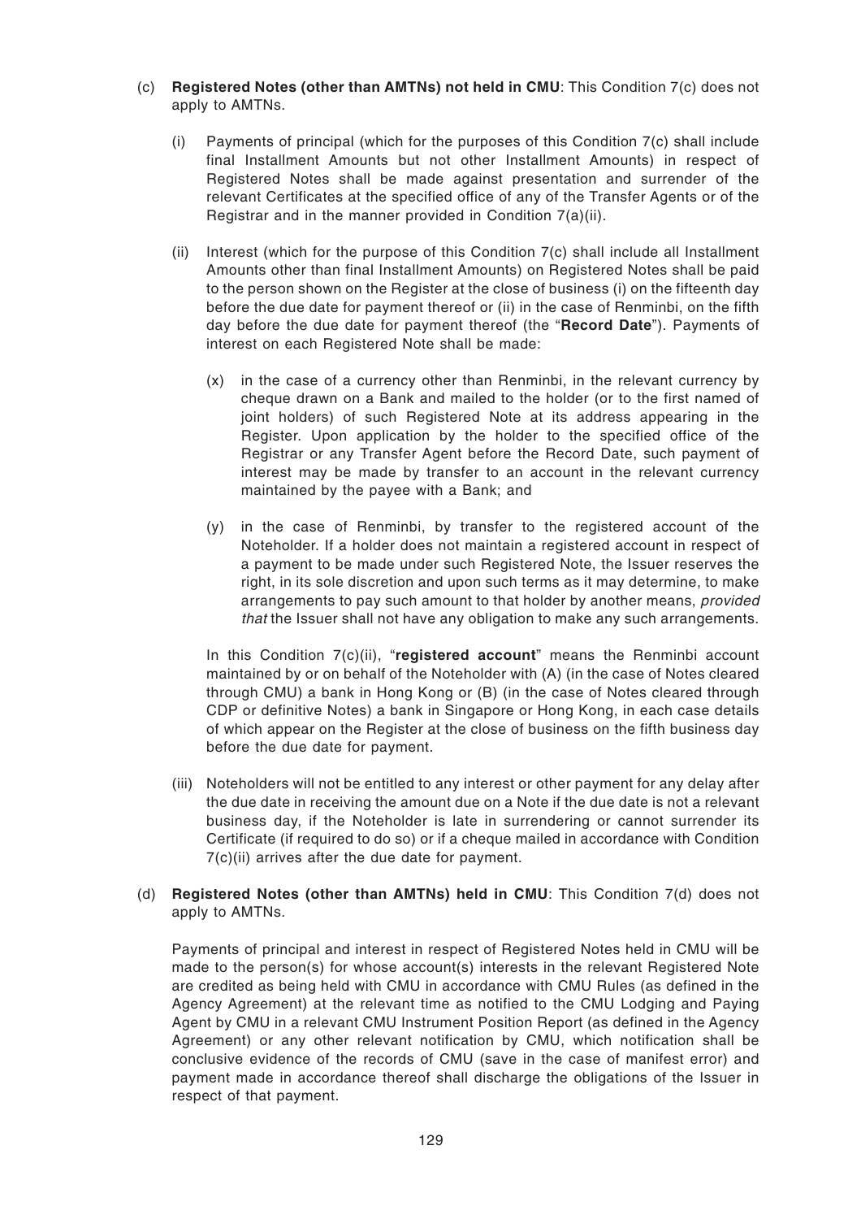(c) **Registered Notes (other than AMTNs) not held in CMU**: This Condition 7(c) does not apply to AMTNs.

(i) Payments of principal (which for the purposes of this Condition 7(c) shall include final Installment Amounts but not other Installment Amounts) in respect of Registered Notes shall be made against presentation and surrender of the relevant Certificates at the specified office of any of the Transfer Agents or of the Registrar and in the manner provided in Condition 7(a)(ii).

(ii) Interest (which for the purpose of this Condition 7(c) shall include all Installment Amounts other than final Installment Amounts) on Registered Notes shall be paid to the person shown on the Register at the close of business (i) on the fifteenth day before the due date for payment thereof or (ii) in the case of Renminbi, on the fifth day before the due date for payment thereof (the "**Record Date**"). Payments of interest on each Registered Note shall be made:

(x) in the case of a currency other than Renminbi, in the relevant currency by cheque drawn on a Bank and mailed to the holder (or to the first named of joint holders) of such Registered Note at its address appearing in the Register. Upon application by the holder to the specified office of the Registrar or any Transfer Agent before the Record Date, such payment of interest may be made by transfer to an account in the relevant currency maintained by the payee with a Bank; and

(y) in the case of Renminbi, by transfer to the registered account of the Noteholder. If a holder does not maintain a registered account in respect of a payment to be made under such Registered Note, the Issuer reserves the right, in its sole discretion and upon such terms as it may determine, to make arrangements to pay such amount to that holder by another means, *provided that* the Issuer shall not have any obligation to make any such arrangements.

In this Condition 7(c)(ii), "**registered account**" means the Renminbi account maintained by or on behalf of the Noteholder with (A) (in the case of Notes cleared through CMU) a bank in Hong Kong or (B) (in the case of Notes cleared through CDP or definitive Notes) a bank in Singapore or Hong Kong, in each case details of which appear on the Register at the close of business on the fifth business day before the due date for payment.

(iii) Noteholders will not be entitled to any interest or other payment for any delay after the due date in receiving the amount due on a Note if the due date is not a relevant business day, if the Noteholder is late in surrendering or cannot surrender its Certificate (if required to do so) or if a cheque mailed in accordance with Condition 7(c)(ii) arrives after the due date for payment.

(d) **Registered Notes (other than AMTNs) held in CMU**: This Condition 7(d) does not apply to AMTNs.

Payments of principal and interest in respect of Registered Notes held in CMU will be made to the person(s) for whose account(s) interests in the relevant Registered Note are credited as being held with CMU in accordance with CMU Rules (as defined in the Agency Agreement) at the relevant time as notified to the CMU Lodging and Paying Agent by CMU in a relevant CMU Instrument Position Report (as defined in the Agency Agreement) or any other relevant notification by CMU, which notification shall be conclusive evidence of the records of CMU (save in the case of manifest error) and payment made in accordance thereof shall discharge the obligations of the Issuer in respect of that payment.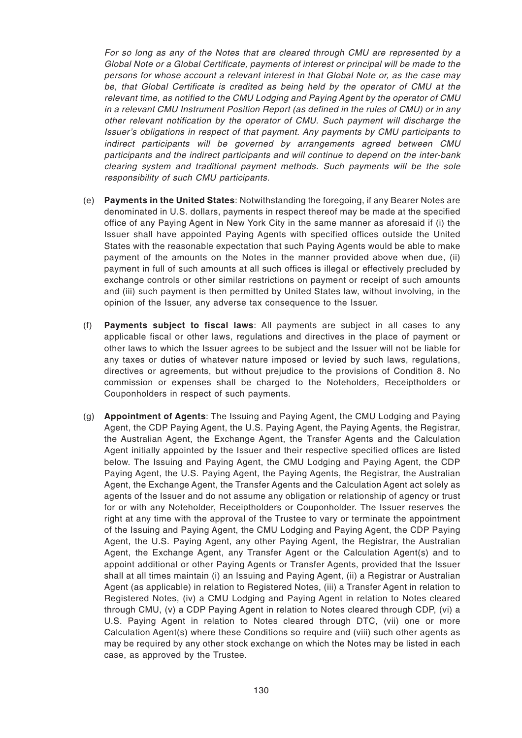*For so long as any of the Notes that are cleared through CMU are represented by a Global Note or a Global Certificate, payments of interest or principal will be made to the persons for whose account a relevant interest in that Global Note or, as the case may be, that Global Certificate is credited as being held by the operator of CMU at the relevant time, as notified to the CMU Lodging and Paying Agent by the operator of CMU in a relevant CMU Instrument Position Report (as defined in the rules of CMU) or in any other relevant notification by the operator of CMU. Such payment will discharge the Issuer's obligations in respect of that payment. Any payments by CMU participants to indirect participants will be governed by arrangements agreed between CMU participants and the indirect participants and will continue to depend on the inter-bank clearing system and traditional payment methods. Such payments will be the sole responsibility of such CMU participants.*

(e) **Payments in the United States**: Notwithstanding the foregoing, if any Bearer Notes are denominated in U.S. dollars, payments in respect thereof may be made at the specified office of any Paying Agent in New York City in the same manner as aforesaid if (i) the Issuer shall have appointed Paying Agents with specified offices outside the United States with the reasonable expectation that such Paying Agents would be able to make payment of the amounts on the Notes in the manner provided above when due, (ii) payment in full of such amounts at all such offices is illegal or effectively precluded by exchange controls or other similar restrictions on payment or receipt of such amounts and (iii) such payment is then permitted by United States law, without involving, in the opinion of the Issuer, any adverse tax consequence to the Issuer.

(f) **Payments subject to fiscal laws**: All payments are subject in all cases to any applicable fiscal or other laws, regulations and directives in the place of payment or other laws to which the Issuer agrees to be subject and the Issuer will not be liable for any taxes or duties of whatever nature imposed or levied by such laws, regulations, directives or agreements, but without prejudice to the provisions of Condition 8. No commission or expenses shall be charged to the Noteholders, Receiptholders or Couponholders in respect of such payments.

(g) **Appointment of Agents**: The Issuing and Paying Agent, the CMU Lodging and Paying Agent, the CDP Paying Agent, the U.S. Paying Agent, the Paying Agents, the Registrar, the Australian Agent, the Exchange Agent, the Transfer Agents and the Calculation Agent initially appointed by the Issuer and their respective specified offices are listed below. The Issuing and Paying Agent, the CMU Lodging and Paying Agent, the CDP Paying Agent, the U.S. Paying Agent, the Paying Agents, the Registrar, the Australian Agent, the Exchange Agent, the Transfer Agents and the Calculation Agent act solely as agents of the Issuer and do not assume any obligation or relationship of agency or trust for or with any Noteholder, Receiptholders or Couponholder. The Issuer reserves the right at any time with the approval of the Trustee to vary or terminate the appointment of the Issuing and Paying Agent, the CMU Lodging and Paying Agent, the CDP Paying Agent, the U.S. Paying Agent, any other Paying Agent, the Registrar, the Australian Agent, the Exchange Agent, any Transfer Agent or the Calculation Agent(s) and to appoint additional or other Paying Agents or Transfer Agents, provided that the Issuer shall at all times maintain (i) an Issuing and Paying Agent, (ii) a Registrar or Australian Agent (as applicable) in relation to Registered Notes, (iii) a Transfer Agent in relation to Registered Notes, (iv) a CMU Lodging and Paying Agent in relation to Notes cleared through CMU, (v) a CDP Paying Agent in relation to Notes cleared through CDP, (vi) a U.S. Paying Agent in relation to Notes cleared through DTC, (vii) one or more Calculation Agent(s) where these Conditions so require and (viii) such other agents as may be required by any other stock exchange on which the Notes may be listed in each case, as approved by the Trustee.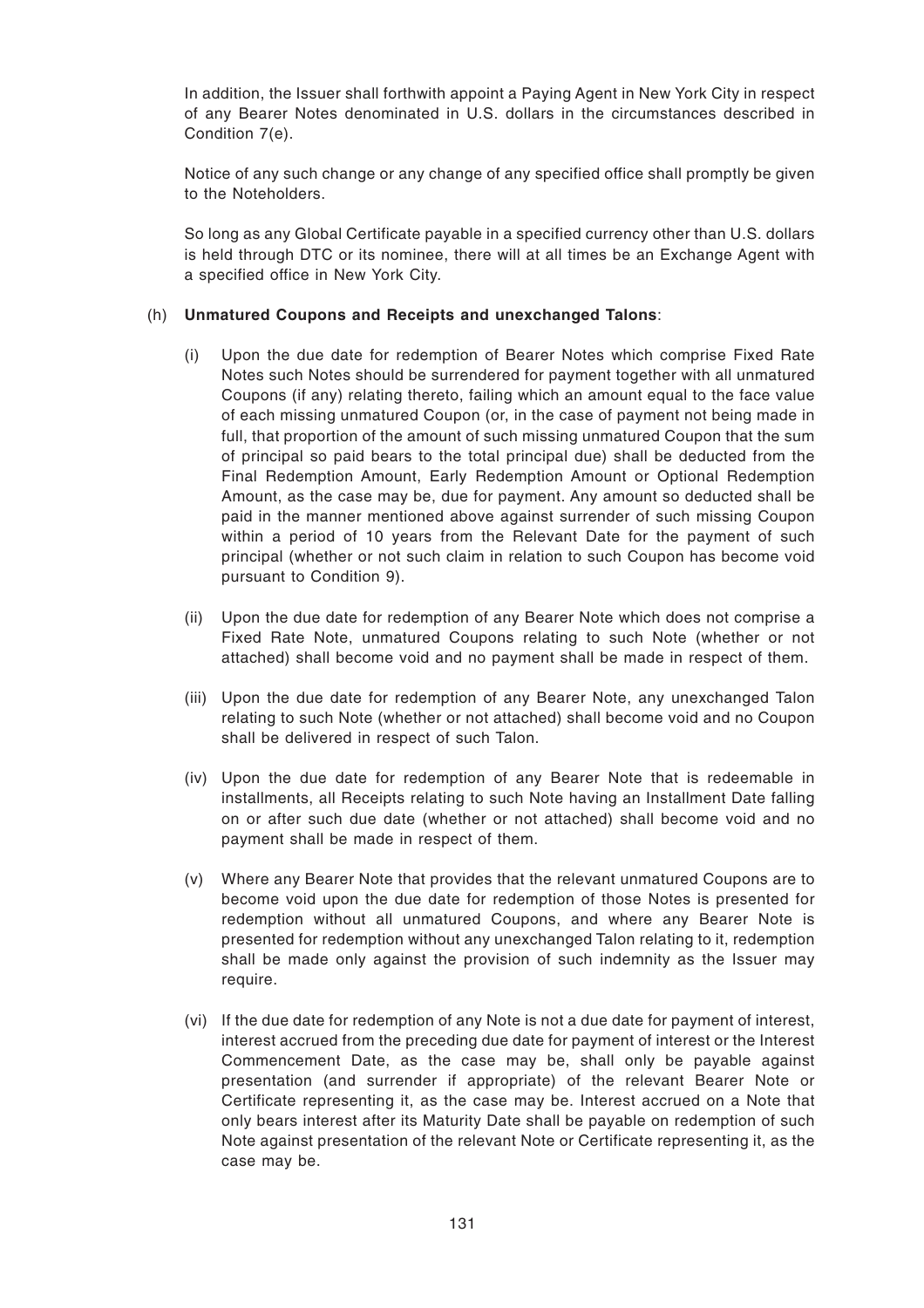In addition, the Issuer shall forthwith appoint a Paying Agent in New York City in respect of any Bearer Notes denominated in U.S. dollars in the circumstances described in Condition 7(e).

Notice of any such change or any change of any specified office shall promptly be given to the Noteholders.

So long as any Global Certificate payable in a specified currency other than U.S. dollars is held through DTC or its nominee, there will at all times be an Exchange Agent with a specified office in New York City.

(h) **Unmatured Coupons and Receipts and unexchanged Talons**:

(i) Upon the due date for redemption of Bearer Notes which comprise Fixed Rate Notes such Notes should be surrendered for payment together with all unmatured Coupons (if any) relating thereto, failing which an amount equal to the face value of each missing unmatured Coupon (or, in the case of payment not being made in full, that proportion of the amount of such missing unmatured Coupon that the sum of principal so paid bears to the total principal due) shall be deducted from the Final Redemption Amount, Early Redemption Amount or Optional Redemption Amount, as the case may be, due for payment. Any amount so deducted shall be paid in the manner mentioned above against surrender of such missing Coupon within a period of 10 years from the Relevant Date for the payment of such principal (whether or not such claim in relation to such Coupon has become void pursuant to Condition 9).

(ii) Upon the due date for redemption of any Bearer Note which does not comprise a Fixed Rate Note, unmatured Coupons relating to such Note (whether or not attached) shall become void and no payment shall be made in respect of them.

(iii) Upon the due date for redemption of any Bearer Note, any unexchanged Talon relating to such Note (whether or not attached) shall become void and no Coupon shall be delivered in respect of such Talon.

(iv) Upon the due date for redemption of any Bearer Note that is redeemable in installments, all Receipts relating to such Note having an Installment Date falling on or after such due date (whether or not attached) shall become void and no payment shall be made in respect of them.

(v) Where any Bearer Note that provides that the relevant unmatured Coupons are to become void upon the due date for redemption of those Notes is presented for redemption without all unmatured Coupons, and where any Bearer Note is presented for redemption without any unexchanged Talon relating to it, redemption shall be made only against the provision of such indemnity as the Issuer may require.

(vi) If the due date for redemption of any Note is not a due date for payment of interest, interest accrued from the preceding due date for payment of interest or the Interest Commencement Date, as the case may be, shall only be payable against presentation (and surrender if appropriate) of the relevant Bearer Note or Certificate representing it, as the case may be. Interest accrued on a Note that only bears interest after its Maturity Date shall be payable on redemption of such Note against presentation of the relevant Note or Certificate representing it, as the case may be.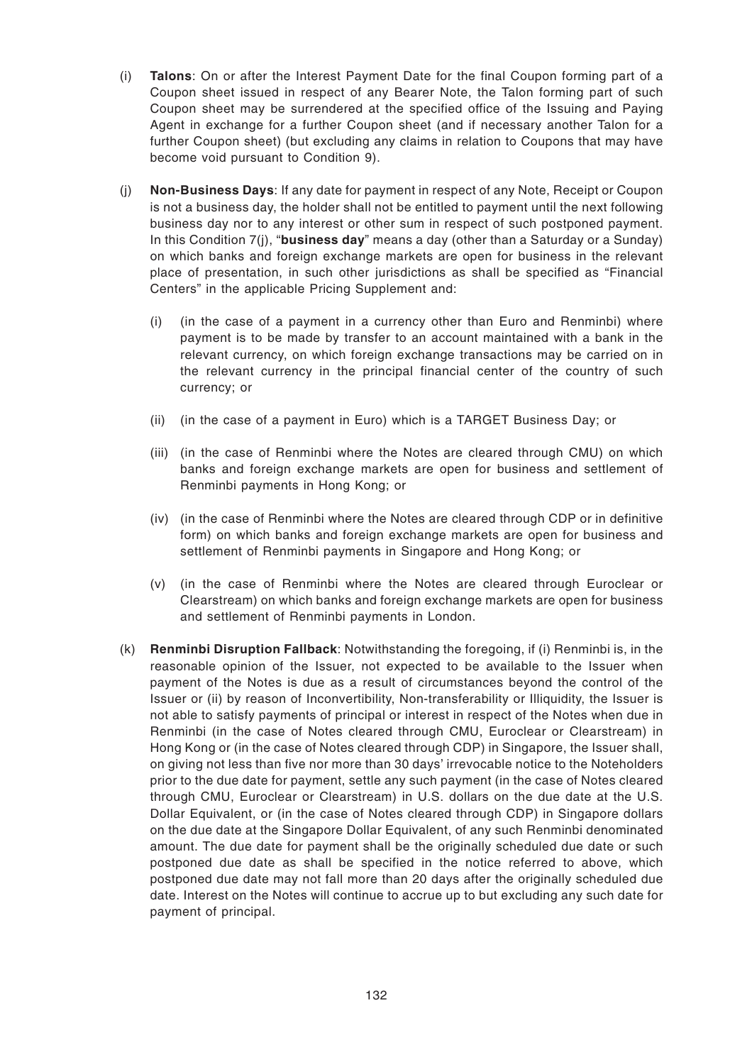(i) **Talons**: On or after the Interest Payment Date for the final Coupon forming part of a Coupon sheet issued in respect of any Bearer Note, the Talon forming part of such Coupon sheet may be surrendered at the specified office of the Issuing and Paying Agent in exchange for a further Coupon sheet (and if necessary another Talon for a further Coupon sheet) (but excluding any claims in relation to Coupons that may have become void pursuant to Condition 9).

(j) **Non-Business Days**: If any date for payment in respect of any Note, Receipt or Coupon is not a business day, the holder shall not be entitled to payment until the next following business day nor to any interest or other sum in respect of such postponed payment. In this Condition 7(j), "**business day**" means a day (other than a Saturday or a Sunday) on which banks and foreign exchange markets are open for business in the relevant place of presentation, in such other jurisdictions as shall be specified as "Financial Centers" in the applicable Pricing Supplement and:

   (i) (in the case of a payment in a currency other than Euro and Renminbi) where payment is to be made by transfer to an account maintained with a bank in the relevant currency, on which foreign exchange transactions may be carried on in the relevant currency in the principal financial center of the country of such currency; or

   (ii) (in the case of a payment in Euro) which is a TARGET Business Day; or

   (iii) (in the case of Renminbi where the Notes are cleared through CMU) on which banks and foreign exchange markets are open for business and settlement of Renminbi payments in Hong Kong; or

   (iv) (in the case of Renminbi where the Notes are cleared through CDP or in definitive form) on which banks and foreign exchange markets are open for business and settlement of Renminbi payments in Singapore and Hong Kong; or

   (v) (in the case of Renminbi where the Notes are cleared through Euroclear or Clearstream) on which banks and foreign exchange markets are open for business and settlement of Renminbi payments in London.

(k) **Renminbi Disruption Fallback**: Notwithstanding the foregoing, if (i) Renminbi is, in the reasonable opinion of the Issuer, not expected to be available to the Issuer when payment of the Notes is due as a result of circumstances beyond the control of the Issuer or (ii) by reason of Inconvertibility, Non-transferability or Illiquidity, the Issuer is not able to satisfy payments of principal or interest in respect of the Notes when due in Renminbi (in the case of Notes cleared through CMU, Euroclear or Clearstream) in Hong Kong or (in the case of Notes cleared through CDP) in Singapore, the Issuer shall, on giving not less than five nor more than 30 days' irrevocable notice to the Noteholders prior to the due date for payment, settle any such payment (in the case of Notes cleared through CMU, Euroclear or Clearstream) in U.S. dollars on the due date at the U.S. Dollar Equivalent, or (in the case of Notes cleared through CDP) in Singapore dollars on the due date at the Singapore Dollar Equivalent, of any such Renminbi denominated amount. The due date for payment shall be the originally scheduled due date or such postponed due date as shall be specified in the notice referred to above, which postponed due date may not fall more than 20 days after the originally scheduled due date. Interest on the Notes will continue to accrue up to but excluding any such date for payment of principal.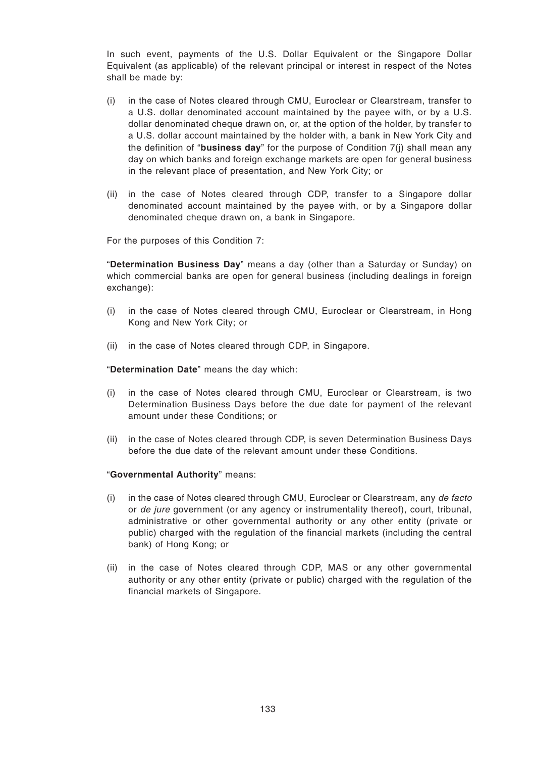In such event, payments of the U.S. Dollar Equivalent or the Singapore Dollar Equivalent (as applicable) of the relevant principal or interest in respect of the Notes shall be made by:

(i) in the case of Notes cleared through CMU, Euroclear or Clearstream, transfer to a U.S. dollar denominated account maintained by the payee with, or by a U.S. dollar denominated cheque drawn on, or, at the option of the holder, by transfer to a U.S. dollar account maintained by the holder with, a bank in New York City and the definition of "**business day**" for the purpose of Condition 7(j) shall mean any day on which banks and foreign exchange markets are open for general business in the relevant place of presentation, and New York City; or

(ii) in the case of Notes cleared through CDP, transfer to a Singapore dollar denominated account maintained by the payee with, or by a Singapore dollar denominated cheque drawn on, a bank in Singapore.

For the purposes of this Condition 7:

"**Determination Business Day**" means a day (other than a Saturday or Sunday) on which commercial banks are open for general business (including dealings in foreign exchange):

(i) in the case of Notes cleared through CMU, Euroclear or Clearstream, in Hong Kong and New York City; or

(ii) in the case of Notes cleared through CDP, in Singapore.

"**Determination Date**" means the day which:

(i) in the case of Notes cleared through CMU, Euroclear or Clearstream, is two Determination Business Days before the due date for payment of the relevant amount under these Conditions; or

(ii) in the case of Notes cleared through CDP, is seven Determination Business Days before the due date of the relevant amount under these Conditions.

"**Governmental Authority**" means:

(i) in the case of Notes cleared through CMU, Euroclear or Clearstream, any *de facto* or *de jure* government (or any agency or instrumentality thereof), court, tribunal, administrative or other governmental authority or any other entity (private or public) charged with the regulation of the financial markets (including the central bank) of Hong Kong; or

(ii) in the case of Notes cleared through CDP, MAS or any other governmental authority or any other entity (private or public) charged with the regulation of the financial markets of Singapore.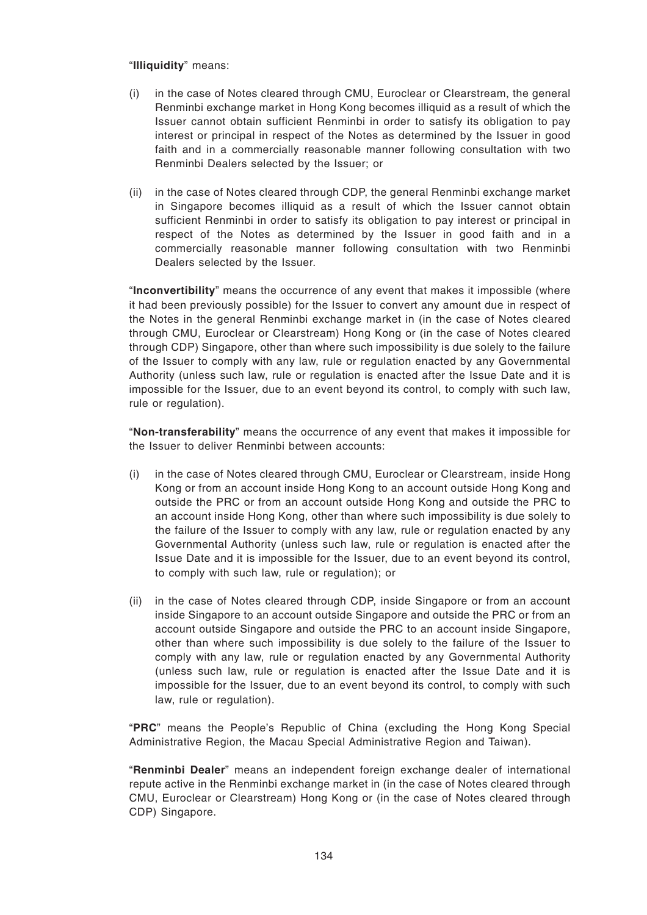"**Illiquidity**" means:

(i) in the case of Notes cleared through CMU, Euroclear or Clearstream, the general Renminbi exchange market in Hong Kong becomes illiquid as a result of which the Issuer cannot obtain sufficient Renminbi in order to satisfy its obligation to pay interest or principal in respect of the Notes as determined by the Issuer in good faith and in a commercially reasonable manner following consultation with two Renminbi Dealers selected by the Issuer; or

(ii) in the case of Notes cleared through CDP, the general Renminbi exchange market in Singapore becomes illiquid as a result of which the Issuer cannot obtain sufficient Renminbi in order to satisfy its obligation to pay interest or principal in respect of the Notes as determined by the Issuer in good faith and in a commercially reasonable manner following consultation with two Renminbi Dealers selected by the Issuer.

"**Inconvertibility**" means the occurrence of any event that makes it impossible (where it had been previously possible) for the Issuer to convert any amount due in respect of the Notes in the general Renminbi exchange market in (in the case of Notes cleared through CMU, Euroclear or Clearstream) Hong Kong or (in the case of Notes cleared through CDP) Singapore, other than where such impossibility is due solely to the failure of the Issuer to comply with any law, rule or regulation enacted by any Governmental Authority (unless such law, rule or regulation is enacted after the Issue Date and it is impossible for the Issuer, due to an event beyond its control, to comply with such law, rule or regulation).

"**Non-transferability**" means the occurrence of any event that makes it impossible for the Issuer to deliver Renminbi between accounts:

(i) in the case of Notes cleared through CMU, Euroclear or Clearstream, inside Hong Kong or from an account inside Hong Kong to an account outside Hong Kong and outside the PRC or from an account outside Hong Kong and outside the PRC to an account inside Hong Kong, other than where such impossibility is due solely to the failure of the Issuer to comply with any law, rule or regulation enacted by any Governmental Authority (unless such law, rule or regulation is enacted after the Issue Date and it is impossible for the Issuer, due to an event beyond its control, to comply with such law, rule or regulation); or

(ii) in the case of Notes cleared through CDP, inside Singapore or from an account inside Singapore to an account outside Singapore and outside the PRC or from an account outside Singapore and outside the PRC to an account inside Singapore, other than where such impossibility is due solely to the failure of the Issuer to comply with any law, rule or regulation enacted by any Governmental Authority (unless such law, rule or regulation is enacted after the Issue Date and it is impossible for the Issuer, due to an event beyond its control, to comply with such law, rule or regulation).

"**PRC**" means the People's Republic of China (excluding the Hong Kong Special Administrative Region, the Macau Special Administrative Region and Taiwan).

"**Renminbi Dealer**" means an independent foreign exchange dealer of international repute active in the Renminbi exchange market in (in the case of Notes cleared through CMU, Euroclear or Clearstream) Hong Kong or (in the case of Notes cleared through CDP) Singapore.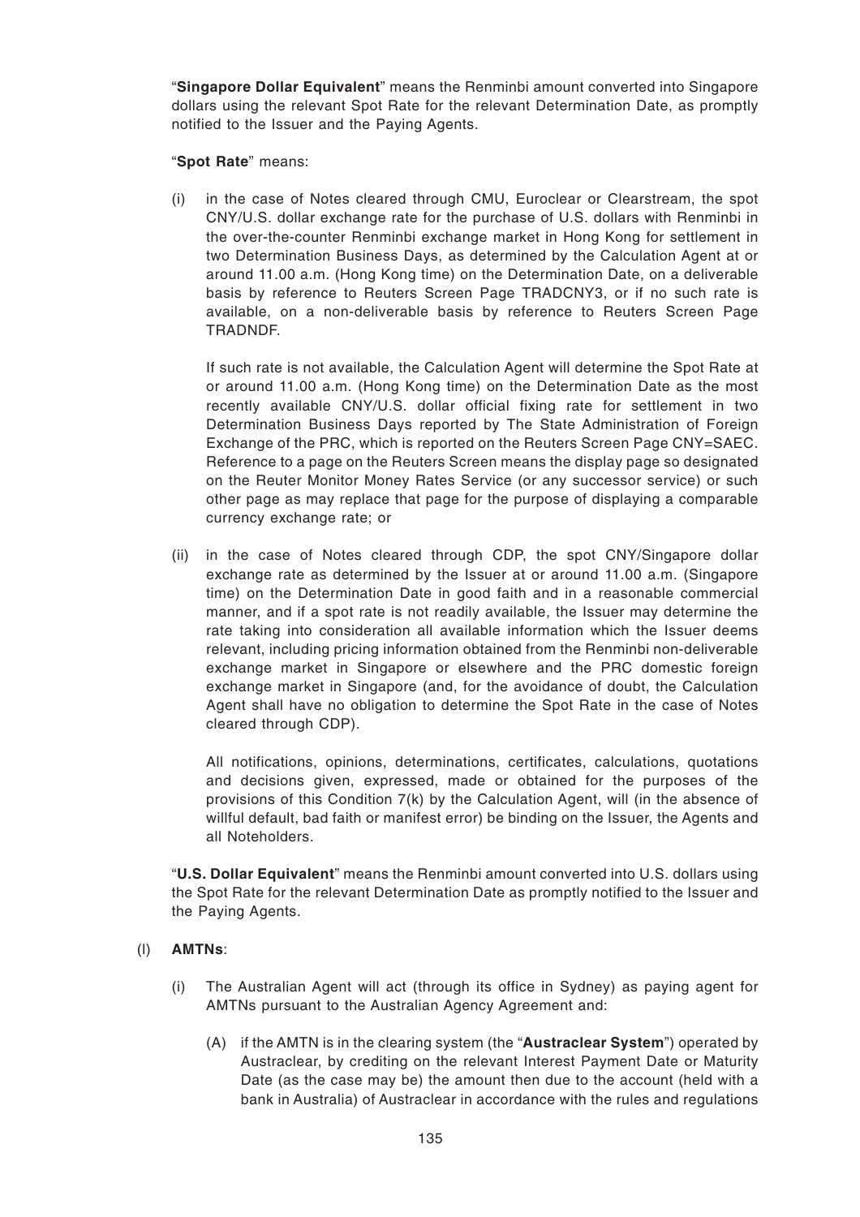"**Singapore Dollar Equivalent**" means the Renminbi amount converted into Singapore dollars using the relevant Spot Rate for the relevant Determination Date, as promptly notified to the Issuer and the Paying Agents.

"**Spot Rate**" means:

(i) in the case of Notes cleared through CMU, Euroclear or Clearstream, the spot CNY/U.S. dollar exchange rate for the purchase of U.S. dollars with Renminbi in the over-the-counter Renminbi exchange market in Hong Kong for settlement in two Determination Business Days, as determined by the Calculation Agent at or around 11.00 a.m. (Hong Kong time) on the Determination Date, on a deliverable basis by reference to Reuters Screen Page TRADCNY3, or if no such rate is available, on a non-deliverable basis by reference to Reuters Screen Page TRADNDF.

If such rate is not available, the Calculation Agent will determine the Spot Rate at or around 11.00 a.m. (Hong Kong time) on the Determination Date as the most recently available CNY/U.S. dollar official fixing rate for settlement in two Determination Business Days reported by The State Administration of Foreign Exchange of the PRC, which is reported on the Reuters Screen Page CNY=SAEC. Reference to a page on the Reuters Screen means the display page so designated on the Reuter Monitor Money Rates Service (or any successor service) or such other page as may replace that page for the purpose of displaying a comparable currency exchange rate; or

(ii) in the case of Notes cleared through CDP, the spot CNY/Singapore dollar exchange rate as determined by the Issuer at or around 11.00 a.m. (Singapore time) on the Determination Date in good faith and in a reasonable commercial manner, and if a spot rate is not readily available, the Issuer may determine the rate taking into consideration all available information which the Issuer deems relevant, including pricing information obtained from the Renminbi non-deliverable exchange market in Singapore or elsewhere and the PRC domestic foreign exchange market in Singapore (and, for the avoidance of doubt, the Calculation Agent shall have no obligation to determine the Spot Rate in the case of Notes cleared through CDP).

All notifications, opinions, determinations, certificates, calculations, quotations and decisions given, expressed, made or obtained for the purposes of the provisions of this Condition 7(k) by the Calculation Agent, will (in the absence of willful default, bad faith or manifest error) be binding on the Issuer, the Agents and all Noteholders.

"**U.S. Dollar Equivalent**" means the Renminbi amount converted into U.S. dollars using the Spot Rate for the relevant Determination Date as promptly notified to the Issuer and the Paying Agents.

(l) **AMTNs**:

(i) The Australian Agent will act (through its office in Sydney) as paying agent for AMTNs pursuant to the Australian Agency Agreement and:

(A) if the AMTN is in the clearing system (the "**Austraclear System**") operated by Austraclear, by crediting on the relevant Interest Payment Date or Maturity Date (as the case may be) the amount then due to the account (held with a bank in Australia) of Austraclear in accordance with the rules and regulations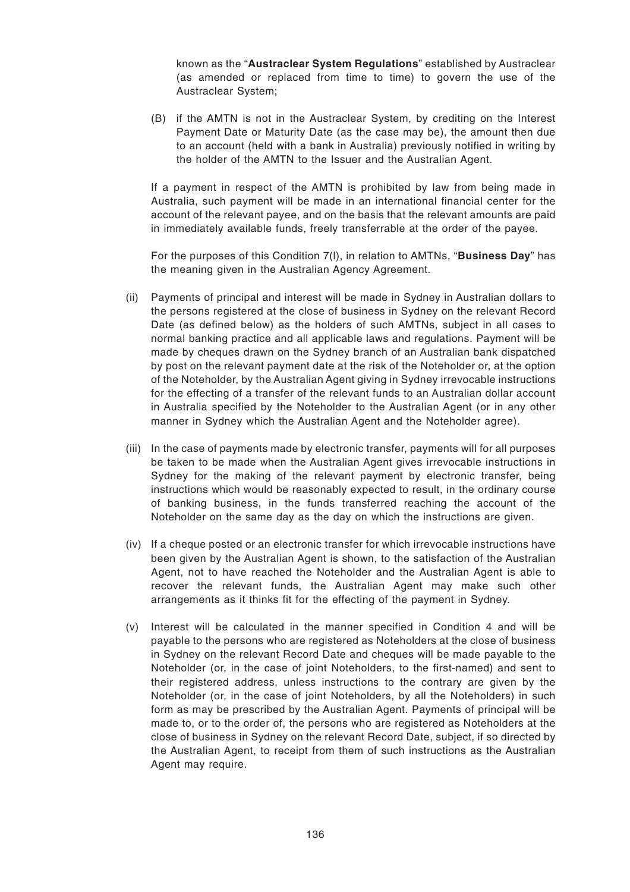known as the "**Austraclear System Regulations**" established by Austraclear (as amended or replaced from time to time) to govern the use of the Austraclear System;

(B) if the AMTN is not in the Austraclear System, by crediting on the Interest Payment Date or Maturity Date (as the case may be), the amount then due to an account (held with a bank in Australia) previously notified in writing by the holder of the AMTN to the Issuer and the Australian Agent.

If a payment in respect of the AMTN is prohibited by law from being made in Australia, such payment will be made in an international financial center for the account of the relevant payee, and on the basis that the relevant amounts are paid in immediately available funds, freely transferrable at the order of the payee.

For the purposes of this Condition 7(l), in relation to AMTNs, "**Business Day**" has the meaning given in the Australian Agency Agreement.

(ii) Payments of principal and interest will be made in Sydney in Australian dollars to the persons registered at the close of business in Sydney on the relevant Record Date (as defined below) as the holders of such AMTNs, subject in all cases to normal banking practice and all applicable laws and regulations. Payment will be made by cheques drawn on the Sydney branch of an Australian bank dispatched by post on the relevant payment date at the risk of the Noteholder or, at the option of the Noteholder, by the Australian Agent giving in Sydney irrevocable instructions for the effecting of a transfer of the relevant funds to an Australian dollar account in Australia specified by the Noteholder to the Australian Agent (or in any other manner in Sydney which the Australian Agent and the Noteholder agree).

(iii) In the case of payments made by electronic transfer, payments will for all purposes be taken to be made when the Australian Agent gives irrevocable instructions in Sydney for the making of the relevant payment by electronic transfer, being instructions which would be reasonably expected to result, in the ordinary course of banking business, in the funds transferred reaching the account of the Noteholder on the same day as the day on which the instructions are given.

(iv) If a cheque posted or an electronic transfer for which irrevocable instructions have been given by the Australian Agent is shown, to the satisfaction of the Australian Agent, not to have reached the Noteholder and the Australian Agent is able to recover the relevant funds, the Australian Agent may make such other arrangements as it thinks fit for the effecting of the payment in Sydney.

(v) Interest will be calculated in the manner specified in Condition 4 and will be payable to the persons who are registered as Noteholders at the close of business in Sydney on the relevant Record Date and cheques will be made payable to the Noteholder (or, in the case of joint Noteholders, to the first-named) and sent to their registered address, unless instructions to the contrary are given by the Noteholder (or, in the case of joint Noteholders, by all the Noteholders) in such form as may be prescribed by the Australian Agent. Payments of principal will be made to, or to the order of, the persons who are registered as Noteholders at the close of business in Sydney on the relevant Record Date, subject, if so directed by the Australian Agent, to receipt from them of such instructions as the Australian Agent may require.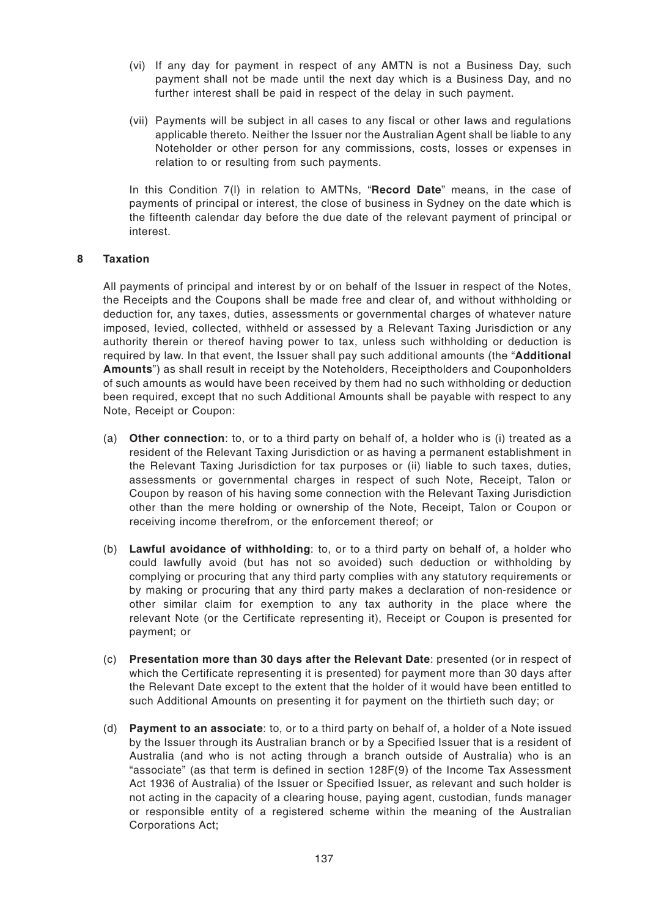(vi) If any day for payment in respect of any AMTN is not a Business Day, such payment shall not be made until the next day which is a Business Day, and no further interest shall be paid in respect of the delay in such payment.

(vii) Payments will be subject in all cases to any fiscal or other laws and regulations applicable thereto. Neither the Issuer nor the Australian Agent shall be liable to any Noteholder or other person for any commissions, costs, losses or expenses in relation to or resulting from such payments.

In this Condition 7(l) in relation to AMTNs, "**Record Date**" means, in the case of payments of principal or interest, the close of business in Sydney on the date which is the fifteenth calendar day before the due date of the relevant payment of principal or interest.

## 8 Taxation

All payments of principal and interest by or on behalf of the Issuer in respect of the Notes, the Receipts and the Coupons shall be made free and clear of, and without withholding or deduction for, any taxes, duties, assessments or governmental charges of whatever nature imposed, levied, collected, withheld or assessed by a Relevant Taxing Jurisdiction or any authority therein or thereof having power to tax, unless such withholding or deduction is required by law. In that event, the Issuer shall pay such additional amounts (the "**Additional Amounts**") as shall result in receipt by the Noteholders, Receiptholders and Couponholders of such amounts as would have been received by them had no such withholding or deduction been required, except that no such Additional Amounts shall be payable with respect to any Note, Receipt or Coupon:

(a) **Other connection**: to, or to a third party on behalf of, a holder who is (i) treated as a resident of the Relevant Taxing Jurisdiction or as having a permanent establishment in the Relevant Taxing Jurisdiction for tax purposes or (ii) liable to such taxes, duties, assessments or governmental charges in respect of such Note, Receipt, Talon or Coupon by reason of his having some connection with the Relevant Taxing Jurisdiction other than the mere holding or ownership of the Note, Receipt, Talon or Coupon or receiving income therefrom, or the enforcement thereof; or

(b) **Lawful avoidance of withholding**: to, or to a third party on behalf of, a holder who could lawfully avoid (but has not so avoided) such deduction or withholding by complying or procuring that any third party complies with any statutory requirements or by making or procuring that any third party makes a declaration of non-residence or other similar claim for exemption to any tax authority in the place where the relevant Note (or the Certificate representing it), Receipt or Coupon is presented for payment; or

(c) **Presentation more than 30 days after the Relevant Date**: presented (or in respect of which the Certificate representing it is presented) for payment more than 30 days after the Relevant Date except to the extent that the holder of it would have been entitled to such Additional Amounts on presenting it for payment on the thirtieth such day; or

(d) **Payment to an associate**: to, or to a third party on behalf of, a holder of a Note issued by the Issuer through its Australian branch or by a Specified Issuer that is a resident of Australia (and who is not acting through a branch outside of Australia) who is an "associate" (as that term is defined in section 128F(9) of the Income Tax Assessment Act 1936 of Australia) of the Issuer or Specified Issuer, as relevant and such holder is not acting in the capacity of a clearing house, paying agent, custodian, funds manager or responsible entity of a registered scheme within the meaning of the Australian Corporations Act;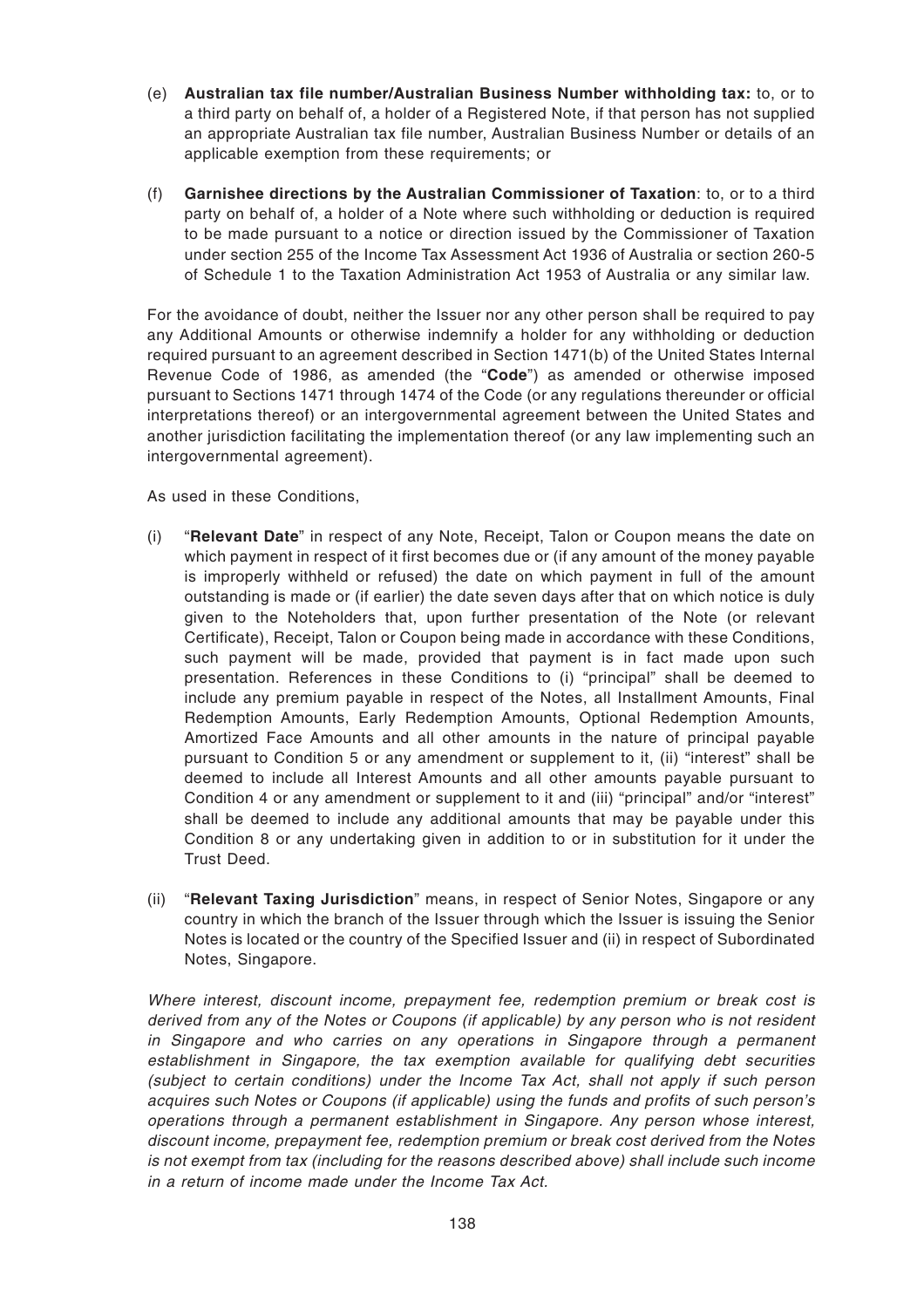(e) **Australian tax file number/Australian Business Number withholding tax:** to, or to a third party on behalf of, a holder of a Registered Note, if that person has not supplied an appropriate Australian tax file number, Australian Business Number or details of an applicable exemption from these requirements; or

(f) **Garnishee directions by the Australian Commissioner of Taxation**: to, or to a third party on behalf of, a holder of a Note where such withholding or deduction is required to be made pursuant to a notice or direction issued by the Commissioner of Taxation under section 255 of the Income Tax Assessment Act 1936 of Australia or section 260-5 of Schedule 1 to the Taxation Administration Act 1953 of Australia or any similar law.

For the avoidance of doubt, neither the Issuer nor any other person shall be required to pay any Additional Amounts or otherwise indemnify a holder for any withholding or deduction required pursuant to an agreement described in Section 1471(b) of the United States Internal Revenue Code of 1986, as amended (the "**Code**") as amended or otherwise imposed pursuant to Sections 1471 through 1474 of the Code (or any regulations thereunder or official interpretations thereof) or an intergovernmental agreement between the United States and another jurisdiction facilitating the implementation thereof (or any law implementing such an intergovernmental agreement).

As used in these Conditions,

(i) "**Relevant Date**" in respect of any Note, Receipt, Talon or Coupon means the date on which payment in respect of it first becomes due or (if any amount of the money payable is improperly withheld or refused) the date on which payment in full of the amount outstanding is made or (if earlier) the date seven days after that on which notice is duly given to the Noteholders that, upon further presentation of the Note (or relevant Certificate), Receipt, Talon or Coupon being made in accordance with these Conditions, such payment will be made, provided that payment is in fact made upon such presentation. References in these Conditions to (i) "principal" shall be deemed to include any premium payable in respect of the Notes, all Installment Amounts, Final Redemption Amounts, Early Redemption Amounts, Optional Redemption Amounts, Amortized Face Amounts and all other amounts in the nature of principal payable pursuant to Condition 5 or any amendment or supplement to it, (ii) "interest" shall be deemed to include all Interest Amounts and all other amounts payable pursuant to Condition 4 or any amendment or supplement to it and (iii) "principal" and/or "interest" shall be deemed to include any additional amounts that may be payable under this Condition 8 or any undertaking given in addition to or in substitution for it under the Trust Deed.

(ii) "**Relevant Taxing Jurisdiction**" means, in respect of Senior Notes, Singapore or any country in which the branch of the Issuer through which the Issuer is issuing the Senior Notes is located or the country of the Specified Issuer and (ii) in respect of Subordinated Notes, Singapore.

*Where interest, discount income, prepayment fee, redemption premium or break cost is derived from any of the Notes or Coupons (if applicable) by any person who is not resident in Singapore and who carries on any operations in Singapore through a permanent establishment in Singapore, the tax exemption available for qualifying debt securities (subject to certain conditions) under the Income Tax Act, shall not apply if such person acquires such Notes or Coupons (if applicable) using the funds and profits of such person's operations through a permanent establishment in Singapore. Any person whose interest, discount income, prepayment fee, redemption premium or break cost derived from the Notes is not exempt from tax (including for the reasons described above) shall include such income in a return of income made under the Income Tax Act.*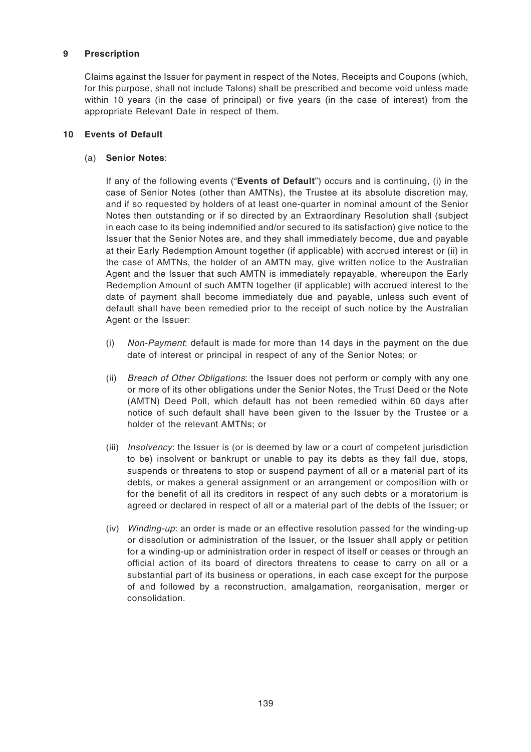## 9 Prescription

Claims against the Issuer for payment in respect of the Notes, Receipts and Coupons (which, for this purpose, shall not include Talons) shall be prescribed and become void unless made within 10 years (in the case of principal) or five years (in the case of interest) from the appropriate Relevant Date in respect of them.

## 10 Events of Default

(a) **Senior Notes**:

If any of the following events ("**Events of Default**") occurs and is continuing, (i) in the case of Senior Notes (other than AMTNs), the Trustee at its absolute discretion may, and if so requested by holders of at least one-quarter in nominal amount of the Senior Notes then outstanding or if so directed by an Extraordinary Resolution shall (subject in each case to its being indemnified and/or secured to its satisfaction) give notice to the Issuer that the Senior Notes are, and they shall immediately become, due and payable at their Early Redemption Amount together (if applicable) with accrued interest or (ii) in the case of AMTNs, the holder of an AMTN may, give written notice to the Australian Agent and the Issuer that such AMTN is immediately repayable, whereupon the Early Redemption Amount of such AMTN together (if applicable) with accrued interest to the date of payment shall become immediately due and payable, unless such event of default shall have been remedied prior to the receipt of such notice by the Australian Agent or the Issuer:

(i) *Non-Payment*: default is made for more than 14 days in the payment on the due date of interest or principal in respect of any of the Senior Notes; or

(ii) *Breach of Other Obligations*: the Issuer does not perform or comply with any one or more of its other obligations under the Senior Notes, the Trust Deed or the Note (AMTN) Deed Poll, which default has not been remedied within 60 days after notice of such default shall have been given to the Issuer by the Trustee or a holder of the relevant AMTNs; or

(iii) *Insolvency*: the Issuer is (or is deemed by law or a court of competent jurisdiction to be) insolvent or bankrupt or unable to pay its debts as they fall due, stops, suspends or threatens to stop or suspend payment of all or a material part of its debts, or makes a general assignment or an arrangement or composition with or for the benefit of all its creditors in respect of any such debts or a moratorium is agreed or declared in respect of all or a material part of the debts of the Issuer; or

(iv) *Winding-up*: an order is made or an effective resolution passed for the winding-up or dissolution or administration of the Issuer, or the Issuer shall apply or petition for a winding-up or administration order in respect of itself or ceases or through an official action of its board of directors threatens to cease to carry on all or a substantial part of its business or operations, in each case except for the purpose of and followed by a reconstruction, amalgamation, reorganisation, merger or consolidation.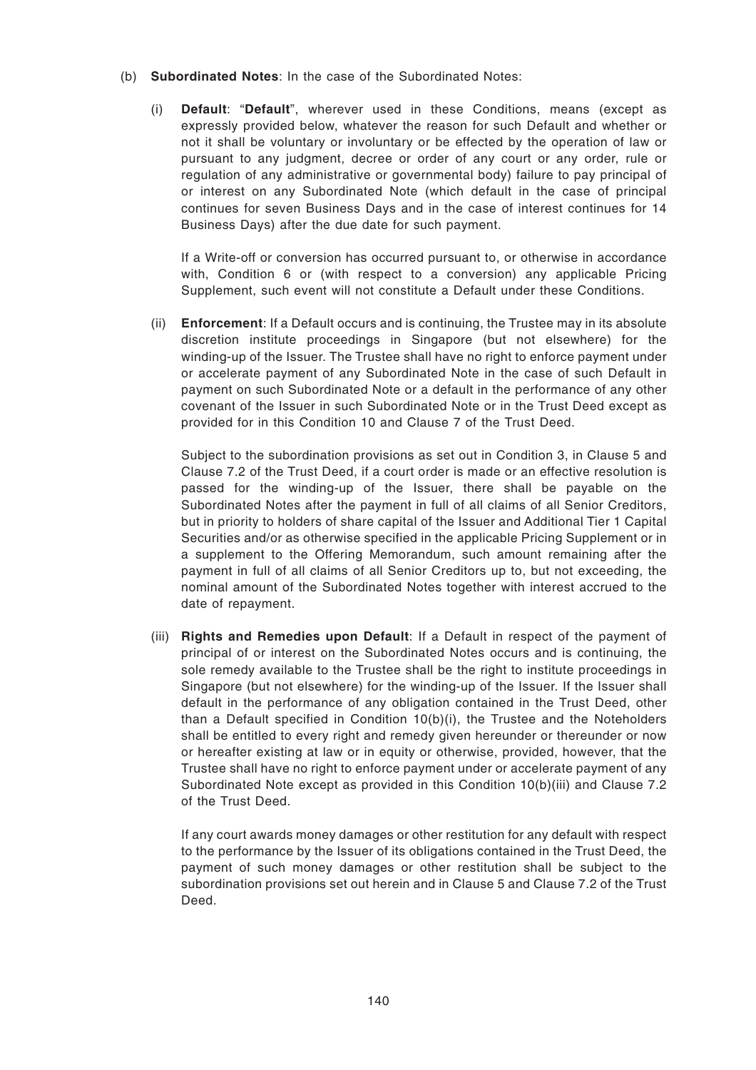(b) **Subordinated Notes**: In the case of the Subordinated Notes:

(i) **Default**: "**Default**", wherever used in these Conditions, means (except as expressly provided below, whatever the reason for such Default and whether or not it shall be voluntary or involuntary or be effected by the operation of law or pursuant to any judgment, decree or order of any court or any order, rule or regulation of any administrative or governmental body) failure to pay principal of or interest on any Subordinated Note (which default in the case of principal continues for seven Business Days and in the case of interest continues for 14 Business Days) after the due date for such payment.

If a Write-off or conversion has occurred pursuant to, or otherwise in accordance with, Condition 6 or (with respect to a conversion) any applicable Pricing Supplement, such event will not constitute a Default under these Conditions.

(ii) **Enforcement**: If a Default occurs and is continuing, the Trustee may in its absolute discretion institute proceedings in Singapore (but not elsewhere) for the winding-up of the Issuer. The Trustee shall have no right to enforce payment under or accelerate payment of any Subordinated Note in the case of such Default in payment on such Subordinated Note or a default in the performance of any other covenant of the Issuer in such Subordinated Note or in the Trust Deed except as provided for in this Condition 10 and Clause 7 of the Trust Deed.

Subject to the subordination provisions as set out in Condition 3, in Clause 5 and Clause 7.2 of the Trust Deed, if a court order is made or an effective resolution is passed for the winding-up of the Issuer, there shall be payable on the Subordinated Notes after the payment in full of all claims of all Senior Creditors, but in priority to holders of share capital of the Issuer and Additional Tier 1 Capital Securities and/or as otherwise specified in the applicable Pricing Supplement or in a supplement to the Offering Memorandum, such amount remaining after the payment in full of all claims of all Senior Creditors up to, but not exceeding, the nominal amount of the Subordinated Notes together with interest accrued to the date of repayment.

(iii) **Rights and Remedies upon Default**: If a Default in respect of the payment of principal of or interest on the Subordinated Notes occurs and is continuing, the sole remedy available to the Trustee shall be the right to institute proceedings in Singapore (but not elsewhere) for the winding-up of the Issuer. If the Issuer shall default in the performance of any obligation contained in the Trust Deed, other than a Default specified in Condition 10(b)(i), the Trustee and the Noteholders shall be entitled to every right and remedy given hereunder or thereunder or now or hereafter existing at law or in equity or otherwise, provided, however, that the Trustee shall have no right to enforce payment under or accelerate payment of any Subordinated Note except as provided in this Condition 10(b)(iii) and Clause 7.2 of the Trust Deed.

If any court awards money damages or other restitution for any default with respect to the performance by the Issuer of its obligations contained in the Trust Deed, the payment of such money damages or other restitution shall be subject to the subordination provisions set out herein and in Clause 5 and Clause 7.2 of the Trust Deed.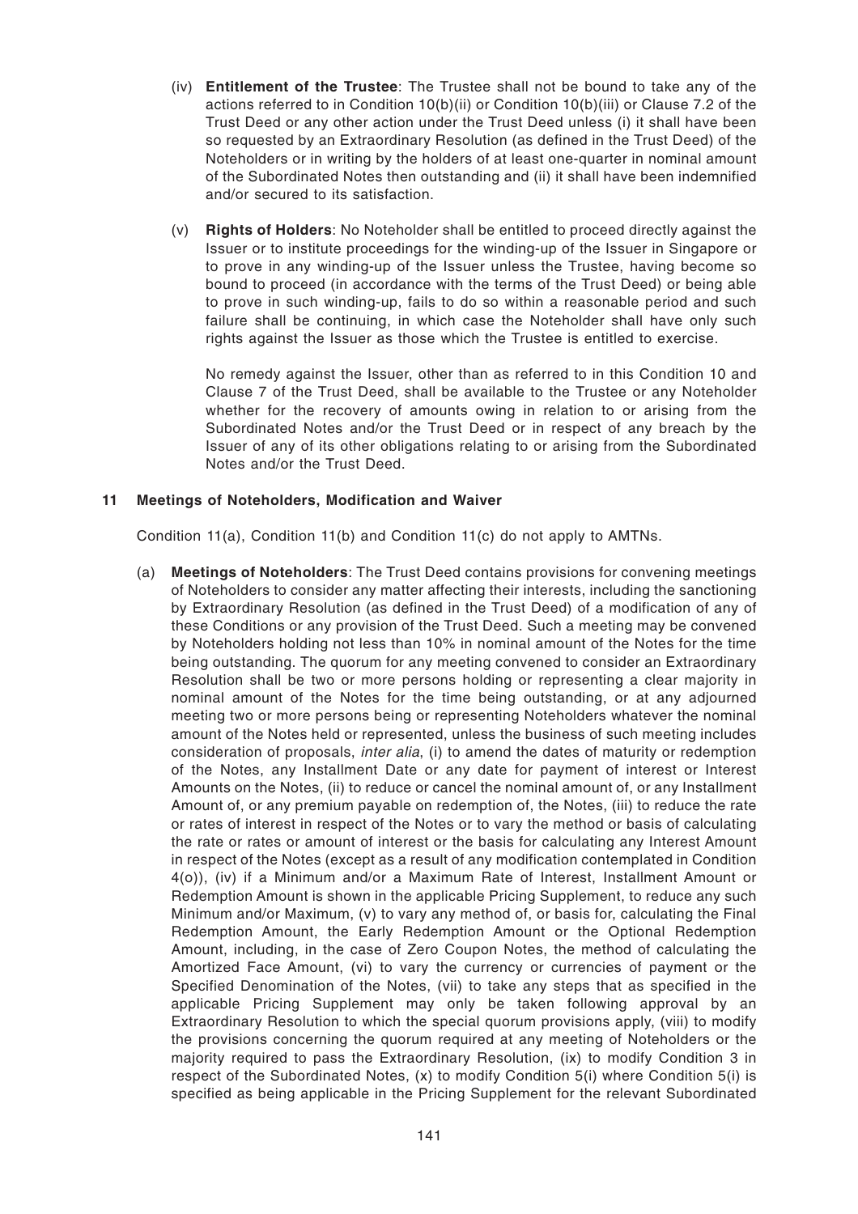(iv) **Entitlement of the Trustee**: The Trustee shall not be bound to take any of the actions referred to in Condition 10(b)(ii) or Condition 10(b)(iii) or Clause 7.2 of the Trust Deed or any other action under the Trust Deed unless (i) it shall have been so requested by an Extraordinary Resolution (as defined in the Trust Deed) of the Noteholders or in writing by the holders of at least one-quarter in nominal amount of the Subordinated Notes then outstanding and (ii) it shall have been indemnified and/or secured to its satisfaction.

(v) **Rights of Holders**: No Noteholder shall be entitled to proceed directly against the Issuer or to institute proceedings for the winding-up of the Issuer in Singapore or to prove in any winding-up of the Issuer unless the Trustee, having become so bound to proceed (in accordance with the terms of the Trust Deed) or being able to prove in such winding-up, fails to do so within a reasonable period and such failure shall be continuing, in which case the Noteholder shall have only such rights against the Issuer as those which the Trustee is entitled to exercise.

No remedy against the Issuer, other than as referred to in this Condition 10 and Clause 7 of the Trust Deed, shall be available to the Trustee or any Noteholder whether for the recovery of amounts owing in relation to or arising from the Subordinated Notes and/or the Trust Deed or in respect of any breach by the Issuer of any of its other obligations relating to or arising from the Subordinated Notes and/or the Trust Deed.

## 11 Meetings of Noteholders, Modification and Waiver

Condition 11(a), Condition 11(b) and Condition 11(c) do not apply to AMTNs.

(a) **Meetings of Noteholders**: The Trust Deed contains provisions for convening meetings of Noteholders to consider any matter affecting their interests, including the sanctioning by Extraordinary Resolution (as defined in the Trust Deed) of a modification of any of these Conditions or any provision of the Trust Deed. Such a meeting may be convened by Noteholders holding not less than 10% in nominal amount of the Notes for the time being outstanding. The quorum for any meeting convened to consider an Extraordinary Resolution shall be two or more persons holding or representing a clear majority in nominal amount of the Notes for the time being outstanding, or at any adjourned meeting two or more persons being or representing Noteholders whatever the nominal amount of the Notes held or represented, unless the business of such meeting includes consideration of proposals, *inter alia*, (i) to amend the dates of maturity or redemption of the Notes, any Installment Date or any date for payment of interest or Interest Amounts on the Notes, (ii) to reduce or cancel the nominal amount of, or any Installment Amount of, or any premium payable on redemption of, the Notes, (iii) to reduce the rate or rates of interest in respect of the Notes or to vary the method or basis of calculating the rate or rates or amount of interest or the basis for calculating any Interest Amount in respect of the Notes (except as a result of any modification contemplated in Condition 4(o)), (iv) if a Minimum and/or a Maximum Rate of Interest, Installment Amount or Redemption Amount is shown in the applicable Pricing Supplement, to reduce any such Minimum and/or Maximum, (v) to vary any method of, or basis for, calculating the Final Redemption Amount, the Early Redemption Amount or the Optional Redemption Amount, including, in the case of Zero Coupon Notes, the method of calculating the Amortized Face Amount, (vi) to vary the currency or currencies of payment or the Specified Denomination of the Notes, (vii) to take any steps that as specified in the applicable Pricing Supplement may only be taken following approval by an Extraordinary Resolution to which the special quorum provisions apply, (viii) to modify the provisions concerning the quorum required at any meeting of Noteholders or the majority required to pass the Extraordinary Resolution, (ix) to modify Condition 3 in respect of the Subordinated Notes, (x) to modify Condition 5(i) where Condition 5(i) is specified as being applicable in the Pricing Supplement for the relevant Subordinated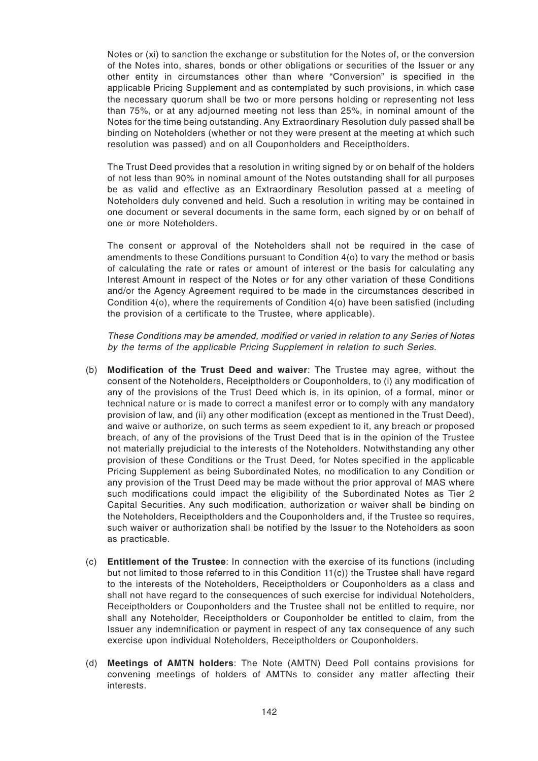Notes or (xi) to sanction the exchange or substitution for the Notes of, or the conversion of the Notes into, shares, bonds or other obligations or securities of the Issuer or any other entity in circumstances other than where "Conversion" is specified in the applicable Pricing Supplement and as contemplated by such provisions, in which case the necessary quorum shall be two or more persons holding or representing not less than 75%, or at any adjourned meeting not less than 25%, in nominal amount of the Notes for the time being outstanding. Any Extraordinary Resolution duly passed shall be binding on Noteholders (whether or not they were present at the meeting at which such resolution was passed) and on all Couponholders and Receiptholders.

The Trust Deed provides that a resolution in writing signed by or on behalf of the holders of not less than 90% in nominal amount of the Notes outstanding shall for all purposes be as valid and effective as an Extraordinary Resolution passed at a meeting of Noteholders duly convened and held. Such a resolution in writing may be contained in one document or several documents in the same form, each signed by or on behalf of one or more Noteholders.

The consent or approval of the Noteholders shall not be required in the case of amendments to these Conditions pursuant to Condition 4(o) to vary the method or basis of calculating the rate or rates or amount of interest or the basis for calculating any Interest Amount in respect of the Notes or for any other variation of these Conditions and/or the Agency Agreement required to be made in the circumstances described in Condition 4(o), where the requirements of Condition 4(o) have been satisfied (including the provision of a certificate to the Trustee, where applicable).

*These Conditions may be amended, modified or varied in relation to any Series of Notes by the terms of the applicable Pricing Supplement in relation to such Series.*

(b) **Modification of the Trust Deed and waiver**: The Trustee may agree, without the consent of the Noteholders, Receiptholders or Couponholders, to (i) any modification of any of the provisions of the Trust Deed which is, in its opinion, of a formal, minor or technical nature or is made to correct a manifest error or to comply with any mandatory provision of law, and (ii) any other modification (except as mentioned in the Trust Deed), and waive or authorize, on such terms as seem expedient to it, any breach or proposed breach, of any of the provisions of the Trust Deed that is in the opinion of the Trustee not materially prejudicial to the interests of the Noteholders. Notwithstanding any other provision of these Conditions or the Trust Deed, for Notes specified in the applicable Pricing Supplement as being Subordinated Notes, no modification to any Condition or any provision of the Trust Deed may be made without the prior approval of MAS where such modifications could impact the eligibility of the Subordinated Notes as Tier 2 Capital Securities. Any such modification, authorization or waiver shall be binding on the Noteholders, Receiptholders and the Couponholders and, if the Trustee so requires, such waiver or authorization shall be notified by the Issuer to the Noteholders as soon as practicable.

(c) **Entitlement of the Trustee**: In connection with the exercise of its functions (including but not limited to those referred to in this Condition 11(c)) the Trustee shall have regard to the interests of the Noteholders, Receiptholders or Couponholders as a class and shall not have regard to the consequences of such exercise for individual Noteholders, Receiptholders or Couponholders and the Trustee shall not be entitled to require, nor shall any Noteholder, Receiptholders or Couponholder be entitled to claim, from the Issuer any indemnification or payment in respect of any tax consequence of any such exercise upon individual Noteholders, Receiptholders or Couponholders.

(d) **Meetings of AMTN holders**: The Note (AMTN) Deed Poll contains provisions for convening meetings of holders of AMTNs to consider any matter affecting their interests.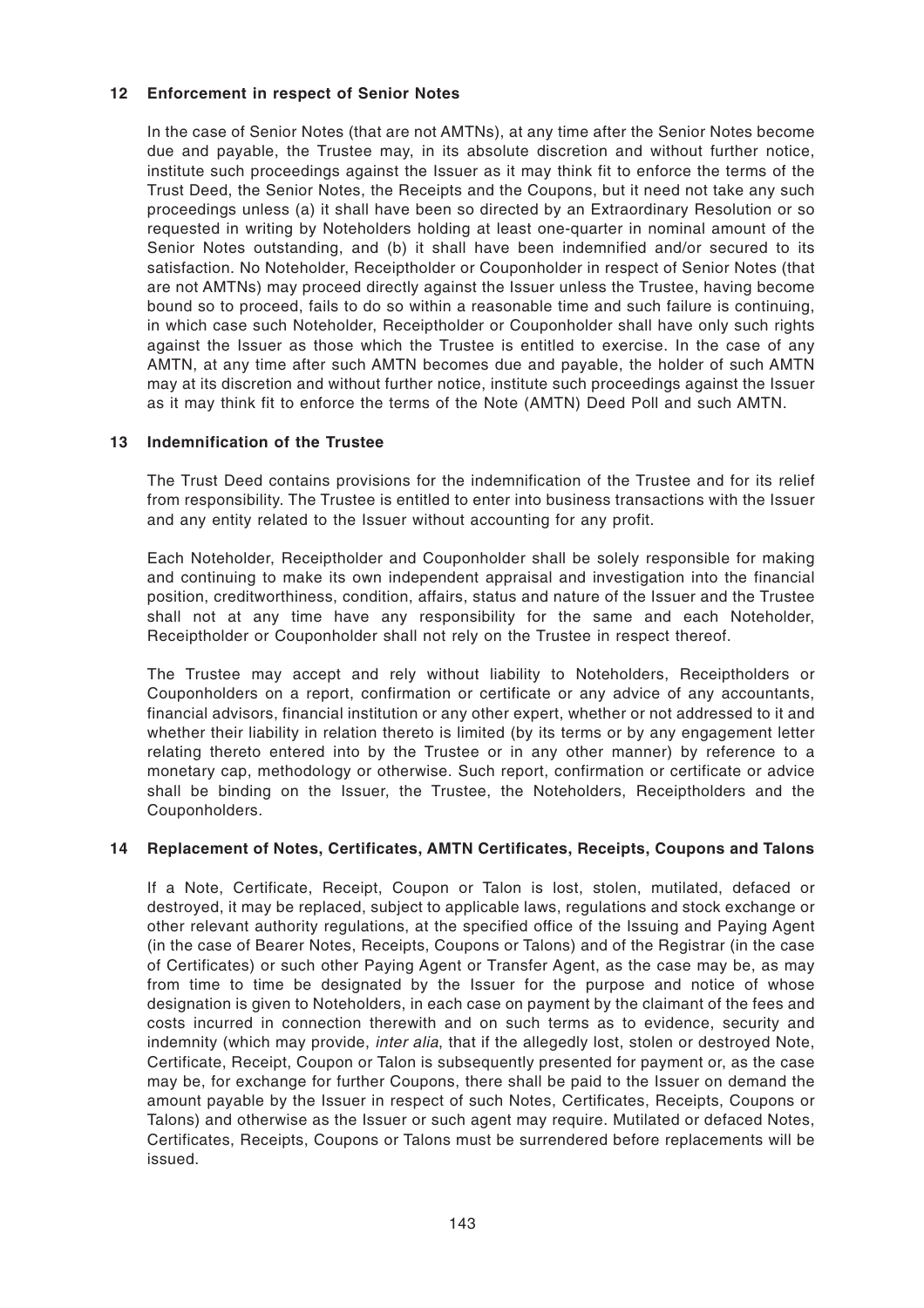## 12 Enforcement in respect of Senior Notes

In the case of Senior Notes (that are not AMTNs), at any time after the Senior Notes become due and payable, the Trustee may, in its absolute discretion and without further notice, institute such proceedings against the Issuer as it may think fit to enforce the terms of the Trust Deed, the Senior Notes, the Receipts and the Coupons, but it need not take any such proceedings unless (a) it shall have been so directed by an Extraordinary Resolution or so requested in writing by Noteholders holding at least one-quarter in nominal amount of the Senior Notes outstanding, and (b) it shall have been indemnified and/or secured to its satisfaction. No Noteholder, Receiptholder or Couponholder in respect of Senior Notes (that are not AMTNs) may proceed directly against the Issuer unless the Trustee, having become bound so to proceed, fails to do so within a reasonable time and such failure is continuing, in which case such Noteholder, Receiptholder or Couponholder shall have only such rights against the Issuer as those which the Trustee is entitled to exercise. In the case of any AMTN, at any time after such AMTN becomes due and payable, the holder of such AMTN may at its discretion and without further notice, institute such proceedings against the Issuer as it may think fit to enforce the terms of the Note (AMTN) Deed Poll and such AMTN.

## 13 Indemnification of the Trustee

The Trust Deed contains provisions for the indemnification of the Trustee and for its relief from responsibility. The Trustee is entitled to enter into business transactions with the Issuer and any entity related to the Issuer without accounting for any profit.

Each Noteholder, Receiptholder and Couponholder shall be solely responsible for making and continuing to make its own independent appraisal and investigation into the financial position, creditworthiness, condition, affairs, status and nature of the Issuer and the Trustee shall not at any time have any responsibility for the same and each Noteholder, Receiptholder or Couponholder shall not rely on the Trustee in respect thereof.

The Trustee may accept and rely without liability to Noteholders, Receiptholders or Couponholders on a report, confirmation or certificate or any advice of any accountants, financial advisors, financial institution or any other expert, whether or not addressed to it and whether their liability in relation thereto is limited (by its terms or by any engagement letter relating thereto entered into by the Trustee or in any other manner) by reference to a monetary cap, methodology or otherwise. Such report, confirmation or certificate or advice shall be binding on the Issuer, the Trustee, the Noteholders, Receiptholders and the Couponholders.

## 14 Replacement of Notes, Certificates, AMTN Certificates, Receipts, Coupons and Talons

If a Note, Certificate, Receipt, Coupon or Talon is lost, stolen, mutilated, defaced or destroyed, it may be replaced, subject to applicable laws, regulations and stock exchange or other relevant authority regulations, at the specified office of the Issuing and Paying Agent (in the case of Bearer Notes, Receipts, Coupons or Talons) and of the Registrar (in the case of Certificates) or such other Paying Agent or Transfer Agent, as the case may be, as may from time to time be designated by the Issuer for the purpose and notice of whose designation is given to Noteholders, in each case on payment by the claimant of the fees and costs incurred in connection therewith and on such terms as to evidence, security and indemnity (which may provide, *inter alia*, that if the allegedly lost, stolen or destroyed Note, Certificate, Receipt, Coupon or Talon is subsequently presented for payment or, as the case may be, for exchange for further Coupons, there shall be paid to the Issuer on demand the amount payable by the Issuer in respect of such Notes, Certificates, Receipts, Coupons or Talons) and otherwise as the Issuer or such agent may require. Mutilated or defaced Notes, Certificates, Receipts, Coupons or Talons must be surrendered before replacements will be issued.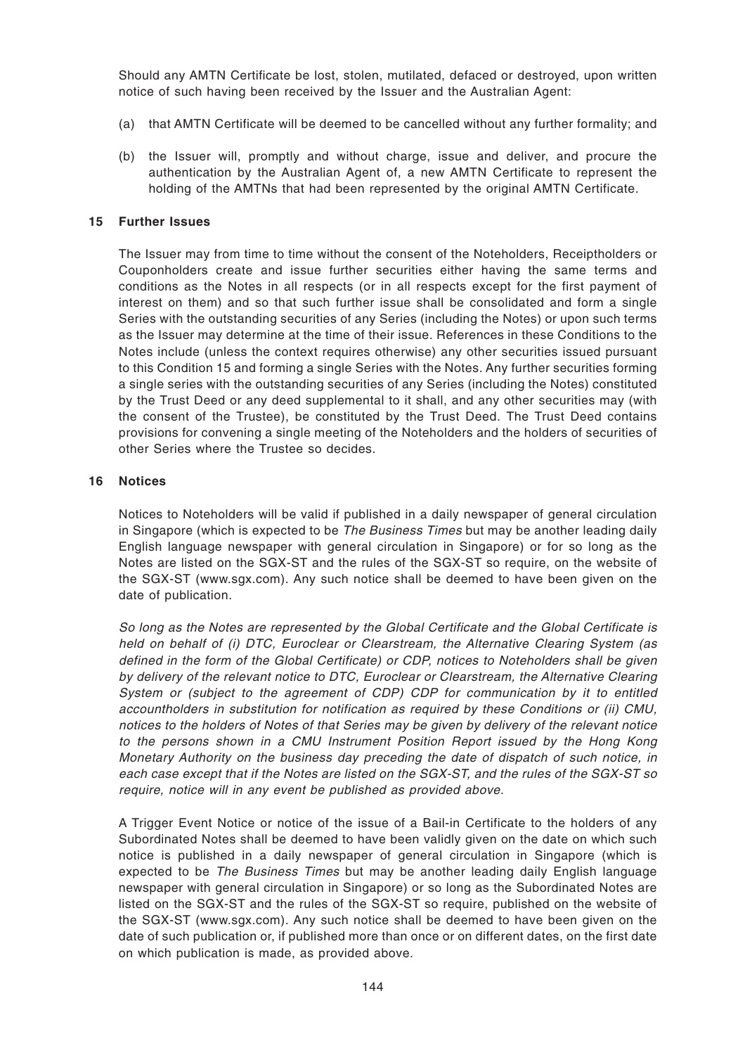Should any AMTN Certificate be lost, stolen, mutilated, defaced or destroyed, upon written notice of such having been received by the Issuer and the Australian Agent:

(a) that AMTN Certificate will be deemed to be cancelled without any further formality; and

(b) the Issuer will, promptly and without charge, issue and deliver, and procure the authentication by the Australian Agent of, a new AMTN Certificate to represent the holding of the AMTNs that had been represented by the original AMTN Certificate.

## 15 Further Issues

The Issuer may from time to time without the consent of the Noteholders, Receiptholders or Couponholders create and issue further securities either having the same terms and conditions as the Notes in all respects (or in all respects except for the first payment of interest on them) and so that such further issue shall be consolidated and form a single Series with the outstanding securities of any Series (including the Notes) or upon such terms as the Issuer may determine at the time of their issue. References in these Conditions to the Notes include (unless the context requires otherwise) any other securities issued pursuant to this Condition 15 and forming a single Series with the Notes. Any further securities forming a single series with the outstanding securities of any Series (including the Notes) constituted by the Trust Deed or any deed supplemental to it shall, and any other securities may (with the consent of the Trustee), be constituted by the Trust Deed. The Trust Deed contains provisions for convening a single meeting of the Noteholders and the holders of securities of other Series where the Trustee so decides.

## 16 Notices

Notices to Noteholders will be valid if published in a daily newspaper of general circulation in Singapore (which is expected to be *The Business Times* but may be another leading daily English language newspaper with general circulation in Singapore) or for so long as the Notes are listed on the SGX-ST and the rules of the SGX-ST so require, on the website of the SGX-ST (www.sgx.com). Any such notice shall be deemed to have been given on the date of publication.

*So long as the Notes are represented by the Global Certificate and the Global Certificate is held on behalf of (i) DTC, Euroclear or Clearstream, the Alternative Clearing System (as defined in the form of the Global Certificate) or CDP, notices to Noteholders shall be given by delivery of the relevant notice to DTC, Euroclear or Clearstream, the Alternative Clearing System or (subject to the agreement of CDP) CDP for communication by it to entitled accountholders in substitution for notification as required by these Conditions or (ii) CMU, notices to the holders of Notes of that Series may be given by delivery of the relevant notice to the persons shown in a CMU Instrument Position Report issued by the Hong Kong Monetary Authority on the business day preceding the date of dispatch of such notice, in each case except that if the Notes are listed on the SGX-ST, and the rules of the SGX-ST so require, notice will in any event be published as provided above.*

A Trigger Event Notice or notice of the issue of a Bail-in Certificate to the holders of any Subordinated Notes shall be deemed to have been validly given on the date on which such notice is published in a daily newspaper of general circulation in Singapore (which is expected to be *The Business Times* but may be another leading daily English language newspaper with general circulation in Singapore) or so long as the Subordinated Notes are listed on the SGX-ST and the rules of the SGX-ST so require, published on the website of the SGX-ST (www.sgx.com). Any such notice shall be deemed to have been given on the date of such publication or, if published more than once or on different dates, on the first date on which publication is made, as provided above.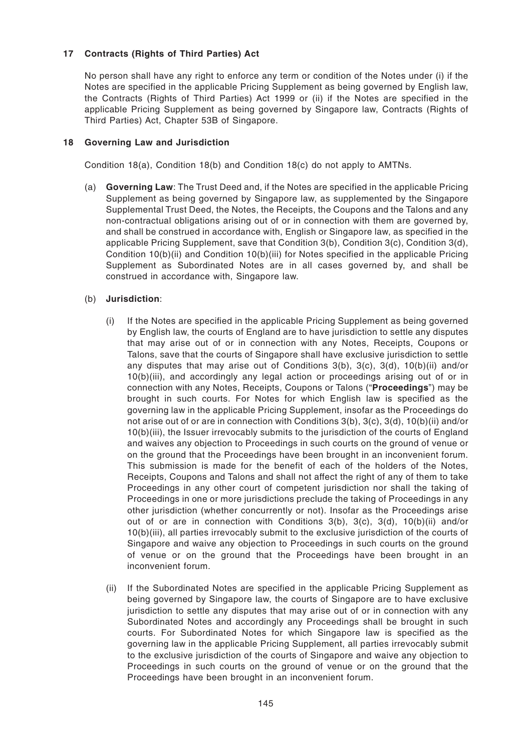## 17 Contracts (Rights of Third Parties) Act

No person shall have any right to enforce any term or condition of the Notes under (i) if the Notes are specified in the applicable Pricing Supplement as being governed by English law, the Contracts (Rights of Third Parties) Act 1999 or (ii) if the Notes are specified in the applicable Pricing Supplement as being governed by Singapore law, Contracts (Rights of Third Parties) Act, Chapter 53B of Singapore.

## 18 Governing Law and Jurisdiction

Condition 18(a), Condition 18(b) and Condition 18(c) do not apply to AMTNs.

(a) **Governing Law**: The Trust Deed and, if the Notes are specified in the applicable Pricing Supplement as being governed by Singapore law, as supplemented by the Singapore Supplemental Trust Deed, the Notes, the Receipts, the Coupons and the Talons and any non-contractual obligations arising out of or in connection with them are governed by, and shall be construed in accordance with, English or Singapore law, as specified in the applicable Pricing Supplement, save that Condition 3(b), Condition 3(c), Condition 3(d), Condition 10(b)(ii) and Condition 10(b)(iii) for Notes specified in the applicable Pricing Supplement as Subordinated Notes are in all cases governed by, and shall be construed in accordance with, Singapore law.

(b) **Jurisdiction**:

(i) If the Notes are specified in the applicable Pricing Supplement as being governed by English law, the courts of England are to have jurisdiction to settle any disputes that may arise out of or in connection with any Notes, Receipts, Coupons or Talons, save that the courts of Singapore shall have exclusive jurisdiction to settle any disputes that may arise out of Conditions 3(b), 3(c), 3(d), 10(b)(ii) and/or 10(b)(iii), and accordingly any legal action or proceedings arising out of or in connection with any Notes, Receipts, Coupons or Talons ("**Proceedings**") may be brought in such courts. For Notes for which English law is specified as the governing law in the applicable Pricing Supplement, insofar as the Proceedings do not arise out of or are in connection with Conditions 3(b), 3(c), 3(d), 10(b)(ii) and/or 10(b)(iii), the Issuer irrevocably submits to the jurisdiction of the courts of England and waives any objection to Proceedings in such courts on the ground of venue or on the ground that the Proceedings have been brought in an inconvenient forum. This submission is made for the benefit of each of the holders of the Notes, Receipts, Coupons and Talons and shall not affect the right of any of them to take Proceedings in any other court of competent jurisdiction nor shall the taking of Proceedings in one or more jurisdictions preclude the taking of Proceedings in any other jurisdiction (whether concurrently or not). Insofar as the Proceedings arise out of or are in connection with Conditions 3(b), 3(c), 3(d), 10(b)(ii) and/or 10(b)(iii), all parties irrevocably submit to the exclusive jurisdiction of the courts of Singapore and waive any objection to Proceedings in such courts on the ground of venue or on the ground that the Proceedings have been brought in an inconvenient forum.

(ii) If the Subordinated Notes are specified in the applicable Pricing Supplement as being governed by Singapore law, the courts of Singapore are to have exclusive jurisdiction to settle any disputes that may arise out of or in connection with any Subordinated Notes and accordingly any Proceedings shall be brought in such courts. For Subordinated Notes for which Singapore law is specified as the governing law in the applicable Pricing Supplement, all parties irrevocably submit to the exclusive jurisdiction of the courts of Singapore and waive any objection to Proceedings in such courts on the ground of venue or on the ground that the Proceedings have been brought in an inconvenient forum.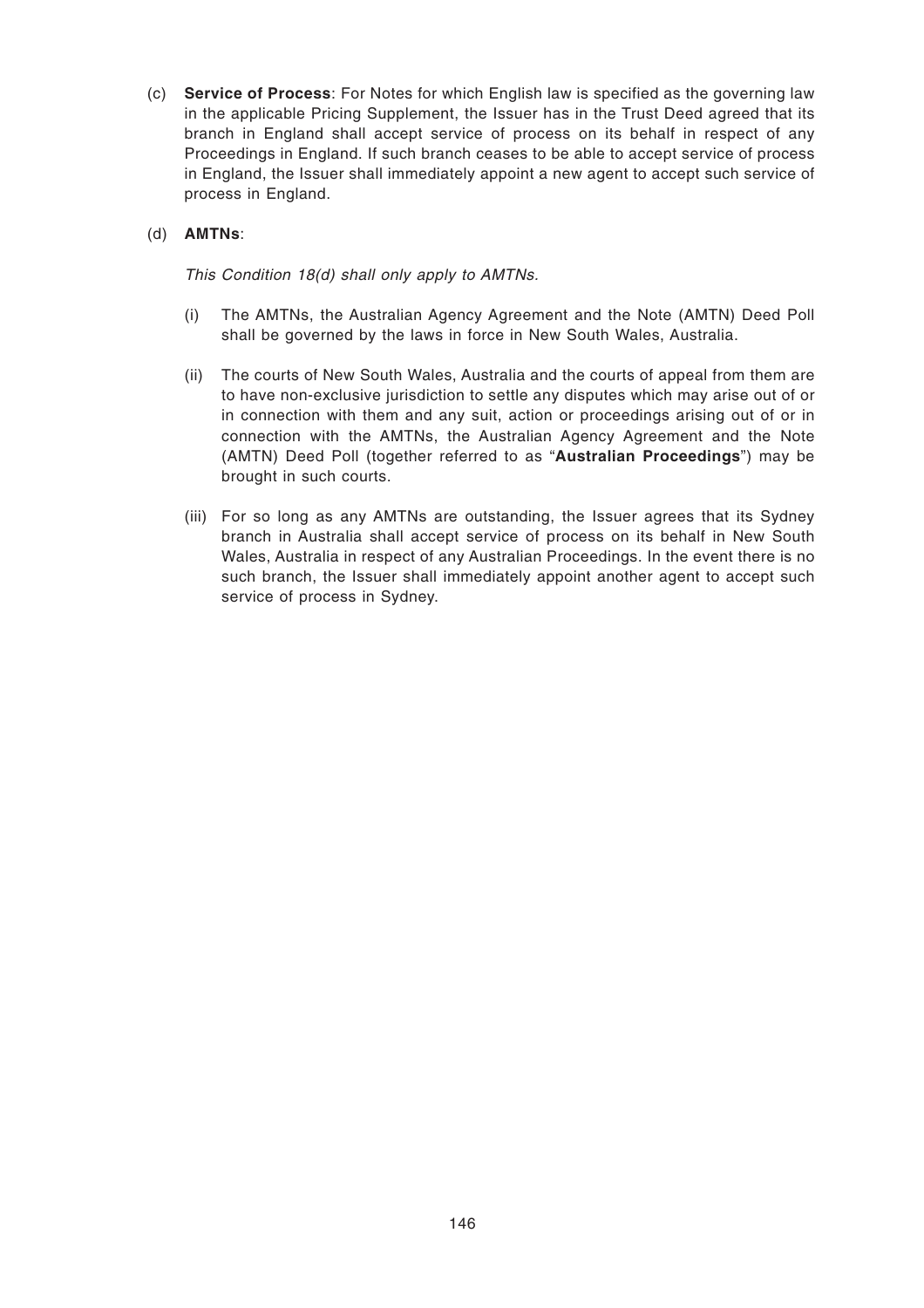(c) **Service of Process**: For Notes for which English law is specified as the governing law in the applicable Pricing Supplement, the Issuer has in the Trust Deed agreed that its branch in England shall accept service of process on its behalf in respect of any Proceedings in England. If such branch ceases to be able to accept service of process in England, the Issuer shall immediately appoint a new agent to accept such service of process in England.

(d) **AMTNs**:

*This Condition 18(d) shall only apply to AMTNs.*

(i) The AMTNs, the Australian Agency Agreement and the Note (AMTN) Deed Poll shall be governed by the laws in force in New South Wales, Australia.

(ii) The courts of New South Wales, Australia and the courts of appeal from them are to have non-exclusive jurisdiction to settle any disputes which may arise out of or in connection with them and any suit, action or proceedings arising out of or in connection with the AMTNs, the Australian Agency Agreement and the Note (AMTN) Deed Poll (together referred to as "**Australian Proceedings**") may be brought in such courts.

(iii) For so long as any AMTNs are outstanding, the Issuer agrees that its Sydney branch in Australia shall accept service of process on its behalf in New South Wales, Australia in respect of any Australian Proceedings. In the event there is no such branch, the Issuer shall immediately appoint another agent to accept such service of process in Sydney.